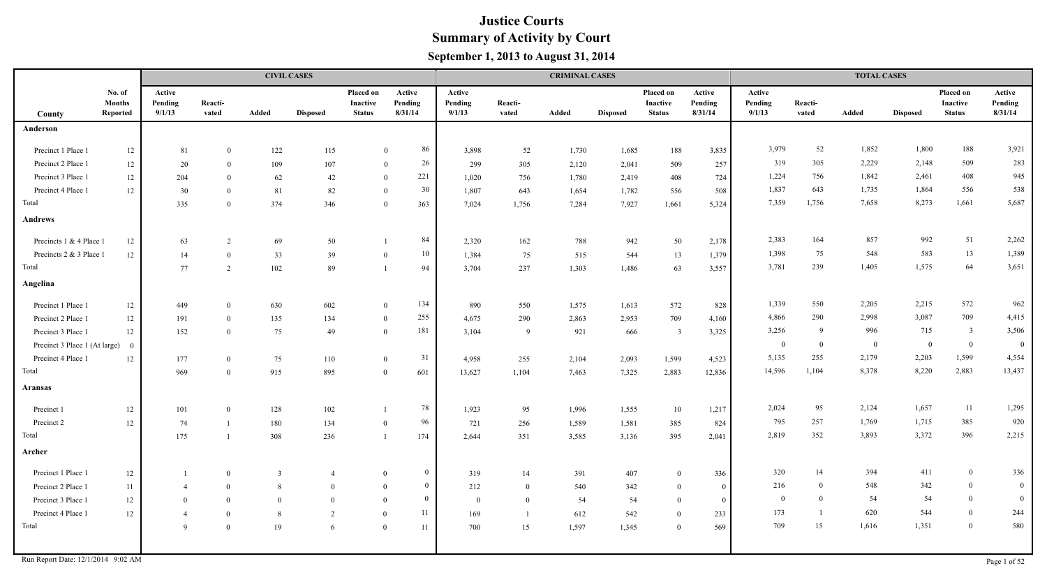# Justice Courts
## Summary of Activity by Court
### September 1, 2013 to August 31, 2014

| County | No. of Months Reported | CIVIL CASES | | | | | | CRIMINAL CASES | | | | | | TOTAL CASES | | | | | |
|---|---|---|---|---|---|---|---|---|---|---|---|---|---|---|---|---|---|---|---|
| | | Active Pending 9/1/13 | Reacti-vated | Added | Disposed | Placed on Inactive Status | Active Pending 8/31/14 | Active Pending 9/1/13 | Reacti-vated | Added | Disposed | Placed on Inactive Status | Active Pending 8/31/14 | Active Pending 9/1/13 | Reacti-vated | Added | Disposed | Placed on Inactive Status | Active Pending 8/31/14 |
| **Anderson** | | | | | | | | | | | | | | | | | | | |
| Precinct 1 Place 1 | 12 | 81 | 0 | 122 | 115 | 0 | 86 | 3,898 | 52 | 1,730 | 1,685 | 188 | 3,835 | 3,979 | 52 | 1,852 | 1,800 | 188 | 3,921 |
| Precinct 2 Place 1 | 12 | 20 | 0 | 109 | 107 | 0 | 26 | 299 | 305 | 2,120 | 2,041 | 509 | 257 | 319 | 305 | 2,229 | 2,148 | 509 | 283 |
| Precinct 3 Place 1 | 12 | 204 | 0 | 62 | 42 | 0 | 221 | 1,020 | 756 | 1,780 | 2,419 | 408 | 724 | 1,224 | 756 | 1,842 | 2,461 | 408 | 945 |
| Precinct 4 Place 1 | 12 | 30 | 0 | 81 | 82 | 0 | 30 | 1,807 | 643 | 1,654 | 1,782 | 556 | 508 | 1,837 | 643 | 1,735 | 1,864 | 556 | 538 |
| Total | | 335 | 0 | 374 | 346 | 0 | 363 | 7,024 | 1,756 | 7,284 | 7,927 | 1,661 | 5,324 | 7,359 | 1,756 | 7,658 | 8,273 | 1,661 | 5,687 |
| **Andrews** | | | | | | | | | | | | | | | | | | | |
| Precincts 1 & 4 Place 1 | 12 | 63 | 2 | 69 | 50 | 1 | 84 | 2,320 | 162 | 788 | 942 | 50 | 2,178 | 2,383 | 164 | 857 | 992 | 51 | 2,262 |
| Precincts 2 & 3 Place 1 | 12 | 14 | 0 | 33 | 39 | 0 | 10 | 1,384 | 75 | 515 | 544 | 13 | 1,379 | 1,398 | 75 | 548 | 583 | 13 | 1,389 |
| Total | | 77 | 2 | 102 | 89 | 1 | 94 | 3,704 | 237 | 1,303 | 1,486 | 63 | 3,557 | 3,781 | 239 | 1,405 | 1,575 | 64 | 3,651 |
| **Angelina** | | | | | | | | | | | | | | | | | | | |
| Precinct 1 Place 1 | 12 | 449 | 0 | 630 | 602 | 0 | 134 | 890 | 550 | 1,575 | 1,613 | 572 | 828 | 1,339 | 550 | 2,205 | 2,215 | 572 | 962 |
| Precinct 2 Place 1 | 12 | 191 | 0 | 135 | 134 | 0 | 255 | 4,675 | 290 | 2,863 | 2,953 | 709 | 4,160 | 4,866 | 290 | 2,998 | 3,087 | 709 | 4,415 |
| Precinct 3 Place 1 | 12 | 152 | 0 | 75 | 49 | 0 | 181 | 3,104 | 9 | 921 | 666 | 3 | 3,325 | 3,256 | 9 | 996 | 715 | 3 | 3,506 |
| Precinct 3 Place 1 (At large) | 0 | | | | | | | | | | | | | 0 | 0 | 0 | 0 | 0 | 0 |
| Precinct 4 Place 1 | 12 | 177 | 0 | 75 | 110 | 0 | 31 | 4,958 | 255 | 2,104 | 2,093 | 1,599 | 4,523 | 5,135 | 255 | 2,179 | 2,203 | 1,599 | 4,554 |
| Total | | 969 | 0 | 915 | 895 | 0 | 601 | 13,627 | 1,104 | 7,463 | 7,325 | 2,883 | 12,836 | 14,596 | 1,104 | 8,378 | 8,220 | 2,883 | 13,437 |
| **Aransas** | | | | | | | | | | | | | | | | | | | |
| Precinct 1 | 12 | 101 | 0 | 128 | 102 | 1 | 78 | 1,923 | 95 | 1,996 | 1,555 | 10 | 1,217 | 2,024 | 95 | 2,124 | 1,657 | 11 | 1,295 |
| Precinct 2 | 12 | 74 | 1 | 180 | 134 | 0 | 96 | 721 | 256 | 1,589 | 1,581 | 385 | 824 | 795 | 257 | 1,769 | 1,715 | 385 | 920 |
| Total | | 175 | 1 | 308 | 236 | 1 | 174 | 2,644 | 351 | 3,585 | 3,136 | 395 | 2,041 | 2,819 | 352 | 3,893 | 3,372 | 396 | 2,215 |
| **Archer** | | | | | | | | | | | | | | | | | | | |
| Precinct 1 Place 1 | 12 | 1 | 0 | 3 | 4 | 0 | 0 | 319 | 14 | 391 | 407 | 0 | 336 | 320 | 14 | 394 | 411 | 0 | 336 |
| Precinct 2 Place 1 | 11 | 4 | 0 | 8 | 0 | 0 | 0 | 212 | 0 | 540 | 342 | 0 | 0 | 216 | 0 | 548 | 342 | 0 | 0 |
| Precinct 3 Place 1 | 12 | 0 | 0 | 0 | 0 | 0 | 0 | 0 | 0 | 54 | 54 | 0 | 0 | 0 | 0 | 54 | 54 | 0 | 0 |
| Precinct 4 Place 1 | 12 | 4 | 0 | 8 | 2 | 0 | 11 | 169 | 1 | 612 | 542 | 0 | 233 | 173 | 1 | 620 | 544 | 0 | 244 |
| Total | | 9 | 0 | 19 | 6 | 0 | 11 | 700 | 15 | 1,597 | 1,345 | 0 | 569 | 709 | 15 | 1,616 | 1,351 | 0 | 580 |

Run Report Date: 12/1/2014 9:02 AM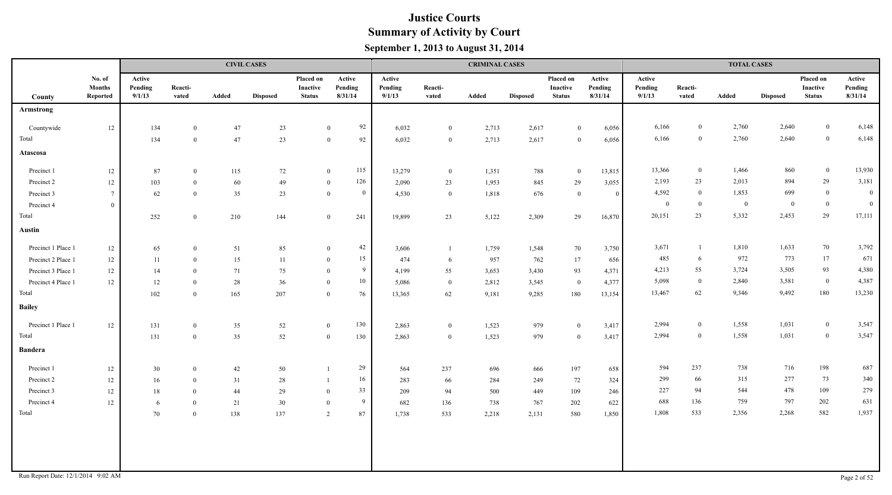# Justice Courts
## Summary of Activity by Court
### September 1, 2013 to August 31, 2014

| County | No. of Months Reported | CIVIL CASES Active Pending 9/1/13 | Reacti-vated | Added | Disposed | Placed on Inactive Status | Active Pending 8/31/14 | CRIMINAL CASES Active Pending 9/1/13 | Reacti-vated | Added | Disposed | Placed on Inactive Status | Active Pending 8/31/14 | TOTAL CASES Active Pending 9/1/13 | Reacti-vated | Added | Disposed | Placed on Inactive Status | Active Pending 8/31/14 |
|---|---|---|---|---|---|---|---|---|---|---|---|---|---|---|---|---|---|---|---|
| **Armstrong** | | | | | | | | | | | | | | | | | | | |
| Countywide | 12 | 134 | 0 | 47 | 23 | 0 | 92 | 6,032 | 0 | 2,713 | 2,617 | 0 | 6,056 | 6,166 | 0 | 2,760 | 2,640 | 0 | 6,148 |
| Total | | 134 | 0 | 47 | 23 | 0 | 92 | 6,032 | 0 | 2,713 | 2,617 | 0 | 6,056 | 6,166 | 0 | 2,760 | 2,640 | 0 | 6,148 |
| **Atascosa** | | | | | | | | | | | | | | | | | | | |
| Precinct 1 | 12 | 87 | 0 | 115 | 72 | 0 | 115 | 13,279 | 0 | 1,351 | 788 | 0 | 13,815 | 13,366 | 0 | 1,466 | 860 | 0 | 13,930 |
| Precinct 2 | 12 | 103 | 0 | 60 | 49 | 0 | 126 | 2,090 | 23 | 1,953 | 845 | 29 | 3,055 | 2,193 | 23 | 2,013 | 894 | 29 | 3,181 |
| Precinct 3 | 7 | 62 | 0 | 35 | 23 | 0 | 0 | 4,530 | 0 | 1,818 | 676 | 0 | 0 | 4,592 | 0 | 1,853 | 699 | 0 | 0 |
| Precinct 4 | 0 | | | | | | | | | | | | | 0 | 0 | 0 | 0 | 0 | 0 |
| Total | | 252 | 0 | 210 | 144 | 0 | 241 | 19,899 | 23 | 5,122 | 2,309 | 29 | 16,870 | 20,151 | 23 | 5,332 | 2,453 | 29 | 17,111 |
| **Austin** | | | | | | | | | | | | | | | | | | | |
| Precinct 1 Place 1 | 12 | 65 | 0 | 51 | 85 | 0 | 42 | 3,606 | 1 | 1,759 | 1,548 | 70 | 3,750 | 3,671 | 1 | 1,810 | 1,633 | 70 | 3,792 |
| Precinct 2 Place 1 | 12 | 11 | 0 | 15 | 11 | 0 | 15 | 474 | 6 | 957 | 762 | 17 | 656 | 485 | 6 | 972 | 773 | 17 | 671 |
| Precinct 3 Place 1 | 12 | 14 | 0 | 71 | 75 | 0 | 9 | 4,199 | 55 | 3,653 | 3,430 | 93 | 4,371 | 4,213 | 55 | 3,724 | 3,505 | 93 | 4,380 |
| Precinct 4 Place 1 | 12 | 12 | 0 | 28 | 36 | 0 | 10 | 5,086 | 0 | 2,812 | 3,545 | 0 | 4,377 | 5,098 | 0 | 2,840 | 3,581 | 0 | 4,387 |
| Total | | 102 | 0 | 165 | 207 | 0 | 76 | 13,365 | 62 | 9,181 | 9,285 | 180 | 13,154 | 13,467 | 62 | 9,346 | 9,492 | 180 | 13,230 |
| **Bailey** | | | | | | | | | | | | | | | | | | | |
| Precinct 1 Place 1 | 12 | 131 | 0 | 35 | 52 | 0 | 130 | 2,863 | 0 | 1,523 | 979 | 0 | 3,417 | 2,994 | 0 | 1,558 | 1,031 | 0 | 3,547 |
| Total | | 131 | 0 | 35 | 52 | 0 | 130 | 2,863 | 0 | 1,523 | 979 | 0 | 3,417 | 2,994 | 0 | 1,558 | 1,031 | 0 | 3,547 |
| **Bandera** | | | | | | | | | | | | | | | | | | | |
| Precinct 1 | 12 | 30 | 0 | 42 | 50 | 1 | 29 | 564 | 237 | 696 | 666 | 197 | 658 | 594 | 237 | 738 | 716 | 198 | 687 |
| Precinct 2 | 12 | 16 | 0 | 31 | 28 | 1 | 16 | 283 | 66 | 284 | 249 | 72 | 324 | 299 | 66 | 315 | 277 | 73 | 340 |
| Precinct 3 | 12 | 18 | 0 | 44 | 29 | 0 | 33 | 209 | 94 | 500 | 449 | 109 | 246 | 227 | 94 | 544 | 478 | 109 | 279 |
| Precinct 4 | 12 | 6 | 0 | 21 | 30 | 0 | 9 | 682 | 136 | 738 | 767 | 202 | 622 | 688 | 136 | 759 | 797 | 202 | 631 |
| Total | | 70 | 0 | 138 | 137 | 2 | 87 | 1,738 | 533 | 2,218 | 2,131 | 580 | 1,850 | 1,808 | 533 | 2,356 | 2,268 | 582 | 1,937 |

Run Report Date: 12/1/2014 9:02 AM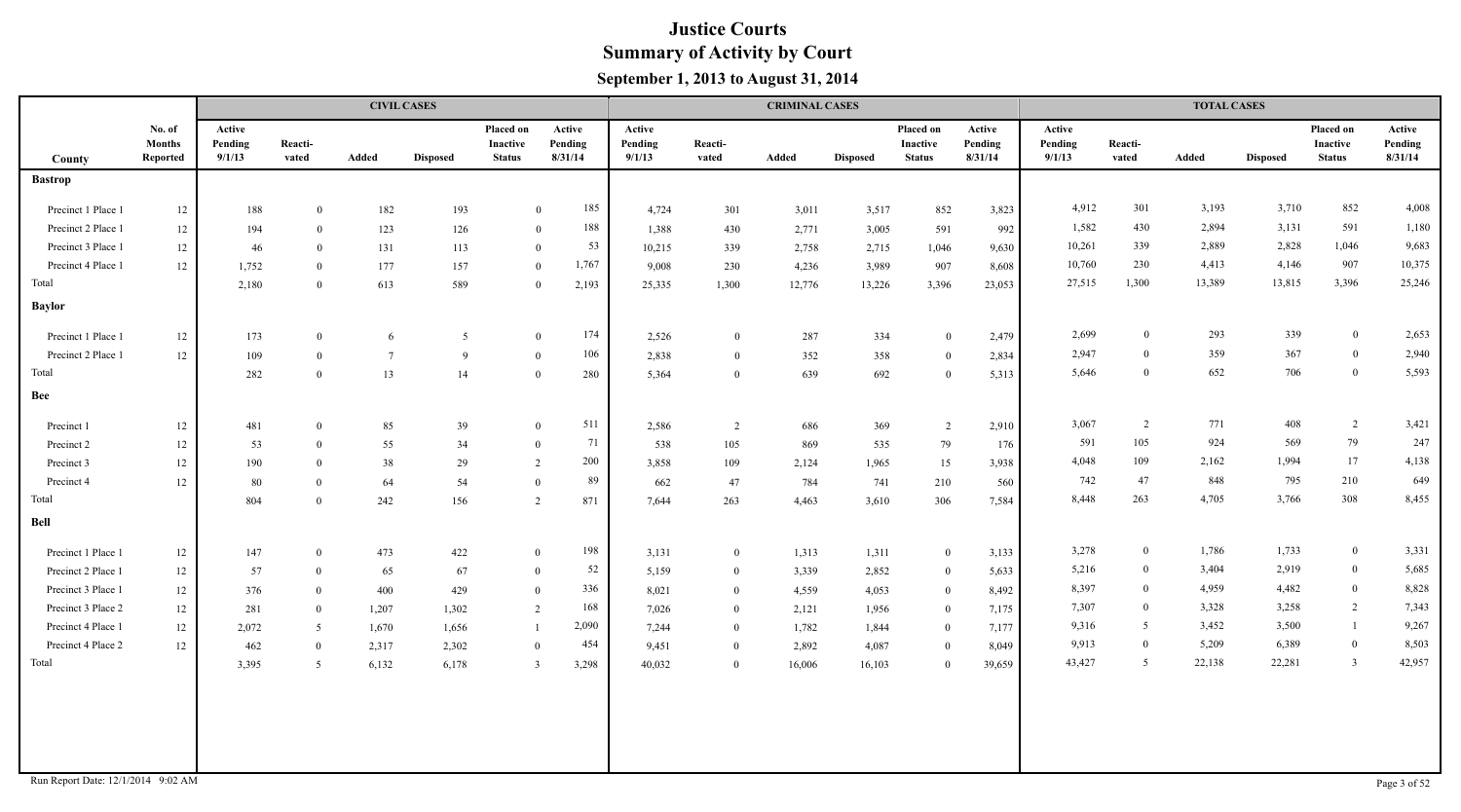# Justice Courts

## Summary of Activity by Court

### September 1, 2013 to August 31, 2014

| | | CIVIL CASES | | | | | | CRIMINAL CASES | | | | | | TOTAL CASES | | | | | |
|---|---|---|---|---|---|---|---|---|---|---|---|---|---|---|---|---|---|---|---|
| County | No. of Months Reported | Active Pending 9/1/13 | Reacti-vated | Added | Disposed | Placed on Inactive Status | Active Pending 8/31/14 | Active Pending 9/1/13 | Reacti-vated | Added | Disposed | Placed on Inactive Status | Active Pending 8/31/14 | Active Pending 9/1/13 | Reacti-vated | Added | Disposed | Placed on Inactive Status | Active Pending 8/31/14 |
| **Bastrop** | | | | | | | | | | | | | | | | | | | |
| Precinct 1 Place 1 | 12 | 188 | 0 | 182 | 193 | 0 | 185 | 4,724 | 301 | 3,011 | 3,517 | 852 | 3,823 | 4,912 | 301 | 3,193 | 3,710 | 852 | 4,008 |
| Precinct 2 Place 1 | 12 | 194 | 0 | 123 | 126 | 0 | 188 | 1,388 | 430 | 2,771 | 3,005 | 591 | 992 | 1,582 | 430 | 2,894 | 3,131 | 591 | 1,180 |
| Precinct 3 Place 1 | 12 | 46 | 0 | 131 | 113 | 0 | 53 | 10,215 | 339 | 2,758 | 2,715 | 1,046 | 9,630 | 10,261 | 339 | 2,889 | 2,828 | 1,046 | 9,683 |
| Precinct 4 Place 1 | 12 | 1,752 | 0 | 177 | 157 | 0 | 1,767 | 9,008 | 230 | 4,236 | 3,989 | 907 | 8,608 | 10,760 | 230 | 4,413 | 4,146 | 907 | 10,375 |
| Total | | 2,180 | 0 | 613 | 589 | 0 | 2,193 | 25,335 | 1,300 | 12,776 | 13,226 | 3,396 | 23,053 | 27,515 | 1,300 | 13,389 | 13,815 | 3,396 | 25,246 |
| **Baylor** | | | | | | | | | | | | | | | | | | | |
| Precinct 1 Place 1 | 12 | 173 | 0 | 6 | 5 | 0 | 174 | 2,526 | 0 | 287 | 334 | 0 | 2,479 | 2,699 | 0 | 293 | 339 | 0 | 2,653 |
| Precinct 2 Place 1 | 12 | 109 | 0 | 7 | 9 | 0 | 106 | 2,838 | 0 | 352 | 358 | 0 | 2,834 | 2,947 | 0 | 359 | 367 | 0 | 2,940 |
| Total | | 282 | 0 | 13 | 14 | 0 | 280 | 5,364 | 0 | 639 | 692 | 0 | 5,313 | 5,646 | 0 | 652 | 706 | 0 | 5,593 |
| **Bee** | | | | | | | | | | | | | | | | | | | |
| Precinct 1 | 12 | 481 | 0 | 85 | 39 | 0 | 511 | 2,586 | 2 | 686 | 369 | 2 | 2,910 | 3,067 | 2 | 771 | 408 | 2 | 3,421 |
| Precinct 2 | 12 | 53 | 0 | 55 | 34 | 0 | 71 | 538 | 105 | 869 | 535 | 79 | 176 | 591 | 105 | 924 | 569 | 79 | 247 |
| Precinct 3 | 12 | 190 | 0 | 38 | 29 | 2 | 200 | 3,858 | 109 | 2,124 | 1,965 | 15 | 3,938 | 4,048 | 109 | 2,162 | 1,994 | 17 | 4,138 |
| Precinct 4 | 12 | 80 | 0 | 64 | 54 | 0 | 89 | 662 | 47 | 784 | 741 | 210 | 560 | 742 | 47 | 848 | 795 | 210 | 649 |
| Total | | 804 | 0 | 242 | 156 | 2 | 871 | 7,644 | 263 | 4,463 | 3,610 | 306 | 7,584 | 8,448 | 263 | 4,705 | 3,766 | 308 | 8,455 |
| **Bell** | | | | | | | | | | | | | | | | | | | |
| Precinct 1 Place 1 | 12 | 147 | 0 | 473 | 422 | 0 | 198 | 3,131 | 0 | 1,313 | 1,311 | 0 | 3,133 | 3,278 | 0 | 1,786 | 1,733 | 0 | 3,331 |
| Precinct 2 Place 1 | 12 | 57 | 0 | 65 | 67 | 0 | 52 | 5,159 | 0 | 3,339 | 2,852 | 0 | 5,633 | 5,216 | 0 | 3,404 | 2,919 | 0 | 5,685 |
| Precinct 3 Place 1 | 12 | 376 | 0 | 400 | 429 | 0 | 336 | 8,021 | 0 | 4,559 | 4,053 | 0 | 8,492 | 8,397 | 0 | 4,959 | 4,482 | 0 | 8,828 |
| Precinct 3 Place 2 | 12 | 281 | 0 | 1,207 | 1,302 | 2 | 168 | 7,026 | 0 | 2,121 | 1,956 | 0 | 7,175 | 7,307 | 0 | 3,328 | 3,258 | 2 | 7,343 |
| Precinct 4 Place 1 | 12 | 2,072 | 5 | 1,670 | 1,656 | 1 | 2,090 | 7,244 | 0 | 1,782 | 1,844 | 0 | 7,177 | 9,316 | 5 | 3,452 | 3,500 | 1 | 9,267 |
| Precinct 4 Place 2 | 12 | 462 | 0 | 2,317 | 2,302 | 0 | 454 | 9,451 | 0 | 2,892 | 4,087 | 0 | 8,049 | 9,913 | 0 | 5,209 | 6,389 | 0 | 8,503 |
| Total | | 3,395 | 5 | 6,132 | 6,178 | 3 | 3,298 | 40,032 | 0 | 16,006 | 16,103 | 0 | 39,659 | 43,427 | 5 | 22,138 | 22,281 | 3 | 42,957 |

Run Report Date: 12/1/2014 9:02 AM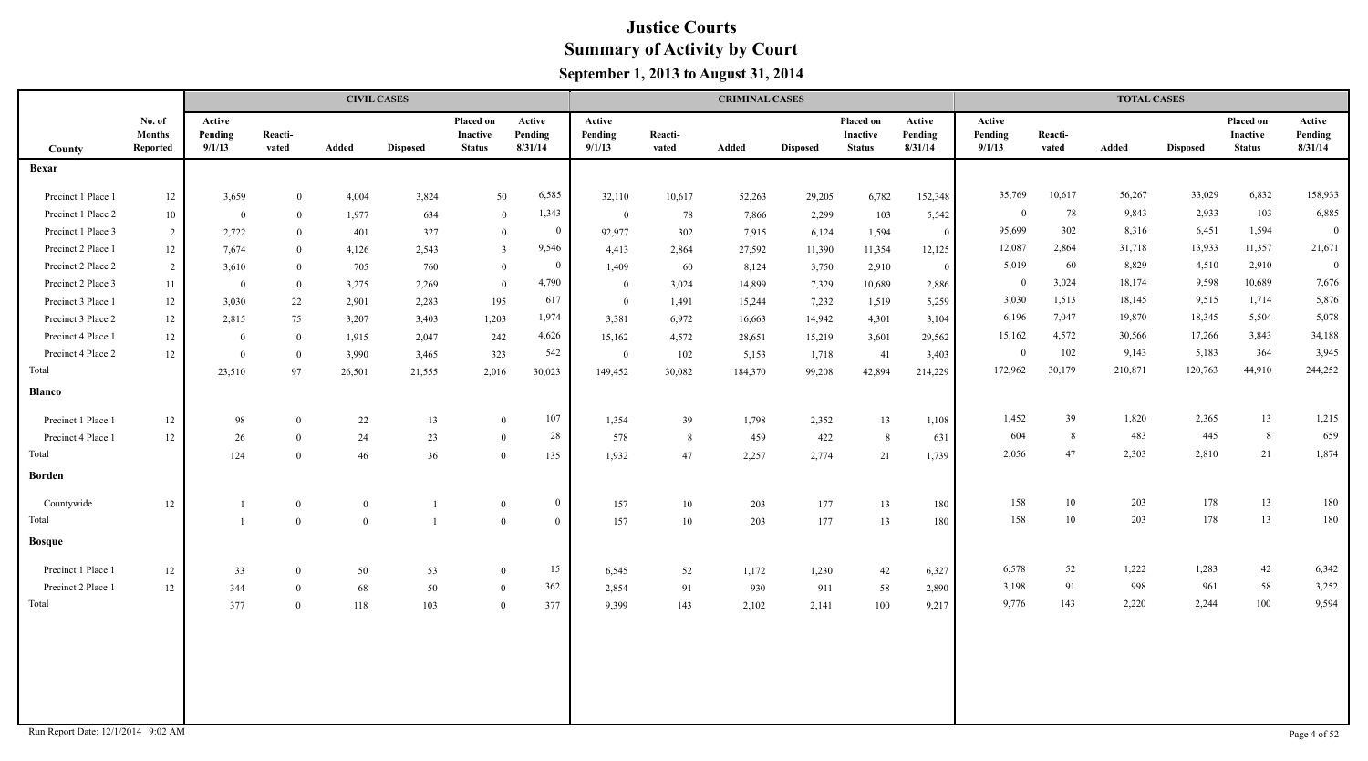# Justice Courts
## Summary of Activity by Court
### September 1, 2013 to August 31, 2014

| County | No. of Months Reported | CIVIL CASES | | | | | | CRIMINAL CASES | | | | | | TOTAL CASES | | | | | |
|---|---|---|---|---|---|---|---|---|---|---|---|---|---|---|---|---|---|---|---|
| | | Active Pending 9/1/13 | Reacti-vated | Added | Disposed | Placed on Inactive Status | Active Pending 8/31/14 | Active Pending 9/1/13 | Reacti-vated | Added | Disposed | Placed on Inactive Status | Active Pending 8/31/14 | Active Pending 9/1/13 | Reacti-vated | Added | Disposed | Placed on Inactive Status | Active Pending 8/31/14 |
| **Bexar** | | | | | | | | | | | | | | | | | | | |
| Precinct 1 Place 1 | 12 | 3,659 | 0 | 4,004 | 3,824 | 50 | 6,585 | 32,110 | 10,617 | 52,263 | 29,205 | 6,782 | 152,348 | 35,769 | 10,617 | 56,267 | 33,029 | 6,832 | 158,933 |
| Precinct 1 Place 2 | 10 | 0 | 0 | 1,977 | 634 | 0 | 1,343 | 0 | 78 | 7,866 | 2,299 | 103 | 5,542 | 0 | 78 | 9,843 | 2,933 | 103 | 6,885 |
| Precinct 1 Place 3 | 2 | 2,722 | 0 | 401 | 327 | 0 | 0 | 92,977 | 302 | 7,915 | 6,124 | 1,594 | 0 | 95,699 | 302 | 8,316 | 6,451 | 1,594 | 0 |
| Precinct 2 Place 1 | 12 | 7,674 | 0 | 4,126 | 2,543 | 3 | 9,546 | 4,413 | 2,864 | 27,592 | 11,390 | 11,354 | 12,125 | 12,087 | 2,864 | 31,718 | 13,933 | 11,357 | 21,671 |
| Precinct 2 Place 2 | 2 | 3,610 | 0 | 705 | 760 | 0 | 0 | 1,409 | 60 | 8,124 | 3,750 | 2,910 | 0 | 5,019 | 60 | 8,829 | 4,510 | 2,910 | 0 |
| Precinct 2 Place 3 | 11 | 0 | 0 | 3,275 | 2,269 | 0 | 4,790 | 0 | 3,024 | 14,899 | 7,329 | 10,689 | 2,886 | 0 | 3,024 | 18,174 | 9,598 | 10,689 | 7,676 |
| Precinct 3 Place 1 | 12 | 3,030 | 22 | 2,901 | 2,283 | 195 | 617 | 0 | 1,491 | 15,244 | 7,232 | 1,519 | 5,259 | 3,030 | 1,513 | 18,145 | 9,515 | 1,714 | 5,876 |
| Precinct 3 Place 2 | 12 | 2,815 | 75 | 3,207 | 3,403 | 1,203 | 1,974 | 3,381 | 6,972 | 16,663 | 14,942 | 4,301 | 3,104 | 6,196 | 7,047 | 19,870 | 18,345 | 5,504 | 5,078 |
| Precinct 4 Place 1 | 12 | 0 | 0 | 1,915 | 2,047 | 242 | 4,626 | 15,162 | 4,572 | 28,651 | 15,219 | 3,601 | 29,562 | 15,162 | 4,572 | 30,566 | 17,266 | 3,843 | 34,188 |
| Precinct 4 Place 2 | 12 | 0 | 0 | 3,990 | 3,465 | 323 | 542 | 0 | 102 | 5,153 | 1,718 | 41 | 3,403 | 0 | 102 | 9,143 | 5,183 | 364 | 3,945 |
| Total | | 23,510 | 97 | 26,501 | 21,555 | 2,016 | 30,023 | 149,452 | 30,082 | 184,370 | 99,208 | 42,894 | 214,229 | 172,962 | 30,179 | 210,871 | 120,763 | 44,910 | 244,252 |
| **Blanco** | | | | | | | | | | | | | | | | | | | |
| Precinct 1 Place 1 | 12 | 98 | 0 | 22 | 13 | 0 | 107 | 1,354 | 39 | 1,798 | 2,352 | 13 | 1,108 | 1,452 | 39 | 1,820 | 2,365 | 13 | 1,215 |
| Precinct 4 Place 1 | 12 | 26 | 0 | 24 | 23 | 0 | 28 | 578 | 8 | 459 | 422 | 8 | 631 | 604 | 8 | 483 | 445 | 8 | 659 |
| Total | | 124 | 0 | 46 | 36 | 0 | 135 | 1,932 | 47 | 2,257 | 2,774 | 21 | 1,739 | 2,056 | 47 | 2,303 | 2,810 | 21 | 1,874 |
| **Borden** | | | | | | | | | | | | | | | | | | | |
| Countywide | 12 | 1 | 0 | 0 | 1 | 0 | 0 | 157 | 10 | 203 | 177 | 13 | 180 | 158 | 10 | 203 | 178 | 13 | 180 |
| Total | | 1 | 0 | 0 | 1 | 0 | 0 | 157 | 10 | 203 | 177 | 13 | 180 | 158 | 10 | 203 | 178 | 13 | 180 |
| **Bosque** | | | | | | | | | | | | | | | | | | | |
| Precinct 1 Place 1 | 12 | 33 | 0 | 50 | 53 | 0 | 15 | 6,545 | 52 | 1,172 | 1,230 | 42 | 6,327 | 6,578 | 52 | 1,222 | 1,283 | 42 | 6,342 |
| Precinct 2 Place 1 | 12 | 344 | 0 | 68 | 50 | 0 | 362 | 2,854 | 91 | 930 | 911 | 58 | 2,890 | 3,198 | 91 | 998 | 961 | 58 | 3,252 |
| Total | | 377 | 0 | 118 | 103 | 0 | 377 | 9,399 | 143 | 2,102 | 2,141 | 100 | 9,217 | 9,776 | 143 | 2,220 | 2,244 | 100 | 9,594 |

Run Report Date: 12/1/2014 9:02 AM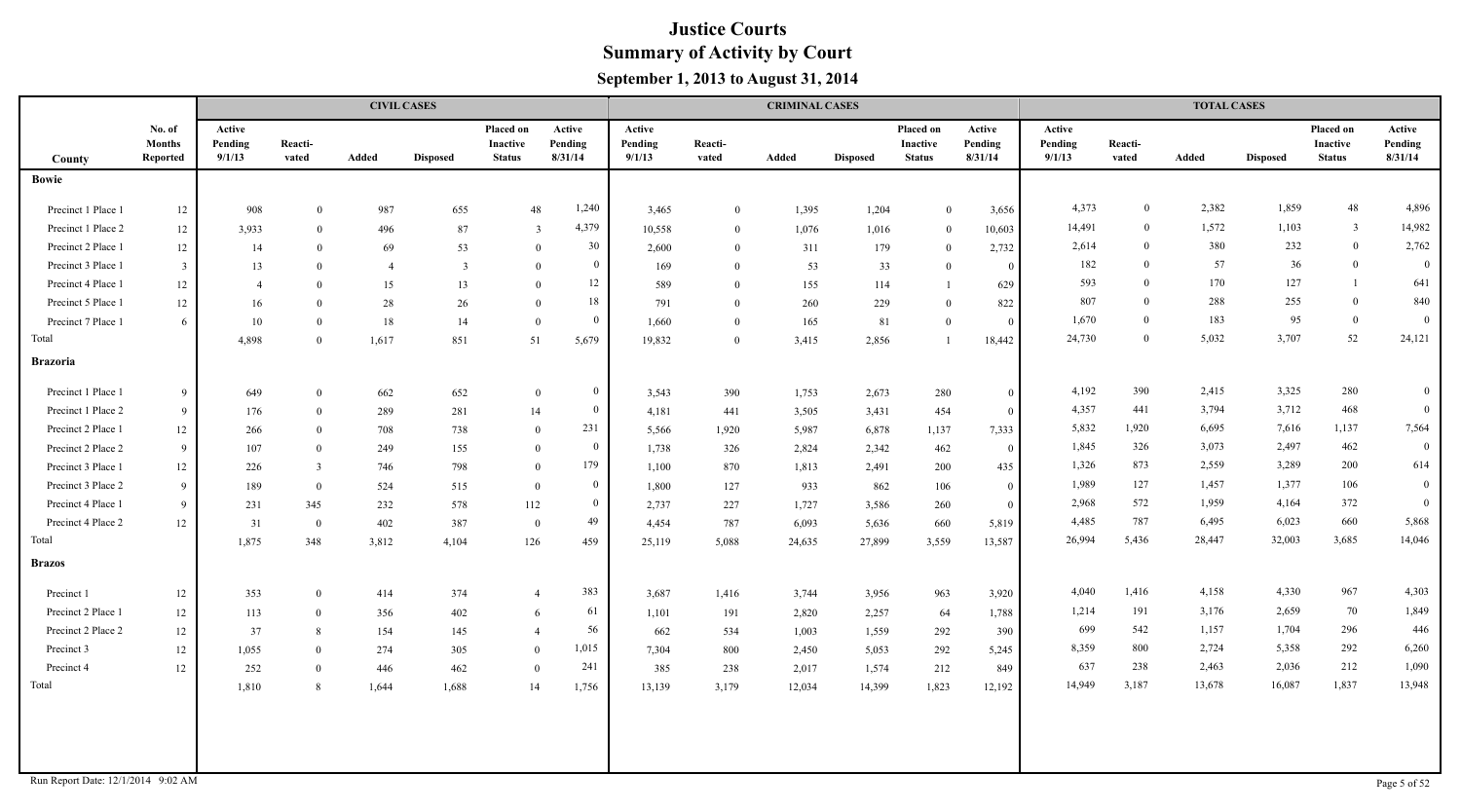# Justice Courts

## Summary of Activity by Court

### September 1, 2013 to August 31, 2014

| County | No. of Months Reported | CIVIL CASES Active Pending 9/1/13 | Reactivated | Added | Disposed | Placed on Inactive Status | Active Pending 8/31/14 | CRIMINAL CASES Active Pending 9/1/13 | Reactivated | Added | Disposed | Placed on Inactive Status | Active Pending 8/31/14 | TOTAL CASES Active Pending 9/1/13 | Reactivated | Added | Disposed | Placed on Inactive Status | Active Pending 8/31/14 |
|---|---|---|---|---|---|---|---|---|---|---|---|---|---|---|---|---|---|---|---|
| **Bowie** | | | | | | | | | | | | | | | | | | | |
| Precinct 1 Place 1 | 12 | 908 | 0 | 987 | 655 | 48 | 1,240 | 3,465 | 0 | 1,395 | 1,204 | 0 | 3,656 | 4,373 | 0 | 2,382 | 1,859 | 48 | 4,896 |
| Precinct 1 Place 2 | 12 | 3,933 | 0 | 496 | 87 | 3 | 4,379 | 10,558 | 0 | 1,076 | 1,016 | 0 | 10,603 | 14,491 | 0 | 1,572 | 1,103 | 3 | 14,982 |
| Precinct 2 Place 1 | 12 | 14 | 0 | 69 | 53 | 0 | 30 | 2,600 | 0 | 311 | 179 | 0 | 2,732 | 2,614 | 0 | 380 | 232 | 0 | 2,762 |
| Precinct 3 Place 1 | 3 | 13 | 0 | 4 | 3 | 0 | 0 | 169 | 0 | 53 | 33 | 0 | 0 | 182 | 0 | 57 | 36 | 0 | 0 |
| Precinct 4 Place 1 | 12 | 4 | 0 | 15 | 13 | 0 | 12 | 589 | 0 | 155 | 114 | 1 | 629 | 593 | 0 | 170 | 127 | 1 | 641 |
| Precinct 5 Place 1 | 12 | 16 | 0 | 28 | 26 | 0 | 18 | 791 | 0 | 260 | 229 | 0 | 822 | 807 | 0 | 288 | 255 | 0 | 840 |
| Precinct 7 Place 1 | 6 | 10 | 0 | 18 | 14 | 0 | 0 | 1,660 | 0 | 165 | 81 | 0 | 0 | 1,670 | 0 | 183 | 95 | 0 | 0 |
| Total | | 4,898 | 0 | 1,617 | 851 | 51 | 5,679 | 19,832 | 0 | 3,415 | 2,856 | 1 | 18,442 | 24,730 | 0 | 5,032 | 3,707 | 52 | 24,121 |
| **Brazoria** | | | | | | | | | | | | | | | | | | | |
| Precinct 1 Place 1 | 9 | 649 | 0 | 662 | 652 | 0 | 0 | 3,543 | 390 | 1,753 | 2,673 | 280 | 0 | 4,192 | 390 | 2,415 | 3,325 | 280 | 0 |
| Precinct 1 Place 2 | 9 | 176 | 0 | 289 | 281 | 14 | 0 | 4,181 | 441 | 3,505 | 3,431 | 454 | 0 | 4,357 | 441 | 3,794 | 3,712 | 468 | 0 |
| Precinct 2 Place 1 | 12 | 266 | 0 | 708 | 738 | 0 | 231 | 5,566 | 1,920 | 5,987 | 6,878 | 1,137 | 7,333 | 5,832 | 1,920 | 6,695 | 7,616 | 1,137 | 7,564 |
| Precinct 2 Place 2 | 9 | 107 | 0 | 249 | 155 | 0 | 0 | 1,738 | 326 | 2,824 | 2,342 | 462 | 0 | 1,845 | 326 | 3,073 | 2,497 | 462 | 0 |
| Precinct 3 Place 1 | 12 | 226 | 3 | 746 | 798 | 0 | 179 | 1,100 | 870 | 1,813 | 2,491 | 200 | 435 | 1,326 | 873 | 2,559 | 3,289 | 200 | 614 |
| Precinct 3 Place 2 | 9 | 189 | 0 | 524 | 515 | 0 | 0 | 1,800 | 127 | 933 | 862 | 106 | 0 | 1,989 | 127 | 1,457 | 1,377 | 106 | 0 |
| Precinct 4 Place 1 | 9 | 231 | 345 | 232 | 578 | 112 | 0 | 2,737 | 227 | 1,727 | 3,586 | 260 | 0 | 2,968 | 572 | 1,959 | 4,164 | 372 | 0 |
| Precinct 4 Place 2 | 12 | 31 | 0 | 402 | 387 | 0 | 49 | 4,454 | 787 | 6,093 | 5,636 | 660 | 5,819 | 4,485 | 787 | 6,495 | 6,023 | 660 | 5,868 |
| Total | | 1,875 | 348 | 3,812 | 4,104 | 126 | 459 | 25,119 | 5,088 | 24,635 | 27,899 | 3,559 | 13,587 | 26,994 | 5,436 | 28,447 | 32,003 | 3,685 | 14,046 |
| **Brazos** | | | | | | | | | | | | | | | | | | | |
| Precinct 1 | 12 | 353 | 0 | 414 | 374 | 4 | 383 | 3,687 | 1,416 | 3,744 | 3,956 | 963 | 3,920 | 4,040 | 1,416 | 4,158 | 4,330 | 967 | 4,303 |
| Precinct 2 Place 1 | 12 | 113 | 0 | 356 | 402 | 6 | 61 | 1,101 | 191 | 2,820 | 2,257 | 64 | 1,788 | 1,214 | 191 | 3,176 | 2,659 | 70 | 1,849 |
| Precinct 2 Place 2 | 12 | 37 | 8 | 154 | 145 | 4 | 56 | 662 | 534 | 1,003 | 1,559 | 292 | 390 | 699 | 542 | 1,157 | 1,704 | 296 | 446 |
| Precinct 3 | 12 | 1,055 | 0 | 274 | 305 | 0 | 1,015 | 7,304 | 800 | 2,450 | 5,053 | 292 | 5,245 | 8,359 | 800 | 2,724 | 5,358 | 292 | 6,260 |
| Precinct 4 | 12 | 252 | 0 | 446 | 462 | 0 | 241 | 385 | 238 | 2,017 | 1,574 | 212 | 849 | 637 | 238 | 2,463 | 2,036 | 212 | 1,090 |
| Total | | 1,810 | 8 | 1,644 | 1,688 | 14 | 1,756 | 13,139 | 3,179 | 12,034 | 14,399 | 1,823 | 12,192 | 14,949 | 3,187 | 13,678 | 16,087 | 1,837 | 13,948 |

Run Report Date: 12/1/2014 9:02 AM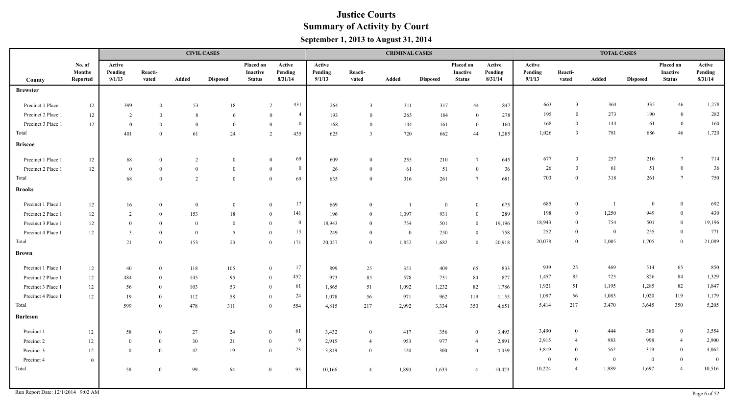# Justice Courts
## Summary of Activity by Court
### September 1, 2013 to August 31, 2014

| | | CIVIL CASES | | | | | | CRIMINAL CASES | | | | | | TOTAL CASES | | | | | |
|---|---|---|---|---|---|---|---|---|---|---|---|---|---|---|---|---|---|---|---|
| County | No. of Months Reported | Active Pending 9/1/13 | Reacti-vated | Added | Disposed | Placed on Inactive Status | Active Pending 8/31/14 | Active Pending 9/1/13 | Reacti-vated | Added | Disposed | Placed on Inactive Status | Active Pending 8/31/14 | Active Pending 9/1/13 | Reacti-vated | Added | Disposed | Placed on Inactive Status | Active Pending 8/31/14 |
| **Brewster** | | | | | | | | | | | | | | | | | | | |
| Precinct 1 Place 1 | 12 | 399 | 0 | 53 | 18 | 2 | 431 | 264 | 3 | 311 | 317 | 44 | 847 | 663 | 3 | 364 | 335 | 46 | 1,278 |
| Precinct 2 Place 1 | 12 | 2 | 0 | 8 | 6 | 0 | 4 | 193 | 0 | 265 | 184 | 0 | 278 | 195 | 0 | 273 | 190 | 0 | 282 |
| Precinct 3 Place 1 | 12 | 0 | 0 | 0 | 0 | 0 | 0 | 168 | 0 | 144 | 161 | 0 | 160 | 168 | 0 | 144 | 161 | 0 | 160 |
| Total | | 401 | 0 | 61 | 24 | 2 | 435 | 625 | 3 | 720 | 662 | 44 | 1,285 | 1,026 | 3 | 781 | 686 | 46 | 1,720 |
| **Briscoe** | | | | | | | | | | | | | | | | | | | |
| Precinct 1 Place 1 | 12 | 68 | 0 | 2 | 0 | 0 | 69 | 609 | 0 | 255 | 210 | 7 | 645 | 677 | 0 | 257 | 210 | 7 | 714 |
| Precinct 2 Place 1 | 12 | 0 | 0 | 0 | 0 | 0 | 0 | 26 | 0 | 61 | 51 | 0 | 36 | 26 | 0 | 61 | 51 | 0 | 36 |
| Total | | 68 | 0 | 2 | 0 | 0 | 69 | 635 | 0 | 316 | 261 | 7 | 681 | 703 | 0 | 318 | 261 | 7 | 750 |
| **Brooks** | | | | | | | | | | | | | | | | | | | |
| Precinct 1 Place 1 | 12 | 16 | 0 | 0 | 0 | 0 | 17 | 669 | 0 | 1 | 0 | 0 | 675 | 685 | 0 | 1 | 0 | 0 | 692 |
| Precinct 2 Place 1 | 12 | 2 | 0 | 153 | 18 | 0 | 141 | 196 | 0 | 1,097 | 931 | 0 | 289 | 198 | 0 | 1,250 | 949 | 0 | 430 |
| Precinct 3 Place 1 | 12 | 0 | 0 | 0 | 0 | 0 | 0 | 18,943 | 0 | 754 | 501 | 0 | 19,196 | 18,943 | 0 | 754 | 501 | 0 | 19,196 |
| Precinct 4 Place 1 | 12 | 3 | 0 | 0 | 5 | 0 | 13 | 249 | 0 | 0 | 250 | 0 | 758 | 252 | 0 | 0 | 255 | 0 | 771 |
| Total | | 21 | 0 | 153 | 23 | 0 | 171 | 20,057 | 0 | 1,852 | 1,682 | 0 | 20,918 | 20,078 | 0 | 2,005 | 1,705 | 0 | 21,089 |
| **Brown** | | | | | | | | | | | | | | | | | | | |
| Precinct 1 Place 1 | 12 | 40 | 0 | 118 | 105 | 0 | 17 | 899 | 25 | 351 | 409 | 65 | 833 | 939 | 25 | 469 | 514 | 65 | 850 |
| Precinct 2 Place 1 | 12 | 484 | 0 | 145 | 95 | 0 | 452 | 973 | 85 | 578 | 731 | 84 | 877 | 1,457 | 85 | 723 | 826 | 84 | 1,329 |
| Precinct 3 Place 1 | 12 | 56 | 0 | 103 | 53 | 0 | 61 | 1,865 | 51 | 1,092 | 1,232 | 82 | 1,786 | 1,921 | 51 | 1,195 | 1,285 | 82 | 1,847 |
| Precinct 4 Place 1 | 12 | 19 | 0 | 112 | 58 | 0 | 24 | 1,078 | 56 | 971 | 962 | 119 | 1,155 | 1,097 | 56 | 1,083 | 1,020 | 119 | 1,179 |
| Total | | 599 | 0 | 478 | 311 | 0 | 554 | 4,815 | 217 | 2,992 | 3,334 | 350 | 4,651 | 5,414 | 217 | 3,470 | 3,645 | 350 | 5,205 |
| **Burleson** | | | | | | | | | | | | | | | | | | | |
| Precinct 1 | 12 | 58 | 0 | 27 | 24 | 0 | 61 | 3,432 | 0 | 417 | 356 | 0 | 3,493 | 3,490 | 0 | 444 | 380 | 0 | 3,554 |
| Precinct 2 | 12 | 0 | 0 | 30 | 21 | 0 | 9 | 2,915 | 4 | 953 | 977 | 4 | 2,891 | 2,915 | 4 | 983 | 998 | 4 | 2,900 |
| Precinct 3 | 12 | 0 | 0 | 42 | 19 | 0 | 23 | 3,819 | 0 | 520 | 300 | 0 | 4,039 | 3,819 | 0 | 562 | 319 | 0 | 4,062 |
| Precinct 4 | 0 | | | | | | | | | | | | | 0 | 0 | 0 | 0 | 0 | 0 |
| Total | | 58 | 0 | 99 | 64 | 0 | 93 | 10,166 | 4 | 1,890 | 1,633 | 4 | 10,423 | 10,224 | 4 | 1,989 | 1,697 | 4 | 10,516 |

Run Report Date: 12/1/2014 9:02 AM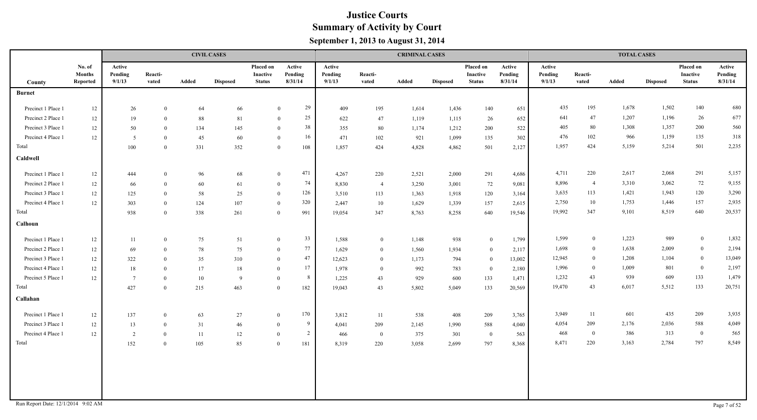# Justice Courts
## Summary of Activity by Court
### September 1, 2013 to August 31, 2014

| | | CIVIL CASES | | | | | | CRIMINAL CASES | | | | | | TOTAL CASES | | | | | |
|---|---|---|---|---|---|---|---|---|---|---|---|---|---|---|---|---|---|---|---|
| County | No. of Months Reported | Active Pending 9/1/13 | Reacti-vated | Added | Disposed | Placed on Inactive Status | Active Pending 8/31/14 | Active Pending 9/1/13 | Reacti-vated | Added | Disposed | Placed on Inactive Status | Active Pending 8/31/14 | Active Pending 9/1/13 | Reacti-vated | Added | Disposed | Placed on Inactive Status | Active Pending 8/31/14 |
| **Burnet** | | | | | | | | | | | | | | | | | | | |
| Precinct 1 Place 1 | 12 | 26 | 0 | 64 | 66 | 0 | 29 | 409 | 195 | 1,614 | 1,436 | 140 | 651 | 435 | 195 | 1,678 | 1,502 | 140 | 680 |
| Precinct 2 Place 1 | 12 | 19 | 0 | 88 | 81 | 0 | 25 | 622 | 47 | 1,119 | 1,115 | 26 | 652 | 641 | 47 | 1,207 | 1,196 | 26 | 677 |
| Precinct 3 Place 1 | 12 | 50 | 0 | 134 | 145 | 0 | 38 | 355 | 80 | 1,174 | 1,212 | 200 | 522 | 405 | 80 | 1,308 | 1,357 | 200 | 560 |
| Precinct 4 Place 1 | 12 | 5 | 0 | 45 | 60 | 0 | 16 | 471 | 102 | 921 | 1,099 | 135 | 302 | 476 | 102 | 966 | 1,159 | 135 | 318 |
| Total | | 100 | 0 | 331 | 352 | 0 | 108 | 1,857 | 424 | 4,828 | 4,862 | 501 | 2,127 | 1,957 | 424 | 5,159 | 5,214 | 501 | 2,235 |
| **Caldwell** | | | | | | | | | | | | | | | | | | | |
| Precinct 1 Place 1 | 12 | 444 | 0 | 96 | 68 | 0 | 471 | 4,267 | 220 | 2,521 | 2,000 | 291 | 4,686 | 4,711 | 220 | 2,617 | 2,068 | 291 | 5,157 |
| Precinct 2 Place 1 | 12 | 66 | 0 | 60 | 61 | 0 | 74 | 8,830 | 4 | 3,250 | 3,001 | 72 | 9,081 | 8,896 | 4 | 3,310 | 3,062 | 72 | 9,155 |
| Precinct 3 Place 1 | 12 | 125 | 0 | 58 | 25 | 0 | 126 | 3,510 | 113 | 1,363 | 1,918 | 120 | 3,164 | 3,635 | 113 | 1,421 | 1,943 | 120 | 3,290 |
| Precinct 4 Place 1 | 12 | 303 | 0 | 124 | 107 | 0 | 320 | 2,447 | 10 | 1,629 | 1,339 | 157 | 2,615 | 2,750 | 10 | 1,753 | 1,446 | 157 | 2,935 |
| Total | | 938 | 0 | 338 | 261 | 0 | 991 | 19,054 | 347 | 8,763 | 8,258 | 640 | 19,546 | 19,992 | 347 | 9,101 | 8,519 | 640 | 20,537 |
| **Calhoun** | | | | | | | | | | | | | | | | | | | |
| Precinct 1 Place 1 | 12 | 11 | 0 | 75 | 51 | 0 | 33 | 1,588 | 0 | 1,148 | 938 | 0 | 1,799 | 1,599 | 0 | 1,223 | 989 | 0 | 1,832 |
| Precinct 2 Place 1 | 12 | 69 | 0 | 78 | 75 | 0 | 77 | 1,629 | 0 | 1,560 | 1,934 | 0 | 2,117 | 1,698 | 0 | 1,638 | 2,009 | 0 | 2,194 |
| Precinct 3 Place 1 | 12 | 322 | 0 | 35 | 310 | 0 | 47 | 12,623 | 0 | 1,173 | 794 | 0 | 13,002 | 12,945 | 0 | 1,208 | 1,104 | 0 | 13,049 |
| Precinct 4 Place 1 | 12 | 18 | 0 | 17 | 18 | 0 | 17 | 1,978 | 0 | 992 | 783 | 0 | 2,180 | 1,996 | 0 | 1,009 | 801 | 0 | 2,197 |
| Precinct 5 Place 1 | 12 | 7 | 0 | 10 | 9 | 0 | 8 | 1,225 | 43 | 929 | 600 | 133 | 1,471 | 1,232 | 43 | 939 | 609 | 133 | 1,479 |
| Total | | 427 | 0 | 215 | 463 | 0 | 182 | 19,043 | 43 | 5,802 | 5,049 | 133 | 20,569 | 19,470 | 43 | 6,017 | 5,512 | 133 | 20,751 |
| **Callahan** | | | | | | | | | | | | | | | | | | | |
| Precinct 1 Place 1 | 12 | 137 | 0 | 63 | 27 | 0 | 170 | 3,812 | 11 | 538 | 408 | 209 | 3,765 | 3,949 | 11 | 601 | 435 | 209 | 3,935 |
| Precinct 3 Place 1 | 12 | 13 | 0 | 31 | 46 | 0 | 9 | 4,041 | 209 | 2,145 | 1,990 | 588 | 4,040 | 4,054 | 209 | 2,176 | 2,036 | 588 | 4,049 |
| Precinct 4 Place 1 | 12 | 2 | 0 | 11 | 12 | 0 | 2 | 466 | 0 | 375 | 301 | 0 | 563 | 468 | 0 | 386 | 313 | 0 | 565 |
| Total | | 152 | 0 | 105 | 85 | 0 | 181 | 8,319 | 220 | 3,058 | 2,699 | 797 | 8,368 | 8,471 | 220 | 3,163 | 2,784 | 797 | 8,549 |

Run Report Date: 12/1/2014 9:02 AM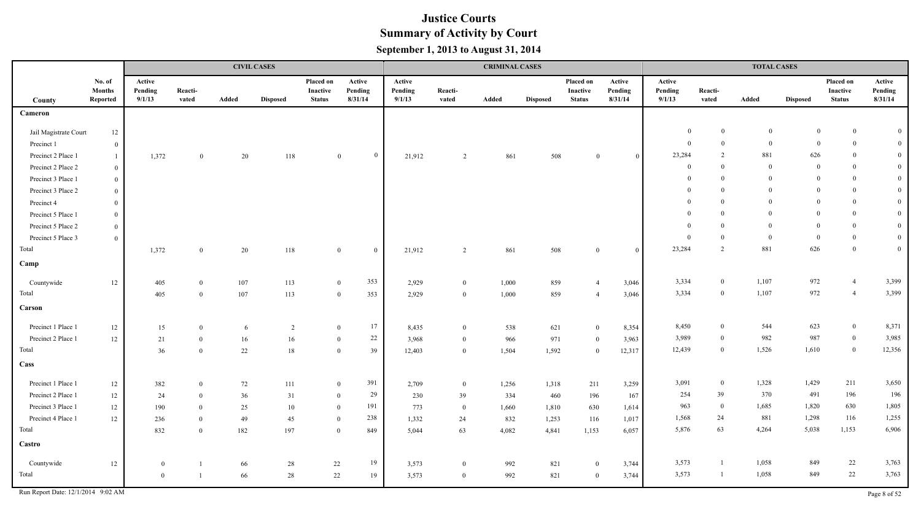# Justice Courts
## Summary of Activity by Court
### September 1, 2013 to August 31, 2014

| | | CIVIL CASES | | | | | | CRIMINAL CASES | | | | | | TOTAL CASES | | | | | |
|---|---|---|---|---|---|---|---|---|---|---|---|---|---|---|---|---|---|---|---|
| County | No. of Months Reported | Active Pending 9/1/13 | Reacti-vated | Added | Disposed | Placed on Inactive Status | Active Pending 8/31/14 | Active Pending 9/1/13 | Reacti-vated | Added | Disposed | Placed on Inactive Status | Active Pending 8/31/14 | Active Pending 9/1/13 | Reacti-vated | Added | Disposed | Placed on Inactive Status | Active Pending 8/31/14 |
| **Cameron** | | | | | | | | | | | | | | | | | | | |
| Jail Magistrate Court | 12 | | | | | | | | | | | | | 0 | 0 | 0 | 0 | 0 | 0 |
| Precinct 1 | 0 | | | | | | | | | | | | | 0 | 0 | 0 | 0 | 0 | 0 |
| Precinct 2 Place 1 | 1 | 1,372 | 0 | 20 | 118 | 0 | 0 | 21,912 | 2 | 861 | 508 | 0 | 0 | 23,284 | 2 | 881 | 626 | 0 | 0 |
| Precinct 2 Place 2 | 0 | | | | | | | | | | | | | 0 | 0 | 0 | 0 | 0 | 0 |
| Precinct 3 Place 1 | 0 | | | | | | | | | | | | | 0 | 0 | 0 | 0 | 0 | 0 |
| Precinct 3 Place 2 | 0 | | | | | | | | | | | | | 0 | 0 | 0 | 0 | 0 | 0 |
| Precinct 4 | 0 | | | | | | | | | | | | | 0 | 0 | 0 | 0 | 0 | 0 |
| Precinct 5 Place 1 | 0 | | | | | | | | | | | | | 0 | 0 | 0 | 0 | 0 | 0 |
| Precinct 5 Place 2 | 0 | | | | | | | | | | | | | 0 | 0 | 0 | 0 | 0 | 0 |
| Precinct 5 Place 3 | 0 | | | | | | | | | | | | | 0 | 0 | 0 | 0 | 0 | 0 |
| Total | | 1,372 | 0 | 20 | 118 | 0 | 0 | 21,912 | 2 | 861 | 508 | 0 | 0 | 23,284 | 2 | 881 | 626 | 0 | 0 |
| **Camp** | | | | | | | | | | | | | | | | | | | |
| Countywide | 12 | 405 | 0 | 107 | 113 | 0 | 353 | 2,929 | 0 | 1,000 | 859 | 4 | 3,046 | 3,334 | 0 | 1,107 | 972 | 4 | 3,399 |
| Total | | 405 | 0 | 107 | 113 | 0 | 353 | 2,929 | 0 | 1,000 | 859 | 4 | 3,046 | 3,334 | 0 | 1,107 | 972 | 4 | 3,399 |
| **Carson** | | | | | | | | | | | | | | | | | | | |
| Precinct 1 Place 1 | 12 | 15 | 0 | 6 | 2 | 0 | 17 | 8,435 | 0 | 538 | 621 | 0 | 8,354 | 8,450 | 0 | 544 | 623 | 0 | 8,371 |
| Precinct 2 Place 1 | 12 | 21 | 0 | 16 | 16 | 0 | 22 | 3,968 | 0 | 966 | 971 | 0 | 3,963 | 3,989 | 0 | 982 | 987 | 0 | 3,985 |
| Total | | 36 | 0 | 22 | 18 | 0 | 39 | 12,403 | 0 | 1,504 | 1,592 | 0 | 12,317 | 12,439 | 0 | 1,526 | 1,610 | 0 | 12,356 |
| **Cass** | | | | | | | | | | | | | | | | | | | |
| Precinct 1 Place 1 | 12 | 382 | 0 | 72 | 111 | 0 | 391 | 2,709 | 0 | 1,256 | 1,318 | 211 | 3,259 | 3,091 | 0 | 1,328 | 1,429 | 211 | 3,650 |
| Precinct 2 Place 1 | 12 | 24 | 0 | 36 | 31 | 0 | 29 | 230 | 39 | 334 | 460 | 196 | 167 | 254 | 39 | 370 | 491 | 196 | 196 |
| Precinct 3 Place 1 | 12 | 190 | 0 | 25 | 10 | 0 | 191 | 773 | 0 | 1,660 | 1,810 | 630 | 1,614 | 963 | 0 | 1,685 | 1,820 | 630 | 1,805 |
| Precinct 4 Place 1 | 12 | 236 | 0 | 49 | 45 | 0 | 238 | 1,332 | 24 | 832 | 1,253 | 116 | 1,017 | 1,568 | 24 | 881 | 1,298 | 116 | 1,255 |
| Total | | 832 | 0 | 182 | 197 | 0 | 849 | 5,044 | 63 | 4,082 | 4,841 | 1,153 | 6,057 | 5,876 | 63 | 4,264 | 5,038 | 1,153 | 6,906 |
| **Castro** | | | | | | | | | | | | | | | | | | | |
| Countywide | 12 | 0 | 1 | 66 | 28 | 22 | 19 | 3,573 | 0 | 992 | 821 | 0 | 3,744 | 3,573 | 1 | 1,058 | 849 | 22 | 3,763 |
| Total | | 0 | 1 | 66 | 28 | 22 | 19 | 3,573 | 0 | 992 | 821 | 0 | 3,744 | 3,573 | 1 | 1,058 | 849 | 22 | 3,763 |

Run Report Date: 12/1/2014 9:02 AM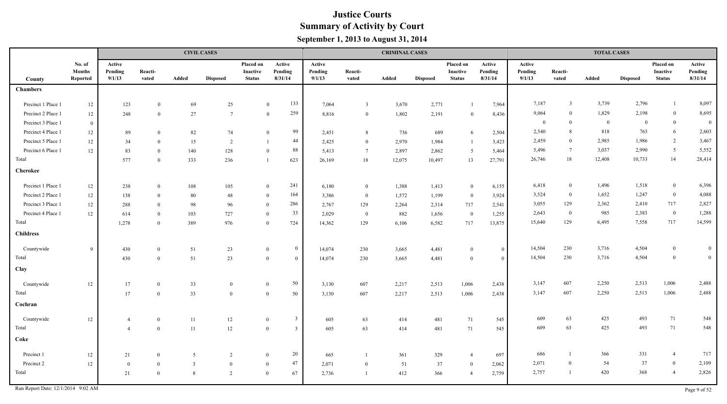# Justice Courts
## Summary of Activity by Court
### September 1, 2013 to August 31, 2014

| County | No. of Months Reported | CIVIL CASES Active Pending 9/1/13 | Reacti-vated | Added | Disposed | Placed on Inactive Status | Active Pending 8/31/14 | CRIMINAL CASES Active Pending 9/1/13 | Reacti-vated | Added | Disposed | Placed on Inactive Status | Active Pending 8/31/14 | TOTAL CASES Active Pending 9/1/13 | Reacti-vated | Added | Disposed | Placed on Inactive Status | Active Pending 8/31/14 |
|---|---|---|---|---|---|---|---|---|---|---|---|---|---|---|---|---|---|---|---|
| **Chambers** | | | | | | | | | | | | | | | | | | | |
| Precinct 1 Place 1 | 12 | 123 | 0 | 69 | 25 | 0 | 133 | 7,064 | 3 | 3,670 | 2,771 | 1 | 7,964 | 7,187 | 3 | 3,739 | 2,796 | 1 | 8,097 |
| Precinct 2 Place 1 | 12 | 248 | 0 | 27 | 7 | 0 | 259 | 8,816 | 0 | 1,802 | 2,191 | 0 | 8,436 | 9,064 | 0 | 1,829 | 2,198 | 0 | 8,695 |
| Precinct 3 Place 1 | 0 | | | | | | | | | | | | | 0 | 0 | 0 | 0 | 0 | 0 |
| Precinct 4 Place 1 | 12 | 89 | 0 | 82 | 74 | 0 | 99 | 2,451 | 8 | 736 | 689 | 6 | 2,504 | 2,540 | 8 | 818 | 763 | 6 | 2,603 |
| Precinct 5 Place 1 | 12 | 34 | 0 | 15 | 2 | 1 | 44 | 2,425 | 0 | 2,970 | 1,984 | 1 | 3,423 | 2,459 | 0 | 2,985 | 1,986 | 2 | 3,467 |
| Precinct 6 Place 1 | 12 | 83 | 0 | 140 | 128 | 0 | 88 | 5,413 | 7 | 2,897 | 2,862 | 5 | 5,464 | 5,496 | 7 | 3,037 | 2,990 | 5 | 5,552 |
| Total | | 577 | 0 | 333 | 236 | 1 | 623 | 26,169 | 18 | 12,075 | 10,497 | 13 | 27,791 | 26,746 | 18 | 12,408 | 10,733 | 14 | 28,414 |
| **Cherokee** | | | | | | | | | | | | | | | | | | | |
| Precinct 1 Place 1 | 12 | 238 | 0 | 108 | 105 | 0 | 241 | 6,180 | 0 | 1,388 | 1,413 | 0 | 6,155 | 6,418 | 0 | 1,496 | 1,518 | 0 | 6,396 |
| Precinct 2 Place 1 | 12 | 138 | 0 | 80 | 48 | 0 | 164 | 3,386 | 0 | 1,572 | 1,199 | 0 | 3,924 | 3,524 | 0 | 1,652 | 1,247 | 0 | 4,088 |
| Precinct 3 Place 1 | 12 | 288 | 0 | 98 | 96 | 0 | 286 | 2,767 | 129 | 2,264 | 2,314 | 717 | 2,541 | 3,055 | 129 | 2,362 | 2,410 | 717 | 2,827 |
| Precinct 4 Place 1 | 12 | 614 | 0 | 103 | 727 | 0 | 33 | 2,029 | 0 | 882 | 1,656 | 0 | 1,255 | 2,643 | 0 | 985 | 2,383 | 0 | 1,288 |
| Total | | 1,278 | 0 | 389 | 976 | 0 | 724 | 14,362 | 129 | 6,106 | 6,582 | 717 | 13,875 | 15,640 | 129 | 6,495 | 7,558 | 717 | 14,599 |
| **Childress** | | | | | | | | | | | | | | | | | | | |
| Countywide | 9 | 430 | 0 | 51 | 23 | 0 | 0 | 14,074 | 230 | 3,665 | 4,481 | 0 | 0 | 14,504 | 230 | 3,716 | 4,504 | 0 | 0 |
| Total | | 430 | 0 | 51 | 23 | 0 | 0 | 14,074 | 230 | 3,665 | 4,481 | 0 | 0 | 14,504 | 230 | 3,716 | 4,504 | 0 | 0 |
| **Clay** | | | | | | | | | | | | | | | | | | | |
| Countywide | 12 | 17 | 0 | 33 | 0 | 0 | 50 | 3,130 | 607 | 2,217 | 2,513 | 1,006 | 2,438 | 3,147 | 607 | 2,250 | 2,513 | 1,006 | 2,488 |
| Total | | 17 | 0 | 33 | 0 | 0 | 50 | 3,130 | 607 | 2,217 | 2,513 | 1,006 | 2,438 | 3,147 | 607 | 2,250 | 2,513 | 1,006 | 2,488 |
| **Cochran** | | | | | | | | | | | | | | | | | | | |
| Countywide | 12 | 4 | 0 | 11 | 12 | 0 | 3 | 605 | 63 | 414 | 481 | 71 | 545 | 609 | 63 | 425 | 493 | 71 | 548 |
| Total | | 4 | 0 | 11 | 12 | 0 | 3 | 605 | 63 | 414 | 481 | 71 | 545 | 609 | 63 | 425 | 493 | 71 | 548 |
| **Coke** | | | | | | | | | | | | | | | | | | | |
| Precinct 1 | 12 | 21 | 0 | 5 | 2 | 0 | 20 | 665 | 1 | 361 | 329 | 4 | 697 | 686 | 1 | 366 | 331 | 4 | 717 |
| Precinct 2 | 12 | 0 | 0 | 3 | 0 | 0 | 47 | 2,071 | 0 | 51 | 37 | 0 | 2,062 | 2,071 | 0 | 54 | 37 | 0 | 2,109 |
| Total | | 21 | 0 | 8 | 2 | 0 | 67 | 2,736 | 1 | 412 | 366 | 4 | 2,759 | 2,757 | 1 | 420 | 368 | 4 | 2,826 |

Run Report Date: 12/1/2014 9:02 AM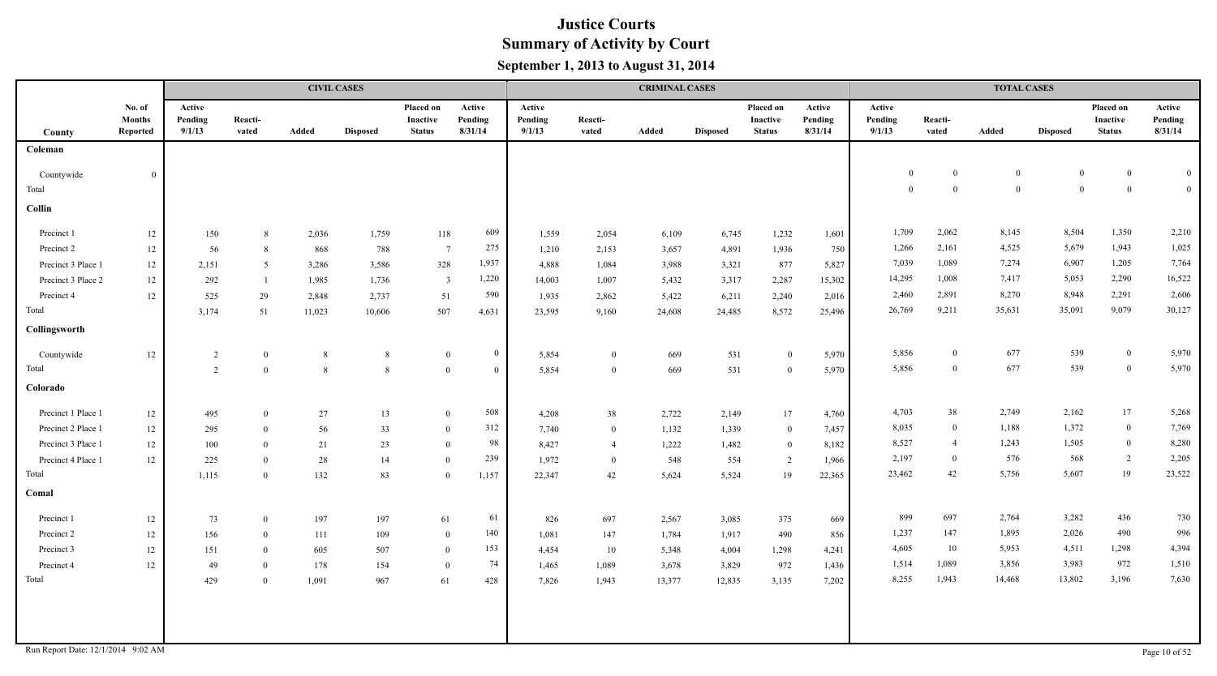# Justice Courts

## Summary of Activity by Court

### September 1, 2013 to August 31, 2014

| | | CIVIL CASES | | | | | | CRIMINAL CASES | | | | | | TOTAL CASES | | | | | |
|---|---|---|---|---|---|---|---|---|---|---|---|---|---|---|---|---|---|---|---|
| County | No. of Months Reported | Active Pending 9/1/13 | Reacti-vated | Added | Disposed | Placed on Inactive Status | Active Pending 8/31/14 | Active Pending 9/1/13 | Reacti-vated | Added | Disposed | Placed on Inactive Status | Active Pending 8/31/14 | Active Pending 9/1/13 | Reacti-vated | Added | Disposed | Placed on Inactive Status | Active Pending 8/31/14 |
| **Coleman** | | | | | | | | | | | | | | | | | | | |
| Countywide | 0 | | | | | | | | | | | | | 0 | 0 | 0 | 0 | 0 | 0 |
| Total | | | | | | | | | | | | | | 0 | 0 | 0 | 0 | 0 | 0 |
| **Collin** | | | | | | | | | | | | | | | | | | | |
| Precinct 1 | 12 | 150 | 8 | 2,036 | 1,759 | 118 | 609 | 1,559 | 2,054 | 6,109 | 6,745 | 1,232 | 1,601 | 1,709 | 2,062 | 8,145 | 8,504 | 1,350 | 2,210 |
| Precinct 2 | 12 | 56 | 8 | 868 | 788 | 7 | 275 | 1,210 | 2,153 | 3,657 | 4,891 | 1,936 | 750 | 1,266 | 2,161 | 4,525 | 5,679 | 1,943 | 1,025 |
| Precinct 3 Place 1 | 12 | 2,151 | 5 | 3,286 | 3,586 | 328 | 1,937 | 4,888 | 1,084 | 3,988 | 3,321 | 877 | 5,827 | 7,039 | 1,089 | 7,274 | 6,907 | 1,205 | 7,764 |
| Precinct 3 Place 2 | 12 | 292 | 1 | 1,985 | 1,736 | 3 | 1,220 | 14,003 | 1,007 | 5,432 | 3,317 | 2,287 | 15,302 | 14,295 | 1,008 | 7,417 | 5,053 | 2,290 | 16,522 |
| Precinct 4 | 12 | 525 | 29 | 2,848 | 2,737 | 51 | 590 | 1,935 | 2,862 | 5,422 | 6,211 | 2,240 | 2,016 | 2,460 | 2,891 | 8,270 | 8,948 | 2,291 | 2,606 |
| Total | | 3,174 | 51 | 11,023 | 10,606 | 507 | 4,631 | 23,595 | 9,160 | 24,608 | 24,485 | 8,572 | 25,496 | 26,769 | 9,211 | 35,631 | 35,091 | 9,079 | 30,127 |
| **Collingsworth** | | | | | | | | | | | | | | | | | | | |
| Countywide | 12 | 2 | 0 | 8 | 8 | 0 | 0 | 5,854 | 0 | 669 | 531 | 0 | 5,970 | 5,856 | 0 | 677 | 539 | 0 | 5,970 |
| Total | | 2 | 0 | 8 | 8 | 0 | 0 | 5,854 | 0 | 669 | 531 | 0 | 5,970 | 5,856 | 0 | 677 | 539 | 0 | 5,970 |
| **Colorado** | | | | | | | | | | | | | | | | | | | |
| Precinct 1 Place 1 | 12 | 495 | 0 | 27 | 13 | 0 | 508 | 4,208 | 38 | 2,722 | 2,149 | 17 | 4,760 | 4,703 | 38 | 2,749 | 2,162 | 17 | 5,268 |
| Precinct 2 Place 1 | 12 | 295 | 0 | 56 | 33 | 0 | 312 | 7,740 | 0 | 1,132 | 1,339 | 0 | 7,457 | 8,035 | 0 | 1,188 | 1,372 | 0 | 7,769 |
| Precinct 3 Place 1 | 12 | 100 | 0 | 21 | 23 | 0 | 98 | 8,427 | 4 | 1,222 | 1,482 | 0 | 8,182 | 8,527 | 4 | 1,243 | 1,505 | 0 | 8,280 |
| Precinct 4 Place 1 | 12 | 225 | 0 | 28 | 14 | 0 | 239 | 1,972 | 0 | 548 | 554 | 2 | 1,966 | 2,197 | 0 | 576 | 568 | 2 | 2,205 |
| Total | | 1,115 | 0 | 132 | 83 | 0 | 1,157 | 22,347 | 42 | 5,624 | 5,524 | 19 | 22,365 | 23,462 | 42 | 5,756 | 5,607 | 19 | 23,522 |
| **Comal** | | | | | | | | | | | | | | | | | | | |
| Precinct 1 | 12 | 73 | 0 | 197 | 197 | 61 | 61 | 826 | 697 | 2,567 | 3,085 | 375 | 669 | 899 | 697 | 2,764 | 3,282 | 436 | 730 |
| Precinct 2 | 12 | 156 | 0 | 111 | 109 | 0 | 140 | 1,081 | 147 | 1,784 | 1,917 | 490 | 856 | 1,237 | 147 | 1,895 | 2,026 | 490 | 996 |
| Precinct 3 | 12 | 151 | 0 | 605 | 507 | 0 | 153 | 4,454 | 10 | 5,348 | 4,004 | 1,298 | 4,241 | 4,605 | 10 | 5,953 | 4,511 | 1,298 | 4,394 |
| Precinct 4 | 12 | 49 | 0 | 178 | 154 | 0 | 74 | 1,465 | 1,089 | 3,678 | 3,829 | 972 | 1,436 | 1,514 | 1,089 | 3,856 | 3,983 | 972 | 1,510 |
| Total | | 429 | 0 | 1,091 | 967 | 61 | 428 | 7,826 | 1,943 | 13,377 | 12,835 | 3,135 | 7,202 | 8,255 | 1,943 | 14,468 | 13,802 | 3,196 | 7,630 |

Run Report Date: 12/1/2014 9:02 AM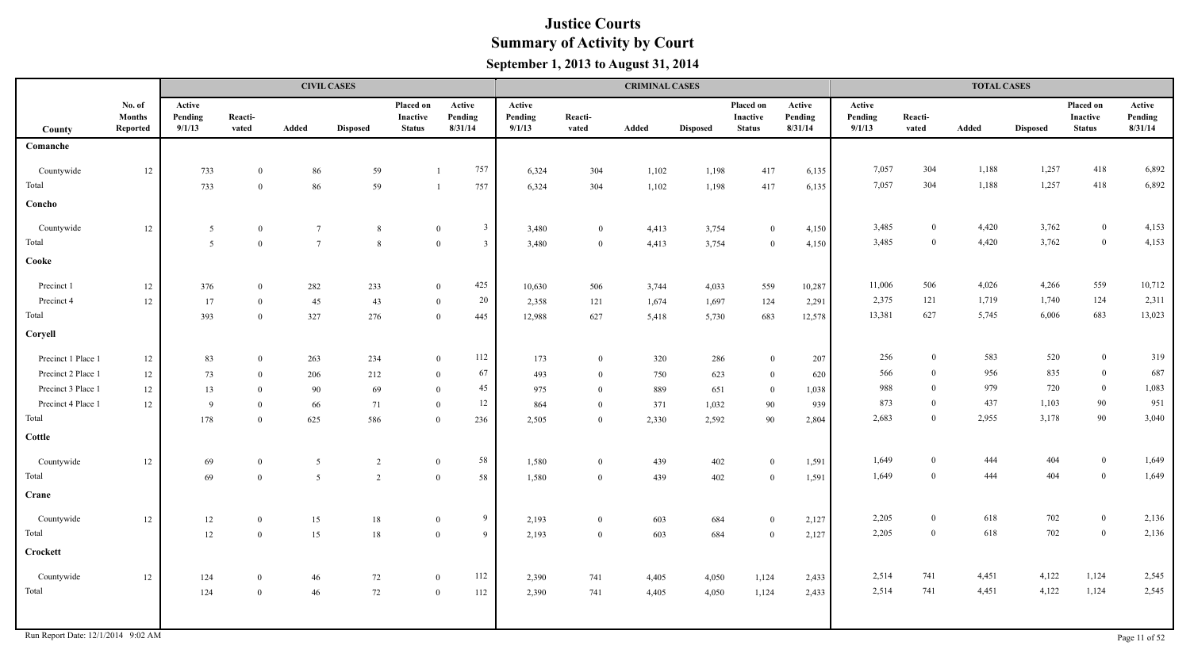# Justice Courts
## Summary of Activity by Court
### September 1, 2013 to August 31, 2014

| | | CIVIL CASES | | | | | | CRIMINAL CASES | | | | | | TOTAL CASES | | | | | |
|---|---|---|---|---|---|---|---|---|---|---|---|---|---|---|---|---|---|---|---|
| County | No. of Months Reported | Active Pending 9/1/13 | Reacti-vated | Added | Disposed | Placed on Inactive Status | Active Pending 8/31/14 | Active Pending 9/1/13 | Reacti-vated | Added | Disposed | Placed on Inactive Status | Active Pending 8/31/14 | Active Pending 9/1/13 | Reacti-vated | Added | Disposed | Placed on Inactive Status | Active Pending 8/31/14 |
| **Comanche** | | | | | | | | | | | | | | | | | | | |
| Countywide | 12 | 733 | 0 | 86 | 59 | 1 | 757 | 6,324 | 304 | 1,102 | 1,198 | 417 | 6,135 | 7,057 | 304 | 1,188 | 1,257 | 418 | 6,892 |
| Total | | 733 | 0 | 86 | 59 | 1 | 757 | 6,324 | 304 | 1,102 | 1,198 | 417 | 6,135 | 7,057 | 304 | 1,188 | 1,257 | 418 | 6,892 |
| **Concho** | | | | | | | | | | | | | | | | | | | |
| Countywide | 12 | 5 | 0 | 7 | 8 | 0 | 3 | 3,480 | 0 | 4,413 | 3,754 | 0 | 4,150 | 3,485 | 0 | 4,420 | 3,762 | 0 | 4,153 |
| Total | | 5 | 0 | 7 | 8 | 0 | 3 | 3,480 | 0 | 4,413 | 3,754 | 0 | 4,150 | 3,485 | 0 | 4,420 | 3,762 | 0 | 4,153 |
| **Cooke** | | | | | | | | | | | | | | | | | | | |
| Precinct 1 | 12 | 376 | 0 | 282 | 233 | 0 | 425 | 10,630 | 506 | 3,744 | 4,033 | 559 | 10,287 | 11,006 | 506 | 4,026 | 4,266 | 559 | 10,712 |
| Precinct 4 | 12 | 17 | 0 | 45 | 43 | 0 | 20 | 2,358 | 121 | 1,674 | 1,697 | 124 | 2,291 | 2,375 | 121 | 1,719 | 1,740 | 124 | 2,311 |
| Total | | 393 | 0 | 327 | 276 | 0 | 445 | 12,988 | 627 | 5,418 | 5,730 | 683 | 12,578 | 13,381 | 627 | 5,745 | 6,006 | 683 | 13,023 |
| **Coryell** | | | | | | | | | | | | | | | | | | | |
| Precinct 1 Place 1 | 12 | 83 | 0 | 263 | 234 | 0 | 112 | 173 | 0 | 320 | 286 | 0 | 207 | 256 | 0 | 583 | 520 | 0 | 319 |
| Precinct 2 Place 1 | 12 | 73 | 0 | 206 | 212 | 0 | 67 | 493 | 0 | 750 | 623 | 0 | 620 | 566 | 0 | 956 | 835 | 0 | 687 |
| Precinct 3 Place 1 | 12 | 13 | 0 | 90 | 69 | 0 | 45 | 975 | 0 | 889 | 651 | 0 | 1,038 | 988 | 0 | 979 | 720 | 0 | 1,083 |
| Precinct 4 Place 1 | 12 | 9 | 0 | 66 | 71 | 0 | 12 | 864 | 0 | 371 | 1,032 | 90 | 939 | 873 | 0 | 437 | 1,103 | 90 | 951 |
| Total | | 178 | 0 | 625 | 586 | 0 | 236 | 2,505 | 0 | 2,330 | 2,592 | 90 | 2,804 | 2,683 | 0 | 2,955 | 3,178 | 90 | 3,040 |
| **Cottle** | | | | | | | | | | | | | | | | | | | |
| Countywide | 12 | 69 | 0 | 5 | 2 | 0 | 58 | 1,580 | 0 | 439 | 402 | 0 | 1,591 | 1,649 | 0 | 444 | 404 | 0 | 1,649 |
| Total | | 69 | 0 | 5 | 2 | 0 | 58 | 1,580 | 0 | 439 | 402 | 0 | 1,591 | 1,649 | 0 | 444 | 404 | 0 | 1,649 |
| **Crane** | | | | | | | | | | | | | | | | | | | |
| Countywide | 12 | 12 | 0 | 15 | 18 | 0 | 9 | 2,193 | 0 | 603 | 684 | 0 | 2,127 | 2,205 | 0 | 618 | 702 | 0 | 2,136 |
| Total | | 12 | 0 | 15 | 18 | 0 | 9 | 2,193 | 0 | 603 | 684 | 0 | 2,127 | 2,205 | 0 | 618 | 702 | 0 | 2,136 |
| **Crockett** | | | | | | | | | | | | | | | | | | | |
| Countywide | 12 | 124 | 0 | 46 | 72 | 0 | 112 | 2,390 | 741 | 4,405 | 4,050 | 1,124 | 2,433 | 2,514 | 741 | 4,451 | 4,122 | 1,124 | 2,545 |
| Total | | 124 | 0 | 46 | 72 | 0 | 112 | 2,390 | 741 | 4,405 | 4,050 | 1,124 | 2,433 | 2,514 | 741 | 4,451 | 4,122 | 1,124 | 2,545 |

Run Report Date: 12/1/2014 9:02 AM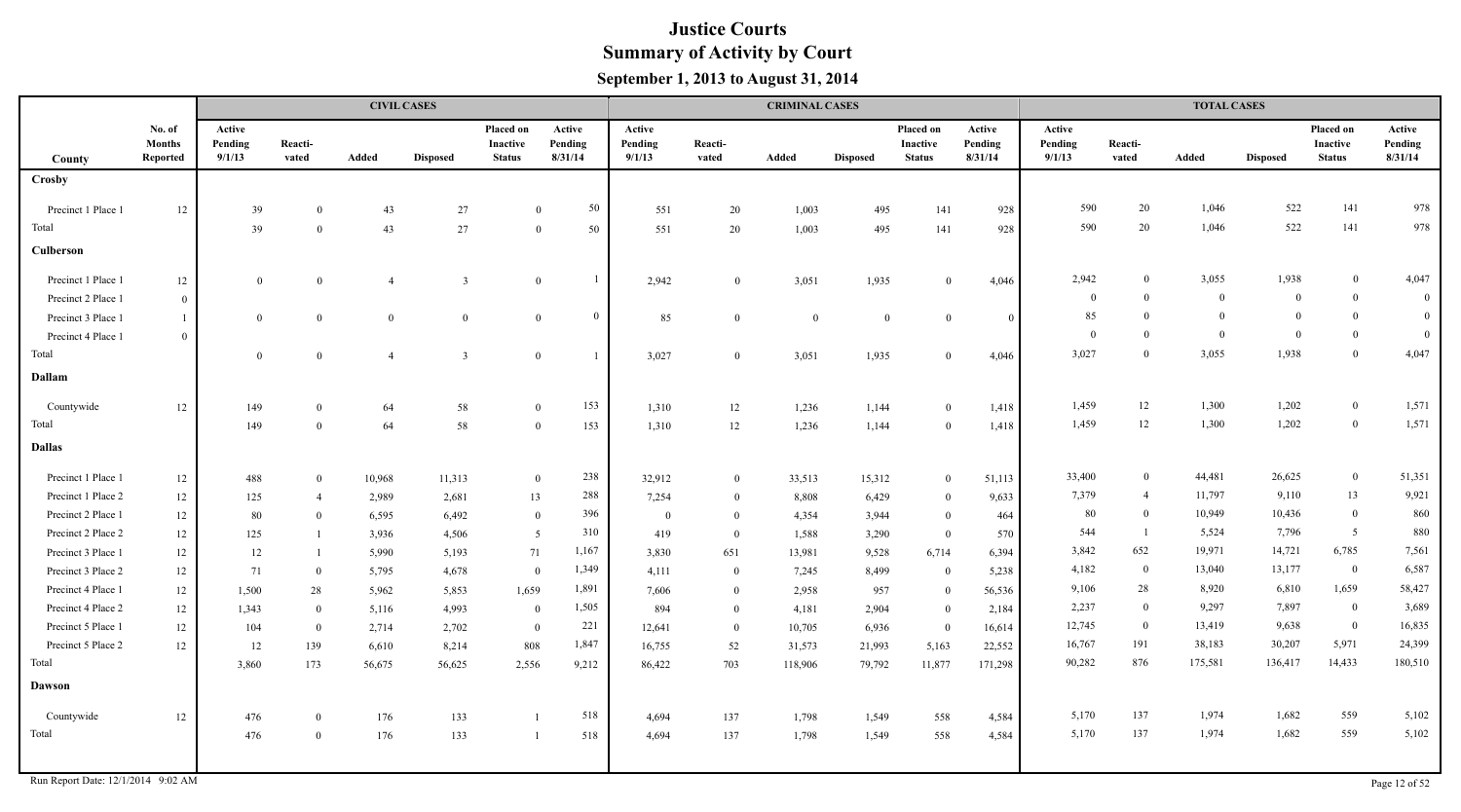# Justice Courts
## Summary of Activity by Court
### September 1, 2013 to August 31, 2014

| | | CIVIL CASES | | | | | | CRIMINAL CASES | | | | | | TOTAL CASES | | | | | |
|---|---|---|---|---|---|---|---|---|---|---|---|---|---|---|---|---|---|---|---|
| County | No. of Months Reported | Active Pending 9/1/13 | Reacti-vated | Added | Disposed | Placed on Inactive Status | Active Pending 8/31/14 | Active Pending 9/1/13 | Reacti-vated | Added | Disposed | Placed on Inactive Status | Active Pending 8/31/14 | Active Pending 9/1/13 | Reacti-vated | Added | Disposed | Placed on Inactive Status | Active Pending 8/31/14 |
| **Crosby** | | | | | | | | | | | | | | | | | | | |
| Precinct 1 Place 1 | 12 | 39 | 0 | 43 | 27 | 0 | 50 | 551 | 20 | 1,003 | 495 | 141 | 928 | 590 | 20 | 1,046 | 522 | 141 | 978 |
| Total | | 39 | 0 | 43 | 27 | 0 | 50 | 551 | 20 | 1,003 | 495 | 141 | 928 | 590 | 20 | 1,046 | 522 | 141 | 978 |
| **Culberson** | | | | | | | | | | | | | | | | | | | |
| Precinct 1 Place 1 | 12 | 0 | 0 | 4 | 3 | 0 | 1 | 2,942 | 0 | 3,051 | 1,935 | 0 | 4,046 | 2,942 | 0 | 3,055 | 1,938 | 0 | 4,047 |
| Precinct 2 Place 1 | 0 | | | | | | | | | | | | | 0 | 0 | 0 | 0 | 0 | 0 |
| Precinct 3 Place 1 | 1 | 0 | 0 | 0 | 0 | 0 | 0 | 85 | 0 | 0 | 0 | 0 | 0 | 85 | 0 | 0 | 0 | 0 | 0 |
| Precinct 4 Place 1 | 0 | | | | | | | | | | | | | 0 | 0 | 0 | 0 | 0 | 0 |
| Total | | 0 | 0 | 4 | 3 | 0 | 1 | 3,027 | 0 | 3,051 | 1,935 | 0 | 4,046 | 3,027 | 0 | 3,055 | 1,938 | 0 | 4,047 |
| **Dallam** | | | | | | | | | | | | | | | | | | | |
| Countywide | 12 | 149 | 0 | 64 | 58 | 0 | 153 | 1,310 | 12 | 1,236 | 1,144 | 0 | 1,418 | 1,459 | 12 | 1,300 | 1,202 | 0 | 1,571 |
| Total | | 149 | 0 | 64 | 58 | 0 | 153 | 1,310 | 12 | 1,236 | 1,144 | 0 | 1,418 | 1,459 | 12 | 1,300 | 1,202 | 0 | 1,571 |
| **Dallas** | | | | | | | | | | | | | | | | | | | |
| Precinct 1 Place 1 | 12 | 488 | 0 | 10,968 | 11,313 | 0 | 238 | 32,912 | 0 | 33,513 | 15,312 | 0 | 51,113 | 33,400 | 0 | 44,481 | 26,625 | 0 | 51,351 |
| Precinct 1 Place 2 | 12 | 125 | 4 | 2,989 | 2,681 | 13 | 288 | 7,254 | 0 | 8,808 | 6,429 | 0 | 9,633 | 7,379 | 4 | 11,797 | 9,110 | 13 | 9,921 |
| Precinct 2 Place 1 | 12 | 80 | 0 | 6,595 | 6,492 | 0 | 396 | 0 | 0 | 4,354 | 3,944 | 0 | 464 | 80 | 0 | 10,949 | 10,436 | 0 | 860 |
| Precinct 2 Place 2 | 12 | 125 | 1 | 3,936 | 4,506 | 5 | 310 | 419 | 0 | 1,588 | 3,290 | 0 | 570 | 544 | 1 | 5,524 | 7,796 | 5 | 880 |
| Precinct 3 Place 1 | 12 | 12 | 1 | 5,990 | 5,193 | 71 | 1,167 | 3,830 | 651 | 13,981 | 9,528 | 6,714 | 6,394 | 3,842 | 652 | 19,971 | 14,721 | 6,785 | 7,561 |
| Precinct 3 Place 2 | 12 | 71 | 0 | 5,795 | 4,678 | 0 | 1,349 | 4,111 | 0 | 7,245 | 8,499 | 0 | 5,238 | 4,182 | 0 | 13,040 | 13,177 | 0 | 6,587 |
| Precinct 4 Place 1 | 12 | 1,500 | 28 | 5,962 | 5,853 | 1,659 | 1,891 | 7,606 | 0 | 2,958 | 957 | 0 | 56,536 | 9,106 | 28 | 8,920 | 6,810 | 1,659 | 58,427 |
| Precinct 4 Place 2 | 12 | 1,343 | 0 | 5,116 | 4,993 | 0 | 1,505 | 894 | 0 | 4,181 | 2,904 | 0 | 2,184 | 2,237 | 0 | 9,297 | 7,897 | 0 | 3,689 |
| Precinct 5 Place 1 | 12 | 104 | 0 | 2,714 | 2,702 | 0 | 221 | 12,641 | 0 | 10,705 | 6,936 | 0 | 16,614 | 12,745 | 0 | 13,419 | 9,638 | 0 | 16,835 |
| Precinct 5 Place 2 | 12 | 12 | 139 | 6,610 | 8,214 | 808 | 1,847 | 16,755 | 52 | 31,573 | 21,993 | 5,163 | 22,552 | 16,767 | 191 | 38,183 | 30,207 | 5,971 | 24,399 |
| Total | | 3,860 | 173 | 56,675 | 56,625 | 2,556 | 9,212 | 86,422 | 703 | 118,906 | 79,792 | 11,877 | 171,298 | 90,282 | 876 | 175,581 | 136,417 | 14,433 | 180,510 |
| **Dawson** | | | | | | | | | | | | | | | | | | | |
| Countywide | 12 | 476 | 0 | 176 | 133 | 1 | 518 | 4,694 | 137 | 1,798 | 1,549 | 558 | 4,584 | 5,170 | 137 | 1,974 | 1,682 | 559 | 5,102 |
| Total | | 476 | 0 | 176 | 133 | 1 | 518 | 4,694 | 137 | 1,798 | 1,549 | 558 | 4,584 | 5,170 | 137 | 1,974 | 1,682 | 559 | 5,102 |

Run Report Date: 12/1/2014 9:02 AM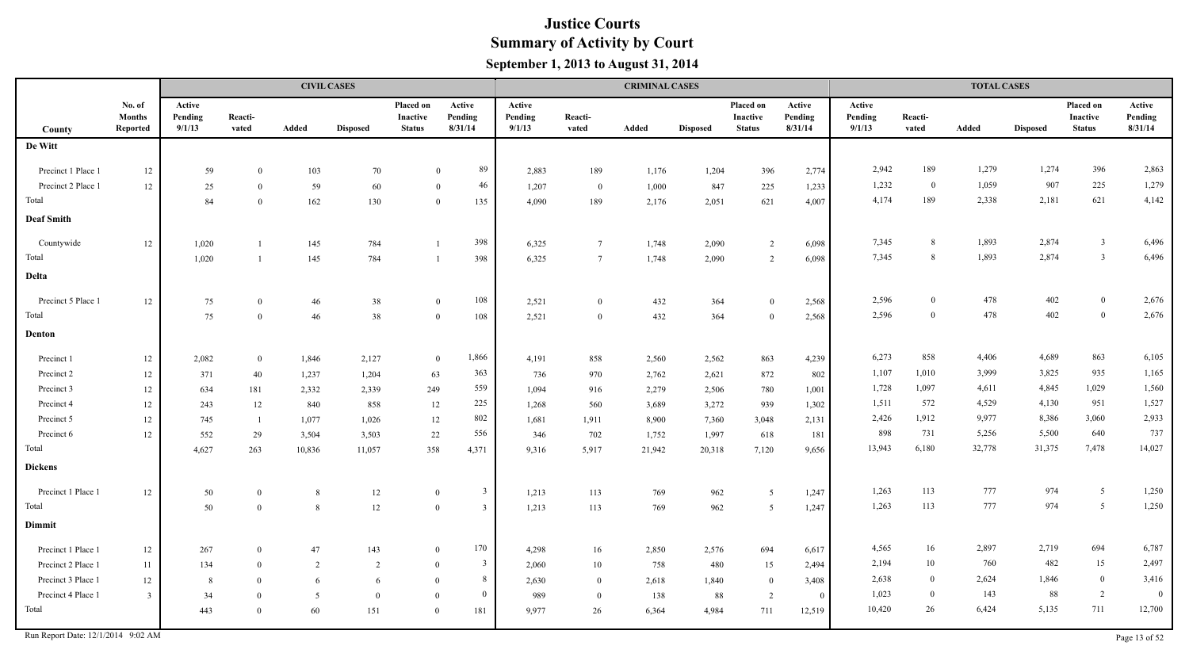# Justice Courts
## Summary of Activity by Court
### September 1, 2013 to August 31, 2014

| County | No. of Months Reported | CIVIL CASES Active Pending 9/1/13 | Reacti-vated | Added | Disposed | Placed on Inactive Status | Active Pending 8/31/14 | CRIMINAL CASES Active Pending 9/1/13 | Reacti-vated | Added | Disposed | Placed on Inactive Status | Active Pending 8/31/14 | TOTAL CASES Active Pending 9/1/13 | Reacti-vated | Added | Disposed | Placed on Inactive Status | Active Pending 8/31/14 |
|---|---|---|---|---|---|---|---|---|---|---|---|---|---|---|---|---|---|---|---|
| **De Witt** | | | | | | | | | | | | | | | | | | | |
| Precinct 1 Place 1 | 12 | 59 | 0 | 103 | 70 | 0 | 89 | 2,883 | 189 | 1,176 | 1,204 | 396 | 2,774 | 2,942 | 189 | 1,279 | 1,274 | 396 | 2,863 |
| Precinct 2 Place 1 | 12 | 25 | 0 | 59 | 60 | 0 | 46 | 1,207 | 0 | 1,000 | 847 | 225 | 1,233 | 1,232 | 0 | 1,059 | 907 | 225 | 1,279 |
| Total | | 84 | 0 | 162 | 130 | 0 | 135 | 4,090 | 189 | 2,176 | 2,051 | 621 | 4,007 | 4,174 | 189 | 2,338 | 2,181 | 621 | 4,142 |
| **Deaf Smith** | | | | | | | | | | | | | | | | | | | |
| Countywide | 12 | 1,020 | 1 | 145 | 784 | 1 | 398 | 6,325 | 7 | 1,748 | 2,090 | 2 | 6,098 | 7,345 | 8 | 1,893 | 2,874 | 3 | 6,496 |
| Total | | 1,020 | 1 | 145 | 784 | 1 | 398 | 6,325 | 7 | 1,748 | 2,090 | 2 | 6,098 | 7,345 | 8 | 1,893 | 2,874 | 3 | 6,496 |
| **Delta** | | | | | | | | | | | | | | | | | | | |
| Precinct 5 Place 1 | 12 | 75 | 0 | 46 | 38 | 0 | 108 | 2,521 | 0 | 432 | 364 | 0 | 2,568 | 2,596 | 0 | 478 | 402 | 0 | 2,676 |
| Total | | 75 | 0 | 46 | 38 | 0 | 108 | 2,521 | 0 | 432 | 364 | 0 | 2,568 | 2,596 | 0 | 478 | 402 | 0 | 2,676 |
| **Denton** | | | | | | | | | | | | | | | | | | | |
| Precinct 1 | 12 | 2,082 | 0 | 1,846 | 2,127 | 0 | 1,866 | 4,191 | 858 | 2,560 | 2,562 | 863 | 4,239 | 6,273 | 858 | 4,406 | 4,689 | 863 | 6,105 |
| Precinct 2 | 12 | 371 | 40 | 1,237 | 1,204 | 63 | 363 | 736 | 970 | 2,762 | 2,621 | 872 | 802 | 1,107 | 1,010 | 3,999 | 3,825 | 935 | 1,165 |
| Precinct 3 | 12 | 634 | 181 | 2,332 | 2,339 | 249 | 559 | 1,094 | 916 | 2,279 | 2,506 | 780 | 1,001 | 1,728 | 1,097 | 4,611 | 4,845 | 1,029 | 1,560 |
| Precinct 4 | 12 | 243 | 12 | 840 | 858 | 12 | 225 | 1,268 | 560 | 3,689 | 3,272 | 939 | 1,302 | 1,511 | 572 | 4,529 | 4,130 | 951 | 1,527 |
| Precinct 5 | 12 | 745 | 1 | 1,077 | 1,026 | 12 | 802 | 1,681 | 1,911 | 8,900 | 7,360 | 3,048 | 2,131 | 2,426 | 1,912 | 9,977 | 8,386 | 3,060 | 2,933 |
| Precinct 6 | 12 | 552 | 29 | 3,504 | 3,503 | 22 | 556 | 346 | 702 | 1,752 | 1,997 | 618 | 181 | 898 | 731 | 5,256 | 5,500 | 640 | 737 |
| Total | | 4,627 | 263 | 10,836 | 11,057 | 358 | 4,371 | 9,316 | 5,917 | 21,942 | 20,318 | 7,120 | 9,656 | 13,943 | 6,180 | 32,778 | 31,375 | 7,478 | 14,027 |
| **Dickens** | | | | | | | | | | | | | | | | | | | |
| Precinct 1 Place 1 | 12 | 50 | 0 | 8 | 12 | 0 | 3 | 1,213 | 113 | 769 | 962 | 5 | 1,247 | 1,263 | 113 | 777 | 974 | 5 | 1,250 |
| Total | | 50 | 0 | 8 | 12 | 0 | 3 | 1,213 | 113 | 769 | 962 | 5 | 1,247 | 1,263 | 113 | 777 | 974 | 5 | 1,250 |
| **Dimmit** | | | | | | | | | | | | | | | | | | | |
| Precinct 1 Place 1 | 12 | 267 | 0 | 47 | 143 | 0 | 170 | 4,298 | 16 | 2,850 | 2,576 | 694 | 6,617 | 4,565 | 16 | 2,897 | 2,719 | 694 | 6,787 |
| Precinct 2 Place 1 | 11 | 134 | 0 | 2 | 2 | 0 | 3 | 2,060 | 10 | 758 | 480 | 15 | 2,494 | 2,194 | 10 | 760 | 482 | 15 | 2,497 |
| Precinct 3 Place 1 | 12 | 8 | 0 | 6 | 6 | 0 | 8 | 2,630 | 0 | 2,618 | 1,840 | 0 | 3,408 | 2,638 | 0 | 2,624 | 1,846 | 0 | 3,416 |
| Precinct 4 Place 1 | 3 | 34 | 0 | 5 | 0 | 0 | 0 | 989 | 0 | 138 | 88 | 2 | 0 | 1,023 | 0 | 143 | 88 | 2 | 0 |
| Total | | 443 | 0 | 60 | 151 | 0 | 181 | 9,977 | 26 | 6,364 | 4,984 | 711 | 12,519 | 10,420 | 26 | 6,424 | 5,135 | 711 | 12,700 |

Run Report Date: 12/1/2014 9:02 AM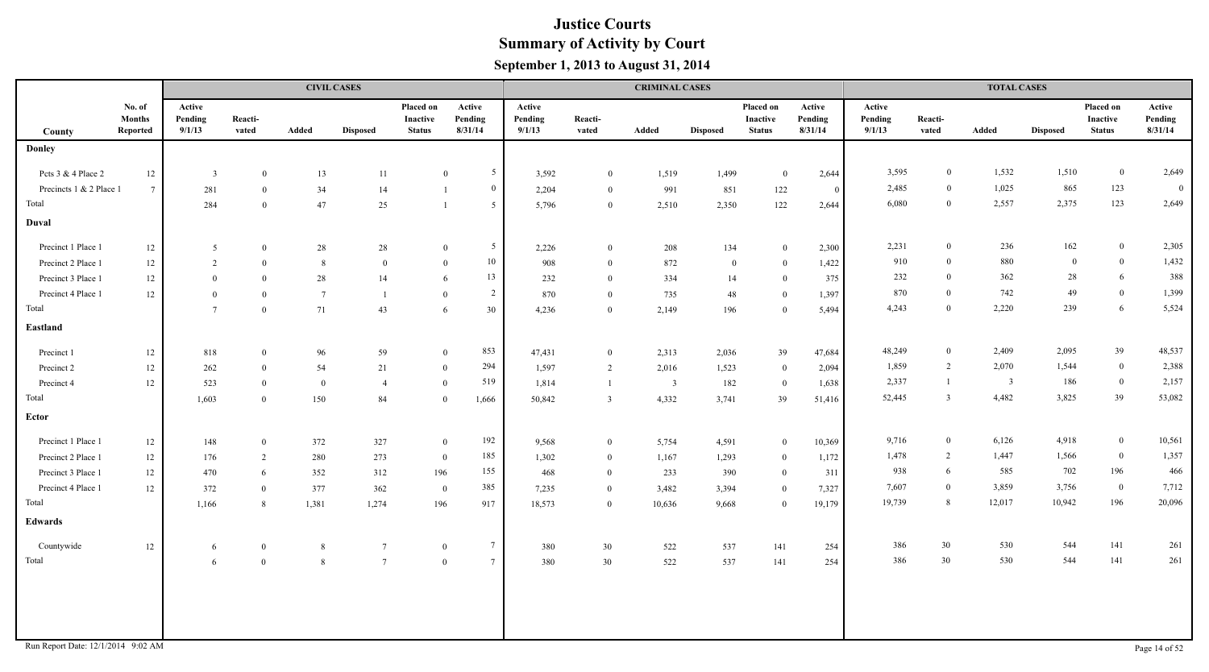# Justice Courts
## Summary of Activity by Court
### September 1, 2013 to August 31, 2014

| | | CIVIL CASES | | | | | | CRIMINAL CASES | | | | | | TOTAL CASES | | | | | |
|---|---|---|---|---|---|---|---|---|---|---|---|---|---|---|---|---|---|---|---|
| County | No. of Months Reported | Active Pending 9/1/13 | Reacti-vated | Added | Disposed | Placed on Inactive Status | Active Pending 8/31/14 | Active Pending 9/1/13 | Reacti-vated | Added | Disposed | Placed on Inactive Status | Active Pending 8/31/14 | Active Pending 9/1/13 | Reacti-vated | Added | Disposed | Placed on Inactive Status | Active Pending 8/31/14 |
| **Donley** | | | | | | | | | | | | | | | | | | | |
| Pcts 3 & 4 Place 2 | 12 | 3 | 0 | 13 | 11 | 0 | 5 | 3,592 | 0 | 1,519 | 1,499 | 0 | 2,644 | 3,595 | 0 | 1,532 | 1,510 | 0 | 2,649 |
| Precincts 1 & 2 Place 1 | 7 | 281 | 0 | 34 | 14 | 1 | 0 | 2,204 | 0 | 991 | 851 | 122 | 0 | 2,485 | 0 | 1,025 | 865 | 123 | 0 |
| Total | | 284 | 0 | 47 | 25 | 1 | 5 | 5,796 | 0 | 2,510 | 2,350 | 122 | 2,644 | 6,080 | 0 | 2,557 | 2,375 | 123 | 2,649 |
| **Duval** | | | | | | | | | | | | | | | | | | | |
| Precinct 1 Place 1 | 12 | 5 | 0 | 28 | 28 | 0 | 5 | 2,226 | 0 | 208 | 134 | 0 | 2,300 | 2,231 | 0 | 236 | 162 | 0 | 2,305 |
| Precinct 2 Place 1 | 12 | 2 | 0 | 8 | 0 | 0 | 10 | 908 | 0 | 872 | 0 | 0 | 1,422 | 910 | 0 | 880 | 0 | 0 | 1,432 |
| Precinct 3 Place 1 | 12 | 0 | 0 | 28 | 14 | 6 | 13 | 232 | 0 | 334 | 14 | 0 | 375 | 232 | 0 | 362 | 28 | 6 | 388 |
| Precinct 4 Place 1 | 12 | 0 | 0 | 7 | 1 | 0 | 2 | 870 | 0 | 735 | 48 | 0 | 1,397 | 870 | 0 | 742 | 49 | 0 | 1,399 |
| Total | | 7 | 0 | 71 | 43 | 6 | 30 | 4,236 | 0 | 2,149 | 196 | 0 | 5,494 | 4,243 | 0 | 2,220 | 239 | 6 | 5,524 |
| **Eastland** | | | | | | | | | | | | | | | | | | | |
| Precinct 1 | 12 | 818 | 0 | 96 | 59 | 0 | 853 | 47,431 | 0 | 2,313 | 2,036 | 39 | 47,684 | 48,249 | 0 | 2,409 | 2,095 | 39 | 48,537 |
| Precinct 2 | 12 | 262 | 0 | 54 | 21 | 0 | 294 | 1,597 | 2 | 2,016 | 1,523 | 0 | 2,094 | 1,859 | 2 | 2,070 | 1,544 | 0 | 2,388 |
| Precinct 4 | 12 | 523 | 0 | 0 | 4 | 0 | 519 | 1,814 | 1 | 3 | 182 | 0 | 1,638 | 2,337 | 1 | 3 | 186 | 0 | 2,157 |
| Total | | 1,603 | 0 | 150 | 84 | 0 | 1,666 | 50,842 | 3 | 4,332 | 3,741 | 39 | 51,416 | 52,445 | 3 | 4,482 | 3,825 | 39 | 53,082 |
| **Ector** | | | | | | | | | | | | | | | | | | | |
| Precinct 1 Place 1 | 12 | 148 | 0 | 372 | 327 | 0 | 192 | 9,568 | 0 | 5,754 | 4,591 | 0 | 10,369 | 9,716 | 0 | 6,126 | 4,918 | 0 | 10,561 |
| Precinct 2 Place 1 | 12 | 176 | 2 | 280 | 273 | 0 | 185 | 1,302 | 0 | 1,167 | 1,293 | 0 | 1,172 | 1,478 | 2 | 1,447 | 1,566 | 0 | 1,357 |
| Precinct 3 Place 1 | 12 | 470 | 6 | 352 | 312 | 196 | 155 | 468 | 0 | 233 | 390 | 0 | 311 | 938 | 6 | 585 | 702 | 196 | 466 |
| Precinct 4 Place 1 | 12 | 372 | 0 | 377 | 362 | 0 | 385 | 7,235 | 0 | 3,482 | 3,394 | 0 | 7,327 | 7,607 | 0 | 3,859 | 3,756 | 0 | 7,712 |
| Total | | 1,166 | 8 | 1,381 | 1,274 | 196 | 917 | 18,573 | 0 | 10,636 | 9,668 | 0 | 19,179 | 19,739 | 8 | 12,017 | 10,942 | 196 | 20,096 |
| **Edwards** | | | | | | | | | | | | | | | | | | | |
| Countywide | 12 | 6 | 0 | 8 | 7 | 0 | 7 | 380 | 30 | 522 | 537 | 141 | 254 | 386 | 30 | 530 | 544 | 141 | 261 |
| Total | | 6 | 0 | 8 | 7 | 0 | 7 | 380 | 30 | 522 | 537 | 141 | 254 | 386 | 30 | 530 | 544 | 141 | 261 |

Run Report Date: 12/1/2014 9:02 AM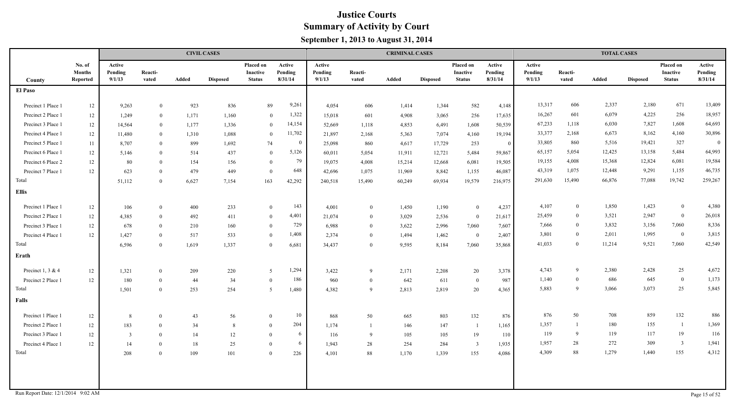# Justice Courts
## Summary of Activity by Court
### September 1, 2013 to August 31, 2014

| | | CIVIL CASES | | | | | | CRIMINAL CASES | | | | | | TOTAL CASES | | | | | |
|---|---|---|---|---|---|---|---|---|---|---|---|---|---|---|---|---|---|---|---|
| County | No. of Months Reported | Active Pending 9/1/13 | Reacti-vated | Added | Disposed | Placed on Inactive Status | Active Pending 8/31/14 | Active Pending 9/1/13 | Reacti-vated | Added | Disposed | Placed on Inactive Status | Active Pending 8/31/14 | Active Pending 9/1/13 | Reacti-vated | Added | Disposed | Placed on Inactive Status | Active Pending 8/31/14 |
| **El Paso** | | | | | | | | | | | | | | | | | | | |
| Precinct 1 Place 1 | 12 | 9,263 | 0 | 923 | 836 | 89 | 9,261 | 4,054 | 606 | 1,414 | 1,344 | 582 | 4,148 | 13,317 | 606 | 2,337 | 2,180 | 671 | 13,409 |
| Precinct 2 Place 1 | 12 | 1,249 | 0 | 1,171 | 1,160 | 0 | 1,322 | 15,018 | 601 | 4,908 | 3,065 | 256 | 17,635 | 16,267 | 601 | 6,079 | 4,225 | 256 | 18,957 |
| Precinct 3 Place 1 | 12 | 14,564 | 0 | 1,177 | 1,336 | 0 | 14,154 | 52,669 | 1,118 | 4,853 | 6,491 | 1,608 | 50,539 | 67,233 | 1,118 | 6,030 | 7,827 | 1,608 | 64,693 |
| Precinct 4 Place 1 | 12 | 11,480 | 0 | 1,310 | 1,088 | 0 | 11,702 | 21,897 | 2,168 | 5,363 | 7,074 | 4,160 | 19,194 | 33,377 | 2,168 | 6,673 | 8,162 | 4,160 | 30,896 |
| Precinct 5 Place 1 | 11 | 8,707 | 0 | 899 | 1,692 | 74 | 0 | 25,098 | 860 | 4,617 | 17,729 | 253 | 0 | 33,805 | 860 | 5,516 | 19,421 | 327 | 0 |
| Precinct 6 Place 1 | 12 | 5,146 | 0 | 514 | 437 | 0 | 5,126 | 60,011 | 5,054 | 11,911 | 12,721 | 5,484 | 59,867 | 65,157 | 5,054 | 12,425 | 13,158 | 5,484 | 64,993 |
| Precinct 6 Place 2 | 12 | 80 | 0 | 154 | 156 | 0 | 79 | 19,075 | 4,008 | 15,214 | 12,668 | 6,081 | 19,505 | 19,155 | 4,008 | 15,368 | 12,824 | 6,081 | 19,584 |
| Precinct 7 Place 1 | 12 | 623 | 0 | 479 | 449 | 0 | 648 | 42,696 | 1,075 | 11,969 | 8,842 | 1,155 | 46,087 | 43,319 | 1,075 | 12,448 | 9,291 | 1,155 | 46,735 |
| Total | | 51,112 | 0 | 6,627 | 7,154 | 163 | 42,292 | 240,518 | 15,490 | 60,249 | 69,934 | 19,579 | 216,975 | 291,630 | 15,490 | 66,876 | 77,088 | 19,742 | 259,267 |
| **Ellis** | | | | | | | | | | | | | | | | | | | |
| Precinct 1 Place 1 | 12 | 106 | 0 | 400 | 233 | 0 | 143 | 4,001 | 0 | 1,450 | 1,190 | 0 | 4,237 | 4,107 | 0 | 1,850 | 1,423 | 0 | 4,380 |
| Precinct 2 Place 1 | 12 | 4,385 | 0 | 492 | 411 | 0 | 4,401 | 21,074 | 0 | 3,029 | 2,536 | 0 | 21,617 | 25,459 | 0 | 3,521 | 2,947 | 0 | 26,018 |
| Precinct 3 Place 1 | 12 | 678 | 0 | 210 | 160 | 0 | 729 | 6,988 | 0 | 3,622 | 2,996 | 7,060 | 7,607 | 7,666 | 0 | 3,832 | 3,156 | 7,060 | 8,336 |
| Precinct 4 Place 1 | 12 | 1,427 | 0 | 517 | 533 | 0 | 1,408 | 2,374 | 0 | 1,494 | 1,462 | 0 | 2,407 | 3,801 | 0 | 2,011 | 1,995 | 0 | 3,815 |
| Total | | 6,596 | 0 | 1,619 | 1,337 | 0 | 6,681 | 34,437 | 0 | 9,595 | 8,184 | 7,060 | 35,868 | 41,033 | 0 | 11,214 | 9,521 | 7,060 | 42,549 |
| **Erath** | | | | | | | | | | | | | | | | | | | |
| Precinct 1, 3 & 4 | 12 | 1,321 | 0 | 209 | 220 | 5 | 1,294 | 3,422 | 9 | 2,171 | 2,208 | 20 | 3,378 | 4,743 | 9 | 2,380 | 2,428 | 25 | 4,672 |
| Precinct 2 Place 1 | 12 | 180 | 0 | 44 | 34 | 0 | 186 | 960 | 0 | 642 | 611 | 0 | 987 | 1,140 | 0 | 686 | 645 | 0 | 1,173 |
| Total | | 1,501 | 0 | 253 | 254 | 5 | 1,480 | 4,382 | 9 | 2,813 | 2,819 | 20 | 4,365 | 5,883 | 9 | 3,066 | 3,073 | 25 | 5,845 |
| **Falls** | | | | | | | | | | | | | | | | | | | |
| Precinct 1 Place 1 | 12 | 8 | 0 | 43 | 56 | 0 | 10 | 868 | 50 | 665 | 803 | 132 | 876 | 876 | 50 | 708 | 859 | 132 | 886 |
| Precinct 2 Place 1 | 12 | 183 | 0 | 34 | 8 | 0 | 204 | 1,174 | 1 | 146 | 147 | 1 | 1,165 | 1,357 | 1 | 180 | 155 | 1 | 1,369 |
| Precinct 3 Place 1 | 12 | 3 | 0 | 14 | 12 | 0 | 6 | 116 | 9 | 105 | 105 | 19 | 110 | 119 | 9 | 119 | 117 | 19 | 116 |
| Precinct 4 Place 1 | 12 | 14 | 0 | 18 | 25 | 0 | 6 | 1,943 | 28 | 254 | 284 | 3 | 1,935 | 1,957 | 28 | 272 | 309 | 3 | 1,941 |
| Total | | 208 | 0 | 109 | 101 | 0 | 226 | 4,101 | 88 | 1,170 | 1,339 | 155 | 4,086 | 4,309 | 88 | 1,279 | 1,440 | 155 | 4,312 |

Run Report Date: 12/1/2014 9:02 AM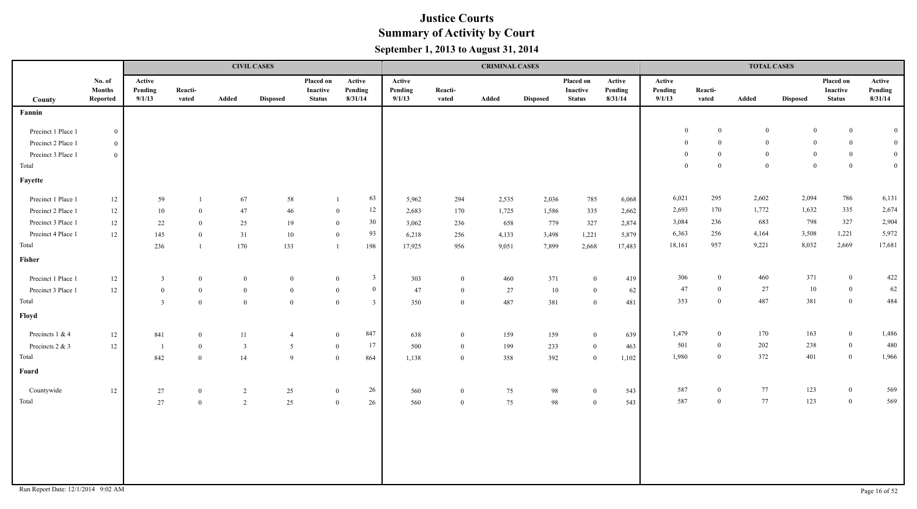# Justice Courts
## Summary of Activity by Court
### September 1, 2013 to August 31, 2014

| | | CIVIL CASES | | | | | | CRIMINAL CASES | | | | | | TOTAL CASES | | | | | |
|---|---|---|---|---|---|---|---|---|---|---|---|---|---|---|---|---|---|---|---|
| County | No. of Months Reported | Active Pending 9/1/13 | Reacti-vated | Added | Disposed | Placed on Inactive Status | Active Pending 8/31/14 | Active Pending 9/1/13 | Reacti-vated | Added | Disposed | Placed on Inactive Status | Active Pending 8/31/14 | Active Pending 9/1/13 | Reacti-vated | Added | Disposed | Placed on Inactive Status | Active Pending 8/31/14 |
| **Fannin** | | | | | | | | | | | | | | | | | | | |
| Precinct 1 Place 1 | 0 | | | | | | | | | | | | | 0 | 0 | 0 | 0 | 0 | 0 |
| Precinct 2 Place 1 | 0 | | | | | | | | | | | | | 0 | 0 | 0 | 0 | 0 | 0 |
| Precinct 3 Place 1 | 0 | | | | | | | | | | | | | 0 | 0 | 0 | 0 | 0 | 0 |
| Total | | | | | | | | | | | | | | 0 | 0 | 0 | 0 | 0 | 0 |
| **Fayette** | | | | | | | | | | | | | | | | | | | |
| Precinct 1 Place 1 | 12 | 59 | 1 | 67 | 58 | 1 | 63 | 5,962 | 294 | 2,535 | 2,036 | 785 | 6,068 | 6,021 | 295 | 2,602 | 2,094 | 786 | 6,131 |
| Precinct 2 Place 1 | 12 | 10 | 0 | 47 | 46 | 0 | 12 | 2,683 | 170 | 1,725 | 1,586 | 335 | 2,662 | 2,693 | 170 | 1,772 | 1,632 | 335 | 2,674 |
| Precinct 3 Place 1 | 12 | 22 | 0 | 25 | 19 | 0 | 30 | 3,062 | 236 | 658 | 779 | 327 | 2,874 | 3,084 | 236 | 683 | 798 | 327 | 2,904 |
| Precinct 4 Place 1 | 12 | 145 | 0 | 31 | 10 | 0 | 93 | 6,218 | 256 | 4,133 | 3,498 | 1,221 | 5,879 | 6,363 | 256 | 4,164 | 3,508 | 1,221 | 5,972 |
| Total | | 236 | 1 | 170 | 133 | 1 | 198 | 17,925 | 956 | 9,051 | 7,899 | 2,668 | 17,483 | 18,161 | 957 | 9,221 | 8,032 | 2,669 | 17,681 |
| **Fisher** | | | | | | | | | | | | | | | | | | | |
| Precinct 1 Place 1 | 12 | 3 | 0 | 0 | 0 | 0 | 3 | 303 | 0 | 460 | 371 | 0 | 419 | 306 | 0 | 460 | 371 | 0 | 422 |
| Precinct 3 Place 1 | 12 | 0 | 0 | 0 | 0 | 0 | 0 | 47 | 0 | 27 | 10 | 0 | 62 | 47 | 0 | 27 | 10 | 0 | 62 |
| Total | | 3 | 0 | 0 | 0 | 0 | 3 | 350 | 0 | 487 | 381 | 0 | 481 | 353 | 0 | 487 | 381 | 0 | 484 |
| **Floyd** | | | | | | | | | | | | | | | | | | | |
| Precincts 1 & 4 | 12 | 841 | 0 | 11 | 4 | 0 | 847 | 638 | 0 | 159 | 159 | 0 | 639 | 1,479 | 0 | 170 | 163 | 0 | 1,486 |
| Precincts 2 & 3 | 12 | 1 | 0 | 3 | 5 | 0 | 17 | 500 | 0 | 199 | 233 | 0 | 463 | 501 | 0 | 202 | 238 | 0 | 480 |
| Total | | 842 | 0 | 14 | 9 | 0 | 864 | 1,138 | 0 | 358 | 392 | 0 | 1,102 | 1,980 | 0 | 372 | 401 | 0 | 1,966 |
| **Foard** | | | | | | | | | | | | | | | | | | | |
| Countywide | 12 | 27 | 0 | 2 | 25 | 0 | 26 | 560 | 0 | 75 | 98 | 0 | 543 | 587 | 0 | 77 | 123 | 0 | 569 |
| Total | | 27 | 0 | 2 | 25 | 0 | 26 | 560 | 0 | 75 | 98 | 0 | 543 | 587 | 0 | 77 | 123 | 0 | 569 |

Run Report Date: 12/1/2014 9:02 AM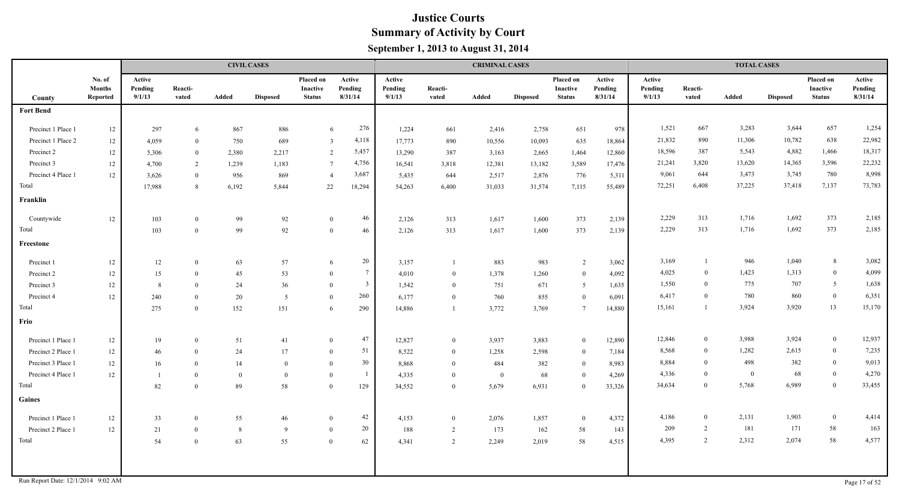# Justice Courts
## Summary of Activity by Court
### September 1, 2013 to August 31, 2014

| | | CIVIL CASES | | | | | | CRIMINAL CASES | | | | | | TOTAL CASES | | | | | |
|---|---|---|---|---|---|---|---|---|---|---|---|---|---|---|---|---|---|---|---|
| County | No. of Months Reported | Active Pending 9/1/13 | Reactivated | Added | Disposed | Placed on Inactive Status | Active Pending 8/31/14 | Active Pending 9/1/13 | Reactivated | Added | Disposed | Placed on Inactive Status | Active Pending 8/31/14 | Active Pending 9/1/13 | Reactivated | Added | Disposed | Placed on Inactive Status | Active Pending 8/31/14 |
| **Fort Bend** | | | | | | | | | | | | | | | | | | | |
| Precinct 1 Place 1 | 12 | 297 | 6 | 867 | 886 | 6 | 276 | 1,224 | 661 | 2,416 | 2,758 | 651 | 978 | 1,521 | 667 | 3,283 | 3,644 | 657 | 1,254 |
| Precinct 1 Place 2 | 12 | 4,059 | 0 | 750 | 689 | 3 | 4,118 | 17,773 | 890 | 10,556 | 10,093 | 635 | 18,864 | 21,832 | 890 | 11,306 | 10,782 | 638 | 22,982 |
| Precinct 2 | 12 | 5,306 | 0 | 2,380 | 2,217 | 2 | 5,457 | 13,290 | 387 | 3,163 | 2,665 | 1,464 | 12,860 | 18,596 | 387 | 5,543 | 4,882 | 1,466 | 18,317 |
| Precinct 3 | 12 | 4,700 | 2 | 1,239 | 1,183 | 7 | 4,756 | 16,541 | 3,818 | 12,381 | 13,182 | 3,589 | 17,476 | 21,241 | 3,820 | 13,620 | 14,365 | 3,596 | 22,232 |
| Precinct 4 Place 1 | 12 | 3,626 | 0 | 956 | 869 | 4 | 3,687 | 5,435 | 644 | 2,517 | 2,876 | 776 | 5,311 | 9,061 | 644 | 3,473 | 3,745 | 780 | 8,998 |
| Total | | 17,988 | 8 | 6,192 | 5,844 | 22 | 18,294 | 54,263 | 6,400 | 31,033 | 31,574 | 7,115 | 55,489 | 72,251 | 6,408 | 37,225 | 37,418 | 7,137 | 73,783 |
| **Franklin** | | | | | | | | | | | | | | | | | | | |
| Countywide | 12 | 103 | 0 | 99 | 92 | 0 | 46 | 2,126 | 313 | 1,617 | 1,600 | 373 | 2,139 | 2,229 | 313 | 1,716 | 1,692 | 373 | 2,185 |
| Total | | 103 | 0 | 99 | 92 | 0 | 46 | 2,126 | 313 | 1,617 | 1,600 | 373 | 2,139 | 2,229 | 313 | 1,716 | 1,692 | 373 | 2,185 |
| **Freestone** | | | | | | | | | | | | | | | | | | | |
| Precinct 1 | 12 | 12 | 0 | 63 | 57 | 6 | 20 | 3,157 | 1 | 883 | 983 | 2 | 3,062 | 3,169 | 1 | 946 | 1,040 | 8 | 3,082 |
| Precinct 2 | 12 | 15 | 0 | 45 | 53 | 0 | 7 | 4,010 | 0 | 1,378 | 1,260 | 0 | 4,092 | 4,025 | 0 | 1,423 | 1,313 | 0 | 4,099 |
| Precinct 3 | 12 | 8 | 0 | 24 | 36 | 0 | 3 | 1,542 | 0 | 751 | 671 | 5 | 1,635 | 1,550 | 0 | 775 | 707 | 5 | 1,638 |
| Precinct 4 | 12 | 240 | 0 | 20 | 5 | 0 | 260 | 6,177 | 0 | 760 | 855 | 0 | 6,091 | 6,417 | 0 | 780 | 860 | 0 | 6,351 |
| Total | | 275 | 0 | 152 | 151 | 6 | 290 | 14,886 | 1 | 3,772 | 3,769 | 7 | 14,880 | 15,161 | 1 | 3,924 | 3,920 | 13 | 15,170 |
| **Frio** | | | | | | | | | | | | | | | | | | | |
| Precinct 1 Place 1 | 12 | 19 | 0 | 51 | 41 | 0 | 47 | 12,827 | 0 | 3,937 | 3,883 | 0 | 12,890 | 12,846 | 0 | 3,988 | 3,924 | 0 | 12,937 |
| Precinct 2 Place 1 | 12 | 46 | 0 | 24 | 17 | 0 | 51 | 8,522 | 0 | 1,258 | 2,598 | 0 | 7,184 | 8,568 | 0 | 1,282 | 2,615 | 0 | 7,235 |
| Precinct 3 Place 1 | 12 | 16 | 0 | 14 | 0 | 0 | 30 | 8,868 | 0 | 484 | 382 | 0 | 8,983 | 8,884 | 0 | 498 | 382 | 0 | 9,013 |
| Precinct 4 Place 1 | 12 | 1 | 0 | 0 | 0 | 0 | 1 | 4,335 | 0 | 0 | 68 | 0 | 4,269 | 4,336 | 0 | 0 | 68 | 0 | 4,270 |
| Total | | 82 | 0 | 89 | 58 | 0 | 129 | 34,552 | 0 | 5,679 | 6,931 | 0 | 33,326 | 34,634 | 0 | 5,768 | 6,989 | 0 | 33,455 |
| **Gaines** | | | | | | | | | | | | | | | | | | | |
| Precinct 1 Place 1 | 12 | 33 | 0 | 55 | 46 | 0 | 42 | 4,153 | 0 | 2,076 | 1,857 | 0 | 4,372 | 4,186 | 0 | 2,131 | 1,903 | 0 | 4,414 |
| Precinct 2 Place 1 | 12 | 21 | 0 | 8 | 9 | 0 | 20 | 188 | 2 | 173 | 162 | 58 | 143 | 209 | 2 | 181 | 171 | 58 | 163 |
| Total | | 54 | 0 | 63 | 55 | 0 | 62 | 4,341 | 2 | 2,249 | 2,019 | 58 | 4,515 | 4,395 | 2 | 2,312 | 2,074 | 58 | 4,577 |

Run Report Date: 12/1/2014 9:02 AM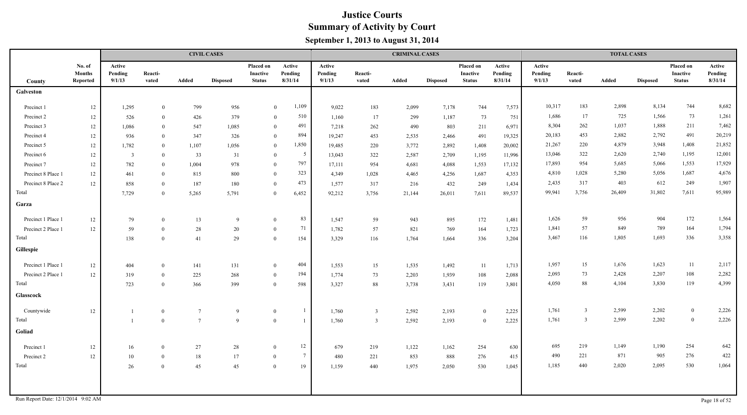# Justice Courts
## Summary of Activity by Court
### September 1, 2013 to August 31, 2014

| County | No. of Months Reported | CIVIL CASES Active Pending 9/1/13 | Reacti-vated | Added | Disposed | Placed on Inactive Status | Active Pending 8/31/14 | CRIMINAL CASES Active Pending 9/1/13 | Reacti-vated | Added | Disposed | Placed on Inactive Status | Active Pending 8/31/14 | TOTAL CASES Active Pending 9/1/13 | Reacti-vated | Added | Disposed | Placed on Inactive Status | Active Pending 8/31/14 |
|---|---|---|---|---|---|---|---|---|---|---|---|---|---|---|---|---|---|---|---|
| **Galveston** | | | | | | | | | | | | | | | | | | | |
| Precinct 1 | 12 | 1,295 | 0 | 799 | 956 | 0 | 1,109 | 9,022 | 183 | 2,099 | 7,178 | 744 | 7,573 | 10,317 | 183 | 2,898 | 8,134 | 744 | 8,682 |
| Precinct 2 | 12 | 526 | 0 | 426 | 379 | 0 | 510 | 1,160 | 17 | 299 | 1,187 | 73 | 751 | 1,686 | 17 | 725 | 1,566 | 73 | 1,261 |
| Precinct 3 | 12 | 1,086 | 0 | 547 | 1,085 | 0 | 491 | 7,218 | 262 | 490 | 803 | 211 | 6,971 | 8,304 | 262 | 1,037 | 1,888 | 211 | 7,462 |
| Precinct 4 | 12 | 936 | 0 | 347 | 326 | 0 | 894 | 19,247 | 453 | 2,535 | 2,466 | 491 | 19,325 | 20,183 | 453 | 2,882 | 2,792 | 491 | 20,219 |
| Precinct 5 | 12 | 1,782 | 0 | 1,107 | 1,056 | 0 | 1,850 | 19,485 | 220 | 3,772 | 2,892 | 1,408 | 20,002 | 21,267 | 220 | 4,879 | 3,948 | 1,408 | 21,852 |
| Precinct 6 | 12 | 3 | 0 | 33 | 31 | 0 | 5 | 13,043 | 322 | 2,587 | 2,709 | 1,195 | 11,996 | 13,046 | 322 | 2,620 | 2,740 | 1,195 | 12,001 |
| Precinct 7 | 12 | 782 | 0 | 1,004 | 978 | 0 | 797 | 17,111 | 954 | 4,681 | 4,088 | 1,553 | 17,132 | 17,893 | 954 | 5,685 | 5,066 | 1,553 | 17,929 |
| Precinct 8 Place 1 | 12 | 461 | 0 | 815 | 800 | 0 | 323 | 4,349 | 1,028 | 4,465 | 4,256 | 1,687 | 4,353 | 4,810 | 1,028 | 5,280 | 5,056 | 1,687 | 4,676 |
| Precinct 8 Place 2 | 12 | 858 | 0 | 187 | 180 | 0 | 473 | 1,577 | 317 | 216 | 432 | 249 | 1,434 | 2,435 | 317 | 403 | 612 | 249 | 1,907 |
| Total | | 7,729 | 0 | 5,265 | 5,791 | 0 | 6,452 | 92,212 | 3,756 | 21,144 | 26,011 | 7,611 | 89,537 | 99,941 | 3,756 | 26,409 | 31,802 | 7,611 | 95,989 |
| **Garza** | | | | | | | | | | | | | | | | | | | |
| Precinct 1 Place 1 | 12 | 79 | 0 | 13 | 9 | 0 | 83 | 1,547 | 59 | 943 | 895 | 172 | 1,481 | 1,626 | 59 | 956 | 904 | 172 | 1,564 |
| Precinct 2 Place 1 | 12 | 59 | 0 | 28 | 20 | 0 | 71 | 1,782 | 57 | 821 | 769 | 164 | 1,723 | 1,841 | 57 | 849 | 789 | 164 | 1,794 |
| Total | | 138 | 0 | 41 | 29 | 0 | 154 | 3,329 | 116 | 1,764 | 1,664 | 336 | 3,204 | 3,467 | 116 | 1,805 | 1,693 | 336 | 3,358 |
| **Gillespie** | | | | | | | | | | | | | | | | | | | |
| Precinct 1 Place 1 | 12 | 404 | 0 | 141 | 131 | 0 | 404 | 1,553 | 15 | 1,535 | 1,492 | 11 | 1,713 | 1,957 | 15 | 1,676 | 1,623 | 11 | 2,117 |
| Precinct 2 Place 1 | 12 | 319 | 0 | 225 | 268 | 0 | 194 | 1,774 | 73 | 2,203 | 1,939 | 108 | 2,088 | 2,093 | 73 | 2,428 | 2,207 | 108 | 2,282 |
| Total | | 723 | 0 | 366 | 399 | 0 | 598 | 3,327 | 88 | 3,738 | 3,431 | 119 | 3,801 | 4,050 | 88 | 4,104 | 3,830 | 119 | 4,399 |
| **Glasscock** | | | | | | | | | | | | | | | | | | | |
| Countywide | 12 | 1 | 0 | 7 | 9 | 0 | 1 | 1,760 | 3 | 2,592 | 2,193 | 0 | 2,225 | 1,761 | 3 | 2,599 | 2,202 | 0 | 2,226 |
| Total | | 1 | 0 | 7 | 9 | 0 | 1 | 1,760 | 3 | 2,592 | 2,193 | 0 | 2,225 | 1,761 | 3 | 2,599 | 2,202 | 0 | 2,226 |
| **Goliad** | | | | | | | | | | | | | | | | | | | |
| Precinct 1 | 12 | 16 | 0 | 27 | 28 | 0 | 12 | 679 | 219 | 1,122 | 1,162 | 254 | 630 | 695 | 219 | 1,149 | 1,190 | 254 | 642 |
| Precinct 2 | 12 | 10 | 0 | 18 | 17 | 0 | 7 | 480 | 221 | 853 | 888 | 276 | 415 | 490 | 221 | 871 | 905 | 276 | 422 |
| Total | | 26 | 0 | 45 | 45 | 0 | 19 | 1,159 | 440 | 1,975 | 2,050 | 530 | 1,045 | 1,185 | 440 | 2,020 | 2,095 | 530 | 1,064 |

Run Report Date: 12/1/2014 9:02 AM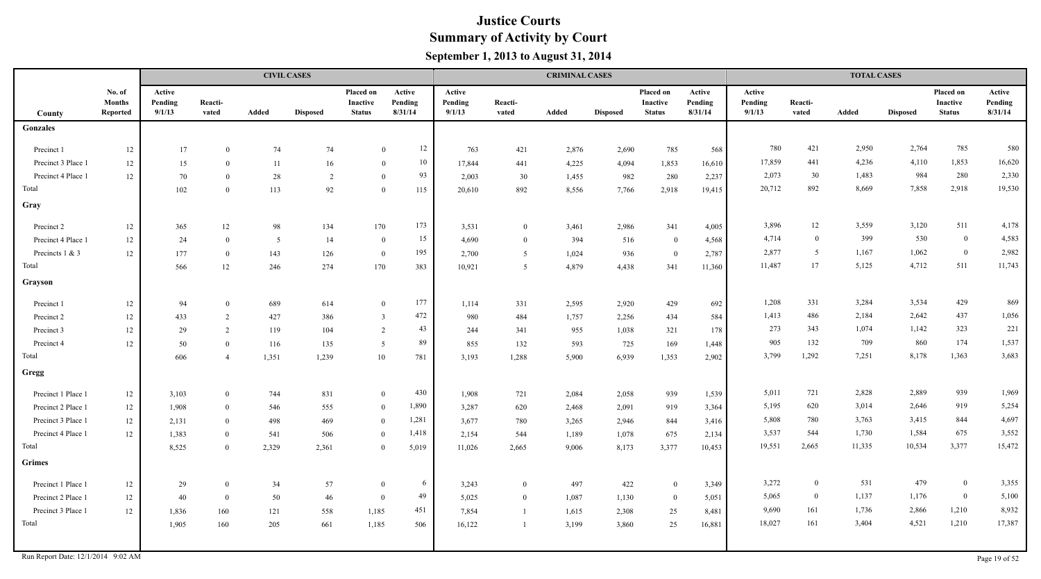# Justice Courts
## Summary of Activity by Court
### September 1, 2013 to August 31, 2014

| | | CIVIL CASES | | | | | | CRIMINAL CASES | | | | | | TOTAL CASES | | | | | |
|---|---|---|---|---|---|---|---|---|---|---|---|---|---|---|---|---|---|---|---|
| County | No. of Months Reported | Active Pending 9/1/13 | Reacti-vated | Added | Disposed | Placed on Inactive Status | Active Pending 8/31/14 | Active Pending 9/1/13 | Reacti-vated | Added | Disposed | Placed on Inactive Status | Active Pending 8/31/14 | Active Pending 9/1/13 | Reacti-vated | Added | Disposed | Placed on Inactive Status | Active Pending 8/31/14 |
| **Gonzales** | | | | | | | | | | | | | | | | | | | |
| Precinct 1 | 12 | 17 | 0 | 74 | 74 | 0 | 12 | 763 | 421 | 2,876 | 2,690 | 785 | 568 | 780 | 421 | 2,950 | 2,764 | 785 | 580 |
| Precinct 3 Place 1 | 12 | 15 | 0 | 11 | 16 | 0 | 10 | 17,844 | 441 | 4,225 | 4,094 | 1,853 | 16,610 | 17,859 | 441 | 4,236 | 4,110 | 1,853 | 16,620 |
| Precinct 4 Place 1 | 12 | 70 | 0 | 28 | 2 | 0 | 93 | 2,003 | 30 | 1,455 | 982 | 280 | 2,237 | 2,073 | 30 | 1,483 | 984 | 280 | 2,330 |
| Total | | 102 | 0 | 113 | 92 | 0 | 115 | 20,610 | 892 | 8,556 | 7,766 | 2,918 | 19,415 | 20,712 | 892 | 8,669 | 7,858 | 2,918 | 19,530 |
| **Gray** | | | | | | | | | | | | | | | | | | | |
| Precinct 2 | 12 | 365 | 12 | 98 | 134 | 170 | 173 | 3,531 | 0 | 3,461 | 2,986 | 341 | 4,005 | 3,896 | 12 | 3,559 | 3,120 | 511 | 4,178 |
| Precinct 4 Place 1 | 12 | 24 | 0 | 5 | 14 | 0 | 15 | 4,690 | 0 | 394 | 516 | 0 | 4,568 | 4,714 | 0 | 399 | 530 | 0 | 4,583 |
| Precincts 1 & 3 | 12 | 177 | 0 | 143 | 126 | 0 | 195 | 2,700 | 5 | 1,024 | 936 | 0 | 2,787 | 2,877 | 5 | 1,167 | 1,062 | 0 | 2,982 |
| Total | | 566 | 12 | 246 | 274 | 170 | 383 | 10,921 | 5 | 4,879 | 4,438 | 341 | 11,360 | 11,487 | 17 | 5,125 | 4,712 | 511 | 11,743 |
| **Grayson** | | | | | | | | | | | | | | | | | | | |
| Precinct 1 | 12 | 94 | 0 | 689 | 614 | 0 | 177 | 1,114 | 331 | 2,595 | 2,920 | 429 | 692 | 1,208 | 331 | 3,284 | 3,534 | 429 | 869 |
| Precinct 2 | 12 | 433 | 2 | 427 | 386 | 3 | 472 | 980 | 484 | 1,757 | 2,256 | 434 | 584 | 1,413 | 486 | 2,184 | 2,642 | 437 | 1,056 |
| Precinct 3 | 12 | 29 | 2 | 119 | 104 | 2 | 43 | 244 | 341 | 955 | 1,038 | 321 | 178 | 273 | 343 | 1,074 | 1,142 | 323 | 221 |
| Precinct 4 | 12 | 50 | 0 | 116 | 135 | 5 | 89 | 855 | 132 | 593 | 725 | 169 | 1,448 | 905 | 132 | 709 | 860 | 174 | 1,537 |
| Total | | 606 | 4 | 1,351 | 1,239 | 10 | 781 | 3,193 | 1,288 | 5,900 | 6,939 | 1,353 | 2,902 | 3,799 | 1,292 | 7,251 | 8,178 | 1,363 | 3,683 |
| **Gregg** | | | | | | | | | | | | | | | | | | | |
| Precinct 1 Place 1 | 12 | 3,103 | 0 | 744 | 831 | 0 | 430 | 1,908 | 721 | 2,084 | 2,058 | 939 | 1,539 | 5,011 | 721 | 2,828 | 2,889 | 939 | 1,969 |
| Precinct 2 Place 1 | 12 | 1,908 | 0 | 546 | 555 | 0 | 1,890 | 3,287 | 620 | 2,468 | 2,091 | 919 | 3,364 | 5,195 | 620 | 3,014 | 2,646 | 919 | 5,254 |
| Precinct 3 Place 1 | 12 | 2,131 | 0 | 498 | 469 | 0 | 1,281 | 3,677 | 780 | 3,265 | 2,946 | 844 | 3,416 | 5,808 | 780 | 3,763 | 3,415 | 844 | 4,697 |
| Precinct 4 Place 1 | 12 | 1,383 | 0 | 541 | 506 | 0 | 1,418 | 2,154 | 544 | 1,189 | 1,078 | 675 | 2,134 | 3,537 | 544 | 1,730 | 1,584 | 675 | 3,552 |
| Total | | 8,525 | 0 | 2,329 | 2,361 | 0 | 5,019 | 11,026 | 2,665 | 9,006 | 8,173 | 3,377 | 10,453 | 19,551 | 2,665 | 11,335 | 10,534 | 3,377 | 15,472 |
| **Grimes** | | | | | | | | | | | | | | | | | | | |
| Precinct 1 Place 1 | 12 | 29 | 0 | 34 | 57 | 0 | 6 | 3,243 | 0 | 497 | 422 | 0 | 3,349 | 3,272 | 0 | 531 | 479 | 0 | 3,355 |
| Precinct 2 Place 1 | 12 | 40 | 0 | 50 | 46 | 0 | 49 | 5,025 | 0 | 1,087 | 1,130 | 0 | 5,051 | 5,065 | 0 | 1,137 | 1,176 | 0 | 5,100 |
| Precinct 3 Place 1 | 12 | 1,836 | 160 | 121 | 558 | 1,185 | 451 | 7,854 | 1 | 1,615 | 2,308 | 25 | 8,481 | 9,690 | 161 | 1,736 | 2,866 | 1,210 | 8,932 |
| Total | | 1,905 | 160 | 205 | 661 | 1,185 | 506 | 16,122 | 1 | 3,199 | 3,860 | 25 | 16,881 | 18,027 | 161 | 3,404 | 4,521 | 1,210 | 17,387 |

Run Report Date: 12/1/2014 9:02 AM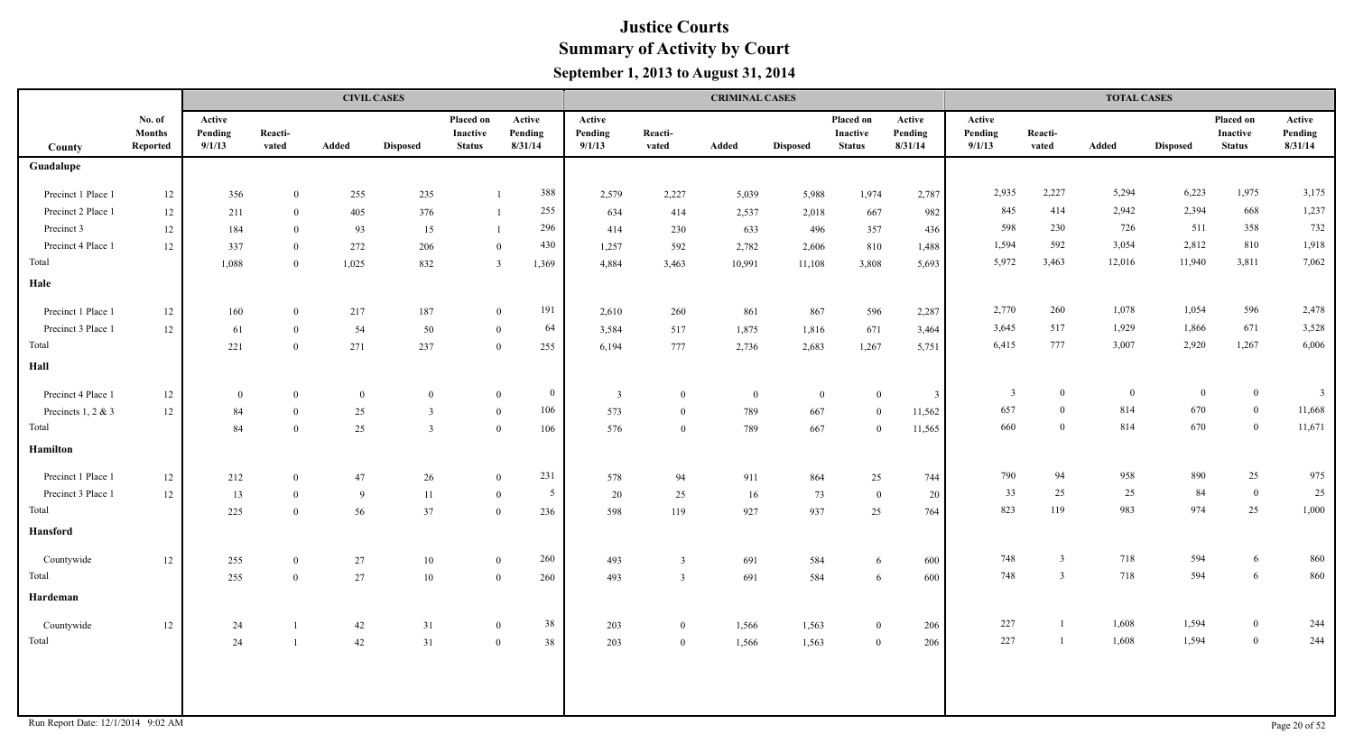# Justice Courts

## Summary of Activity by Court

### September 1, 2013 to August 31, 2014

| County | No. of Months Reported | CIVIL CASES Active Pending 9/1/13 | Reacti-vated | Added | Disposed | Placed on Inactive Status | Active Pending 8/31/14 | CRIMINAL CASES Active Pending 9/1/13 | Reacti-vated | Added | Disposed | Placed on Inactive Status | Active Pending 8/31/14 | TOTAL CASES Active Pending 9/1/13 | Reacti-vated | Added | Disposed | Placed on Inactive Status | Active Pending 8/31/14 |
|---|---|---|---|---|---|---|---|---|---|---|---|---|---|---|---|---|---|---|---|
| **Guadalupe** | | | | | | | | | | | | | | | | | | | |
| Precinct 1 Place 1 | 12 | 356 | 0 | 255 | 235 | 1 | 388 | 2,579 | 2,227 | 5,039 | 5,988 | 1,974 | 2,787 | 2,935 | 2,227 | 5,294 | 6,223 | 1,975 | 3,175 |
| Precinct 2 Place 1 | 12 | 211 | 0 | 405 | 376 | 1 | 255 | 634 | 414 | 2,537 | 2,018 | 667 | 982 | 845 | 414 | 2,942 | 2,394 | 668 | 1,237 |
| Precinct 3 | 12 | 184 | 0 | 93 | 15 | 1 | 296 | 414 | 230 | 633 | 496 | 357 | 436 | 598 | 230 | 726 | 511 | 358 | 732 |
| Precinct 4 Place 1 | 12 | 337 | 0 | 272 | 206 | 0 | 430 | 1,257 | 592 | 2,782 | 2,606 | 810 | 1,488 | 1,594 | 592 | 3,054 | 2,812 | 810 | 1,918 |
| Total | | 1,088 | 0 | 1,025 | 832 | 3 | 1,369 | 4,884 | 3,463 | 10,991 | 11,108 | 3,808 | 5,693 | 5,972 | 3,463 | 12,016 | 11,940 | 3,811 | 7,062 |
| **Hale** | | | | | | | | | | | | | | | | | | | |
| Precinct 1 Place 1 | 12 | 160 | 0 | 217 | 187 | 0 | 191 | 2,610 | 260 | 861 | 867 | 596 | 2,287 | 2,770 | 260 | 1,078 | 1,054 | 596 | 2,478 |
| Precinct 3 Place 1 | 12 | 61 | 0 | 54 | 50 | 0 | 64 | 3,584 | 517 | 1,875 | 1,816 | 671 | 3,464 | 3,645 | 517 | 1,929 | 1,866 | 671 | 3,528 |
| Total | | 221 | 0 | 271 | 237 | 0 | 255 | 6,194 | 777 | 2,736 | 2,683 | 1,267 | 5,751 | 6,415 | 777 | 3,007 | 2,920 | 1,267 | 6,006 |
| **Hall** | | | | | | | | | | | | | | | | | | | |
| Precinct 4 Place 1 | 12 | 0 | 0 | 0 | 0 | 0 | 0 | 3 | 0 | 0 | 0 | 0 | 3 | 3 | 0 | 0 | 0 | 0 | 3 |
| Precincts 1, 2 & 3 | 12 | 84 | 0 | 25 | 3 | 0 | 106 | 573 | 0 | 789 | 667 | 0 | 11,562 | 657 | 0 | 814 | 670 | 0 | 11,668 |
| Total | | 84 | 0 | 25 | 3 | 0 | 106 | 576 | 0 | 789 | 667 | 0 | 11,565 | 660 | 0 | 814 | 670 | 0 | 11,671 |
| **Hamilton** | | | | | | | | | | | | | | | | | | | |
| Precinct 1 Place 1 | 12 | 212 | 0 | 47 | 26 | 0 | 231 | 578 | 94 | 911 | 864 | 25 | 744 | 790 | 94 | 958 | 890 | 25 | 975 |
| Precinct 3 Place 1 | 12 | 13 | 0 | 9 | 11 | 0 | 5 | 20 | 25 | 16 | 73 | 0 | 20 | 33 | 25 | 25 | 84 | 0 | 25 |
| Total | | 225 | 0 | 56 | 37 | 0 | 236 | 598 | 119 | 927 | 937 | 25 | 764 | 823 | 119 | 983 | 974 | 25 | 1,000 |
| **Hansford** | | | | | | | | | | | | | | | | | | | |
| Countywide | 12 | 255 | 0 | 27 | 10 | 0 | 260 | 493 | 3 | 691 | 584 | 6 | 600 | 748 | 3 | 718 | 594 | 6 | 860 |
| Total | | 255 | 0 | 27 | 10 | 0 | 260 | 493 | 3 | 691 | 584 | 6 | 600 | 748 | 3 | 718 | 594 | 6 | 860 |
| **Hardeman** | | | | | | | | | | | | | | | | | | | |
| Countywide | 12 | 24 | 1 | 42 | 31 | 0 | 38 | 203 | 0 | 1,566 | 1,563 | 0 | 206 | 227 | 1 | 1,608 | 1,594 | 0 | 244 |
| Total | | 24 | 1 | 42 | 31 | 0 | 38 | 203 | 0 | 1,566 | 1,563 | 0 | 206 | 227 | 1 | 1,608 | 1,594 | 0 | 244 |

Run Report Date: 12/1/2014 9:02 AM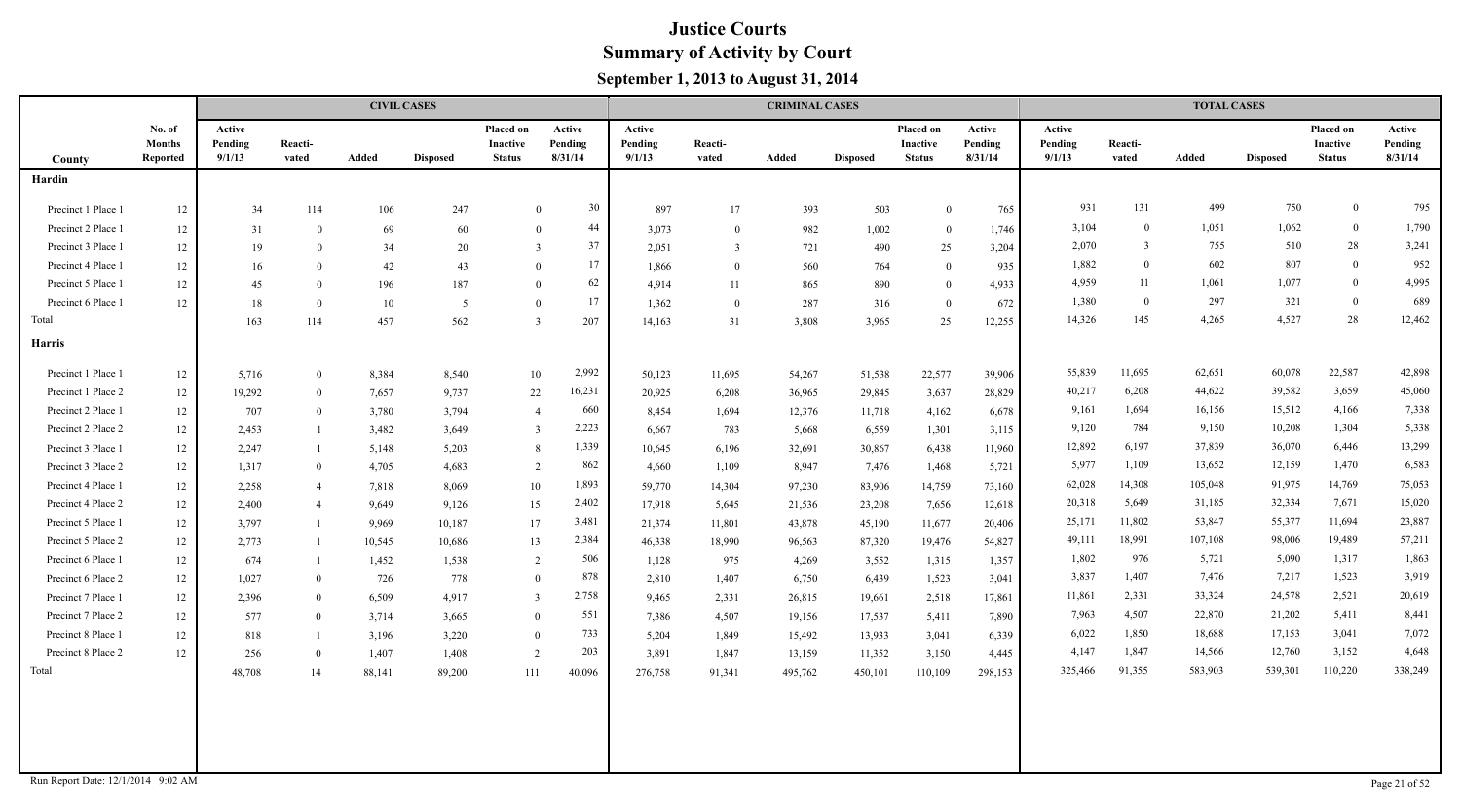# Justice Courts
## Summary of Activity by Court
### September 1, 2013 to August 31, 2014

| | | CIVIL CASES | | | | | | CRIMINAL CASES | | | | | | TOTAL CASES | | | | | |
|---|---|---|---|---|---|---|---|---|---|---|---|---|---|---|---|---|---|---|---|
| County | No. of Months Reported | Active Pending 9/1/13 | Reacti-vated | Added | Disposed | Placed on Inactive Status | Active Pending 8/31/14 | Active Pending 9/1/13 | Reacti-vated | Added | Disposed | Placed on Inactive Status | Active Pending 8/31/14 | Active Pending 9/1/13 | Reacti-vated | Added | Disposed | Placed on Inactive Status | Active Pending 8/31/14 |
| **Hardin** | | | | | | | | | | | | | | | | | | | |
| Precinct 1 Place 1 | 12 | 34 | 114 | 106 | 247 | 0 | 30 | 897 | 17 | 393 | 503 | 0 | 765 | 931 | 131 | 499 | 750 | 0 | 795 |
| Precinct 2 Place 1 | 12 | 31 | 0 | 69 | 60 | 0 | 44 | 3,073 | 0 | 982 | 1,002 | 0 | 1,746 | 3,104 | 0 | 1,051 | 1,062 | 0 | 1,790 |
| Precinct 3 Place 1 | 12 | 19 | 0 | 34 | 20 | 3 | 37 | 2,051 | 3 | 721 | 490 | 25 | 3,204 | 2,070 | 3 | 755 | 510 | 28 | 3,241 |
| Precinct 4 Place 1 | 12 | 16 | 0 | 42 | 43 | 0 | 17 | 1,866 | 0 | 560 | 764 | 0 | 935 | 1,882 | 0 | 602 | 807 | 0 | 952 |
| Precinct 5 Place 1 | 12 | 45 | 0 | 196 | 187 | 0 | 62 | 4,914 | 11 | 865 | 890 | 0 | 4,933 | 4,959 | 11 | 1,061 | 1,077 | 0 | 4,995 |
| Precinct 6 Place 1 | 12 | 18 | 0 | 10 | 5 | 0 | 17 | 1,362 | 0 | 287 | 316 | 0 | 672 | 1,380 | 0 | 297 | 321 | 0 | 689 |
| Total | | 163 | 114 | 457 | 562 | 3 | 207 | 14,163 | 31 | 3,808 | 3,965 | 25 | 12,255 | 14,326 | 145 | 4,265 | 4,527 | 28 | 12,462 |
| **Harris** | | | | | | | | | | | | | | | | | | | |
| Precinct 1 Place 1 | 12 | 5,716 | 0 | 8,384 | 8,540 | 10 | 2,992 | 50,123 | 11,695 | 54,267 | 51,538 | 22,577 | 39,906 | 55,839 | 11,695 | 62,651 | 60,078 | 22,587 | 42,898 |
| Precinct 1 Place 2 | 12 | 19,292 | 0 | 7,657 | 9,737 | 22 | 16,231 | 20,925 | 6,208 | 36,965 | 29,845 | 3,637 | 28,829 | 40,217 | 6,208 | 44,622 | 39,582 | 3,659 | 45,060 |
| Precinct 2 Place 1 | 12 | 707 | 0 | 3,780 | 3,794 | 4 | 660 | 8,454 | 1,694 | 12,376 | 11,718 | 4,162 | 6,678 | 9,161 | 1,694 | 16,156 | 15,512 | 4,166 | 7,338 |
| Precinct 2 Place 2 | 12 | 2,453 | 1 | 3,482 | 3,649 | 3 | 2,223 | 6,667 | 783 | 5,668 | 6,559 | 1,301 | 3,115 | 9,120 | 784 | 9,150 | 10,208 | 1,304 | 5,338 |
| Precinct 3 Place 1 | 12 | 2,247 | 1 | 5,148 | 5,203 | 8 | 1,339 | 10,645 | 6,196 | 32,691 | 30,867 | 6,438 | 11,960 | 12,892 | 6,197 | 37,839 | 36,070 | 6,446 | 13,299 |
| Precinct 3 Place 2 | 12 | 1,317 | 0 | 4,705 | 4,683 | 2 | 862 | 4,660 | 1,109 | 8,947 | 7,476 | 1,468 | 5,721 | 5,977 | 1,109 | 13,652 | 12,159 | 1,470 | 6,583 |
| Precinct 4 Place 1 | 12 | 2,258 | 4 | 7,818 | 8,069 | 10 | 1,893 | 59,770 | 14,304 | 97,230 | 83,906 | 14,759 | 73,160 | 62,028 | 14,308 | 105,048 | 91,975 | 14,769 | 75,053 |
| Precinct 4 Place 2 | 12 | 2,400 | 4 | 9,649 | 9,126 | 15 | 2,402 | 17,918 | 5,645 | 21,536 | 23,208 | 7,656 | 12,618 | 20,318 | 5,649 | 31,185 | 32,334 | 7,671 | 15,020 |
| Precinct 5 Place 1 | 12 | 3,797 | 1 | 9,969 | 10,187 | 17 | 3,481 | 21,374 | 11,801 | 43,878 | 45,190 | 11,677 | 20,406 | 25,171 | 11,802 | 53,847 | 55,377 | 11,694 | 23,887 |
| Precinct 5 Place 2 | 12 | 2,773 | 1 | 10,545 | 10,686 | 13 | 2,384 | 46,338 | 18,990 | 96,563 | 87,320 | 19,476 | 54,827 | 49,111 | 18,991 | 107,108 | 98,006 | 19,489 | 57,211 |
| Precinct 6 Place 1 | 12 | 674 | 1 | 1,452 | 1,538 | 2 | 506 | 1,128 | 975 | 4,269 | 3,552 | 1,315 | 1,357 | 1,802 | 976 | 5,721 | 5,090 | 1,317 | 1,863 |
| Precinct 6 Place 2 | 12 | 1,027 | 0 | 726 | 778 | 0 | 878 | 2,810 | 1,407 | 6,750 | 6,439 | 1,523 | 3,041 | 3,837 | 1,407 | 7,476 | 7,217 | 1,523 | 3,919 |
| Precinct 7 Place 1 | 12 | 2,396 | 0 | 6,509 | 4,917 | 3 | 2,758 | 9,465 | 2,331 | 26,815 | 19,661 | 2,518 | 17,861 | 11,861 | 2,331 | 33,324 | 24,578 | 2,521 | 20,619 |
| Precinct 7 Place 2 | 12 | 577 | 0 | 3,714 | 3,665 | 0 | 551 | 7,386 | 4,507 | 19,156 | 17,537 | 5,411 | 7,890 | 7,963 | 4,507 | 22,870 | 21,202 | 5,411 | 8,441 |
| Precinct 8 Place 1 | 12 | 818 | 1 | 3,196 | 3,220 | 0 | 733 | 5,204 | 1,849 | 15,492 | 13,933 | 3,041 | 6,339 | 6,022 | 1,850 | 18,688 | 17,153 | 3,041 | 7,072 |
| Precinct 8 Place 2 | 12 | 256 | 0 | 1,407 | 1,408 | 2 | 203 | 3,891 | 1,847 | 13,159 | 11,352 | 3,150 | 4,445 | 4,147 | 1,847 | 14,566 | 12,760 | 3,152 | 4,648 |
| Total | | 48,708 | 14 | 88,141 | 89,200 | 111 | 40,096 | 276,758 | 91,341 | 495,762 | 450,101 | 110,109 | 298,153 | 325,466 | 91,355 | 583,903 | 539,301 | 110,220 | 338,249 |

Run Report Date: 12/1/2014 9:02 AM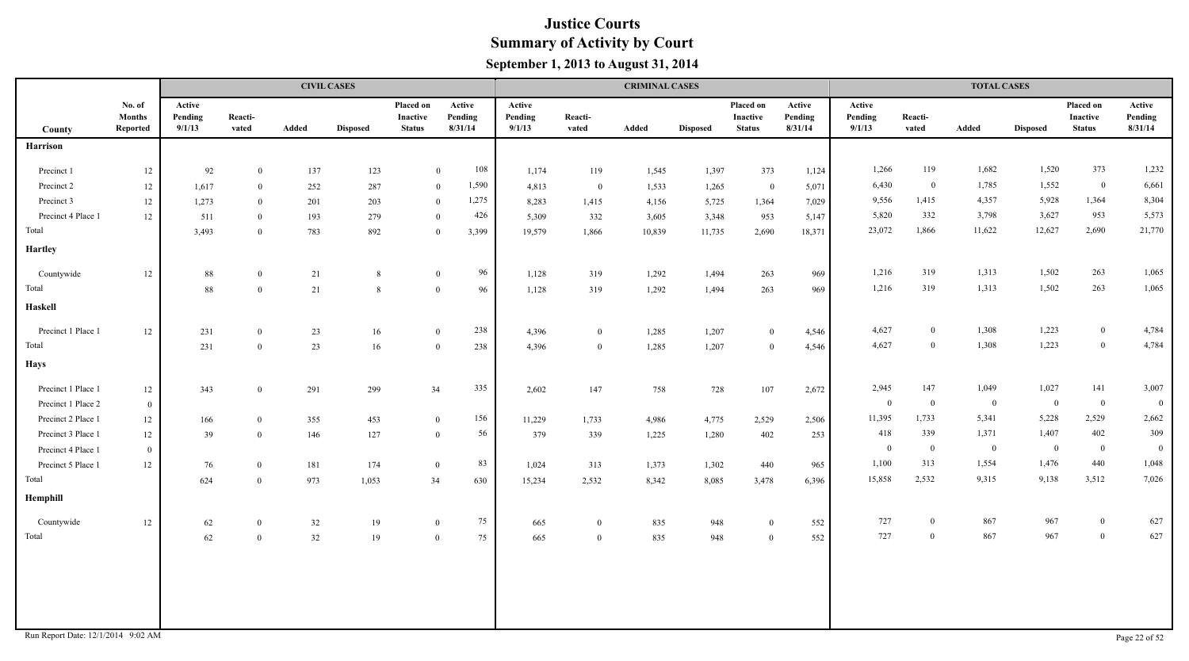# Justice Courts
## Summary of Activity by Court
### September 1, 2013 to August 31, 2014

| | | CIVIL CASES | | | | | | CRIMINAL CASES | | | | | | TOTAL CASES | | | | | |
|---|---|---|---|---|---|---|---|---|---|---|---|---|---|---|---|---|---|---|---|
| County | No. of Months Reported | Active Pending 9/1/13 | Reacti-vated | Added | Disposed | Placed on Inactive Status | Active Pending 8/31/14 | Active Pending 9/1/13 | Reacti-vated | Added | Disposed | Placed on Inactive Status | Active Pending 8/31/14 | Active Pending 9/1/13 | Reacti-vated | Added | Disposed | Placed on Inactive Status | Active Pending 8/31/14 |
| **Harrison** | | | | | | | | | | | | | | | | | | | |
| Precinct 1 | 12 | 92 | 0 | 137 | 123 | 0 | 108 | 1,174 | 119 | 1,545 | 1,397 | 373 | 1,124 | 1,266 | 119 | 1,682 | 1,520 | 373 | 1,232 |
| Precinct 2 | 12 | 1,617 | 0 | 252 | 287 | 0 | 1,590 | 4,813 | 0 | 1,533 | 1,265 | 0 | 5,071 | 6,430 | 0 | 1,785 | 1,552 | 0 | 6,661 |
| Precinct 3 | 12 | 1,273 | 0 | 201 | 203 | 0 | 1,275 | 8,283 | 1,415 | 4,156 | 5,725 | 1,364 | 7,029 | 9,556 | 1,415 | 4,357 | 5,928 | 1,364 | 8,304 |
| Precinct 4 Place 1 | 12 | 511 | 0 | 193 | 279 | 0 | 426 | 5,309 | 332 | 3,605 | 3,348 | 953 | 5,147 | 5,820 | 332 | 3,798 | 3,627 | 953 | 5,573 |
| Total | | 3,493 | 0 | 783 | 892 | 0 | 3,399 | 19,579 | 1,866 | 10,839 | 11,735 | 2,690 | 18,371 | 23,072 | 1,866 | 11,622 | 12,627 | 2,690 | 21,770 |
| **Hartley** | | | | | | | | | | | | | | | | | | | |
| Countywide | 12 | 88 | 0 | 21 | 8 | 0 | 96 | 1,128 | 319 | 1,292 | 1,494 | 263 | 969 | 1,216 | 319 | 1,313 | 1,502 | 263 | 1,065 |
| Total | | 88 | 0 | 21 | 8 | 0 | 96 | 1,128 | 319 | 1,292 | 1,494 | 263 | 969 | 1,216 | 319 | 1,313 | 1,502 | 263 | 1,065 |
| **Haskell** | | | | | | | | | | | | | | | | | | | |
| Precinct 1 Place 1 | 12 | 231 | 0 | 23 | 16 | 0 | 238 | 4,396 | 0 | 1,285 | 1,207 | 0 | 4,546 | 4,627 | 0 | 1,308 | 1,223 | 0 | 4,784 |
| Total | | 231 | 0 | 23 | 16 | 0 | 238 | 4,396 | 0 | 1,285 | 1,207 | 0 | 4,546 | 4,627 | 0 | 1,308 | 1,223 | 0 | 4,784 |
| **Hays** | | | | | | | | | | | | | | | | | | | |
| Precinct 1 Place 1 | 12 | 343 | 0 | 291 | 299 | 34 | 335 | 2,602 | 147 | 758 | 728 | 107 | 2,672 | 2,945 | 147 | 1,049 | 1,027 | 141 | 3,007 |
| Precinct 1 Place 2 | 0 | | | | | | | | | | | | | 0 | 0 | 0 | 0 | 0 | 0 |
| Precinct 2 Place 1 | 12 | 166 | 0 | 355 | 453 | 0 | 156 | 11,229 | 1,733 | 4,986 | 4,775 | 2,529 | 2,506 | 11,395 | 1,733 | 5,341 | 5,228 | 2,529 | 2,662 |
| Precinct 3 Place 1 | 12 | 39 | 0 | 146 | 127 | 0 | 56 | 379 | 339 | 1,225 | 1,280 | 402 | 253 | 418 | 339 | 1,371 | 1,407 | 402 | 309 |
| Precinct 4 Place 1 | 0 | | | | | | | | | | | | | 0 | 0 | 0 | 0 | 0 | 0 |
| Precinct 5 Place 1 | 12 | 76 | 0 | 181 | 174 | 0 | 83 | 1,024 | 313 | 1,373 | 1,302 | 440 | 965 | 1,100 | 313 | 1,554 | 1,476 | 440 | 1,048 |
| Total | | 624 | 0 | 973 | 1,053 | 34 | 630 | 15,234 | 2,532 | 8,342 | 8,085 | 3,478 | 6,396 | 15,858 | 2,532 | 9,315 | 9,138 | 3,512 | 7,026 |
| **Hemphill** | | | | | | | | | | | | | | | | | | | |
| Countywide | 12 | 62 | 0 | 32 | 19 | 0 | 75 | 665 | 0 | 835 | 948 | 0 | 552 | 727 | 0 | 867 | 967 | 0 | 627 |
| Total | | 62 | 0 | 32 | 19 | 0 | 75 | 665 | 0 | 835 | 948 | 0 | 552 | 727 | 0 | 867 | 967 | 0 | 627 |

Run Report Date: 12/1/2014 9:02 AM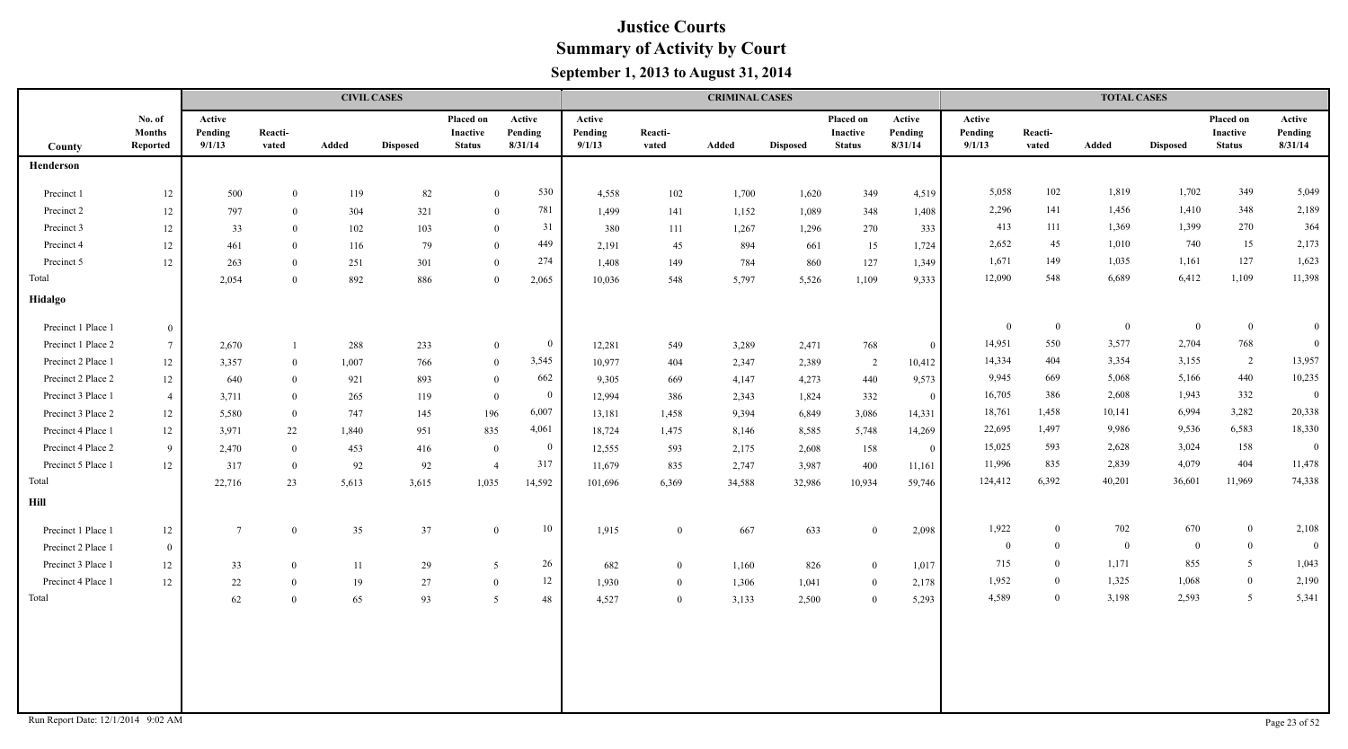# Justice Courts
## Summary of Activity by Court
### September 1, 2013 to August 31, 2014

| | | CIVIL CASES | | | | | | CRIMINAL CASES | | | | | | TOTAL CASES | | | | | |
|---|---|---|---|---|---|---|---|---|---|---|---|---|---|---|---|---|---|---|---|
| County | No. of Months Reported | Active Pending 9/1/13 | Reacti-vated | Added | Disposed | Placed on Inactive Status | Active Pending 8/31/14 | Active Pending 9/1/13 | Reacti-vated | Added | Disposed | Placed on Inactive Status | Active Pending 8/31/14 | Active Pending 9/1/13 | Reacti-vated | Added | Disposed | Placed on Inactive Status | Active Pending 8/31/14 |
| **Henderson** | | | | | | | | | | | | | | | | | | | |
| Precinct 1 | 12 | 500 | 0 | 119 | 82 | 0 | 530 | 4,558 | 102 | 1,700 | 1,620 | 349 | 4,519 | 5,058 | 102 | 1,819 | 1,702 | 349 | 5,049 |
| Precinct 2 | 12 | 797 | 0 | 304 | 321 | 0 | 781 | 1,499 | 141 | 1,152 | 1,089 | 348 | 1,408 | 2,296 | 141 | 1,456 | 1,410 | 348 | 2,189 |
| Precinct 3 | 12 | 33 | 0 | 102 | 103 | 0 | 31 | 380 | 111 | 1,267 | 1,296 | 270 | 333 | 413 | 111 | 1,369 | 1,399 | 270 | 364 |
| Precinct 4 | 12 | 461 | 0 | 116 | 79 | 0 | 449 | 2,191 | 45 | 894 | 661 | 15 | 1,724 | 2,652 | 45 | 1,010 | 740 | 15 | 2,173 |
| Precinct 5 | 12 | 263 | 0 | 251 | 301 | 0 | 274 | 1,408 | 149 | 784 | 860 | 127 | 1,349 | 1,671 | 149 | 1,035 | 1,161 | 127 | 1,623 |
| Total | | 2,054 | 0 | 892 | 886 | 0 | 2,065 | 10,036 | 548 | 5,797 | 5,526 | 1,109 | 9,333 | 12,090 | 548 | 6,689 | 6,412 | 1,109 | 11,398 |
| **Hidalgo** | | | | | | | | | | | | | | | | | | | |
| Precinct 1 Place 1 | 0 | | | | | | | | | | | | | 0 | 0 | 0 | 0 | 0 | 0 |
| Precinct 1 Place 2 | 7 | 2,670 | 1 | 288 | 233 | 0 | 0 | 12,281 | 549 | 3,289 | 2,471 | 768 | 0 | 14,951 | 550 | 3,577 | 2,704 | 768 | 0 |
| Precinct 2 Place 1 | 12 | 3,357 | 0 | 1,007 | 766 | 0 | 3,545 | 10,977 | 404 | 2,347 | 2,389 | 2 | 10,412 | 14,334 | 404 | 3,354 | 3,155 | 2 | 13,957 |
| Precinct 2 Place 2 | 12 | 640 | 0 | 921 | 893 | 0 | 662 | 9,305 | 669 | 4,147 | 4,273 | 440 | 9,573 | 9,945 | 669 | 5,068 | 5,166 | 440 | 10,235 |
| Precinct 3 Place 1 | 4 | 3,711 | 0 | 265 | 119 | 0 | 0 | 12,994 | 386 | 2,343 | 1,824 | 332 | 0 | 16,705 | 386 | 2,608 | 1,943 | 332 | 0 |
| Precinct 3 Place 2 | 12 | 5,580 | 0 | 747 | 145 | 196 | 6,007 | 13,181 | 1,458 | 9,394 | 6,849 | 3,086 | 14,331 | 18,761 | 1,458 | 10,141 | 6,994 | 3,282 | 20,338 |
| Precinct 4 Place 1 | 12 | 3,971 | 22 | 1,840 | 951 | 835 | 4,061 | 18,724 | 1,475 | 8,146 | 8,585 | 5,748 | 14,269 | 22,695 | 1,497 | 9,986 | 9,536 | 6,583 | 18,330 |
| Precinct 4 Place 2 | 9 | 2,470 | 0 | 453 | 416 | 0 | 0 | 12,555 | 593 | 2,175 | 2,608 | 158 | 0 | 15,025 | 593 | 2,628 | 3,024 | 158 | 0 |
| Precinct 5 Place 1 | 12 | 317 | 0 | 92 | 92 | 4 | 317 | 11,679 | 835 | 2,747 | 3,987 | 400 | 11,161 | 11,996 | 835 | 2,839 | 4,079 | 404 | 11,478 |
| Total | | 22,716 | 23 | 5,613 | 3,615 | 1,035 | 14,592 | 101,696 | 6,369 | 34,588 | 32,986 | 10,934 | 59,746 | 124,412 | 6,392 | 40,201 | 36,601 | 11,969 | 74,338 |
| **Hill** | | | | | | | | | | | | | | | | | | | |
| Precinct 1 Place 1 | 12 | 7 | 0 | 35 | 37 | 0 | 10 | 1,915 | 0 | 667 | 633 | 0 | 2,098 | 1,922 | 0 | 702 | 670 | 0 | 2,108 |
| Precinct 2 Place 1 | 0 | | | | | | | | | | | | | 0 | 0 | 0 | 0 | 0 | 0 |
| Precinct 3 Place 1 | 12 | 33 | 0 | 11 | 29 | 5 | 26 | 682 | 0 | 1,160 | 826 | 0 | 1,017 | 715 | 0 | 1,171 | 855 | 5 | 1,043 |
| Precinct 4 Place 1 | 12 | 22 | 0 | 19 | 27 | 0 | 12 | 1,930 | 0 | 1,306 | 1,041 | 0 | 2,178 | 1,952 | 0 | 1,325 | 1,068 | 0 | 2,190 |
| Total | | 62 | 0 | 65 | 93 | 5 | 48 | 4,527 | 0 | 3,133 | 2,500 | 0 | 5,293 | 4,589 | 0 | 3,198 | 2,593 | 5 | 5,341 |

Run Report Date: 12/1/2014 9:02 AM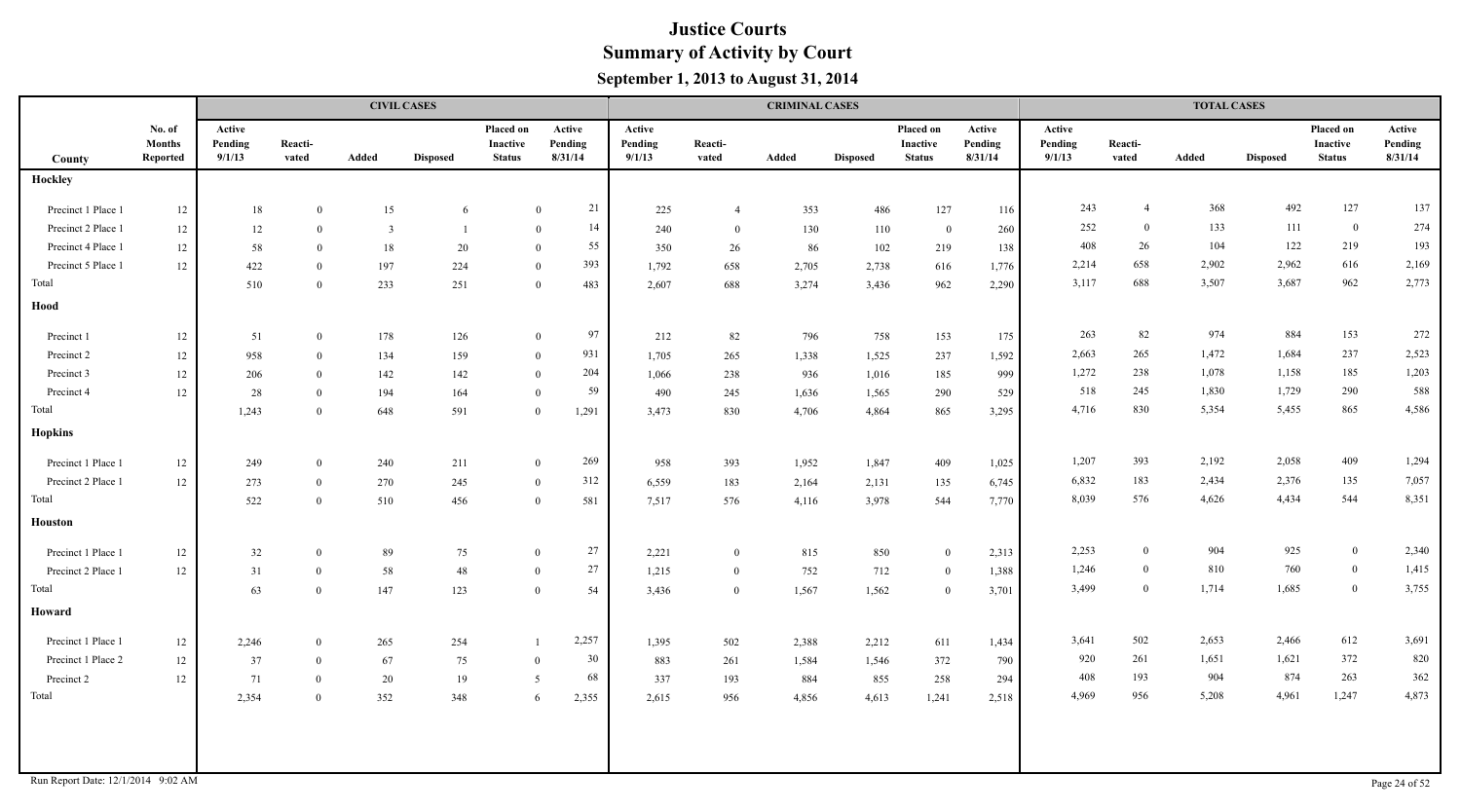# Justice Courts
## Summary of Activity by Court
### September 1, 2013 to August 31, 2014

| County | No. of Months Reported | CIVIL CASES Active Pending 9/1/13 | Reacti-vated | Added | Disposed | Placed on Inactive Status | Active Pending 8/31/14 | CRIMINAL CASES Active Pending 9/1/13 | Reacti-vated | Added | Disposed | Placed on Inactive Status | Active Pending 8/31/14 | TOTAL CASES Active Pending 9/1/13 | Reacti-vated | Added | Disposed | Placed on Inactive Status | Active Pending 8/31/14 |
|---|---|---|---|---|---|---|---|---|---|---|---|---|---|---|---|---|---|---|---|
| **Hockley** | | | | | | | | | | | | | | | | | | | |
| Precinct 1 Place 1 | 12 | 18 | 0 | 15 | 6 | 0 | 21 | 225 | 4 | 353 | 486 | 127 | 116 | 243 | 4 | 368 | 492 | 127 | 137 |
| Precinct 2 Place 1 | 12 | 12 | 0 | 3 | 1 | 0 | 14 | 240 | 0 | 130 | 110 | 0 | 260 | 252 | 0 | 133 | 111 | 0 | 274 |
| Precinct 4 Place 1 | 12 | 58 | 0 | 18 | 20 | 0 | 55 | 350 | 26 | 86 | 102 | 219 | 138 | 408 | 26 | 104 | 122 | 219 | 193 |
| Precinct 5 Place 1 | 12 | 422 | 0 | 197 | 224 | 0 | 393 | 1,792 | 658 | 2,705 | 2,738 | 616 | 1,776 | 2,214 | 658 | 2,902 | 2,962 | 616 | 2,169 |
| Total | | 510 | 0 | 233 | 251 | 0 | 483 | 2,607 | 688 | 3,274 | 3,436 | 962 | 2,290 | 3,117 | 688 | 3,507 | 3,687 | 962 | 2,773 |
| **Hood** | | | | | | | | | | | | | | | | | | | |
| Precinct 1 | 12 | 51 | 0 | 178 | 126 | 0 | 97 | 212 | 82 | 796 | 758 | 153 | 175 | 263 | 82 | 974 | 884 | 153 | 272 |
| Precinct 2 | 12 | 958 | 0 | 134 | 159 | 0 | 931 | 1,705 | 265 | 1,338 | 1,525 | 237 | 1,592 | 2,663 | 265 | 1,472 | 1,684 | 237 | 2,523 |
| Precinct 3 | 12 | 206 | 0 | 142 | 142 | 0 | 204 | 1,066 | 238 | 936 | 1,016 | 185 | 999 | 1,272 | 238 | 1,078 | 1,158 | 185 | 1,203 |
| Precinct 4 | 12 | 28 | 0 | 194 | 164 | 0 | 59 | 490 | 245 | 1,636 | 1,565 | 290 | 529 | 518 | 245 | 1,830 | 1,729 | 290 | 588 |
| Total | | 1,243 | 0 | 648 | 591 | 0 | 1,291 | 3,473 | 830 | 4,706 | 4,864 | 865 | 3,295 | 4,716 | 830 | 5,354 | 5,455 | 865 | 4,586 |
| **Hopkins** | | | | | | | | | | | | | | | | | | | |
| Precinct 1 Place 1 | 12 | 249 | 0 | 240 | 211 | 0 | 269 | 958 | 393 | 1,952 | 1,847 | 409 | 1,025 | 1,207 | 393 | 2,192 | 2,058 | 409 | 1,294 |
| Precinct 2 Place 1 | 12 | 273 | 0 | 270 | 245 | 0 | 312 | 6,559 | 183 | 2,164 | 2,131 | 135 | 6,745 | 6,832 | 183 | 2,434 | 2,376 | 135 | 7,057 |
| Total | | 522 | 0 | 510 | 456 | 0 | 581 | 7,517 | 576 | 4,116 | 3,978 | 544 | 7,770 | 8,039 | 576 | 4,626 | 4,434 | 544 | 8,351 |
| **Houston** | | | | | | | | | | | | | | | | | | | |
| Precinct 1 Place 1 | 12 | 32 | 0 | 89 | 75 | 0 | 27 | 2,221 | 0 | 815 | 850 | 0 | 2,313 | 2,253 | 0 | 904 | 925 | 0 | 2,340 |
| Precinct 2 Place 1 | 12 | 31 | 0 | 58 | 48 | 0 | 27 | 1,215 | 0 | 752 | 712 | 0 | 1,388 | 1,246 | 0 | 810 | 760 | 0 | 1,415 |
| Total | | 63 | 0 | 147 | 123 | 0 | 54 | 3,436 | 0 | 1,567 | 1,562 | 0 | 3,701 | 3,499 | 0 | 1,714 | 1,685 | 0 | 3,755 |
| **Howard** | | | | | | | | | | | | | | | | | | | |
| Precinct 1 Place 1 | 12 | 2,246 | 0 | 265 | 254 | 1 | 2,257 | 1,395 | 502 | 2,388 | 2,212 | 611 | 1,434 | 3,641 | 502 | 2,653 | 2,466 | 612 | 3,691 |
| Precinct 1 Place 2 | 12 | 37 | 0 | 67 | 75 | 0 | 30 | 883 | 261 | 1,584 | 1,546 | 372 | 790 | 920 | 261 | 1,651 | 1,621 | 372 | 820 |
| Precinct 2 | 12 | 71 | 0 | 20 | 19 | 5 | 68 | 337 | 193 | 884 | 855 | 258 | 294 | 408 | 193 | 904 | 874 | 263 | 362 |
| Total | | 2,354 | 0 | 352 | 348 | 6 | 2,355 | 2,615 | 956 | 4,856 | 4,613 | 1,241 | 2,518 | 4,969 | 956 | 5,208 | 4,961 | 1,247 | 4,873 |

Run Report Date: 12/1/2014 9:02 AM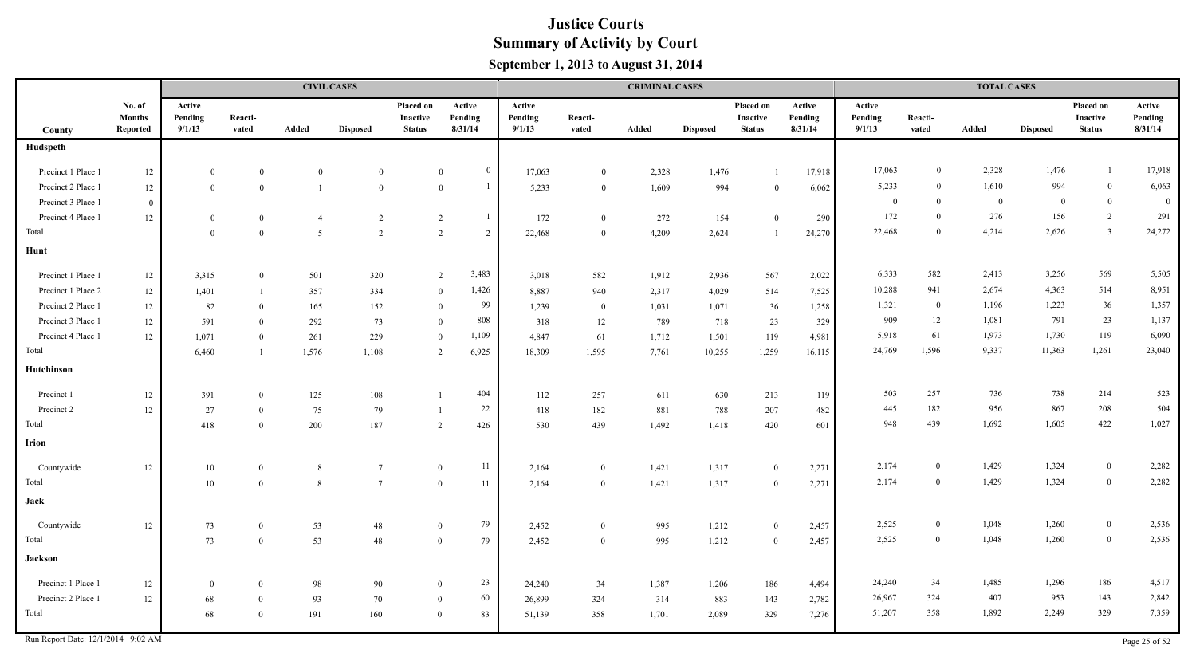# Justice Courts
## Summary of Activity by Court
### September 1, 2013 to August 31, 2014

| County | No. of Months Reported | CIVIL CASES Active Pending 9/1/13 | Reactivated | Added | Disposed | Placed on Inactive Status | Active Pending 8/31/14 | CRIMINAL CASES Active Pending 9/1/13 | Reactivated | Added | Disposed | Placed on Inactive Status | Active Pending 8/31/14 | TOTAL CASES Active Pending 9/1/13 | Reactivated | Added | Disposed | Placed on Inactive Status | Active Pending 8/31/14 |
|---|---|---|---|---|---|---|---|---|---|---|---|---|---|---|---|---|---|---|---|
| **Hudspeth** | | | | | | | | | | | | | | | | | | | |
| Precinct 1 Place 1 | 12 | 0 | 0 | 0 | 0 | 0 | 0 | 17,063 | 0 | 2,328 | 1,476 | 1 | 17,918 | 17,063 | 0 | 2,328 | 1,476 | 1 | 17,918 |
| Precinct 2 Place 1 | 12 | 0 | 0 | 1 | 0 | 0 | 1 | 5,233 | 0 | 1,609 | 994 | 0 | 6,062 | 5,233 | 0 | 1,610 | 994 | 0 | 6,063 |
| Precinct 3 Place 1 | 0 | | | | | | | | | | | | | 0 | 0 | 0 | 0 | 0 | 0 |
| Precinct 4 Place 1 | 12 | 0 | 0 | 4 | 2 | 2 | 1 | 172 | 0 | 272 | 154 | 0 | 290 | 172 | 0 | 276 | 156 | 2 | 291 |
| Total | | 0 | 0 | 5 | 2 | 2 | 2 | 22,468 | 0 | 4,209 | 2,624 | 1 | 24,270 | 22,468 | 0 | 4,214 | 2,626 | 3 | 24,272 |
| **Hunt** | | | | | | | | | | | | | | | | | | | |
| Precinct 1 Place 1 | 12 | 3,315 | 0 | 501 | 320 | 2 | 3,483 | 3,018 | 582 | 1,912 | 2,936 | 567 | 2,022 | 6,333 | 582 | 2,413 | 3,256 | 569 | 5,505 |
| Precinct 1 Place 2 | 12 | 1,401 | 1 | 357 | 334 | 0 | 1,426 | 8,887 | 940 | 2,317 | 4,029 | 514 | 7,525 | 10,288 | 941 | 2,674 | 4,363 | 514 | 8,951 |
| Precinct 2 Place 1 | 12 | 82 | 0 | 165 | 152 | 0 | 99 | 1,239 | 0 | 1,031 | 1,071 | 36 | 1,258 | 1,321 | 0 | 1,196 | 1,223 | 36 | 1,357 |
| Precinct 3 Place 1 | 12 | 591 | 0 | 292 | 73 | 0 | 808 | 318 | 12 | 789 | 718 | 23 | 329 | 909 | 12 | 1,081 | 791 | 23 | 1,137 |
| Precinct 4 Place 1 | 12 | 1,071 | 0 | 261 | 229 | 0 | 1,109 | 4,847 | 61 | 1,712 | 1,501 | 119 | 4,981 | 5,918 | 61 | 1,973 | 1,730 | 119 | 6,090 |
| Total | | 6,460 | 1 | 1,576 | 1,108 | 2 | 6,925 | 18,309 | 1,595 | 7,761 | 10,255 | 1,259 | 16,115 | 24,769 | 1,596 | 9,337 | 11,363 | 1,261 | 23,040 |
| **Hutchinson** | | | | | | | | | | | | | | | | | | | |
| Precinct 1 | 12 | 391 | 0 | 125 | 108 | 1 | 404 | 112 | 257 | 611 | 630 | 213 | 119 | 503 | 257 | 736 | 738 | 214 | 523 |
| Precinct 2 | 12 | 27 | 0 | 75 | 79 | 1 | 22 | 418 | 182 | 881 | 788 | 207 | 482 | 445 | 182 | 956 | 867 | 208 | 504 |
| Total | | 418 | 0 | 200 | 187 | 2 | 426 | 530 | 439 | 1,492 | 1,418 | 420 | 601 | 948 | 439 | 1,692 | 1,605 | 422 | 1,027 |
| **Irion** | | | | | | | | | | | | | | | | | | | |
| Countywide | 12 | 10 | 0 | 8 | 7 | 0 | 11 | 2,164 | 0 | 1,421 | 1,317 | 0 | 2,271 | 2,174 | 0 | 1,429 | 1,324 | 0 | 2,282 |
| Total | | 10 | 0 | 8 | 7 | 0 | 11 | 2,164 | 0 | 1,421 | 1,317 | 0 | 2,271 | 2,174 | 0 | 1,429 | 1,324 | 0 | 2,282 |
| **Jack** | | | | | | | | | | | | | | | | | | | |
| Countywide | 12 | 73 | 0 | 53 | 48 | 0 | 79 | 2,452 | 0 | 995 | 1,212 | 0 | 2,457 | 2,525 | 0 | 1,048 | 1,260 | 0 | 2,536 |
| Total | | 73 | 0 | 53 | 48 | 0 | 79 | 2,452 | 0 | 995 | 1,212 | 0 | 2,457 | 2,525 | 0 | 1,048 | 1,260 | 0 | 2,536 |
| **Jackson** | | | | | | | | | | | | | | | | | | | |
| Precinct 1 Place 1 | 12 | 0 | 0 | 98 | 90 | 0 | 23 | 24,240 | 34 | 1,387 | 1,206 | 186 | 4,494 | 24,240 | 34 | 1,485 | 1,296 | 186 | 4,517 |
| Precinct 2 Place 1 | 12 | 68 | 0 | 93 | 70 | 0 | 60 | 26,899 | 324 | 314 | 883 | 143 | 2,782 | 26,967 | 324 | 407 | 953 | 143 | 2,842 |
| Total | | 68 | 0 | 191 | 160 | 0 | 83 | 51,139 | 358 | 1,701 | 2,089 | 329 | 7,276 | 51,207 | 358 | 1,892 | 2,249 | 329 | 7,359 |

Run Report Date: 12/1/2014 9:02 AM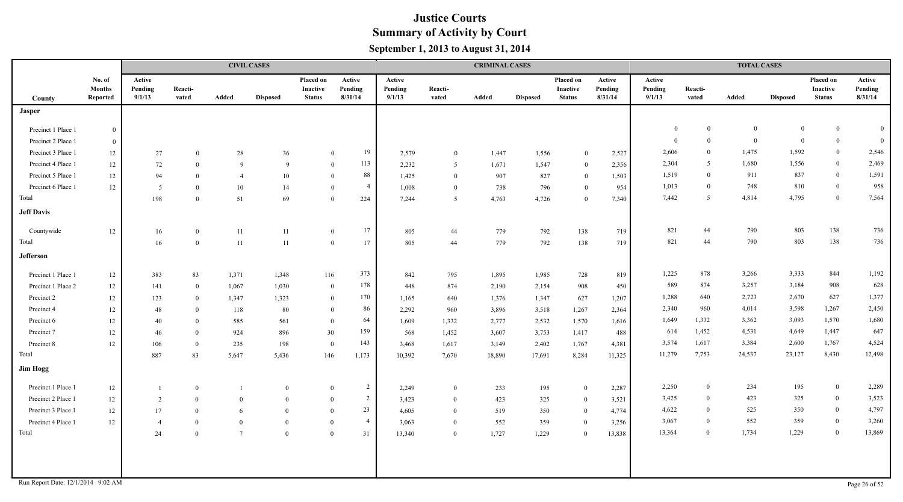# Justice Courts
## Summary of Activity by Court
### September 1, 2013 to August 31, 2014

| | | CIVIL CASES | | | | | | CRIMINAL CASES | | | | | | TOTAL CASES | | | | | |
|---|---|---|---|---|---|---|---|---|---|---|---|---|---|---|---|---|---|---|---|
| County | No. of Months Reported | Active Pending 9/1/13 | Reacti-vated | Added | Disposed | Placed on Inactive Status | Active Pending 8/31/14 | Active Pending 9/1/13 | Reacti-vated | Added | Disposed | Placed on Inactive Status | Active Pending 8/31/14 | Active Pending 9/1/13 | Reacti-vated | Added | Disposed | Placed on Inactive Status | Active Pending 8/31/14 |
| **Jasper** | | | | | | | | | | | | | | | | | | | |
| Precinct 1 Place 1 | 0 | | | | | | | | | | | | | 0 | 0 | 0 | 0 | 0 | 0 |
| Precinct 2 Place 1 | 0 | | | | | | | | | | | | | 0 | 0 | 0 | 0 | 0 | 0 |
| Precinct 3 Place 1 | 12 | 27 | 0 | 28 | 36 | 0 | 19 | 2,579 | 0 | 1,447 | 1,556 | 0 | 2,527 | 2,606 | 0 | 1,475 | 1,592 | 0 | 2,546 |
| Precinct 4 Place 1 | 12 | 72 | 0 | 9 | 9 | 0 | 113 | 2,232 | 5 | 1,671 | 1,547 | 0 | 2,356 | 2,304 | 5 | 1,680 | 1,556 | 0 | 2,469 |
| Precinct 5 Place 1 | 12 | 94 | 0 | 4 | 10 | 0 | 88 | 1,425 | 0 | 907 | 827 | 0 | 1,503 | 1,519 | 0 | 911 | 837 | 0 | 1,591 |
| Precinct 6 Place 1 | 12 | 5 | 0 | 10 | 14 | 0 | 4 | 1,008 | 0 | 738 | 796 | 0 | 954 | 1,013 | 0 | 748 | 810 | 0 | 958 |
| Total | | 198 | 0 | 51 | 69 | 0 | 224 | 7,244 | 5 | 4,763 | 4,726 | 0 | 7,340 | 7,442 | 5 | 4,814 | 4,795 | 0 | 7,564 |
| **Jeff Davis** | | | | | | | | | | | | | | | | | | | |
| Countywide | 12 | 16 | 0 | 11 | 11 | 0 | 17 | 805 | 44 | 779 | 792 | 138 | 719 | 821 | 44 | 790 | 803 | 138 | 736 |
| Total | | 16 | 0 | 11 | 11 | 0 | 17 | 805 | 44 | 779 | 792 | 138 | 719 | 821 | 44 | 790 | 803 | 138 | 736 |
| **Jefferson** | | | | | | | | | | | | | | | | | | | |
| Precinct 1 Place 1 | 12 | 383 | 83 | 1,371 | 1,348 | 116 | 373 | 842 | 795 | 1,895 | 1,985 | 728 | 819 | 1,225 | 878 | 3,266 | 3,333 | 844 | 1,192 |
| Precinct 1 Place 2 | 12 | 141 | 0 | 1,067 | 1,030 | 0 | 178 | 448 | 874 | 2,190 | 2,154 | 908 | 450 | 589 | 874 | 3,257 | 3,184 | 908 | 628 |
| Precinct 2 | 12 | 123 | 0 | 1,347 | 1,323 | 0 | 170 | 1,165 | 640 | 1,376 | 1,347 | 627 | 1,207 | 1,288 | 640 | 2,723 | 2,670 | 627 | 1,377 |
| Precinct 4 | 12 | 48 | 0 | 118 | 80 | 0 | 86 | 2,292 | 960 | 3,896 | 3,518 | 1,267 | 2,364 | 2,340 | 960 | 4,014 | 3,598 | 1,267 | 2,450 |
| Precinct 6 | 12 | 40 | 0 | 585 | 561 | 0 | 64 | 1,609 | 1,332 | 2,777 | 2,532 | 1,570 | 1,616 | 1,649 | 1,332 | 3,362 | 3,093 | 1,570 | 1,680 |
| Precinct 7 | 12 | 46 | 0 | 924 | 896 | 30 | 159 | 568 | 1,452 | 3,607 | 3,753 | 1,417 | 488 | 614 | 1,452 | 4,531 | 4,649 | 1,447 | 647 |
| Precinct 8 | 12 | 106 | 0 | 235 | 198 | 0 | 143 | 3,468 | 1,617 | 3,149 | 2,402 | 1,767 | 4,381 | 3,574 | 1,617 | 3,384 | 2,600 | 1,767 | 4,524 |
| Total | | 887 | 83 | 5,647 | 5,436 | 146 | 1,173 | 10,392 | 7,670 | 18,890 | 17,691 | 8,284 | 11,325 | 11,279 | 7,753 | 24,537 | 23,127 | 8,430 | 12,498 |
| **Jim Hogg** | | | | | | | | | | | | | | | | | | | |
| Precinct 1 Place 1 | 12 | 1 | 0 | 1 | 0 | 0 | 2 | 2,249 | 0 | 233 | 195 | 0 | 2,287 | 2,250 | 0 | 234 | 195 | 0 | 2,289 |
| Precinct 2 Place 1 | 12 | 2 | 0 | 0 | 0 | 0 | 2 | 3,423 | 0 | 423 | 325 | 0 | 3,521 | 3,425 | 0 | 423 | 325 | 0 | 3,523 |
| Precinct 3 Place 1 | 12 | 17 | 0 | 6 | 0 | 0 | 23 | 4,605 | 0 | 519 | 350 | 0 | 4,774 | 4,622 | 0 | 525 | 350 | 0 | 4,797 |
| Precinct 4 Place 1 | 12 | 4 | 0 | 0 | 0 | 0 | 4 | 3,063 | 0 | 552 | 359 | 0 | 3,256 | 3,067 | 0 | 552 | 359 | 0 | 3,260 |
| Total | | 24 | 0 | 7 | 0 | 0 | 31 | 13,340 | 0 | 1,727 | 1,229 | 0 | 13,838 | 13,364 | 0 | 1,734 | 1,229 | 0 | 13,869 |

Run Report Date: 12/1/2014 9:02 AM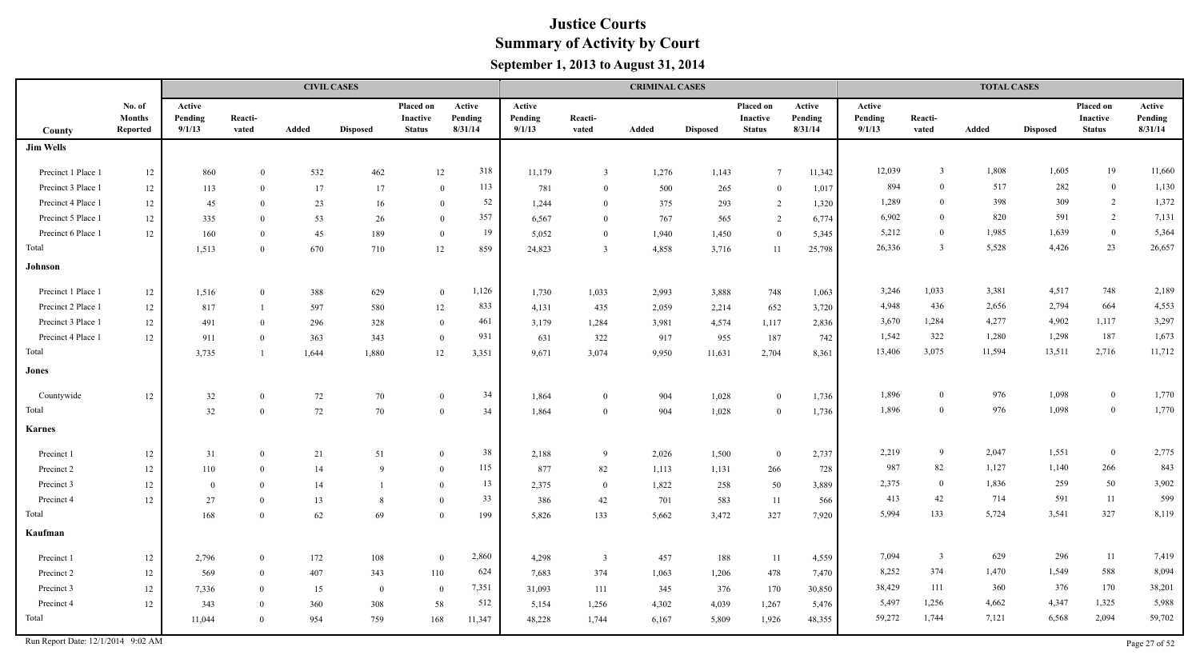# Justice Courts

## Summary of Activity by Court

### September 1, 2013 to August 31, 2014

| County | No. of Months Reported | CIVIL CASES | | | | | | CRIMINAL CASES | | | | | | TOTAL CASES | | | | | |
|---|---|---|---|---|---|---|---|---|---|---|---|---|---|---|---|---|---|---|---|
| | | Active Pending 9/1/13 | Reacti-vated | Added | Disposed | Placed on Inactive Status | Active Pending 8/31/14 | Active Pending 9/1/13 | Reacti-vated | Added | Disposed | Placed on Inactive Status | Active Pending 8/31/14 | Active Pending 9/1/13 | Reacti-vated | Added | Disposed | Placed on Inactive Status | Active Pending 8/31/14 |
| **Jim Wells** | | | | | | | | | | | | | | | | | | | |
| Precinct 1 Place 1 | 12 | 860 | 0 | 532 | 462 | 12 | 318 | 11,179 | 3 | 1,276 | 1,143 | 7 | 11,342 | 12,039 | 3 | 1,808 | 1,605 | 19 | 11,660 |
| Precinct 3 Place 1 | 12 | 113 | 0 | 17 | 17 | 0 | 113 | 781 | 0 | 500 | 265 | 0 | 1,017 | 894 | 0 | 517 | 282 | 0 | 1,130 |
| Precinct 4 Place 1 | 12 | 45 | 0 | 23 | 16 | 0 | 52 | 1,244 | 0 | 375 | 293 | 2 | 1,320 | 1,289 | 0 | 398 | 309 | 2 | 1,372 |
| Precinct 5 Place 1 | 12 | 335 | 0 | 53 | 26 | 0 | 357 | 6,567 | 0 | 767 | 565 | 2 | 6,774 | 6,902 | 0 | 820 | 591 | 2 | 7,131 |
| Precinct 6 Place 1 | 12 | 160 | 0 | 45 | 189 | 0 | 19 | 5,052 | 0 | 1,940 | 1,450 | 0 | 5,345 | 5,212 | 0 | 1,985 | 1,639 | 0 | 5,364 |
| Total | | 1,513 | 0 | 670 | 710 | 12 | 859 | 24,823 | 3 | 4,858 | 3,716 | 11 | 25,798 | 26,336 | 3 | 5,528 | 4,426 | 23 | 26,657 |
| **Johnson** | | | | | | | | | | | | | | | | | | | |
| Precinct 1 Place 1 | 12 | 1,516 | 0 | 388 | 629 | 0 | 1,126 | 1,730 | 1,033 | 2,993 | 3,888 | 748 | 1,063 | 3,246 | 1,033 | 3,381 | 4,517 | 748 | 2,189 |
| Precinct 2 Place 1 | 12 | 817 | 1 | 597 | 580 | 12 | 833 | 4,131 | 435 | 2,059 | 2,214 | 652 | 3,720 | 4,948 | 436 | 2,656 | 2,794 | 664 | 4,553 |
| Precinct 3 Place 1 | 12 | 491 | 0 | 296 | 328 | 0 | 461 | 3,179 | 1,284 | 3,981 | 4,574 | 1,117 | 2,836 | 3,670 | 1,284 | 4,277 | 4,902 | 1,117 | 3,297 |
| Precinct 4 Place 1 | 12 | 911 | 0 | 363 | 343 | 0 | 931 | 631 | 322 | 917 | 955 | 187 | 742 | 1,542 | 322 | 1,280 | 1,298 | 187 | 1,673 |
| Total | | 3,735 | 1 | 1,644 | 1,880 | 12 | 3,351 | 9,671 | 3,074 | 9,950 | 11,631 | 2,704 | 8,361 | 13,406 | 3,075 | 11,594 | 13,511 | 2,716 | 11,712 |
| **Jones** | | | | | | | | | | | | | | | | | | | |
| Countywide | 12 | 32 | 0 | 72 | 70 | 0 | 34 | 1,864 | 0 | 904 | 1,028 | 0 | 1,736 | 1,896 | 0 | 976 | 1,098 | 0 | 1,770 |
| Total | | 32 | 0 | 72 | 70 | 0 | 34 | 1,864 | 0 | 904 | 1,028 | 0 | 1,736 | 1,896 | 0 | 976 | 1,098 | 0 | 1,770 |
| **Karnes** | | | | | | | | | | | | | | | | | | | |
| Precinct 1 | 12 | 31 | 0 | 21 | 51 | 0 | 38 | 2,188 | 9 | 2,026 | 1,500 | 0 | 2,737 | 2,219 | 9 | 2,047 | 1,551 | 0 | 2,775 |
| Precinct 2 | 12 | 110 | 0 | 14 | 9 | 0 | 115 | 877 | 82 | 1,113 | 1,131 | 266 | 728 | 987 | 82 | 1,127 | 1,140 | 266 | 843 |
| Precinct 3 | 12 | 0 | 0 | 14 | 1 | 0 | 13 | 2,375 | 0 | 1,822 | 258 | 50 | 3,889 | 2,375 | 0 | 1,836 | 259 | 50 | 3,902 |
| Precinct 4 | 12 | 27 | 0 | 13 | 8 | 0 | 33 | 386 | 42 | 701 | 583 | 11 | 566 | 413 | 42 | 714 | 591 | 11 | 599 |
| Total | | 168 | 0 | 62 | 69 | 0 | 199 | 5,826 | 133 | 5,662 | 3,472 | 327 | 7,920 | 5,994 | 133 | 5,724 | 3,541 | 327 | 8,119 |
| **Kaufman** | | | | | | | | | | | | | | | | | | | |
| Precinct 1 | 12 | 2,796 | 0 | 172 | 108 | 0 | 2,860 | 4,298 | 3 | 457 | 188 | 11 | 4,559 | 7,094 | 3 | 629 | 296 | 11 | 7,419 |
| Precinct 2 | 12 | 569 | 0 | 407 | 343 | 110 | 624 | 7,683 | 374 | 1,063 | 1,206 | 478 | 7,470 | 8,252 | 374 | 1,470 | 1,549 | 588 | 8,094 |
| Precinct 3 | 12 | 7,336 | 0 | 15 | 0 | 0 | 7,351 | 31,093 | 111 | 345 | 376 | 170 | 30,850 | 38,429 | 111 | 360 | 376 | 170 | 38,201 |
| Precinct 4 | 12 | 343 | 0 | 360 | 308 | 58 | 512 | 5,154 | 1,256 | 4,302 | 4,039 | 1,267 | 5,476 | 5,497 | 1,256 | 4,662 | 4,347 | 1,325 | 5,988 |
| Total | | 11,044 | 0 | 954 | 759 | 168 | 11,347 | 48,228 | 1,744 | 6,167 | 5,809 | 1,926 | 48,355 | 59,272 | 1,744 | 7,121 | 6,568 | 2,094 | 59,702 |

Run Report Date: 12/1/2014 9:02 AM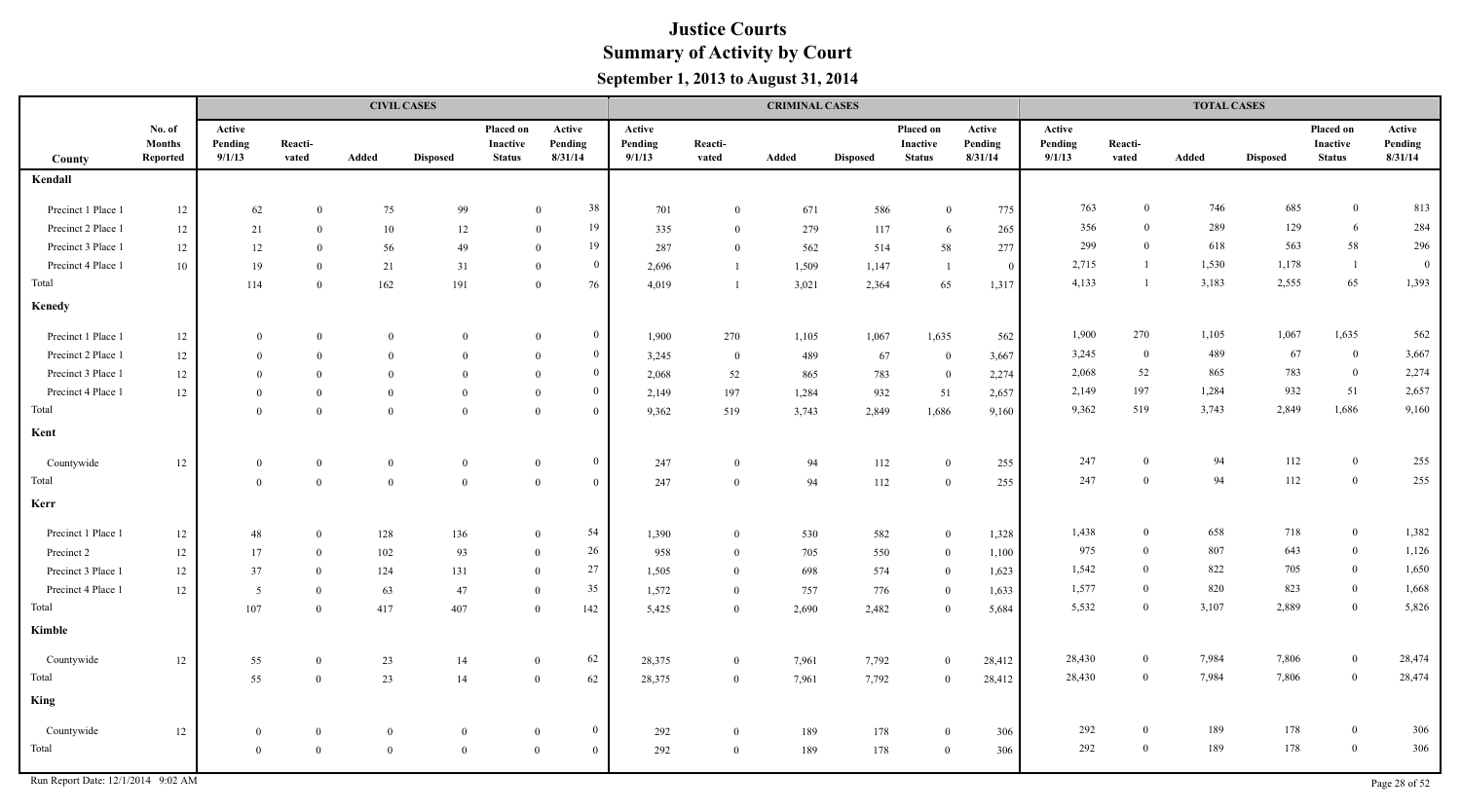# Justice Courts
## Summary of Activity by Court
### September 1, 2013 to August 31, 2014

| | | CIVIL CASES | | | | | | CRIMINAL CASES | | | | | | TOTAL CASES | | | | | |
|---|---|---|---|---|---|---|---|---|---|---|---|---|---|---|---|---|---|---|---|
| County | No. of Months Reported | Active Pending 9/1/13 | Reacti-vated | Added | Disposed | Placed on Inactive Status | Active Pending 8/31/14 | Active Pending 9/1/13 | Reacti-vated | Added | Disposed | Placed on Inactive Status | Active Pending 8/31/14 | Active Pending 9/1/13 | Reacti-vated | Added | Disposed | Placed on Inactive Status | Active Pending 8/31/14 |
| **Kendall** | | | | | | | | | | | | | | | | | | | |
| Precinct 1 Place 1 | 12 | 62 | 0 | 75 | 99 | 0 | 38 | 701 | 0 | 671 | 586 | 0 | 775 | 763 | 0 | 746 | 685 | 0 | 813 |
| Precinct 2 Place 1 | 12 | 21 | 0 | 10 | 12 | 0 | 19 | 335 | 0 | 279 | 117 | 6 | 265 | 356 | 0 | 289 | 129 | 6 | 284 |
| Precinct 3 Place 1 | 12 | 12 | 0 | 56 | 49 | 0 | 19 | 287 | 0 | 562 | 514 | 58 | 277 | 299 | 0 | 618 | 563 | 58 | 296 |
| Precinct 4 Place 1 | 10 | 19 | 0 | 21 | 31 | 0 | 0 | 2,696 | 1 | 1,509 | 1,147 | 1 | 0 | 2,715 | 1 | 1,530 | 1,178 | 1 | 0 |
| Total | | 114 | 0 | 162 | 191 | 0 | 76 | 4,019 | 1 | 3,021 | 2,364 | 65 | 1,317 | 4,133 | 1 | 3,183 | 2,555 | 65 | 1,393 |
| **Kenedy** | | | | | | | | | | | | | | | | | | | |
| Precinct 1 Place 1 | 12 | 0 | 0 | 0 | 0 | 0 | 0 | 1,900 | 270 | 1,105 | 1,067 | 1,635 | 562 | 1,900 | 270 | 1,105 | 1,067 | 1,635 | 562 |
| Precinct 2 Place 1 | 12 | 0 | 0 | 0 | 0 | 0 | 0 | 3,245 | 0 | 489 | 67 | 0 | 3,667 | 3,245 | 0 | 489 | 67 | 0 | 3,667 |
| Precinct 3 Place 1 | 12 | 0 | 0 | 0 | 0 | 0 | 0 | 2,068 | 52 | 865 | 783 | 0 | 2,274 | 2,068 | 52 | 865 | 783 | 0 | 2,274 |
| Precinct 4 Place 1 | 12 | 0 | 0 | 0 | 0 | 0 | 0 | 2,149 | 197 | 1,284 | 932 | 51 | 2,657 | 2,149 | 197 | 1,284 | 932 | 51 | 2,657 |
| Total | | 0 | 0 | 0 | 0 | 0 | 0 | 9,362 | 519 | 3,743 | 2,849 | 1,686 | 9,160 | 9,362 | 519 | 3,743 | 2,849 | 1,686 | 9,160 |
| **Kent** | | | | | | | | | | | | | | | | | | | |
| Countywide | 12 | 0 | 0 | 0 | 0 | 0 | 0 | 247 | 0 | 94 | 112 | 0 | 255 | 247 | 0 | 94 | 112 | 0 | 255 |
| Total | | 0 | 0 | 0 | 0 | 0 | 0 | 247 | 0 | 94 | 112 | 0 | 255 | 247 | 0 | 94 | 112 | 0 | 255 |
| **Kerr** | | | | | | | | | | | | | | | | | | | |
| Precinct 1 Place 1 | 12 | 48 | 0 | 128 | 136 | 0 | 54 | 1,390 | 0 | 530 | 582 | 0 | 1,328 | 1,438 | 0 | 658 | 718 | 0 | 1,382 |
| Precinct 2 | 12 | 17 | 0 | 102 | 93 | 0 | 26 | 958 | 0 | 705 | 550 | 0 | 1,100 | 975 | 0 | 807 | 643 | 0 | 1,126 |
| Precinct 3 Place 1 | 12 | 37 | 0 | 124 | 131 | 0 | 27 | 1,505 | 0 | 698 | 574 | 0 | 1,623 | 1,542 | 0 | 822 | 705 | 0 | 1,650 |
| Precinct 4 Place 1 | 12 | 5 | 0 | 63 | 47 | 0 | 35 | 1,572 | 0 | 757 | 776 | 0 | 1,633 | 1,577 | 0 | 820 | 823 | 0 | 1,668 |
| Total | | 107 | 0 | 417 | 407 | 0 | 142 | 5,425 | 0 | 2,690 | 2,482 | 0 | 5,684 | 5,532 | 0 | 3,107 | 2,889 | 0 | 5,826 |
| **Kimble** | | | | | | | | | | | | | | | | | | | |
| Countywide | 12 | 55 | 0 | 23 | 14 | 0 | 62 | 28,375 | 0 | 7,961 | 7,792 | 0 | 28,412 | 28,430 | 0 | 7,984 | 7,806 | 0 | 28,474 |
| Total | | 55 | 0 | 23 | 14 | 0 | 62 | 28,375 | 0 | 7,961 | 7,792 | 0 | 28,412 | 28,430 | 0 | 7,984 | 7,806 | 0 | 28,474 |
| **King** | | | | | | | | | | | | | | | | | | | |
| Countywide | 12 | 0 | 0 | 0 | 0 | 0 | 0 | 292 | 0 | 189 | 178 | 0 | 306 | 292 | 0 | 189 | 178 | 0 | 306 |
| Total | | 0 | 0 | 0 | 0 | 0 | 0 | 292 | 0 | 189 | 178 | 0 | 306 | 292 | 0 | 189 | 178 | 0 | 306 |

Run Report Date: 12/1/2014 9:02 AM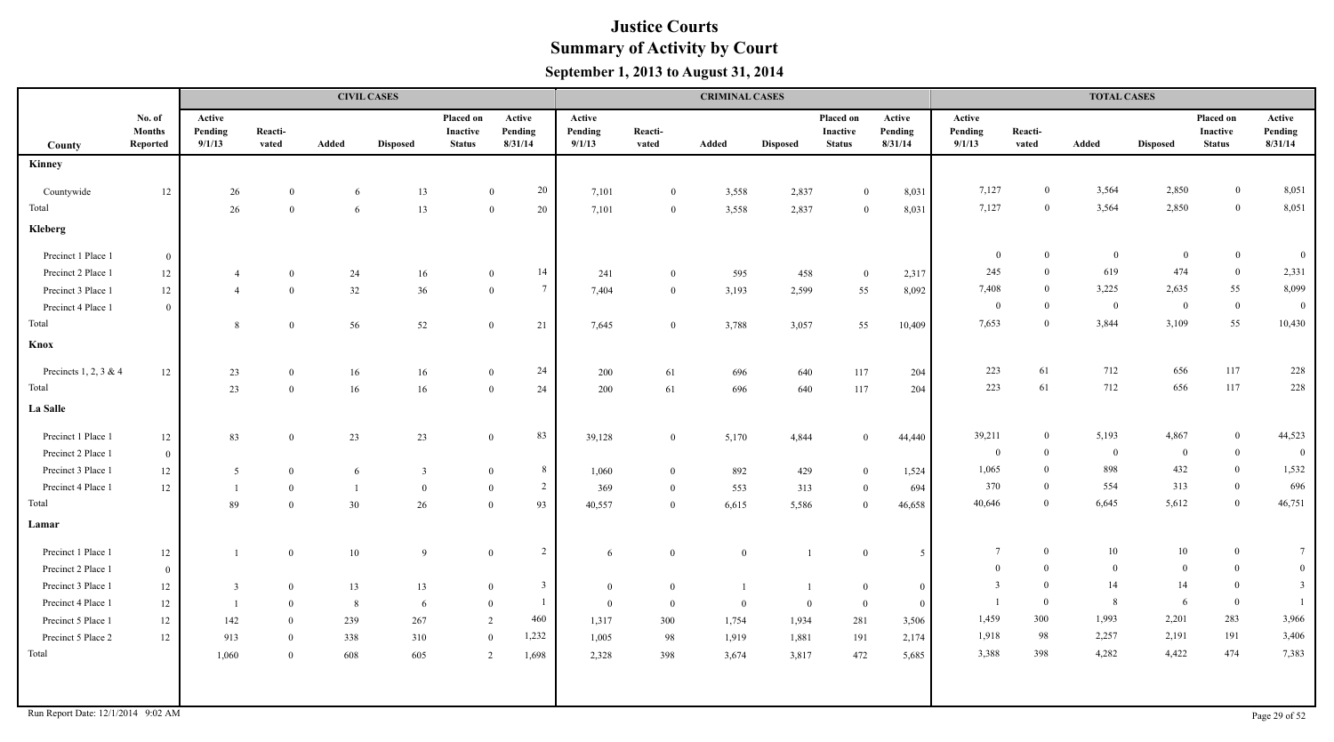# Justice Courts
## Summary of Activity by Court
### September 1, 2013 to August 31, 2014

| | | CIVIL CASES | | | | | | CRIMINAL CASES | | | | | | TOTAL CASES | | | | | |
|---|---|---|---|---|---|---|---|---|---|---|---|---|---|---|---|---|---|---|---|
| County | No. of Months Reported | Active Pending 9/1/13 | Reacti-vated | Added | Disposed | Placed on Inactive Status | Active Pending 8/31/14 | Active Pending 9/1/13 | Reacti-vated | Added | Disposed | Placed on Inactive Status | Active Pending 8/31/14 | Active Pending 9/1/13 | Reacti-vated | Added | Disposed | Placed on Inactive Status | Active Pending 8/31/14 |
| **Kinney** | | | | | | | | | | | | | | | | | | | |
| Countywide | 12 | 26 | 0 | 6 | 13 | 0 | 20 | 7,101 | 0 | 3,558 | 2,837 | 0 | 8,031 | 7,127 | 0 | 3,564 | 2,850 | 0 | 8,051 |
| Total | | 26 | 0 | 6 | 13 | 0 | 20 | 7,101 | 0 | 3,558 | 2,837 | 0 | 8,031 | 7,127 | 0 | 3,564 | 2,850 | 0 | 8,051 |
| **Kleberg** | | | | | | | | | | | | | | | | | | | |
| Precinct 1 Place 1 | 0 | | | | | | | | | | | | | 0 | 0 | 0 | 0 | 0 | 0 |
| Precinct 2 Place 1 | 12 | 4 | 0 | 24 | 16 | 0 | 14 | 241 | 0 | 595 | 458 | 0 | 2,317 | 245 | 0 | 619 | 474 | 0 | 2,331 |
| Precinct 3 Place 1 | 12 | 4 | 0 | 32 | 36 | 0 | 7 | 7,404 | 0 | 3,193 | 2,599 | 55 | 8,092 | 7,408 | 0 | 3,225 | 2,635 | 55 | 8,099 |
| Precinct 4 Place 1 | 0 | | | | | | | | | | | | | 0 | 0 | 0 | 0 | 0 | 0 |
| Total | | 8 | 0 | 56 | 52 | 0 | 21 | 7,645 | 0 | 3,788 | 3,057 | 55 | 10,409 | 7,653 | 0 | 3,844 | 3,109 | 55 | 10,430 |
| **Knox** | | | | | | | | | | | | | | | | | | | |
| Precincts 1, 2, 3 & 4 | 12 | 23 | 0 | 16 | 16 | 0 | 24 | 200 | 61 | 696 | 640 | 117 | 204 | 223 | 61 | 712 | 656 | 117 | 228 |
| Total | | 23 | 0 | 16 | 16 | 0 | 24 | 200 | 61 | 696 | 640 | 117 | 204 | 223 | 61 | 712 | 656 | 117 | 228 |
| **La Salle** | | | | | | | | | | | | | | | | | | | |
| Precinct 1 Place 1 | 12 | 83 | 0 | 23 | 23 | 0 | 83 | 39,128 | 0 | 5,170 | 4,844 | 0 | 44,440 | 39,211 | 0 | 5,193 | 4,867 | 0 | 44,523 |
| Precinct 2 Place 1 | 0 | | | | | | | | | | | | | 0 | 0 | 0 | 0 | 0 | 0 |
| Precinct 3 Place 1 | 12 | 5 | 0 | 6 | 3 | 0 | 8 | 1,060 | 0 | 892 | 429 | 0 | 1,524 | 1,065 | 0 | 898 | 432 | 0 | 1,532 |
| Precinct 4 Place 1 | 12 | 1 | 0 | 1 | 0 | 0 | 2 | 369 | 0 | 553 | 313 | 0 | 694 | 370 | 0 | 554 | 313 | 0 | 696 |
| Total | | 89 | 0 | 30 | 26 | 0 | 93 | 40,557 | 0 | 6,615 | 5,586 | 0 | 46,658 | 40,646 | 0 | 6,645 | 5,612 | 0 | 46,751 |
| **Lamar** | | | | | | | | | | | | | | | | | | | |
| Precinct 1 Place 1 | 12 | 1 | 0 | 10 | 9 | 0 | 2 | 6 | 0 | 0 | 1 | 0 | 5 | 7 | 0 | 10 | 10 | 0 | 7 |
| Precinct 2 Place 1 | 0 | | | | | | | | | | | | | 0 | 0 | 0 | 0 | 0 | 0 |
| Precinct 3 Place 1 | 12 | 3 | 0 | 13 | 13 | 0 | 3 | 0 | 0 | 1 | 1 | 0 | 0 | 3 | 0 | 14 | 14 | 0 | 3 |
| Precinct 4 Place 1 | 12 | 1 | 0 | 8 | 6 | 0 | 1 | 0 | 0 | 0 | 0 | 0 | 0 | 1 | 0 | 8 | 6 | 0 | 1 |
| Precinct 5 Place 1 | 12 | 142 | 0 | 239 | 267 | 2 | 460 | 1,317 | 300 | 1,754 | 1,934 | 281 | 3,506 | 1,459 | 300 | 1,993 | 2,201 | 283 | 3,966 |
| Precinct 5 Place 2 | 12 | 913 | 0 | 338 | 310 | 0 | 1,232 | 1,005 | 98 | 1,919 | 1,881 | 191 | 2,174 | 1,918 | 98 | 2,257 | 2,191 | 191 | 3,406 |
| Total | | 1,060 | 0 | 608 | 605 | 2 | 1,698 | 2,328 | 398 | 3,674 | 3,817 | 472 | 5,685 | 3,388 | 398 | 4,282 | 4,422 | 474 | 7,383 |

Run Report Date: 12/1/2014 9:02 AM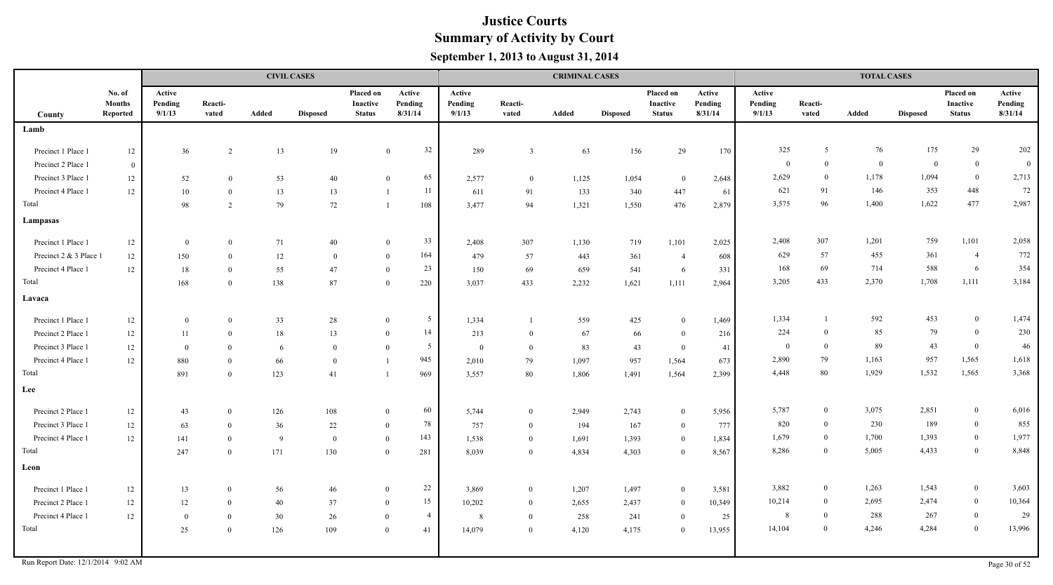# Justice Courts
## Summary of Activity by Court
### September 1, 2013 to August 31, 2014

| County | No. of Months Reported | CIVIL CASES Active Pending 9/1/13 | Reacti-vated | Added | Disposed | Placed on Inactive Status | Active Pending 8/31/14 | CRIMINAL CASES Active Pending 9/1/13 | Reacti-vated | Added | Disposed | Placed on Inactive Status | Active Pending 8/31/14 | TOTAL CASES Active Pending 9/1/13 | Reacti-vated | Added | Disposed | Placed on Inactive Status | Active Pending 8/31/14 |
|---|---|---|---|---|---|---|---|---|---|---|---|---|---|---|---|---|---|---|---|
| **Lamb** | | | | | | | | | | | | | | | | | | | |
| Precinct 1 Place 1 | 12 | 36 | 2 | 13 | 19 | 0 | 32 | 289 | 3 | 63 | 156 | 29 | 170 | 325 | 5 | 76 | 175 | 29 | 202 |
| Precinct 2 Place 1 | 0 | | | | | | | | | | | | | 0 | 0 | 0 | 0 | 0 | 0 |
| Precinct 3 Place 1 | 12 | 52 | 0 | 53 | 40 | 0 | 65 | 2,577 | 0 | 1,125 | 1,054 | 0 | 2,648 | 2,629 | 0 | 1,178 | 1,094 | 0 | 2,713 |
| Precinct 4 Place 1 | 12 | 10 | 0 | 13 | 13 | 1 | 11 | 611 | 91 | 133 | 340 | 447 | 61 | 621 | 91 | 146 | 353 | 448 | 72 |
| Total | | 98 | 2 | 79 | 72 | 1 | 108 | 3,477 | 94 | 1,321 | 1,550 | 476 | 2,879 | 3,575 | 96 | 1,400 | 1,622 | 477 | 2,987 |
| **Lampasas** | | | | | | | | | | | | | | | | | | | |
| Precinct 1 Place 1 | 12 | 0 | 0 | 71 | 40 | 0 | 33 | 2,408 | 307 | 1,130 | 719 | 1,101 | 2,025 | 2,408 | 307 | 1,201 | 759 | 1,101 | 2,058 |
| Precinct 2 & 3 Place 1 | 12 | 150 | 0 | 12 | 0 | 0 | 164 | 479 | 57 | 443 | 361 | 4 | 608 | 629 | 57 | 455 | 361 | 4 | 772 |
| Precinct 4 Place 1 | 12 | 18 | 0 | 55 | 47 | 0 | 23 | 150 | 69 | 659 | 541 | 6 | 331 | 168 | 69 | 714 | 588 | 6 | 354 |
| Total | | 168 | 0 | 138 | 87 | 0 | 220 | 3,037 | 433 | 2,232 | 1,621 | 1,111 | 2,964 | 3,205 | 433 | 2,370 | 1,708 | 1,111 | 3,184 |
| **Lavaca** | | | | | | | | | | | | | | | | | | | |
| Precinct 1 Place 1 | 12 | 0 | 0 | 33 | 28 | 0 | 5 | 1,334 | 1 | 559 | 425 | 0 | 1,469 | 1,334 | 1 | 592 | 453 | 0 | 1,474 |
| Precinct 2 Place 1 | 12 | 11 | 0 | 18 | 13 | 0 | 14 | 213 | 0 | 67 | 66 | 0 | 216 | 224 | 0 | 85 | 79 | 0 | 230 |
| Precinct 3 Place 1 | 12 | 0 | 0 | 6 | 0 | 0 | 5 | 0 | 0 | 83 | 43 | 0 | 41 | 0 | 0 | 89 | 43 | 0 | 46 |
| Precinct 4 Place 1 | 12 | 880 | 0 | 66 | 0 | 1 | 945 | 2,010 | 79 | 1,097 | 957 | 1,564 | 673 | 2,890 | 79 | 1,163 | 957 | 1,565 | 1,618 |
| Total | | 891 | 0 | 123 | 41 | 1 | 969 | 3,557 | 80 | 1,806 | 1,491 | 1,564 | 2,399 | 4,448 | 80 | 1,929 | 1,532 | 1,565 | 3,368 |
| **Lee** | | | | | | | | | | | | | | | | | | | |
| Precinct 2 Place 1 | 12 | 43 | 0 | 126 | 108 | 0 | 60 | 5,744 | 0 | 2,949 | 2,743 | 0 | 5,956 | 5,787 | 0 | 3,075 | 2,851 | 0 | 6,016 |
| Precinct 3 Place 1 | 12 | 63 | 0 | 36 | 22 | 0 | 78 | 757 | 0 | 194 | 167 | 0 | 777 | 820 | 0 | 230 | 189 | 0 | 855 |
| Precinct 4 Place 1 | 12 | 141 | 0 | 9 | 0 | 0 | 143 | 1,538 | 0 | 1,691 | 1,393 | 0 | 1,834 | 1,679 | 0 | 1,700 | 1,393 | 0 | 1,977 |
| Total | | 247 | 0 | 171 | 130 | 0 | 281 | 8,039 | 0 | 4,834 | 4,303 | 0 | 8,567 | 8,286 | 0 | 5,005 | 4,433 | 0 | 8,848 |
| **Leon** | | | | | | | | | | | | | | | | | | | |
| Precinct 1 Place 1 | 12 | 13 | 0 | 56 | 46 | 0 | 22 | 3,869 | 0 | 1,207 | 1,497 | 0 | 3,581 | 3,882 | 0 | 1,263 | 1,543 | 0 | 3,603 |
| Precinct 2 Place 1 | 12 | 12 | 0 | 40 | 37 | 0 | 15 | 10,202 | 0 | 2,655 | 2,437 | 0 | 10,349 | 10,214 | 0 | 2,695 | 2,474 | 0 | 10,364 |
| Precinct 4 Place 1 | 12 | 0 | 0 | 30 | 26 | 0 | 4 | 8 | 0 | 258 | 241 | 0 | 25 | 8 | 0 | 288 | 267 | 0 | 29 |
| Total | | 25 | 0 | 126 | 109 | 0 | 41 | 14,079 | 0 | 4,120 | 4,175 | 0 | 13,955 | 14,104 | 0 | 4,246 | 4,284 | 0 | 13,996 |

Run Report Date: 12/1/2014 9:02 AM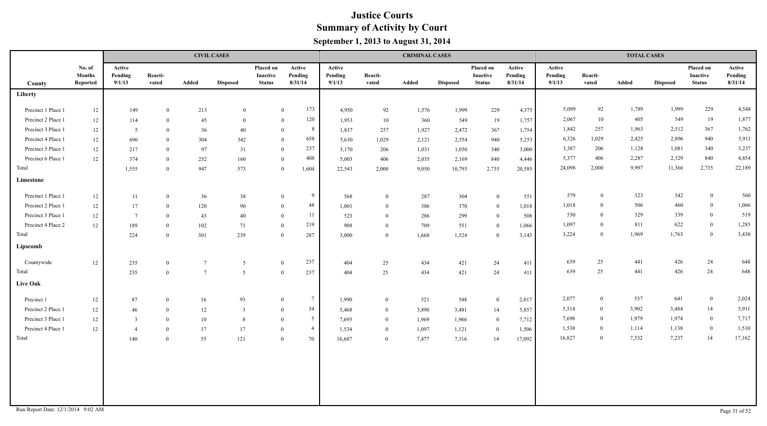# Justice Courts
## Summary of Activity by Court
### September 1, 2013 to August 31, 2014

| | | CIVIL CASES | | | | | | CRIMINAL CASES | | | | | | TOTAL CASES | | | | | |
|---|---|---|---|---|---|---|---|---|---|---|---|---|---|---|---|---|---|---|---|
| County | No. of Months Reported | Active Pending 9/1/13 | Reacti-vated | Added | Disposed | Placed on Inactive Status | Active Pending 8/31/14 | Active Pending 9/1/13 | Reacti-vated | Added | Disposed | Placed on Inactive Status | Active Pending 8/31/14 | Active Pending 9/1/13 | Reacti-vated | Added | Disposed | Placed on Inactive Status | Active Pending 8/31/14 |
| **Liberty** | | | | | | | | | | | | | | | | | | | |
| Precinct 1 Place 1 | 12 | 149 | 0 | 213 | 0 | 0 | 173 | 4,950 | 92 | 1,576 | 1,999 | 229 | 4,375 | 5,099 | 92 | 1,789 | 1,999 | 229 | 4,548 |
| Precinct 2 Place 1 | 12 | 114 | 0 | 45 | 0 | 0 | 120 | 1,953 | 10 | 360 | 549 | 19 | 1,757 | 2,067 | 10 | 405 | 549 | 19 | 1,877 |
| Precinct 3 Place 1 | 12 | 5 | 0 | 36 | 40 | 0 | 8 | 1,837 | 257 | 1,927 | 2,472 | 367 | 1,754 | 1,842 | 257 | 1,963 | 2,512 | 367 | 1,762 |
| Precinct 4 Place 1 | 12 | 696 | 0 | 304 | 342 | 0 | 658 | 5,630 | 1,029 | 2,121 | 2,554 | 940 | 5,253 | 6,326 | 1,029 | 2,425 | 2,896 | 940 | 5,911 |
| Precinct 5 Place 1 | 12 | 217 | 0 | 97 | 31 | 0 | 237 | 3,170 | 206 | 1,031 | 1,050 | 340 | 3,000 | 3,387 | 206 | 1,128 | 1,081 | 340 | 3,237 |
| Precinct 6 Place 1 | 12 | 374 | 0 | 252 | 160 | 0 | 408 | 5,003 | 406 | 2,035 | 2,169 | 840 | 4,446 | 5,377 | 406 | 2,287 | 2,329 | 840 | 4,854 |
| Total | | 1,555 | 0 | 947 | 573 | 0 | 1,604 | 22,543 | 2,000 | 9,050 | 10,793 | 2,735 | 20,585 | 24,098 | 2,000 | 9,997 | 11,366 | 2,735 | 22,189 |
| **Limestone** | | | | | | | | | | | | | | | | | | | |
| Precinct 1 Place 1 | 12 | 11 | 0 | 36 | 38 | 0 | 9 | 568 | 0 | 287 | 304 | 0 | 551 | 579 | 0 | 323 | 342 | 0 | 560 |
| Precinct 2 Place 1 | 12 | 17 | 0 | 120 | 90 | 0 | 48 | 1,001 | 0 | 386 | 370 | 0 | 1,018 | 1,018 | 0 | 506 | 460 | 0 | 1,066 |
| Precinct 3 Place 1 | 12 | 7 | 0 | 43 | 40 | 0 | 11 | 523 | 0 | 286 | 299 | 0 | 508 | 530 | 0 | 329 | 339 | 0 | 519 |
| Precinct 4 Place 2 | 12 | 189 | 0 | 102 | 71 | 0 | 219 | 908 | 0 | 709 | 551 | 0 | 1,066 | 1,097 | 0 | 811 | 622 | 0 | 1,285 |
| Total | | 224 | 0 | 301 | 239 | 0 | 287 | 3,000 | 0 | 1,668 | 1,524 | 0 | 3,143 | 3,224 | 0 | 1,969 | 1,763 | 0 | 3,430 |
| **Lipscomb** | | | | | | | | | | | | | | | | | | | |
| Countywide | 12 | 235 | 0 | 7 | 5 | 0 | 237 | 404 | 25 | 434 | 421 | 24 | 411 | 639 | 25 | 441 | 426 | 24 | 648 |
| Total | | 235 | 0 | 7 | 5 | 0 | 237 | 404 | 25 | 434 | 421 | 24 | 411 | 639 | 25 | 441 | 426 | 24 | 648 |
| **Live Oak** | | | | | | | | | | | | | | | | | | | |
| Precinct 1 | 12 | 87 | 0 | 16 | 93 | 0 | 7 | 1,990 | 0 | 521 | 548 | 0 | 2,017 | 2,077 | 0 | 537 | 641 | 0 | 2,024 |
| Precinct 2 Place 1 | 12 | 46 | 0 | 12 | 3 | 0 | 54 | 5,468 | 0 | 3,890 | 3,481 | 14 | 5,857 | 5,514 | 0 | 3,902 | 3,484 | 14 | 5,911 |
| Precinct 3 Place 1 | 12 | 3 | 0 | 10 | 8 | 0 | 5 | 7,695 | 0 | 1,969 | 1,966 | 0 | 7,712 | 7,698 | 0 | 1,979 | 1,974 | 0 | 7,717 |
| Precinct 4 Place 1 | 12 | 4 | 0 | 17 | 17 | 0 | 4 | 1,534 | 0 | 1,097 | 1,121 | 0 | 1,506 | 1,538 | 0 | 1,114 | 1,138 | 0 | 1,510 |
| Total | | 140 | 0 | 55 | 121 | 0 | 70 | 16,687 | 0 | 7,477 | 7,116 | 14 | 17,092 | 16,827 | 0 | 7,532 | 7,237 | 14 | 17,162 |

Run Report Date: 12/1/2014 9:02 AM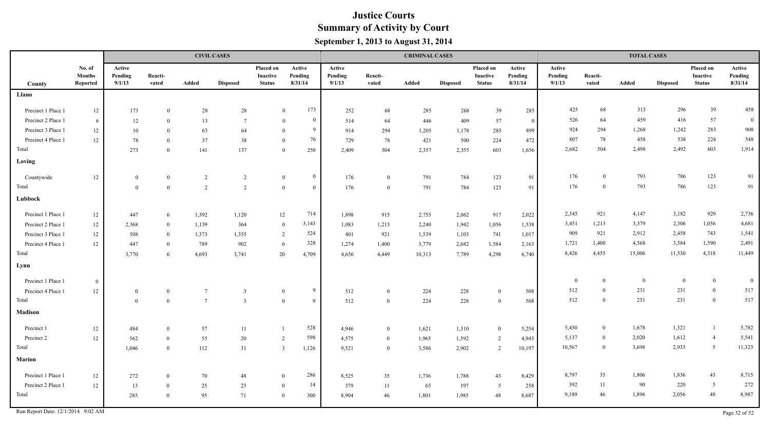# Justice Courts
## Summary of Activity by Court
### September 1, 2013 to August 31, 2014

| | | CIVIL CASES | | | | | | CRIMINAL CASES | | | | | | TOTAL CASES | | | | | |
|---|---|---|---|---|---|---|---|---|---|---|---|---|---|---|---|---|---|---|---|
| County | No. of Months Reported | Active Pending 9/1/13 | Reacti-vated | Added | Disposed | Placed on Inactive Status | Active Pending 8/31/14 | Active Pending 9/1/13 | Reacti-vated | Added | Disposed | Placed on Inactive Status | Active Pending 8/31/14 | Active Pending 9/1/13 | Reacti-vated | Added | Disposed | Placed on Inactive Status | Active Pending 8/31/14 |
| **Llano** | | | | | | | | | | | | | | | | | | | |
| Precinct 1 Place 1 | 12 | 173 | 0 | 28 | 28 | 0 | 173 | 252 | 68 | 285 | 268 | 39 | 285 | 425 | 68 | 313 | 296 | 39 | 458 |
| Precinct 2 Place 1 | 6 | 12 | 0 | 13 | 7 | 0 | 0 | 514 | 64 | 446 | 409 | 57 | 0 | 526 | 64 | 459 | 416 | 57 | 0 |
| Precinct 3 Place 1 | 12 | 10 | 0 | 63 | 64 | 0 | 9 | 914 | 294 | 1,205 | 1,178 | 283 | 899 | 924 | 294 | 1,268 | 1,242 | 283 | 908 |
| Precinct 4 Place 1 | 12 | 78 | 0 | 37 | 38 | 0 | 76 | 729 | 78 | 421 | 500 | 224 | 472 | 807 | 78 | 458 | 538 | 224 | 548 |
| Total | | 273 | 0 | 141 | 137 | 0 | 258 | 2,409 | 504 | 2,357 | 2,355 | 603 | 1,656 | 2,682 | 504 | 2,498 | 2,492 | 603 | 1,914 |
| **Loving** | | | | | | | | | | | | | | | | | | | |
| Countywide | 12 | 0 | 0 | 2 | 2 | 0 | 0 | 176 | 0 | 791 | 784 | 123 | 91 | 176 | 0 | 793 | 786 | 123 | 91 |
| Total | | 0 | 0 | 2 | 2 | 0 | 0 | 176 | 0 | 791 | 784 | 123 | 91 | 176 | 0 | 793 | 786 | 123 | 91 |
| **Lubbock** | | | | | | | | | | | | | | | | | | | |
| Precinct 1 Place 1 | 12 | 447 | 6 | 1,392 | 1,120 | 12 | 714 | 1,898 | 915 | 2,755 | 2,062 | 917 | 2,022 | 2,345 | 921 | 4,147 | 3,182 | 929 | 2,736 |
| Precinct 2 Place 1 | 12 | 2,368 | 0 | 1,139 | 364 | 0 | 3,143 | 1,083 | 1,213 | 2,240 | 1,942 | 1,056 | 1,538 | 3,451 | 1,213 | 3,379 | 2,306 | 1,056 | 4,681 |
| Precinct 3 Place 1 | 12 | 508 | 0 | 1,373 | 1,355 | 2 | 524 | 401 | 921 | 1,539 | 1,103 | 741 | 1,017 | 909 | 921 | 2,912 | 2,458 | 743 | 1,541 |
| Precinct 4 Place 1 | 12 | 447 | 0 | 789 | 902 | 6 | 328 | 1,274 | 1,400 | 3,779 | 2,682 | 1,584 | 2,163 | 1,721 | 1,400 | 4,568 | 3,584 | 1,590 | 2,491 |
| Total | | 3,770 | 6 | 4,693 | 3,741 | 20 | 4,709 | 4,656 | 4,449 | 10,313 | 7,789 | 4,298 | 6,740 | 8,426 | 4,455 | 15,006 | 11,530 | 4,318 | 11,449 |
| **Lynn** | | | | | | | | | | | | | | | | | | | |
| Precinct 1 Place 1 | 0 | | | | | | | | | | | | | 0 | 0 | 0 | 0 | 0 | 0 |
| Precinct 4 Place 1 | 12 | 0 | 0 | 7 | 3 | 0 | 9 | 512 | 0 | 224 | 228 | 0 | 508 | 512 | 0 | 231 | 231 | 0 | 517 |
| Total | | 0 | 0 | 7 | 3 | 0 | 9 | 512 | 0 | 224 | 228 | 0 | 508 | 512 | 0 | 231 | 231 | 0 | 517 |
| **Madison** | | | | | | | | | | | | | | | | | | | |
| Precinct 1 | 12 | 484 | 0 | 57 | 11 | 1 | 528 | 4,946 | 0 | 1,621 | 1,310 | 0 | 5,254 | 5,430 | 0 | 1,678 | 1,321 | 1 | 5,782 |
| Precinct 2 | 12 | 562 | 0 | 55 | 20 | 2 | 598 | 4,575 | 0 | 1,965 | 1,592 | 2 | 4,943 | 5,137 | 0 | 2,020 | 1,612 | 4 | 5,541 |
| Total | | 1,046 | 0 | 112 | 31 | 3 | 1,126 | 9,521 | 0 | 3,586 | 2,902 | 2 | 10,197 | 10,567 | 0 | 3,698 | 2,933 | 5 | 11,323 |
| **Marion** | | | | | | | | | | | | | | | | | | | |
| Precinct 1 Place 1 | 12 | 272 | 0 | 70 | 48 | 0 | 286 | 8,525 | 35 | 1,736 | 1,788 | 43 | 8,429 | 8,797 | 35 | 1,806 | 1,836 | 43 | 8,715 |
| Precinct 2 Place 1 | 12 | 13 | 0 | 25 | 23 | 0 | 14 | 379 | 11 | 65 | 197 | 5 | 258 | 392 | 11 | 90 | 220 | 5 | 272 |
| Total | | 285 | 0 | 95 | 71 | 0 | 300 | 8,904 | 46 | 1,801 | 1,985 | 48 | 8,687 | 9,189 | 46 | 1,896 | 2,056 | 48 | 8,987 |

Run Report Date: 12/1/2014 9:02 AM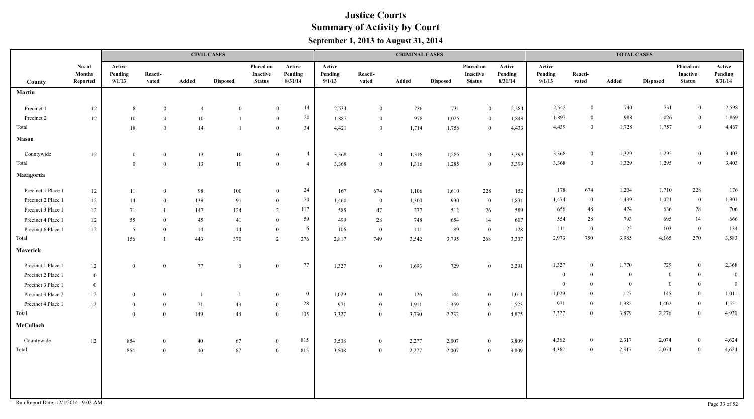# Justice Courts
## Summary of Activity by Court
### September 1, 2013 to August 31, 2014

| | | CIVIL CASES | | | | | | CRIMINAL CASES | | | | | | TOTAL CASES | | | | | |
|---|---|---|---|---|---|---|---|---|---|---|---|---|---|---|---|---|---|---|---|
| County | No. of Months Reported | Active Pending 9/1/13 | Reactivated | Added | Disposed | Placed on Inactive Status | Active Pending 8/31/14 | Active Pending 9/1/13 | Reactivated | Added | Disposed | Placed on Inactive Status | Active Pending 8/31/14 | Active Pending 9/1/13 | Reactivated | Added | Disposed | Placed on Inactive Status | Active Pending 8/31/14 |
| **Martin** | | | | | | | | | | | | | | | | | | | |
| Precinct 1 | 12 | 8 | 0 | 4 | 0 | 0 | 14 | 2,534 | 0 | 736 | 731 | 0 | 2,584 | 2,542 | 0 | 740 | 731 | 0 | 2,598 |
| Precinct 2 | 12 | 10 | 0 | 10 | 1 | 0 | 20 | 1,887 | 0 | 978 | 1,025 | 0 | 1,849 | 1,897 | 0 | 988 | 1,026 | 0 | 1,869 |
| Total | | 18 | 0 | 14 | 1 | 0 | 34 | 4,421 | 0 | 1,714 | 1,756 | 0 | 4,433 | 4,439 | 0 | 1,728 | 1,757 | 0 | 4,467 |
| **Mason** | | | | | | | | | | | | | | | | | | | |
| Countywide | 12 | 0 | 0 | 13 | 10 | 0 | 4 | 3,368 | 0 | 1,316 | 1,285 | 0 | 3,399 | 3,368 | 0 | 1,329 | 1,295 | 0 | 3,403 |
| Total | | 0 | 0 | 13 | 10 | 0 | 4 | 3,368 | 0 | 1,316 | 1,285 | 0 | 3,399 | 3,368 | 0 | 1,329 | 1,295 | 0 | 3,403 |
| **Matagorda** | | | | | | | | | | | | | | | | | | | |
| Precinct 1 Place 1 | 12 | 11 | 0 | 98 | 100 | 0 | 24 | 167 | 674 | 1,106 | 1,610 | 228 | 152 | 178 | 674 | 1,204 | 1,710 | 228 | 176 |
| Precinct 2 Place 1 | 12 | 14 | 0 | 139 | 91 | 0 | 70 | 1,460 | 0 | 1,300 | 930 | 0 | 1,831 | 1,474 | 0 | 1,439 | 1,021 | 0 | 1,901 |
| Precinct 3 Place 1 | 12 | 71 | 1 | 147 | 124 | 2 | 117 | 585 | 47 | 277 | 512 | 26 | 589 | 656 | 48 | 424 | 636 | 28 | 706 |
| Precinct 4 Place 1 | 12 | 55 | 0 | 45 | 41 | 0 | 59 | 499 | 28 | 748 | 654 | 14 | 607 | 554 | 28 | 793 | 695 | 14 | 666 |
| Precinct 6 Place 1 | 12 | 5 | 0 | 14 | 14 | 0 | 6 | 106 | 0 | 111 | 89 | 0 | 128 | 111 | 0 | 125 | 103 | 0 | 134 |
| Total | | 156 | 1 | 443 | 370 | 2 | 276 | 2,817 | 749 | 3,542 | 3,795 | 268 | 3,307 | 2,973 | 750 | 3,985 | 4,165 | 270 | 3,583 |
| **Maverick** | | | | | | | | | | | | | | | | | | | |
| Precinct 1 Place 1 | 12 | 0 | 0 | 77 | 0 | 0 | 77 | 1,327 | 0 | 1,693 | 729 | 0 | 2,291 | 1,327 | 0 | 1,770 | 729 | 0 | 2,368 |
| Precinct 2 Place 1 | 0 | | | | | | | | | | | | | 0 | 0 | 0 | 0 | 0 | 0 |
| Precinct 3 Place 1 | 0 | | | | | | | | | | | | | 0 | 0 | 0 | 0 | 0 | 0 |
| Precinct 3 Place 2 | 12 | 0 | 0 | 1 | 1 | 0 | 0 | 1,029 | 0 | 126 | 144 | 0 | 1,011 | 1,029 | 0 | 127 | 145 | 0 | 1,011 |
| Precinct 4 Place 1 | 12 | 0 | 0 | 71 | 43 | 0 | 28 | 971 | 0 | 1,911 | 1,359 | 0 | 1,523 | 971 | 0 | 1,982 | 1,402 | 0 | 1,551 |
| Total | | 0 | 0 | 149 | 44 | 0 | 105 | 3,327 | 0 | 3,730 | 2,232 | 0 | 4,825 | 3,327 | 0 | 3,879 | 2,276 | 0 | 4,930 |
| **McCulloch** | | | | | | | | | | | | | | | | | | | |
| Countywide | 12 | 854 | 0 | 40 | 67 | 0 | 815 | 3,508 | 0 | 2,277 | 2,007 | 0 | 3,809 | 4,362 | 0 | 2,317 | 2,074 | 0 | 4,624 |
| Total | | 854 | 0 | 40 | 67 | 0 | 815 | 3,508 | 0 | 2,277 | 2,007 | 0 | 3,809 | 4,362 | 0 | 2,317 | 2,074 | 0 | 4,624 |

Run Report Date: 12/1/2014 9:02 AM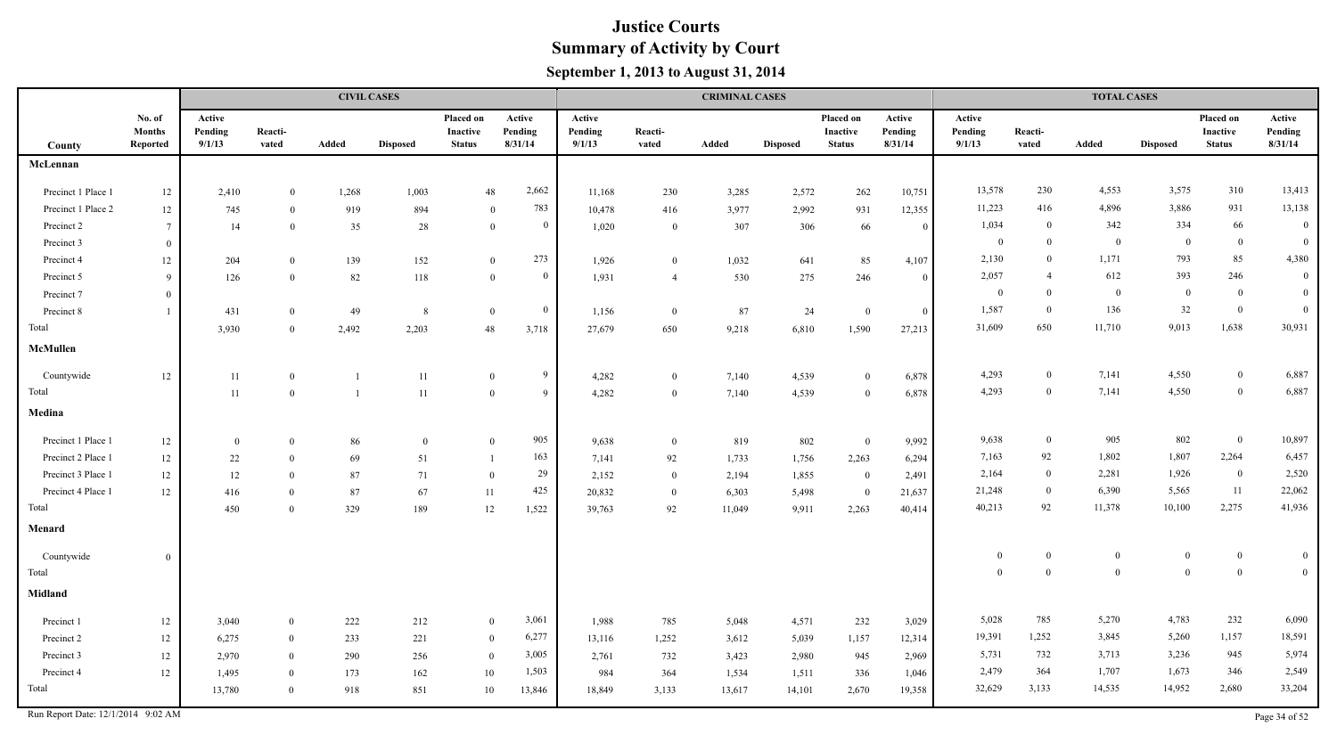# Justice Courts
## Summary of Activity by Court
### September 1, 2013 to August 31, 2014

| County | No. of Months Reported | CIVIL CASES Active Pending 9/1/13 | Reacti-vated | Added | Disposed | Placed on Inactive Status | Active Pending 8/31/14 | CRIMINAL CASES Active Pending 9/1/13 | Reacti-vated | Added | Disposed | Placed on Inactive Status | Active Pending 8/31/14 | TOTAL CASES Active Pending 9/1/13 | Reacti-vated | Added | Disposed | Placed on Inactive Status | Active Pending 8/31/14 |
|---|---|---|---|---|---|---|---|---|---|---|---|---|---|---|---|---|---|---|---|
| **McLennan** | | | | | | | | | | | | | | | | | | | |
| Precinct 1 Place 1 | 12 | 2,410 | 0 | 1,268 | 1,003 | 48 | 2,662 | 11,168 | 230 | 3,285 | 2,572 | 262 | 10,751 | 13,578 | 230 | 4,553 | 3,575 | 310 | 13,413 |
| Precinct 1 Place 2 | 12 | 745 | 0 | 919 | 894 | 0 | 783 | 10,478 | 416 | 3,977 | 2,992 | 931 | 12,355 | 11,223 | 416 | 4,896 | 3,886 | 931 | 13,138 |
| Precinct 2 | 7 | 14 | 0 | 35 | 28 | 0 | 0 | 1,020 | 0 | 307 | 306 | 66 | 0 | 1,034 | 0 | 342 | 334 | 66 | 0 |
| Precinct 3 | 0 | | | | | | | | | | | | | 0 | 0 | 0 | 0 | 0 | 0 |
| Precinct 4 | 12 | 204 | 0 | 139 | 152 | 0 | 273 | 1,926 | 0 | 1,032 | 641 | 85 | 4,107 | 2,130 | 0 | 1,171 | 793 | 85 | 4,380 |
| Precinct 5 | 9 | 126 | 0 | 82 | 118 | 0 | 0 | 1,931 | 4 | 530 | 275 | 246 | 0 | 2,057 | 4 | 612 | 393 | 246 | 0 |
| Precinct 7 | 0 | | | | | | | | | | | | | 0 | 0 | 0 | 0 | 0 | 0 |
| Precinct 8 | 1 | 431 | 0 | 49 | 8 | 0 | 0 | 1,156 | 0 | 87 | 24 | 0 | 0 | 1,587 | 0 | 136 | 32 | 0 | 0 |
| Total | | 3,930 | 0 | 2,492 | 2,203 | 48 | 3,718 | 27,679 | 650 | 9,218 | 6,810 | 1,590 | 27,213 | 31,609 | 650 | 11,710 | 9,013 | 1,638 | 30,931 |
| **McMullen** | | | | | | | | | | | | | | | | | | | |
| Countywide | 12 | 11 | 0 | 1 | 11 | 0 | 9 | 4,282 | 0 | 7,140 | 4,539 | 0 | 6,878 | 4,293 | 0 | 7,141 | 4,550 | 0 | 6,887 |
| Total | | 11 | 0 | 1 | 11 | 0 | 9 | 4,282 | 0 | 7,140 | 4,539 | 0 | 6,878 | 4,293 | 0 | 7,141 | 4,550 | 0 | 6,887 |
| **Medina** | | | | | | | | | | | | | | | | | | | |
| Precinct 1 Place 1 | 12 | 0 | 0 | 86 | 0 | 0 | 905 | 9,638 | 0 | 819 | 802 | 0 | 9,992 | 9,638 | 0 | 905 | 802 | 0 | 10,897 |
| Precinct 2 Place 1 | 12 | 22 | 0 | 69 | 51 | 1 | 163 | 7,141 | 92 | 1,733 | 1,756 | 2,263 | 6,294 | 7,163 | 92 | 1,802 | 1,807 | 2,264 | 6,457 |
| Precinct 3 Place 1 | 12 | 12 | 0 | 87 | 71 | 0 | 29 | 2,152 | 0 | 2,194 | 1,855 | 0 | 2,491 | 2,164 | 0 | 2,281 | 1,926 | 0 | 2,520 |
| Precinct 4 Place 1 | 12 | 416 | 0 | 87 | 67 | 11 | 425 | 20,832 | 0 | 6,303 | 5,498 | 0 | 21,637 | 21,248 | 0 | 6,390 | 5,565 | 11 | 22,062 |
| Total | | 450 | 0 | 329 | 189 | 12 | 1,522 | 39,763 | 92 | 11,049 | 9,911 | 2,263 | 40,414 | 40,213 | 92 | 11,378 | 10,100 | 2,275 | 41,936 |
| **Menard** | | | | | | | | | | | | | | | | | | | |
| Countywide | 0 | | | | | | | | | | | | | 0 | 0 | 0 | 0 | 0 | 0 |
| Total | | | | | | | | | | | | | | 0 | 0 | 0 | 0 | 0 | 0 |
| **Midland** | | | | | | | | | | | | | | | | | | | |
| Precinct 1 | 12 | 3,040 | 0 | 222 | 212 | 0 | 3,061 | 1,988 | 785 | 5,048 | 4,571 | 232 | 3,029 | 5,028 | 785 | 5,270 | 4,783 | 232 | 6,090 |
| Precinct 2 | 12 | 6,275 | 0 | 233 | 221 | 0 | 6,277 | 13,116 | 1,252 | 3,612 | 5,039 | 1,157 | 12,314 | 19,391 | 1,252 | 3,845 | 5,260 | 1,157 | 18,591 |
| Precinct 3 | 12 | 2,970 | 0 | 290 | 256 | 0 | 3,005 | 2,761 | 732 | 3,423 | 2,980 | 945 | 2,969 | 5,731 | 732 | 3,713 | 3,236 | 945 | 5,974 |
| Precinct 4 | 12 | 1,495 | 0 | 173 | 162 | 10 | 1,503 | 984 | 364 | 1,534 | 1,511 | 336 | 1,046 | 2,479 | 364 | 1,707 | 1,673 | 346 | 2,549 |
| Total | | 13,780 | 0 | 918 | 851 | 10 | 13,846 | 18,849 | 3,133 | 13,617 | 14,101 | 2,670 | 19,358 | 32,629 | 3,133 | 14,535 | 14,952 | 2,680 | 33,204 |

Run Report Date: 12/1/2014 9:02 AM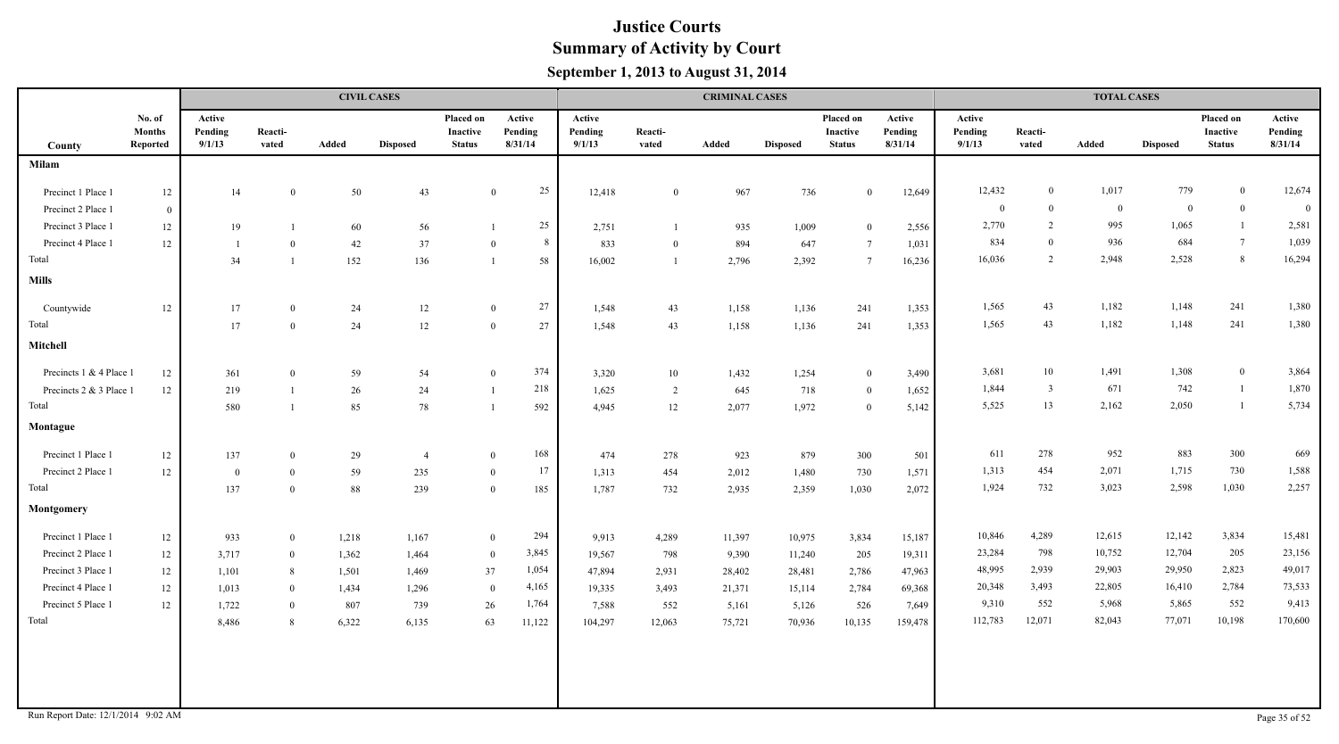# Justice Courts
## Summary of Activity by Court
### September 1, 2013 to August 31, 2014

| | | CIVIL CASES | | | | | | CRIMINAL CASES | | | | | | TOTAL CASES | | | | | |
|---|---|---|---|---|---|---|---|---|---|---|---|---|---|---|---|---|---|---|---|
| County | No. of Months Reported | Active Pending 9/1/13 | Reacti-vated | Added | Disposed | Placed on Inactive Status | Active Pending 8/31/14 | Active Pending 9/1/13 | Reacti-vated | Added | Disposed | Placed on Inactive Status | Active Pending 8/31/14 | Active Pending 9/1/13 | Reacti-vated | Added | Disposed | Placed on Inactive Status | Active Pending 8/31/14 |
| **Milam** | | | | | | | | | | | | | | | | | | | |
| Precinct 1 Place 1 | 12 | 14 | 0 | 50 | 43 | 0 | 25 | 12,418 | 0 | 967 | 736 | 0 | 12,649 | 12,432 | 0 | 1,017 | 779 | 0 | 12,674 |
| Precinct 2 Place 1 | 0 | | | | | | | | | | | | | 0 | 0 | 0 | 0 | 0 | 0 |
| Precinct 3 Place 1 | 12 | 19 | 1 | 60 | 56 | 1 | 25 | 2,751 | 1 | 935 | 1,009 | 0 | 2,556 | 2,770 | 2 | 995 | 1,065 | 1 | 2,581 |
| Precinct 4 Place 1 | 12 | 1 | 0 | 42 | 37 | 0 | 8 | 833 | 0 | 894 | 647 | 7 | 1,031 | 834 | 0 | 936 | 684 | 7 | 1,039 |
| Total | | 34 | 1 | 152 | 136 | 1 | 58 | 16,002 | 1 | 2,796 | 2,392 | 7 | 16,236 | 16,036 | 2 | 2,948 | 2,528 | 8 | 16,294 |
| **Mills** | | | | | | | | | | | | | | | | | | | |
| Countywide | 12 | 17 | 0 | 24 | 12 | 0 | 27 | 1,548 | 43 | 1,158 | 1,136 | 241 | 1,353 | 1,565 | 43 | 1,182 | 1,148 | 241 | 1,380 |
| Total | | 17 | 0 | 24 | 12 | 0 | 27 | 1,548 | 43 | 1,158 | 1,136 | 241 | 1,353 | 1,565 | 43 | 1,182 | 1,148 | 241 | 1,380 |
| **Mitchell** | | | | | | | | | | | | | | | | | | | |
| Precincts 1 & 4 Place 1 | 12 | 361 | 0 | 59 | 54 | 0 | 374 | 3,320 | 10 | 1,432 | 1,254 | 0 | 3,490 | 3,681 | 10 | 1,491 | 1,308 | 0 | 3,864 |
| Precincts 2 & 3 Place 1 | 12 | 219 | 1 | 26 | 24 | 1 | 218 | 1,625 | 2 | 645 | 718 | 0 | 1,652 | 1,844 | 3 | 671 | 742 | 1 | 1,870 |
| Total | | 580 | 1 | 85 | 78 | 1 | 592 | 4,945 | 12 | 2,077 | 1,972 | 0 | 5,142 | 5,525 | 13 | 2,162 | 2,050 | 1 | 5,734 |
| **Montague** | | | | | | | | | | | | | | | | | | | |
| Precinct 1 Place 1 | 12 | 137 | 0 | 29 | 4 | 0 | 168 | 474 | 278 | 923 | 879 | 300 | 501 | 611 | 278 | 952 | 883 | 300 | 669 |
| Precinct 2 Place 1 | 12 | 0 | 0 | 59 | 235 | 0 | 17 | 1,313 | 454 | 2,012 | 1,480 | 730 | 1,571 | 1,313 | 454 | 2,071 | 1,715 | 730 | 1,588 |
| Total | | 137 | 0 | 88 | 239 | 0 | 185 | 1,787 | 732 | 2,935 | 2,359 | 1,030 | 2,072 | 1,924 | 732 | 3,023 | 2,598 | 1,030 | 2,257 |
| **Montgomery** | | | | | | | | | | | | | | | | | | | |
| Precinct 1 Place 1 | 12 | 933 | 0 | 1,218 | 1,167 | 0 | 294 | 9,913 | 4,289 | 11,397 | 10,975 | 3,834 | 15,187 | 10,846 | 4,289 | 12,615 | 12,142 | 3,834 | 15,481 |
| Precinct 2 Place 1 | 12 | 3,717 | 0 | 1,362 | 1,464 | 0 | 3,845 | 19,567 | 798 | 9,390 | 11,240 | 205 | 19,311 | 23,284 | 798 | 10,752 | 12,704 | 205 | 23,156 |
| Precinct 3 Place 1 | 12 | 1,101 | 8 | 1,501 | 1,469 | 37 | 1,054 | 47,894 | 2,931 | 28,402 | 28,481 | 2,786 | 47,963 | 48,995 | 2,939 | 29,903 | 29,950 | 2,823 | 49,017 |
| Precinct 4 Place 1 | 12 | 1,013 | 0 | 1,434 | 1,296 | 0 | 4,165 | 19,335 | 3,493 | 21,371 | 15,114 | 2,784 | 69,368 | 20,348 | 3,493 | 22,805 | 16,410 | 2,784 | 73,533 |
| Precinct 5 Place 1 | 12 | 1,722 | 0 | 807 | 739 | 26 | 1,764 | 7,588 | 552 | 5,161 | 5,126 | 526 | 7,649 | 9,310 | 552 | 5,968 | 5,865 | 552 | 9,413 |
| Total | | 8,486 | 8 | 6,322 | 6,135 | 63 | 11,122 | 104,297 | 12,063 | 75,721 | 70,936 | 10,135 | 159,478 | 112,783 | 12,071 | 82,043 | 77,071 | 10,198 | 170,600 |

Run Report Date: 12/1/2014 9:02 AM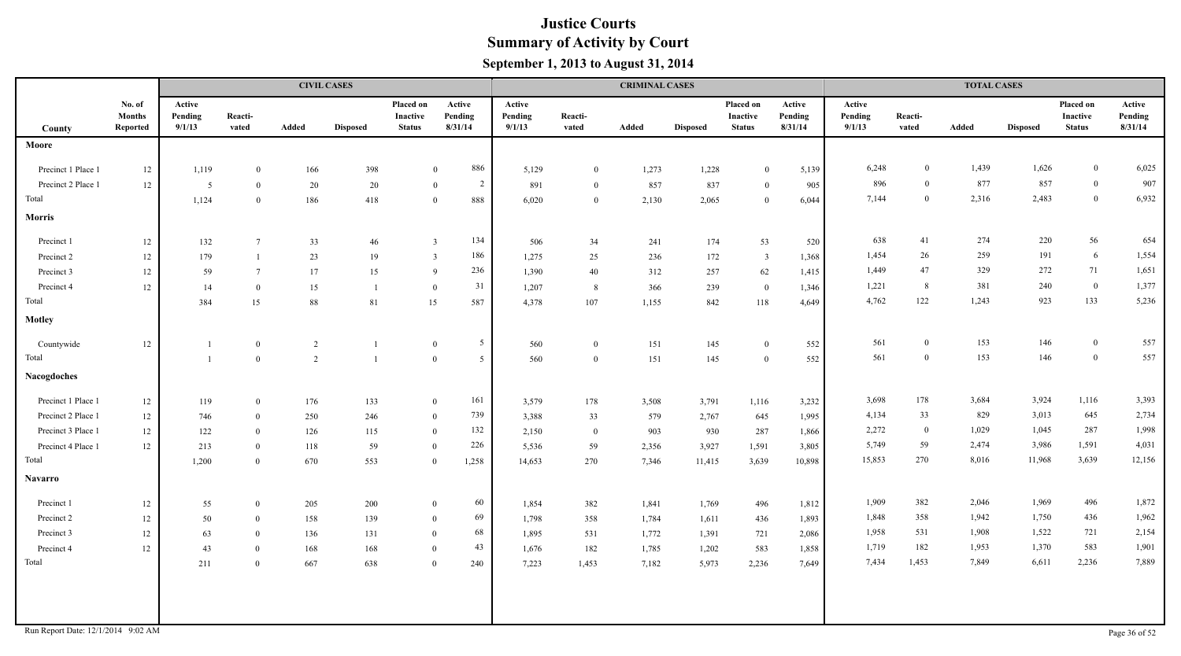# Justice Courts

## Summary of Activity by Court

### September 1, 2013 to August 31, 2014

| County | No. of Months Reported | CIVIL CASES Active Pending 9/1/13 | Reacti-vated | Added | Disposed | Placed on Inactive Status | Active Pending 8/31/14 | CRIMINAL CASES Active Pending 9/1/13 | Reacti-vated | Added | Disposed | Placed on Inactive Status | Active Pending 8/31/14 | TOTAL CASES Active Pending 9/1/13 | Reacti-vated | Added | Disposed | Placed on Inactive Status | Active Pending 8/31/14 |
|---|---|---|---|---|---|---|---|---|---|---|---|---|---|---|---|---|---|---|---|
| **Moore** | | | | | | | | | | | | | | | | | | | |
| Precinct 1 Place 1 | 12 | 1,119 | 0 | 166 | 398 | 0 | 886 | 5,129 | 0 | 1,273 | 1,228 | 0 | 5,139 | 6,248 | 0 | 1,439 | 1,626 | 0 | 6,025 |
| Precinct 2 Place 1 | 12 | 5 | 0 | 20 | 20 | 0 | 2 | 891 | 0 | 857 | 837 | 0 | 905 | 896 | 0 | 877 | 857 | 0 | 907 |
| Total | | 1,124 | 0 | 186 | 418 | 0 | 888 | 6,020 | 0 | 2,130 | 2,065 | 0 | 6,044 | 7,144 | 0 | 2,316 | 2,483 | 0 | 6,932 |
| **Morris** | | | | | | | | | | | | | | | | | | | |
| Precinct 1 | 12 | 132 | 7 | 33 | 46 | 3 | 134 | 506 | 34 | 241 | 174 | 53 | 520 | 638 | 41 | 274 | 220 | 56 | 654 |
| Precinct 2 | 12 | 179 | 1 | 23 | 19 | 3 | 186 | 1,275 | 25 | 236 | 172 | 3 | 1,368 | 1,454 | 26 | 259 | 191 | 6 | 1,554 |
| Precinct 3 | 12 | 59 | 7 | 17 | 15 | 9 | 236 | 1,390 | 40 | 312 | 257 | 62 | 1,415 | 1,449 | 47 | 329 | 272 | 71 | 1,651 |
| Precinct 4 | 12 | 14 | 0 | 15 | 1 | 0 | 31 | 1,207 | 8 | 366 | 239 | 0 | 1,346 | 1,221 | 8 | 381 | 240 | 0 | 1,377 |
| Total | | 384 | 15 | 88 | 81 | 15 | 587 | 4,378 | 107 | 1,155 | 842 | 118 | 4,649 | 4,762 | 122 | 1,243 | 923 | 133 | 5,236 |
| **Motley** | | | | | | | | | | | | | | | | | | | |
| Countywide | 12 | 1 | 0 | 2 | 1 | 0 | 5 | 560 | 0 | 151 | 145 | 0 | 552 | 561 | 0 | 153 | 146 | 0 | 557 |
| Total | | 1 | 0 | 2 | 1 | 0 | 5 | 560 | 0 | 151 | 145 | 0 | 552 | 561 | 0 | 153 | 146 | 0 | 557 |
| **Nacogdoches** | | | | | | | | | | | | | | | | | | | |
| Precinct 1 Place 1 | 12 | 119 | 0 | 176 | 133 | 0 | 161 | 3,579 | 178 | 3,508 | 3,791 | 1,116 | 3,232 | 3,698 | 178 | 3,684 | 3,924 | 1,116 | 3,393 |
| Precinct 2 Place 1 | 12 | 746 | 0 | 250 | 246 | 0 | 739 | 3,388 | 33 | 579 | 2,767 | 645 | 1,995 | 4,134 | 33 | 829 | 3,013 | 645 | 2,734 |
| Precinct 3 Place 1 | 12 | 122 | 0 | 126 | 115 | 0 | 132 | 2,150 | 0 | 903 | 930 | 287 | 1,866 | 2,272 | 0 | 1,029 | 1,045 | 287 | 1,998 |
| Precinct 4 Place 1 | 12 | 213 | 0 | 118 | 59 | 0 | 226 | 5,536 | 59 | 2,356 | 3,927 | 1,591 | 3,805 | 5,749 | 59 | 2,474 | 3,986 | 1,591 | 4,031 |
| Total | | 1,200 | 0 | 670 | 553 | 0 | 1,258 | 14,653 | 270 | 7,346 | 11,415 | 3,639 | 10,898 | 15,853 | 270 | 8,016 | 11,968 | 3,639 | 12,156 |
| **Navarro** | | | | | | | | | | | | | | | | | | | |
| Precinct 1 | 12 | 55 | 0 | 205 | 200 | 0 | 60 | 1,854 | 382 | 1,841 | 1,769 | 496 | 1,812 | 1,909 | 382 | 2,046 | 1,969 | 496 | 1,872 |
| Precinct 2 | 12 | 50 | 0 | 158 | 139 | 0 | 69 | 1,798 | 358 | 1,784 | 1,611 | 436 | 1,893 | 1,848 | 358 | 1,942 | 1,750 | 436 | 1,962 |
| Precinct 3 | 12 | 63 | 0 | 136 | 131 | 0 | 68 | 1,895 | 531 | 1,772 | 1,391 | 721 | 2,086 | 1,958 | 531 | 1,908 | 1,522 | 721 | 2,154 |
| Precinct 4 | 12 | 43 | 0 | 168 | 168 | 0 | 43 | 1,676 | 182 | 1,785 | 1,202 | 583 | 1,858 | 1,719 | 182 | 1,953 | 1,370 | 583 | 1,901 |
| Total | | 211 | 0 | 667 | 638 | 0 | 240 | 7,223 | 1,453 | 7,182 | 5,973 | 2,236 | 7,649 | 7,434 | 1,453 | 7,849 | 6,611 | 2,236 | 7,889 |

Run Report Date: 12/1/2014 9:02 AM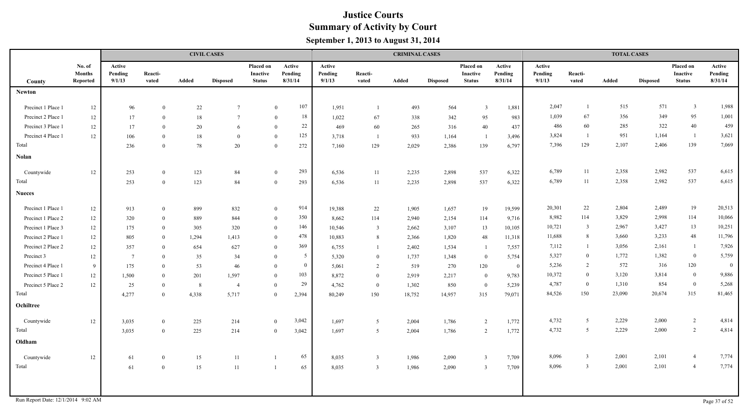# Justice Courts
## Summary of Activity by Court
### September 1, 2013 to August 31, 2014

| County | No. of Months Reported | CIVIL CASES | | | | | | CRIMINAL CASES | | | | | | TOTAL CASES | | | | | |
|---|---|---|---|---|---|---|---|---|---|---|---|---|---|---|---|---|---|---|---|
| | | Active Pending 9/1/13 | Reactivated | Added | Disposed | Placed on Inactive Status | Active Pending 8/31/14 | Active Pending 9/1/13 | Reactivated | Added | Disposed | Placed on Inactive Status | Active Pending 8/31/14 | Active Pending 9/1/13 | Reactivated | Added | Disposed | Placed on Inactive Status | Active Pending 8/31/14 |
| **Newton** | | | | | | | | | | | | | | | | | | | |
| Precinct 1 Place 1 | 12 | 96 | 0 | 22 | 7 | 0 | 107 | 1,951 | 1 | 493 | 564 | 3 | 1,881 | 2,047 | 1 | 515 | 571 | 3 | 1,988 |
| Precinct 2 Place 1 | 12 | 17 | 0 | 18 | 7 | 0 | 18 | 1,022 | 67 | 338 | 342 | 95 | 983 | 1,039 | 67 | 356 | 349 | 95 | 1,001 |
| Precinct 3 Place 1 | 12 | 17 | 0 | 20 | 6 | 0 | 22 | 469 | 60 | 265 | 316 | 40 | 437 | 486 | 60 | 285 | 322 | 40 | 459 |
| Precinct 4 Place 1 | 12 | 106 | 0 | 18 | 0 | 0 | 125 | 3,718 | 1 | 933 | 1,164 | 1 | 3,496 | 3,824 | 1 | 951 | 1,164 | 1 | 3,621 |
| Total | | 236 | 0 | 78 | 20 | 0 | 272 | 7,160 | 129 | 2,029 | 2,386 | 139 | 6,797 | 7,396 | 129 | 2,107 | 2,406 | 139 | 7,069 |
| **Nolan** | | | | | | | | | | | | | | | | | | | |
| Countywide | 12 | 253 | 0 | 123 | 84 | 0 | 293 | 6,536 | 11 | 2,235 | 2,898 | 537 | 6,322 | 6,789 | 11 | 2,358 | 2,982 | 537 | 6,615 |
| Total | | 253 | 0 | 123 | 84 | 0 | 293 | 6,536 | 11 | 2,235 | 2,898 | 537 | 6,322 | 6,789 | 11 | 2,358 | 2,982 | 537 | 6,615 |
| **Nueces** | | | | | | | | | | | | | | | | | | | |
| Precinct 1 Place 1 | 12 | 913 | 0 | 899 | 832 | 0 | 914 | 19,388 | 22 | 1,905 | 1,657 | 19 | 19,599 | 20,301 | 22 | 2,804 | 2,489 | 19 | 20,513 |
| Precinct 1 Place 2 | 12 | 320 | 0 | 889 | 844 | 0 | 350 | 8,662 | 114 | 2,940 | 2,154 | 114 | 9,716 | 8,982 | 114 | 3,829 | 2,998 | 114 | 10,066 |
| Precinct 1 Place 3 | 12 | 175 | 0 | 305 | 320 | 0 | 146 | 10,546 | 3 | 2,662 | 3,107 | 13 | 10,105 | 10,721 | 3 | 2,967 | 3,427 | 13 | 10,251 |
| Precinct 2 Place 1 | 12 | 805 | 0 | 1,294 | 1,413 | 0 | 478 | 10,883 | 8 | 2,366 | 1,820 | 48 | 11,318 | 11,688 | 8 | 3,660 | 3,233 | 48 | 11,796 |
| Precinct 2 Place 2 | 12 | 357 | 0 | 654 | 627 | 0 | 369 | 6,755 | 1 | 2,402 | 1,534 | 1 | 7,557 | 7,112 | 1 | 3,056 | 2,161 | 1 | 7,926 |
| Precinct 3 | 12 | 7 | 0 | 35 | 34 | 0 | 5 | 5,320 | 0 | 1,737 | 1,348 | 0 | 5,754 | 5,327 | 0 | 1,772 | 1,382 | 0 | 5,759 |
| Precinct 4 Place 1 | 9 | 175 | 0 | 53 | 46 | 0 | 0 | 5,061 | 2 | 519 | 270 | 120 | 0 | 5,236 | 2 | 572 | 316 | 120 | 0 |
| Precinct 5 Place 1 | 12 | 1,500 | 0 | 201 | 1,597 | 0 | 103 | 8,872 | 0 | 2,919 | 2,217 | 0 | 9,783 | 10,372 | 0 | 3,120 | 3,814 | 0 | 9,886 |
| Precinct 5 Place 2 | 12 | 25 | 0 | 8 | 4 | 0 | 29 | 4,762 | 0 | 1,302 | 850 | 0 | 5,239 | 4,787 | 0 | 1,310 | 854 | 0 | 5,268 |
| Total | | 4,277 | 0 | 4,338 | 5,717 | 0 | 2,394 | 80,249 | 150 | 18,752 | 14,957 | 315 | 79,071 | 84,526 | 150 | 23,090 | 20,674 | 315 | 81,465 |
| **Ochiltree** | | | | | | | | | | | | | | | | | | | |
| Countywide | 12 | 3,035 | 0 | 225 | 214 | 0 | 3,042 | 1,697 | 5 | 2,004 | 1,786 | 2 | 1,772 | 4,732 | 5 | 2,229 | 2,000 | 2 | 4,814 |
| Total | | 3,035 | 0 | 225 | 214 | 0 | 3,042 | 1,697 | 5 | 2,004 | 1,786 | 2 | 1,772 | 4,732 | 5 | 2,229 | 2,000 | 2 | 4,814 |
| **Oldham** | | | | | | | | | | | | | | | | | | | |
| Countywide | 12 | 61 | 0 | 15 | 11 | 1 | 65 | 8,035 | 3 | 1,986 | 2,090 | 3 | 7,709 | 8,096 | 3 | 2,001 | 2,101 | 4 | 7,774 |
| Total | | 61 | 0 | 15 | 11 | 1 | 65 | 8,035 | 3 | 1,986 | 2,090 | 3 | 7,709 | 8,096 | 3 | 2,001 | 2,101 | 4 | 7,774 |

Run Report Date: 12/1/2014 9:02 AM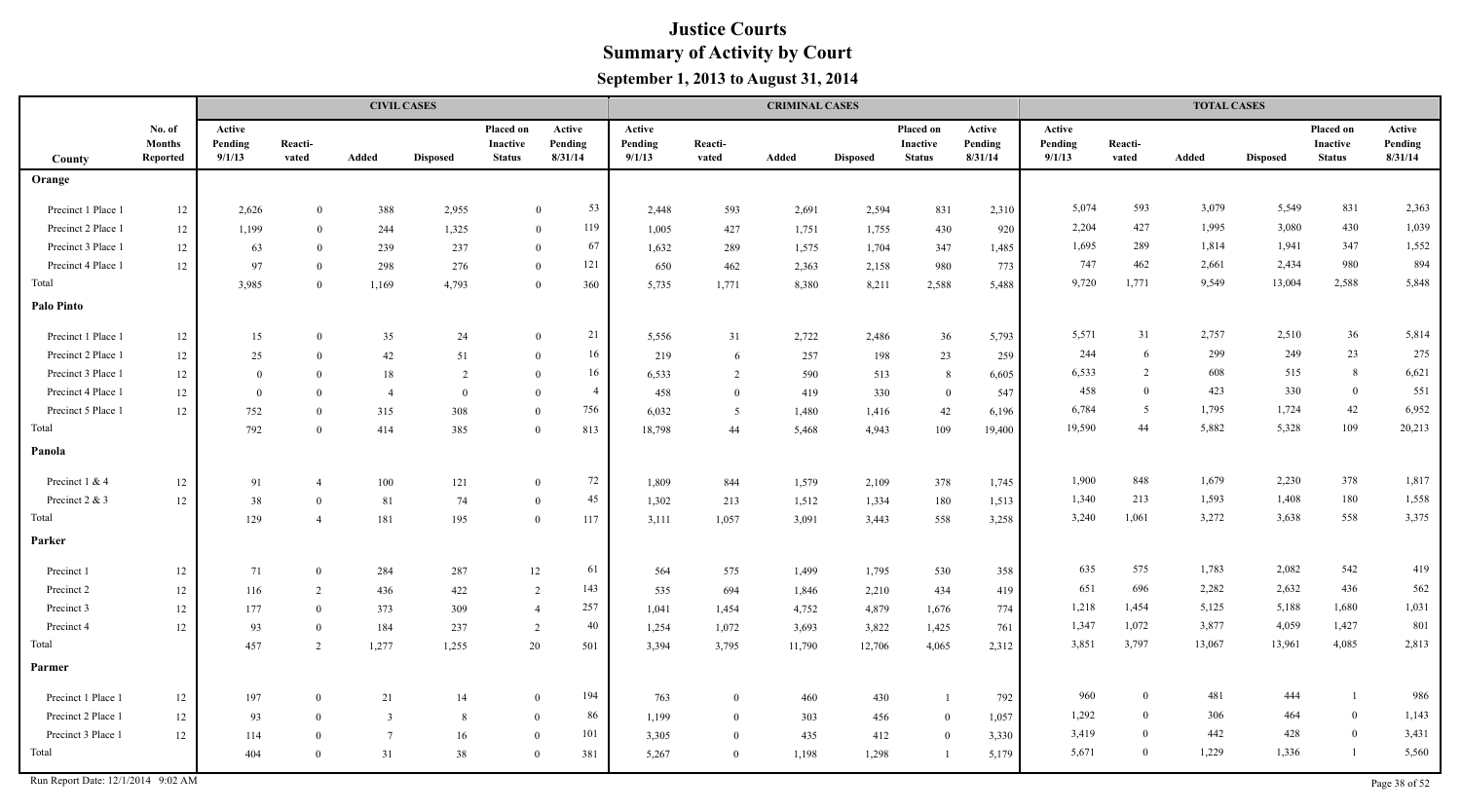# Justice Courts
## Summary of Activity by Court
### September 1, 2013 to August 31, 2014

| | | CIVIL CASES | | | | | | CRIMINAL CASES | | | | | | TOTAL CASES | | | | | |
|---|---|---|---|---|---|---|---|---|---|---|---|---|---|---|---|---|---|---|---|
| County | No. of Months Reported | Active Pending 9/1/13 | Reacti-vated | Added | Disposed | Placed on Inactive Status | Active Pending 8/31/14 | Active Pending 9/1/13 | Reacti-vated | Added | Disposed | Placed on Inactive Status | Active Pending 8/31/14 | Active Pending 9/1/13 | Reacti-vated | Added | Disposed | Placed on Inactive Status | Active Pending 8/31/14 |
| **Orange** | | | | | | | | | | | | | | | | | | | |
| Precinct 1 Place 1 | 12 | 2,626 | 0 | 388 | 2,955 | 0 | 53 | 2,448 | 593 | 2,691 | 2,594 | 831 | 2,310 | 5,074 | 593 | 3,079 | 5,549 | 831 | 2,363 |
| Precinct 2 Place 1 | 12 | 1,199 | 0 | 244 | 1,325 | 0 | 119 | 1,005 | 427 | 1,751 | 1,755 | 430 | 920 | 2,204 | 427 | 1,995 | 3,080 | 430 | 1,039 |
| Precinct 3 Place 1 | 12 | 63 | 0 | 239 | 237 | 0 | 67 | 1,632 | 289 | 1,575 | 1,704 | 347 | 1,485 | 1,695 | 289 | 1,814 | 1,941 | 347 | 1,552 |
| Precinct 4 Place 1 | 12 | 97 | 0 | 298 | 276 | 0 | 121 | 650 | 462 | 2,363 | 2,158 | 980 | 773 | 747 | 462 | 2,661 | 2,434 | 980 | 894 |
| Total | | 3,985 | 0 | 1,169 | 4,793 | 0 | 360 | 5,735 | 1,771 | 8,380 | 8,211 | 2,588 | 5,488 | 9,720 | 1,771 | 9,549 | 13,004 | 2,588 | 5,848 |
| **Palo Pinto** | | | | | | | | | | | | | | | | | | | |
| Precinct 1 Place 1 | 12 | 15 | 0 | 35 | 24 | 0 | 21 | 5,556 | 31 | 2,722 | 2,486 | 36 | 5,793 | 5,571 | 31 | 2,757 | 2,510 | 36 | 5,814 |
| Precinct 2 Place 1 | 12 | 25 | 0 | 42 | 51 | 0 | 16 | 219 | 6 | 257 | 198 | 23 | 259 | 244 | 6 | 299 | 249 | 23 | 275 |
| Precinct 3 Place 1 | 12 | 0 | 0 | 18 | 2 | 0 | 16 | 6,533 | 2 | 590 | 513 | 8 | 6,605 | 6,533 | 2 | 608 | 515 | 8 | 6,621 |
| Precinct 4 Place 1 | 12 | 0 | 0 | 4 | 0 | 0 | 4 | 458 | 0 | 419 | 330 | 0 | 547 | 458 | 0 | 423 | 330 | 0 | 551 |
| Precinct 5 Place 1 | 12 | 752 | 0 | 315 | 308 | 0 | 756 | 6,032 | 5 | 1,480 | 1,416 | 42 | 6,196 | 6,784 | 5 | 1,795 | 1,724 | 42 | 6,952 |
| Total | | 792 | 0 | 414 | 385 | 0 | 813 | 18,798 | 44 | 5,468 | 4,943 | 109 | 19,400 | 19,590 | 44 | 5,882 | 5,328 | 109 | 20,213 |
| **Panola** | | | | | | | | | | | | | | | | | | | |
| Precinct 1 & 4 | 12 | 91 | 4 | 100 | 121 | 0 | 72 | 1,809 | 844 | 1,579 | 2,109 | 378 | 1,745 | 1,900 | 848 | 1,679 | 2,230 | 378 | 1,817 |
| Precinct 2 & 3 | 12 | 38 | 0 | 81 | 74 | 0 | 45 | 1,302 | 213 | 1,512 | 1,334 | 180 | 1,513 | 1,340 | 213 | 1,593 | 1,408 | 180 | 1,558 |
| Total | | 129 | 4 | 181 | 195 | 0 | 117 | 3,111 | 1,057 | 3,091 | 3,443 | 558 | 3,258 | 3,240 | 1,061 | 3,272 | 3,638 | 558 | 3,375 |
| **Parker** | | | | | | | | | | | | | | | | | | | |
| Precinct 1 | 12 | 71 | 0 | 284 | 287 | 12 | 61 | 564 | 575 | 1,499 | 1,795 | 530 | 358 | 635 | 575 | 1,783 | 2,082 | 542 | 419 |
| Precinct 2 | 12 | 116 | 2 | 436 | 422 | 2 | 143 | 535 | 694 | 1,846 | 2,210 | 434 | 419 | 651 | 696 | 2,282 | 2,632 | 436 | 562 |
| Precinct 3 | 12 | 177 | 0 | 373 | 309 | 4 | 257 | 1,041 | 1,454 | 4,752 | 4,879 | 1,676 | 774 | 1,218 | 1,454 | 5,125 | 5,188 | 1,680 | 1,031 |
| Precinct 4 | 12 | 93 | 0 | 184 | 237 | 2 | 40 | 1,254 | 1,072 | 3,693 | 3,822 | 1,425 | 761 | 1,347 | 1,072 | 3,877 | 4,059 | 1,427 | 801 |
| Total | | 457 | 2 | 1,277 | 1,255 | 20 | 501 | 3,394 | 3,795 | 11,790 | 12,706 | 4,065 | 2,312 | 3,851 | 3,797 | 13,067 | 13,961 | 4,085 | 2,813 |
| **Parmer** | | | | | | | | | | | | | | | | | | | |
| Precinct 1 Place 1 | 12 | 197 | 0 | 21 | 14 | 0 | 194 | 763 | 0 | 460 | 430 | 1 | 792 | 960 | 0 | 481 | 444 | 1 | 986 |
| Precinct 2 Place 1 | 12 | 93 | 0 | 3 | 8 | 0 | 86 | 1,199 | 0 | 303 | 456 | 0 | 1,057 | 1,292 | 0 | 306 | 464 | 0 | 1,143 |
| Precinct 3 Place 1 | 12 | 114 | 0 | 7 | 16 | 0 | 101 | 3,305 | 0 | 435 | 412 | 0 | 3,330 | 3,419 | 0 | 442 | 428 | 0 | 3,431 |
| Total | | 404 | 0 | 31 | 38 | 0 | 381 | 5,267 | 0 | 1,198 | 1,298 | 1 | 5,179 | 5,671 | 0 | 1,229 | 1,336 | 1 | 5,560 |

Run Report Date: 12/1/2014 9:02 AM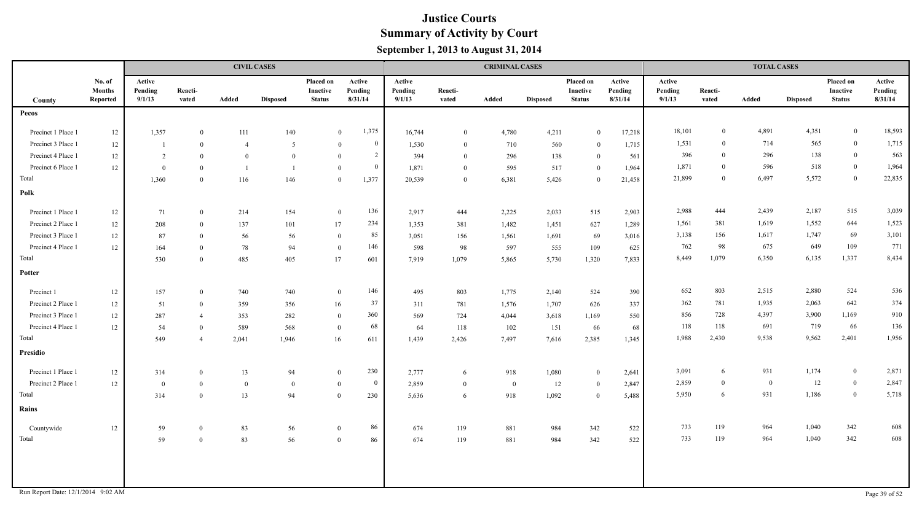# Justice Courts
## Summary of Activity by Court
### September 1, 2013 to August 31, 2014

| | | CIVIL CASES | | | | | | CRIMINAL CASES | | | | | | TOTAL CASES | | | | | |
|---|---|---|---|---|---|---|---|---|---|---|---|---|---|---|---|---|---|---|---|
| County | No. of Months Reported | Active Pending 9/1/13 | Reacti-vated | Added | Disposed | Placed on Inactive Status | Active Pending 8/31/14 | Active Pending 9/1/13 | Reacti-vated | Added | Disposed | Placed on Inactive Status | Active Pending 8/31/14 | Active Pending 9/1/13 | Reacti-vated | Added | Disposed | Placed on Inactive Status | Active Pending 8/31/14 |
| **Pecos** | | | | | | | | | | | | | | | | | | | |
| Precinct 1 Place 1 | 12 | 1,357 | 0 | 111 | 140 | 0 | 1,375 | 16,744 | 0 | 4,780 | 4,211 | 0 | 17,218 | 18,101 | 0 | 4,891 | 4,351 | 0 | 18,593 |
| Precinct 3 Place 1 | 12 | 1 | 0 | 4 | 5 | 0 | 0 | 1,530 | 0 | 710 | 560 | 0 | 1,715 | 1,531 | 0 | 714 | 565 | 0 | 1,715 |
| Precinct 4 Place 1 | 12 | 2 | 0 | 0 | 0 | 0 | 2 | 394 | 0 | 296 | 138 | 0 | 561 | 396 | 0 | 296 | 138 | 0 | 563 |
| Precinct 6 Place 1 | 12 | 0 | 0 | 1 | 1 | 0 | 0 | 1,871 | 0 | 595 | 517 | 0 | 1,964 | 1,871 | 0 | 596 | 518 | 0 | 1,964 |
| Total | | 1,360 | 0 | 116 | 146 | 0 | 1,377 | 20,539 | 0 | 6,381 | 5,426 | 0 | 21,458 | 21,899 | 0 | 6,497 | 5,572 | 0 | 22,835 |
| **Polk** | | | | | | | | | | | | | | | | | | | |
| Precinct 1 Place 1 | 12 | 71 | 0 | 214 | 154 | 0 | 136 | 2,917 | 444 | 2,225 | 2,033 | 515 | 2,903 | 2,988 | 444 | 2,439 | 2,187 | 515 | 3,039 |
| Precinct 2 Place 1 | 12 | 208 | 0 | 137 | 101 | 17 | 234 | 1,353 | 381 | 1,482 | 1,451 | 627 | 1,289 | 1,561 | 381 | 1,619 | 1,552 | 644 | 1,523 |
| Precinct 3 Place 1 | 12 | 87 | 0 | 56 | 56 | 0 | 85 | 3,051 | 156 | 1,561 | 1,691 | 69 | 3,016 | 3,138 | 156 | 1,617 | 1,747 | 69 | 3,101 |
| Precinct 4 Place 1 | 12 | 164 | 0 | 78 | 94 | 0 | 146 | 598 | 98 | 597 | 555 | 109 | 625 | 762 | 98 | 675 | 649 | 109 | 771 |
| Total | | 530 | 0 | 485 | 405 | 17 | 601 | 7,919 | 1,079 | 5,865 | 5,730 | 1,320 | 7,833 | 8,449 | 1,079 | 6,350 | 6,135 | 1,337 | 8,434 |
| **Potter** | | | | | | | | | | | | | | | | | | | |
| Precinct 1 | 12 | 157 | 0 | 740 | 740 | 0 | 146 | 495 | 803 | 1,775 | 2,140 | 524 | 390 | 652 | 803 | 2,515 | 2,880 | 524 | 536 |
| Precinct 2 Place 1 | 12 | 51 | 0 | 359 | 356 | 16 | 37 | 311 | 781 | 1,576 | 1,707 | 626 | 337 | 362 | 781 | 1,935 | 2,063 | 642 | 374 |
| Precinct 3 Place 1 | 12 | 287 | 4 | 353 | 282 | 0 | 360 | 569 | 724 | 4,044 | 3,618 | 1,169 | 550 | 856 | 728 | 4,397 | 3,900 | 1,169 | 910 |
| Precinct 4 Place 1 | 12 | 54 | 0 | 589 | 568 | 0 | 68 | 64 | 118 | 102 | 151 | 66 | 68 | 118 | 118 | 691 | 719 | 66 | 136 |
| Total | | 549 | 4 | 2,041 | 1,946 | 16 | 611 | 1,439 | 2,426 | 7,497 | 7,616 | 2,385 | 1,345 | 1,988 | 2,430 | 9,538 | 9,562 | 2,401 | 1,956 |
| **Presidio** | | | | | | | | | | | | | | | | | | | |
| Precinct 1 Place 1 | 12 | 314 | 0 | 13 | 94 | 0 | 230 | 2,777 | 6 | 918 | 1,080 | 0 | 2,641 | 3,091 | 6 | 931 | 1,174 | 0 | 2,871 |
| Precinct 2 Place 1 | 12 | 0 | 0 | 0 | 0 | 0 | 0 | 2,859 | 0 | 0 | 12 | 0 | 2,847 | 2,859 | 0 | 0 | 12 | 0 | 2,847 |
| Total | | 314 | 0 | 13 | 94 | 0 | 230 | 5,636 | 6 | 918 | 1,092 | 0 | 5,488 | 5,950 | 6 | 931 | 1,186 | 0 | 5,718 |
| **Rains** | | | | | | | | | | | | | | | | | | | |
| Countywide | 12 | 59 | 0 | 83 | 56 | 0 | 86 | 674 | 119 | 881 | 984 | 342 | 522 | 733 | 119 | 964 | 1,040 | 342 | 608 |
| Total | | 59 | 0 | 83 | 56 | 0 | 86 | 674 | 119 | 881 | 984 | 342 | 522 | 733 | 119 | 964 | 1,040 | 342 | 608 |

Run Report Date: 12/1/2014 9:02 AM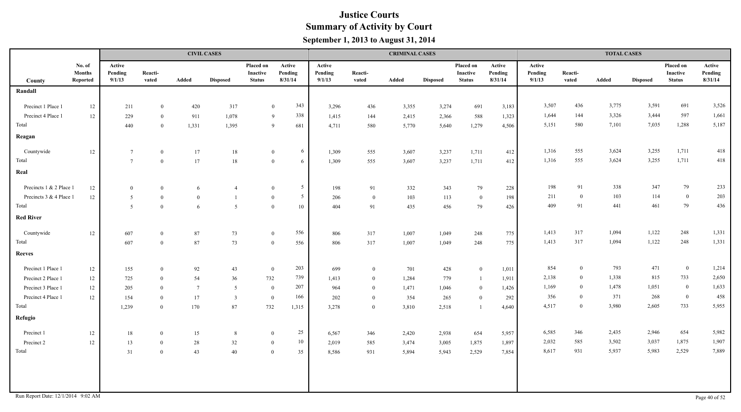# Justice Courts
## Summary of Activity by Court
### September 1, 2013 to August 31, 2014

| | | CIVIL CASES | | | | | | CRIMINAL CASES | | | | | | TOTAL CASES | | | | | |
|---|---|---|---|---|---|---|---|---|---|---|---|---|---|---|---|---|---|---|---|
| County | No. of Months Reported | Active Pending 9/1/13 | Reacti-vated | Added | Disposed | Placed on Inactive Status | Active Pending 8/31/14 | Active Pending 9/1/13 | Reacti-vated | Added | Disposed | Placed on Inactive Status | Active Pending 8/31/14 | Active Pending 9/1/13 | Reacti-vated | Added | Disposed | Placed on Inactive Status | Active Pending 8/31/14 |
| **Randall** | | | | | | | | | | | | | | | | | | | |
| Precinct 1 Place 1 | 12 | 211 | 0 | 420 | 317 | 0 | 343 | 3,296 | 436 | 3,355 | 3,274 | 691 | 3,183 | 3,507 | 436 | 3,775 | 3,591 | 691 | 3,526 |
| Precinct 4 Place 1 | 12 | 229 | 0 | 911 | 1,078 | 9 | 338 | 1,415 | 144 | 2,415 | 2,366 | 588 | 1,323 | 1,644 | 144 | 3,326 | 3,444 | 597 | 1,661 |
| Total | | 440 | 0 | 1,331 | 1,395 | 9 | 681 | 4,711 | 580 | 5,770 | 5,640 | 1,279 | 4,506 | 5,151 | 580 | 7,101 | 7,035 | 1,288 | 5,187 |
| **Reagan** | | | | | | | | | | | | | | | | | | | |
| Countywide | 12 | 7 | 0 | 17 | 18 | 0 | 6 | 1,309 | 555 | 3,607 | 3,237 | 1,711 | 412 | 1,316 | 555 | 3,624 | 3,255 | 1,711 | 418 |
| Total | | 7 | 0 | 17 | 18 | 0 | 6 | 1,309 | 555 | 3,607 | 3,237 | 1,711 | 412 | 1,316 | 555 | 3,624 | 3,255 | 1,711 | 418 |
| **Real** | | | | | | | | | | | | | | | | | | | |
| Precincts 1 & 2 Place 1 | 12 | 0 | 0 | 6 | 4 | 0 | 5 | 198 | 91 | 332 | 343 | 79 | 228 | 198 | 91 | 338 | 347 | 79 | 233 |
| Precincts 3 & 4 Place 1 | 12 | 5 | 0 | 0 | 1 | 0 | 5 | 206 | 0 | 103 | 113 | 0 | 198 | 211 | 0 | 103 | 114 | 0 | 203 |
| Total | | 5 | 0 | 6 | 5 | 0 | 10 | 404 | 91 | 435 | 456 | 79 | 426 | 409 | 91 | 441 | 461 | 79 | 436 |
| **Red River** | | | | | | | | | | | | | | | | | | | |
| Countywide | 12 | 607 | 0 | 87 | 73 | 0 | 556 | 806 | 317 | 1,007 | 1,049 | 248 | 775 | 1,413 | 317 | 1,094 | 1,122 | 248 | 1,331 |
| Total | | 607 | 0 | 87 | 73 | 0 | 556 | 806 | 317 | 1,007 | 1,049 | 248 | 775 | 1,413 | 317 | 1,094 | 1,122 | 248 | 1,331 |
| **Reeves** | | | | | | | | | | | | | | | | | | | |
| Precinct 1 Place 1 | 12 | 155 | 0 | 92 | 43 | 0 | 203 | 699 | 0 | 701 | 428 | 0 | 1,011 | 854 | 0 | 793 | 471 | 0 | 1,214 |
| Precinct 2 Place 1 | 12 | 725 | 0 | 54 | 36 | 732 | 739 | 1,413 | 0 | 1,284 | 779 | 1 | 1,911 | 2,138 | 0 | 1,338 | 815 | 733 | 2,650 |
| Precinct 3 Place 1 | 12 | 205 | 0 | 7 | 5 | 0 | 207 | 964 | 0 | 1,471 | 1,046 | 0 | 1,426 | 1,169 | 0 | 1,478 | 1,051 | 0 | 1,633 |
| Precinct 4 Place 1 | 12 | 154 | 0 | 17 | 3 | 0 | 166 | 202 | 0 | 354 | 265 | 0 | 292 | 356 | 0 | 371 | 268 | 0 | 458 |
| Total | | 1,239 | 0 | 170 | 87 | 732 | 1,315 | 3,278 | 0 | 3,810 | 2,518 | 1 | 4,640 | 4,517 | 0 | 3,980 | 2,605 | 733 | 5,955 |
| **Refugio** | | | | | | | | | | | | | | | | | | | |
| Precinct 1 | 12 | 18 | 0 | 15 | 8 | 0 | 25 | 6,567 | 346 | 2,420 | 2,938 | 654 | 5,957 | 6,585 | 346 | 2,435 | 2,946 | 654 | 5,982 |
| Precinct 2 | 12 | 13 | 0 | 28 | 32 | 0 | 10 | 2,019 | 585 | 3,474 | 3,005 | 1,875 | 1,897 | 2,032 | 585 | 3,502 | 3,037 | 1,875 | 1,907 |
| Total | | 31 | 0 | 43 | 40 | 0 | 35 | 8,586 | 931 | 5,894 | 5,943 | 2,529 | 7,854 | 8,617 | 931 | 5,937 | 5,983 | 2,529 | 7,889 |

Run Report Date: 12/1/2014 9:02 AM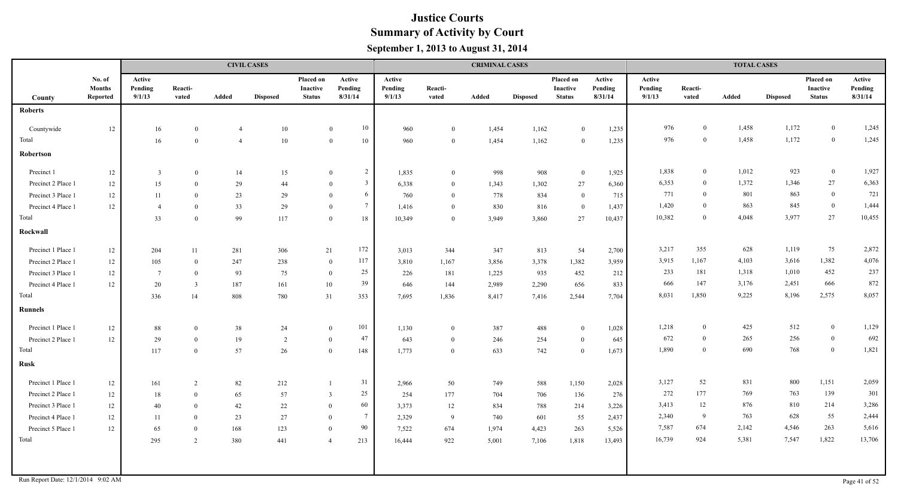# Justice Courts
## Summary of Activity by Court
### September 1, 2013 to August 31, 2014

| County | No. of Months Reported | CIVIL CASES | | | | | | CRIMINAL CASES | | | | | | TOTAL CASES | | | | | |
|---|---|---|---|---|---|---|---|---|---|---|---|---|---|---|---|---|---|---|---|
| | | Active Pending 9/1/13 | Reacti-vated | Added | Disposed | Placed on Inactive Status | Active Pending 8/31/14 | Active Pending 9/1/13 | Reacti-vated | Added | Disposed | Placed on Inactive Status | Active Pending 8/31/14 | Active Pending 9/1/13 | Reacti-vated | Added | Disposed | Placed on Inactive Status | Active Pending 8/31/14 |
| **Roberts** | | | | | | | | | | | | | | | | | | | |
| Countywide | 12 | 16 | 0 | 4 | 10 | 0 | 10 | 960 | 0 | 1,454 | 1,162 | 0 | 1,235 | 976 | 0 | 1,458 | 1,172 | 0 | 1,245 |
| Total | | 16 | 0 | 4 | 10 | 0 | 10 | 960 | 0 | 1,454 | 1,162 | 0 | 1,235 | 976 | 0 | 1,458 | 1,172 | 0 | 1,245 |
| **Robertson** | | | | | | | | | | | | | | | | | | | |
| Precinct 1 | 12 | 3 | 0 | 14 | 15 | 0 | 2 | 1,835 | 0 | 998 | 908 | 0 | 1,925 | 1,838 | 0 | 1,012 | 923 | 0 | 1,927 |
| Precinct 2 Place 1 | 12 | 15 | 0 | 29 | 44 | 0 | 3 | 6,338 | 0 | 1,343 | 1,302 | 27 | 6,360 | 6,353 | 0 | 1,372 | 1,346 | 27 | 6,363 |
| Precinct 3 Place 1 | 12 | 11 | 0 | 23 | 29 | 0 | 6 | 760 | 0 | 778 | 834 | 0 | 715 | 771 | 0 | 801 | 863 | 0 | 721 |
| Precinct 4 Place 1 | 12 | 4 | 0 | 33 | 29 | 0 | 7 | 1,416 | 0 | 830 | 816 | 0 | 1,437 | 1,420 | 0 | 863 | 845 | 0 | 1,444 |
| Total | | 33 | 0 | 99 | 117 | 0 | 18 | 10,349 | 0 | 3,949 | 3,860 | 27 | 10,437 | 10,382 | 0 | 4,048 | 3,977 | 27 | 10,455 |
| **Rockwall** | | | | | | | | | | | | | | | | | | | |
| Precinct 1 Place 1 | 12 | 204 | 11 | 281 | 306 | 21 | 172 | 3,013 | 344 | 347 | 813 | 54 | 2,700 | 3,217 | 355 | 628 | 1,119 | 75 | 2,872 |
| Precinct 2 Place 1 | 12 | 105 | 0 | 247 | 238 | 0 | 117 | 3,810 | 1,167 | 3,856 | 3,378 | 1,382 | 3,959 | 3,915 | 1,167 | 4,103 | 3,616 | 1,382 | 4,076 |
| Precinct 3 Place 1 | 12 | 7 | 0 | 93 | 75 | 0 | 25 | 226 | 181 | 1,225 | 935 | 452 | 212 | 233 | 181 | 1,318 | 1,010 | 452 | 237 |
| Precinct 4 Place 1 | 12 | 20 | 3 | 187 | 161 | 10 | 39 | 646 | 144 | 2,989 | 2,290 | 656 | 833 | 666 | 147 | 3,176 | 2,451 | 666 | 872 |
| Total | | 336 | 14 | 808 | 780 | 31 | 353 | 7,695 | 1,836 | 8,417 | 7,416 | 2,544 | 7,704 | 8,031 | 1,850 | 9,225 | 8,196 | 2,575 | 8,057 |
| **Runnels** | | | | | | | | | | | | | | | | | | | |
| Precinct 1 Place 1 | 12 | 88 | 0 | 38 | 24 | 0 | 101 | 1,130 | 0 | 387 | 488 | 0 | 1,028 | 1,218 | 0 | 425 | 512 | 0 | 1,129 |
| Precinct 2 Place 1 | 12 | 29 | 0 | 19 | 2 | 0 | 47 | 643 | 0 | 246 | 254 | 0 | 645 | 672 | 0 | 265 | 256 | 0 | 692 |
| Total | | 117 | 0 | 57 | 26 | 0 | 148 | 1,773 | 0 | 633 | 742 | 0 | 1,673 | 1,890 | 0 | 690 | 768 | 0 | 1,821 |
| **Rusk** | | | | | | | | | | | | | | | | | | | |
| Precinct 1 Place 1 | 12 | 161 | 2 | 82 | 212 | 1 | 31 | 2,966 | 50 | 749 | 588 | 1,150 | 2,028 | 3,127 | 52 | 831 | 800 | 1,151 | 2,059 |
| Precinct 2 Place 1 | 12 | 18 | 0 | 65 | 57 | 3 | 25 | 254 | 177 | 704 | 706 | 136 | 276 | 272 | 177 | 769 | 763 | 139 | 301 |
| Precinct 3 Place 1 | 12 | 40 | 0 | 42 | 22 | 0 | 60 | 3,373 | 12 | 834 | 788 | 214 | 3,226 | 3,413 | 12 | 876 | 810 | 214 | 3,286 |
| Precinct 4 Place 1 | 12 | 11 | 0 | 23 | 27 | 0 | 7 | 2,329 | 9 | 740 | 601 | 55 | 2,437 | 2,340 | 9 | 763 | 628 | 55 | 2,444 |
| Precinct 5 Place 1 | 12 | 65 | 0 | 168 | 123 | 0 | 90 | 7,522 | 674 | 1,974 | 4,423 | 263 | 5,526 | 7,587 | 674 | 2,142 | 4,546 | 263 | 5,616 |
| Total | | 295 | 2 | 380 | 441 | 4 | 213 | 16,444 | 922 | 5,001 | 7,106 | 1,818 | 13,493 | 16,739 | 924 | 5,381 | 7,547 | 1,822 | 13,706 |

Run Report Date: 12/1/2014 9:02 AM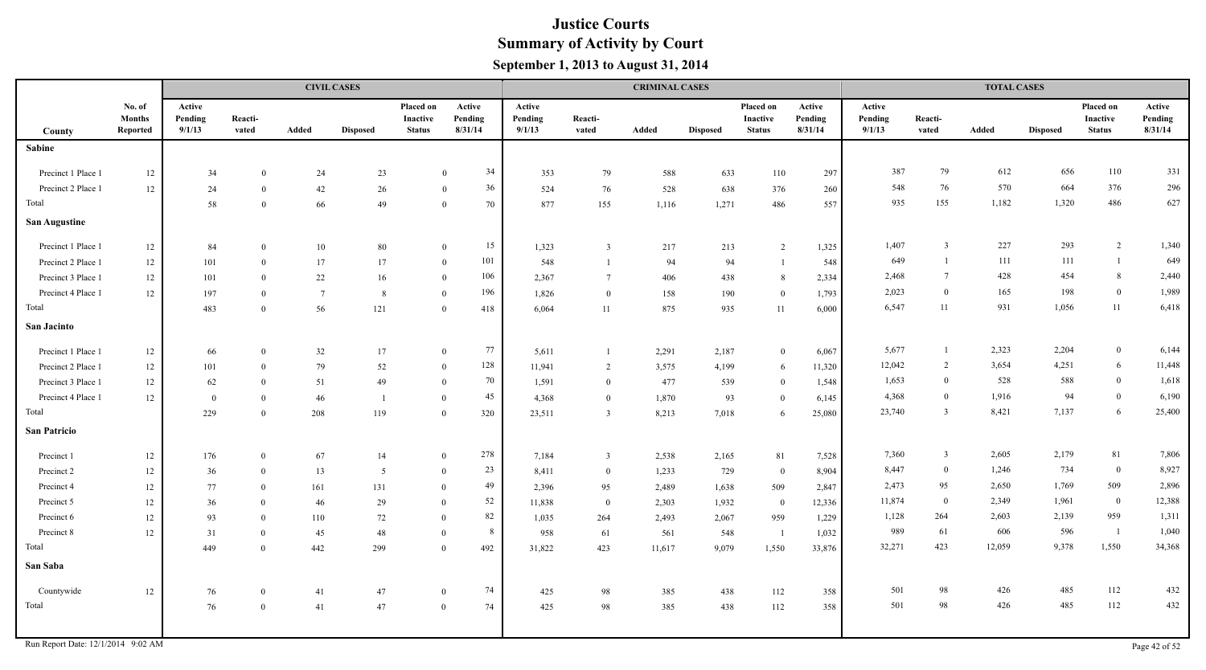# Justice Courts
## Summary of Activity by Court
### September 1, 2013 to August 31, 2014

| County | No. of Months Reported | CIVIL CASES | | | | | | CRIMINAL CASES | | | | | | TOTAL CASES | | | | | |
|---|---|---|---|---|---|---|---|---|---|---|---|---|---|---|---|---|---|---|---|
| | | Active Pending 9/1/13 | Reacti-vated | Added | Disposed | Placed on Inactive Status | Active Pending 8/31/14 | Active Pending 9/1/13 | Reacti-vated | Added | Disposed | Placed on Inactive Status | Active Pending 8/31/14 | Active Pending 9/1/13 | Reacti-vated | Added | Disposed | Placed on Inactive Status | Active Pending 8/31/14 |
| **Sabine** | | | | | | | | | | | | | | | | | | | |
| Precinct 1 Place 1 | 12 | 34 | 0 | 24 | 23 | 0 | 34 | 353 | 79 | 588 | 633 | 110 | 297 | 387 | 79 | 612 | 656 | 110 | 331 |
| Precinct 2 Place 1 | 12 | 24 | 0 | 42 | 26 | 0 | 36 | 524 | 76 | 528 | 638 | 376 | 260 | 548 | 76 | 570 | 664 | 376 | 296 |
| Total | | 58 | 0 | 66 | 49 | 0 | 70 | 877 | 155 | 1,116 | 1,271 | 486 | 557 | 935 | 155 | 1,182 | 1,320 | 486 | 627 |
| **San Augustine** | | | | | | | | | | | | | | | | | | | |
| Precinct 1 Place 1 | 12 | 84 | 0 | 10 | 80 | 0 | 15 | 1,323 | 3 | 217 | 213 | 2 | 1,325 | 1,407 | 3 | 227 | 293 | 2 | 1,340 |
| Precinct 2 Place 1 | 12 | 101 | 0 | 17 | 17 | 0 | 101 | 548 | 1 | 94 | 94 | 1 | 548 | 649 | 1 | 111 | 111 | 1 | 649 |
| Precinct 3 Place 1 | 12 | 101 | 0 | 22 | 16 | 0 | 106 | 2,367 | 7 | 406 | 438 | 8 | 2,334 | 2,468 | 7 | 428 | 454 | 8 | 2,440 |
| Precinct 4 Place 1 | 12 | 197 | 0 | 7 | 8 | 0 | 196 | 1,826 | 0 | 158 | 190 | 0 | 1,793 | 2,023 | 0 | 165 | 198 | 0 | 1,989 |
| Total | | 483 | 0 | 56 | 121 | 0 | 418 | 6,064 | 11 | 875 | 935 | 11 | 6,000 | 6,547 | 11 | 931 | 1,056 | 11 | 6,418 |
| **San Jacinto** | | | | | | | | | | | | | | | | | | | |
| Precinct 1 Place 1 | 12 | 66 | 0 | 32 | 17 | 0 | 77 | 5,611 | 1 | 2,291 | 2,187 | 0 | 6,067 | 5,677 | 1 | 2,323 | 2,204 | 0 | 6,144 |
| Precinct 2 Place 1 | 12 | 101 | 0 | 79 | 52 | 0 | 128 | 11,941 | 2 | 3,575 | 4,199 | 6 | 11,320 | 12,042 | 2 | 3,654 | 4,251 | 6 | 11,448 |
| Precinct 3 Place 1 | 12 | 62 | 0 | 51 | 49 | 0 | 70 | 1,591 | 0 | 477 | 539 | 0 | 1,548 | 1,653 | 0 | 528 | 588 | 0 | 1,618 |
| Precinct 4 Place 1 | 12 | 0 | 0 | 46 | 1 | 0 | 45 | 4,368 | 0 | 1,870 | 93 | 0 | 6,145 | 4,368 | 0 | 1,916 | 94 | 0 | 6,190 |
| Total | | 229 | 0 | 208 | 119 | 0 | 320 | 23,511 | 3 | 8,213 | 7,018 | 6 | 25,080 | 23,740 | 3 | 8,421 | 7,137 | 6 | 25,400 |
| **San Patricio** | | | | | | | | | | | | | | | | | | | |
| Precinct 1 | 12 | 176 | 0 | 67 | 14 | 0 | 278 | 7,184 | 3 | 2,538 | 2,165 | 81 | 7,528 | 7,360 | 3 | 2,605 | 2,179 | 81 | 7,806 |
| Precinct 2 | 12 | 36 | 0 | 13 | 5 | 0 | 23 | 8,411 | 0 | 1,233 | 729 | 0 | 8,904 | 8,447 | 0 | 1,246 | 734 | 0 | 8,927 |
| Precinct 4 | 12 | 77 | 0 | 161 | 131 | 0 | 49 | 2,396 | 95 | 2,489 | 1,638 | 509 | 2,847 | 2,473 | 95 | 2,650 | 1,769 | 509 | 2,896 |
| Precinct 5 | 12 | 36 | 0 | 46 | 29 | 0 | 52 | 11,838 | 0 | 2,303 | 1,932 | 0 | 12,336 | 11,874 | 0 | 2,349 | 1,961 | 0 | 12,388 |
| Precinct 6 | 12 | 93 | 0 | 110 | 72 | 0 | 82 | 1,035 | 264 | 2,493 | 2,067 | 959 | 1,229 | 1,128 | 264 | 2,603 | 2,139 | 959 | 1,311 |
| Precinct 8 | 12 | 31 | 0 | 45 | 48 | 0 | 8 | 958 | 61 | 561 | 548 | 1 | 1,032 | 989 | 61 | 606 | 596 | 1 | 1,040 |
| Total | | 449 | 0 | 442 | 299 | 0 | 492 | 31,822 | 423 | 11,617 | 9,079 | 1,550 | 33,876 | 32,271 | 423 | 12,059 | 9,378 | 1,550 | 34,368 |
| **San Saba** | | | | | | | | | | | | | | | | | | | |
| Countywide | 12 | 76 | 0 | 41 | 47 | 0 | 74 | 425 | 98 | 385 | 438 | 112 | 358 | 501 | 98 | 426 | 485 | 112 | 432 |
| Total | | 76 | 0 | 41 | 47 | 0 | 74 | 425 | 98 | 385 | 438 | 112 | 358 | 501 | 98 | 426 | 485 | 112 | 432 |

Run Report Date: 12/1/2014 9:02 AM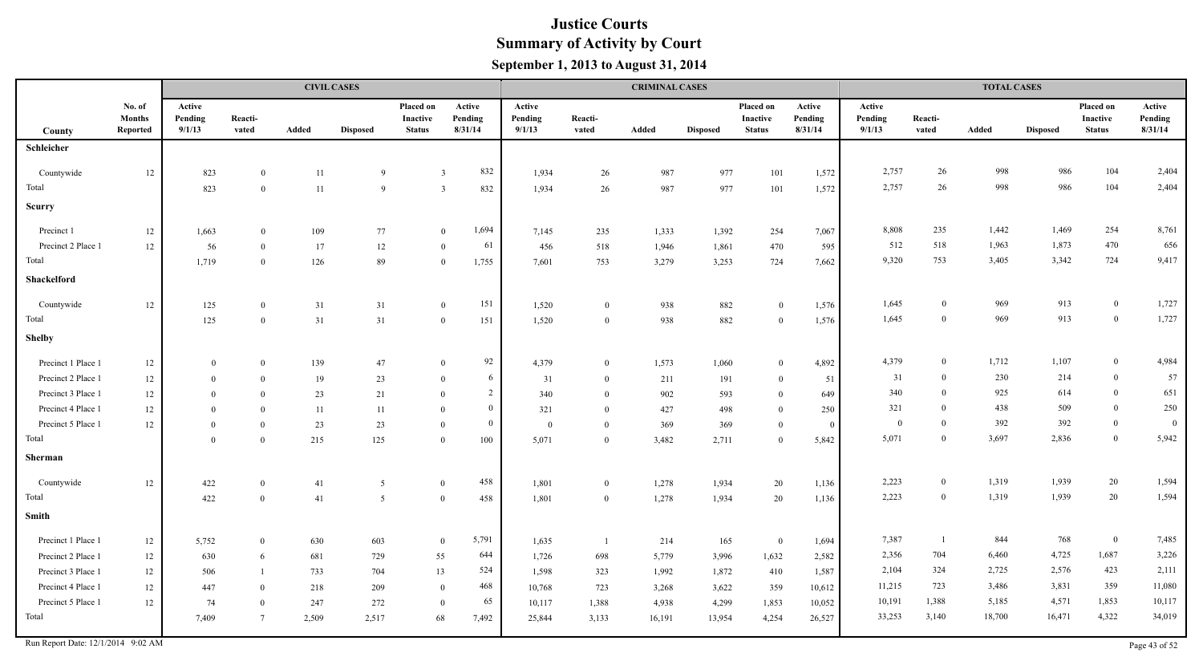# Justice Courts
## Summary of Activity by Court
### September 1, 2013 to August 31, 2014

| County | No. of Months Reported | CIVIL CASES | | | | | | CRIMINAL CASES | | | | | | TOTAL CASES | | | | | |
|---|---|---|---|---|---|---|---|---|---|---|---|---|---|---|---|---|---|---|---|
| | | Active Pending 9/1/13 | Reacti-vated | Added | Disposed | Placed on Inactive Status | Active Pending 8/31/14 | Active Pending 9/1/13 | Reacti-vated | Added | Disposed | Placed on Inactive Status | Active Pending 8/31/14 | Active Pending 9/1/13 | Reacti-vated | Added | Disposed | Placed on Inactive Status | Active Pending 8/31/14 |
| **Schleicher** | | | | | | | | | | | | | | | | | | | |
| Countywide | 12 | 823 | 0 | 11 | 9 | 3 | 832 | 1,934 | 26 | 987 | 977 | 101 | 1,572 | 2,757 | 26 | 998 | 986 | 104 | 2,404 |
| Total | | 823 | 0 | 11 | 9 | 3 | 832 | 1,934 | 26 | 987 | 977 | 101 | 1,572 | 2,757 | 26 | 998 | 986 | 104 | 2,404 |
| **Scurry** | | | | | | | | | | | | | | | | | | | |
| Precinct 1 | 12 | 1,663 | 0 | 109 | 77 | 0 | 1,694 | 7,145 | 235 | 1,333 | 1,392 | 254 | 7,067 | 8,808 | 235 | 1,442 | 1,469 | 254 | 8,761 |
| Precinct 2 Place 1 | 12 | 56 | 0 | 17 | 12 | 0 | 61 | 456 | 518 | 1,946 | 1,861 | 470 | 595 | 512 | 518 | 1,963 | 1,873 | 470 | 656 |
| Total | | 1,719 | 0 | 126 | 89 | 0 | 1,755 | 7,601 | 753 | 3,279 | 3,253 | 724 | 7,662 | 9,320 | 753 | 3,405 | 3,342 | 724 | 9,417 |
| **Shackelford** | | | | | | | | | | | | | | | | | | | |
| Countywide | 12 | 125 | 0 | 31 | 31 | 0 | 151 | 1,520 | 0 | 938 | 882 | 0 | 1,576 | 1,645 | 0 | 969 | 913 | 0 | 1,727 |
| Total | | 125 | 0 | 31 | 31 | 0 | 151 | 1,520 | 0 | 938 | 882 | 0 | 1,576 | 1,645 | 0 | 969 | 913 | 0 | 1,727 |
| **Shelby** | | | | | | | | | | | | | | | | | | | |
| Precinct 1 Place 1 | 12 | 0 | 0 | 139 | 47 | 0 | 92 | 4,379 | 0 | 1,573 | 1,060 | 0 | 4,892 | 4,379 | 0 | 1,712 | 1,107 | 0 | 4,984 |
| Precinct 2 Place 1 | 12 | 0 | 0 | 19 | 23 | 0 | 6 | 31 | 0 | 211 | 191 | 0 | 51 | 31 | 0 | 230 | 214 | 0 | 57 |
| Precinct 3 Place 1 | 12 | 0 | 0 | 23 | 21 | 0 | 2 | 340 | 0 | 902 | 593 | 0 | 649 | 340 | 0 | 925 | 614 | 0 | 651 |
| Precinct 4 Place 1 | 12 | 0 | 0 | 11 | 11 | 0 | 0 | 321 | 0 | 427 | 498 | 0 | 250 | 321 | 0 | 438 | 509 | 0 | 250 |
| Precinct 5 Place 1 | 12 | 0 | 0 | 23 | 23 | 0 | 0 | 0 | 0 | 369 | 369 | 0 | 0 | 0 | 0 | 392 | 392 | 0 | 0 |
| Total | | 0 | 0 | 215 | 125 | 0 | 100 | 5,071 | 0 | 3,482 | 2,711 | 0 | 5,842 | 5,071 | 0 | 3,697 | 2,836 | 0 | 5,942 |
| **Sherman** | | | | | | | | | | | | | | | | | | | |
| Countywide | 12 | 422 | 0 | 41 | 5 | 0 | 458 | 1,801 | 0 | 1,278 | 1,934 | 20 | 1,136 | 2,223 | 0 | 1,319 | 1,939 | 20 | 1,594 |
| Total | | 422 | 0 | 41 | 5 | 0 | 458 | 1,801 | 0 | 1,278 | 1,934 | 20 | 1,136 | 2,223 | 0 | 1,319 | 1,939 | 20 | 1,594 |
| **Smith** | | | | | | | | | | | | | | | | | | | |
| Precinct 1 Place 1 | 12 | 5,752 | 0 | 630 | 603 | 0 | 5,791 | 1,635 | 1 | 214 | 165 | 0 | 1,694 | 7,387 | 1 | 844 | 768 | 0 | 7,485 |
| Precinct 2 Place 1 | 12 | 630 | 6 | 681 | 729 | 55 | 644 | 1,726 | 698 | 5,779 | 3,996 | 1,632 | 2,582 | 2,356 | 704 | 6,460 | 4,725 | 1,687 | 3,226 |
| Precinct 3 Place 1 | 12 | 506 | 1 | 733 | 704 | 13 | 524 | 1,598 | 323 | 1,992 | 1,872 | 410 | 1,587 | 2,104 | 324 | 2,725 | 2,576 | 423 | 2,111 |
| Precinct 4 Place 1 | 12 | 447 | 0 | 218 | 209 | 0 | 468 | 10,768 | 723 | 3,268 | 3,622 | 359 | 10,612 | 11,215 | 723 | 3,486 | 3,831 | 359 | 11,080 |
| Precinct 5 Place 1 | 12 | 74 | 0 | 247 | 272 | 0 | 65 | 10,117 | 1,388 | 4,938 | 4,299 | 1,853 | 10,052 | 10,191 | 1,388 | 5,185 | 4,571 | 1,853 | 10,117 |
| Total | | 7,409 | 7 | 2,509 | 2,517 | 68 | 7,492 | 25,844 | 3,133 | 16,191 | 13,954 | 4,254 | 26,527 | 33,253 | 3,140 | 18,700 | 16,471 | 4,322 | 34,019 |

Run Report Date: 12/1/2014 9:02 AM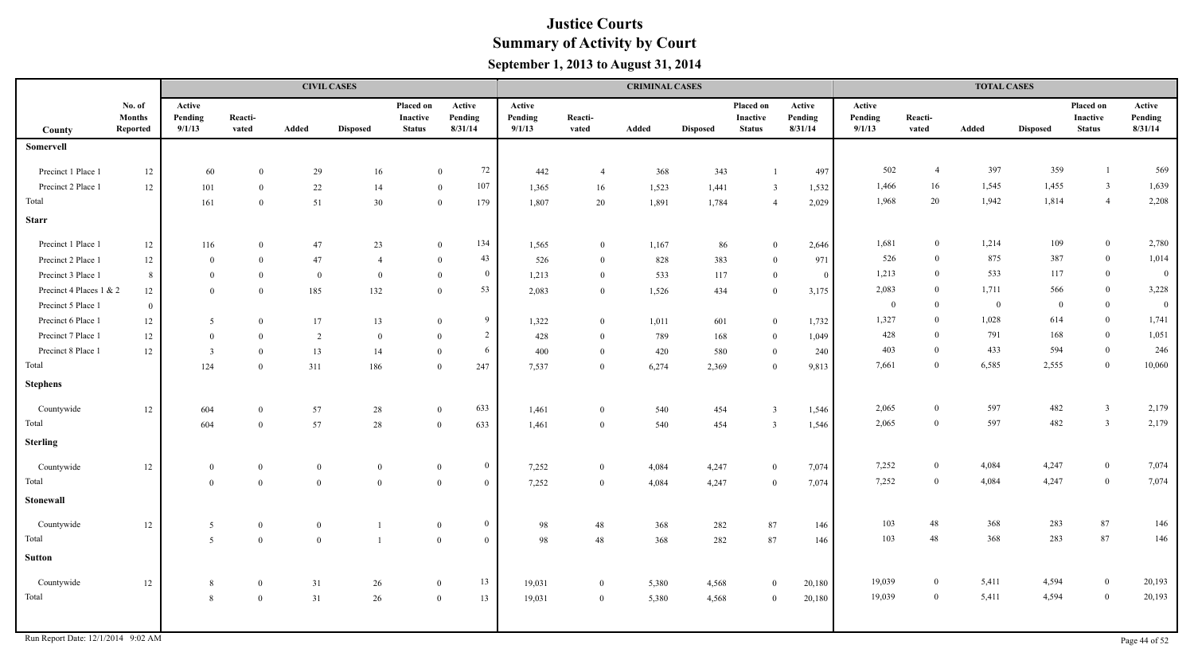# Justice Courts
## Summary of Activity by Court
### September 1, 2013 to August 31, 2014

| County | No. of Months Reported | CIVIL CASES Active Pending 9/1/13 | Reacti-vated | Added | Disposed | Placed on Inactive Status | Active Pending 8/31/14 | CRIMINAL CASES Active Pending 9/1/13 | Reacti-vated | Added | Disposed | Placed on Inactive Status | Active Pending 8/31/14 | TOTAL CASES Active Pending 9/1/13 | Reacti-vated | Added | Disposed | Placed on Inactive Status | Active Pending 8/31/14 |
|---|---|---|---|---|---|---|---|---|---|---|---|---|---|---|---|---|---|---|---|
| **Somervell** | | | | | | | | | | | | | | | | | | | |
| Precinct 1 Place 1 | 12 | 60 | 0 | 29 | 16 | 0 | 72 | 442 | 4 | 368 | 343 | 1 | 497 | 502 | 4 | 397 | 359 | 1 | 569 |
| Precinct 2 Place 1 | 12 | 101 | 0 | 22 | 14 | 0 | 107 | 1,365 | 16 | 1,523 | 1,441 | 3 | 1,532 | 1,466 | 16 | 1,545 | 1,455 | 3 | 1,639 |
| Total | | 161 | 0 | 51 | 30 | 0 | 179 | 1,807 | 20 | 1,891 | 1,784 | 4 | 2,029 | 1,968 | 20 | 1,942 | 1,814 | 4 | 2,208 |
| **Starr** | | | | | | | | | | | | | | | | | | | |
| Precinct 1 Place 1 | 12 | 116 | 0 | 47 | 23 | 0 | 134 | 1,565 | 0 | 1,167 | 86 | 0 | 2,646 | 1,681 | 0 | 1,214 | 109 | 0 | 2,780 |
| Precinct 2 Place 1 | 12 | 0 | 0 | 47 | 4 | 0 | 43 | 526 | 0 | 828 | 383 | 0 | 971 | 526 | 0 | 875 | 387 | 0 | 1,014 |
| Precinct 3 Place 1 | 8 | 0 | 0 | 0 | 0 | 0 | 0 | 1,213 | 0 | 533 | 117 | 0 | 0 | 1,213 | 0 | 533 | 117 | 0 | 0 |
| Precinct 4 Places 1 & 2 | 12 | 0 | 0 | 185 | 132 | 0 | 53 | 2,083 | 0 | 1,526 | 434 | 0 | 3,175 | 2,083 | 0 | 1,711 | 566 | 0 | 3,228 |
| Precinct 5 Place 1 | 0 | | | | | | | | | | | | | 0 | 0 | 0 | 0 | 0 | 0 |
| Precinct 6 Place 1 | 12 | 5 | 0 | 17 | 13 | 0 | 9 | 1,322 | 0 | 1,011 | 601 | 0 | 1,732 | 1,327 | 0 | 1,028 | 614 | 0 | 1,741 |
| Precinct 7 Place 1 | 12 | 0 | 0 | 2 | 0 | 0 | 2 | 428 | 0 | 789 | 168 | 0 | 1,049 | 428 | 0 | 791 | 168 | 0 | 1,051 |
| Precinct 8 Place 1 | 12 | 3 | 0 | 13 | 14 | 0 | 6 | 400 | 0 | 420 | 580 | 0 | 240 | 403 | 0 | 433 | 594 | 0 | 246 |
| Total | | 124 | 0 | 311 | 186 | 0 | 247 | 7,537 | 0 | 6,274 | 2,369 | 0 | 9,813 | 7,661 | 0 | 6,585 | 2,555 | 0 | 10,060 |
| **Stephens** | | | | | | | | | | | | | | | | | | | |
| Countywide | 12 | 604 | 0 | 57 | 28 | 0 | 633 | 1,461 | 0 | 540 | 454 | 3 | 1,546 | 2,065 | 0 | 597 | 482 | 3 | 2,179 |
| Total | | 604 | 0 | 57 | 28 | 0 | 633 | 1,461 | 0 | 540 | 454 | 3 | 1,546 | 2,065 | 0 | 597 | 482 | 3 | 2,179 |
| **Sterling** | | | | | | | | | | | | | | | | | | | |
| Countywide | 12 | 0 | 0 | 0 | 0 | 0 | 0 | 7,252 | 0 | 4,084 | 4,247 | 0 | 7,074 | 7,252 | 0 | 4,084 | 4,247 | 0 | 7,074 |
| Total | | 0 | 0 | 0 | 0 | 0 | 0 | 7,252 | 0 | 4,084 | 4,247 | 0 | 7,074 | 7,252 | 0 | 4,084 | 4,247 | 0 | 7,074 |
| **Stonewall** | | | | | | | | | | | | | | | | | | | |
| Countywide | 12 | 5 | 0 | 0 | 1 | 0 | 0 | 98 | 48 | 368 | 282 | 87 | 146 | 103 | 48 | 368 | 283 | 87 | 146 |
| Total | | 5 | 0 | 0 | 1 | 0 | 0 | 98 | 48 | 368 | 282 | 87 | 146 | 103 | 48 | 368 | 283 | 87 | 146 |
| **Sutton** | | | | | | | | | | | | | | | | | | | |
| Countywide | 12 | 8 | 0 | 31 | 26 | 0 | 13 | 19,031 | 0 | 5,380 | 4,568 | 0 | 20,180 | 19,039 | 0 | 5,411 | 4,594 | 0 | 20,193 |
| Total | | 8 | 0 | 31 | 26 | 0 | 13 | 19,031 | 0 | 5,380 | 4,568 | 0 | 20,180 | 19,039 | 0 | 5,411 | 4,594 | 0 | 20,193 |

Run Report Date: 12/1/2014 9:02 AM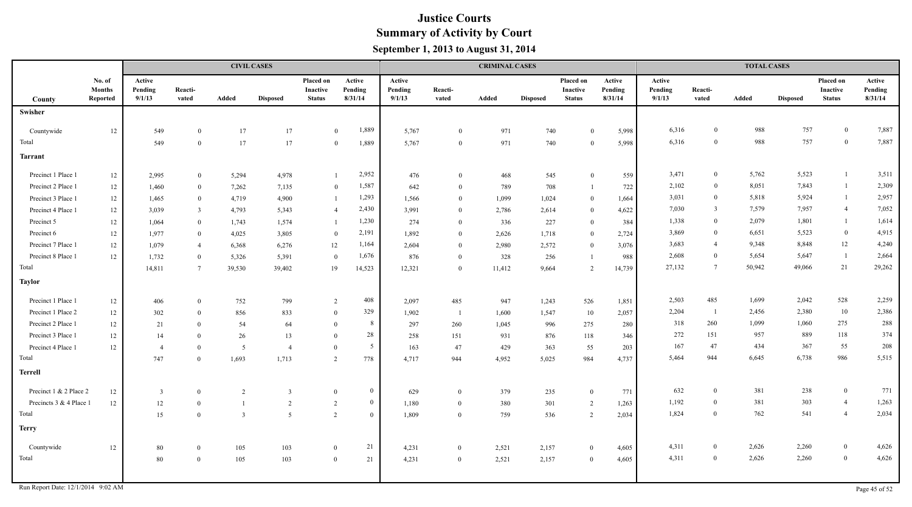# Justice Courts
## Summary of Activity by Court
### September 1, 2013 to August 31, 2014

| County | No. of Months Reported | CIVIL CASES Active Pending 9/1/13 | Reacti-vated | Added | Disposed | Placed on Inactive Status | Active Pending 8/31/14 | CRIMINAL CASES Active Pending 9/1/13 | Reacti-vated | Added | Disposed | Placed on Inactive Status | Active Pending 8/31/14 | TOTAL CASES Active Pending 9/1/13 | Reacti-vated | Added | Disposed | Placed on Inactive Status | Active Pending 8/31/14 |
|---|---|---|---|---|---|---|---|---|---|---|---|---|---|---|---|---|---|---|---|
| **Swisher** | | | | | | | | | | | | | | | | | | | |
| Countywide | 12 | 549 | 0 | 17 | 17 | 0 | 1,889 | 5,767 | 0 | 971 | 740 | 0 | 5,998 | 6,316 | 0 | 988 | 757 | 0 | 7,887 |
| Total | | 549 | 0 | 17 | 17 | 0 | 1,889 | 5,767 | 0 | 971 | 740 | 0 | 5,998 | 6,316 | 0 | 988 | 757 | 0 | 7,887 |
| **Tarrant** | | | | | | | | | | | | | | | | | | | |
| Precinct 1 Place 1 | 12 | 2,995 | 0 | 5,294 | 4,978 | 1 | 2,952 | 476 | 0 | 468 | 545 | 0 | 559 | 3,471 | 0 | 5,762 | 5,523 | 1 | 3,511 |
| Precinct 2 Place 1 | 12 | 1,460 | 0 | 7,262 | 7,135 | 0 | 1,587 | 642 | 0 | 789 | 708 | 1 | 722 | 2,102 | 0 | 8,051 | 7,843 | 1 | 2,309 |
| Precinct 3 Place 1 | 12 | 1,465 | 0 | 4,719 | 4,900 | 1 | 1,293 | 1,566 | 0 | 1,099 | 1,024 | 0 | 1,664 | 3,031 | 0 | 5,818 | 5,924 | 1 | 2,957 |
| Precinct 4 Place 1 | 12 | 3,039 | 3 | 4,793 | 5,343 | 4 | 2,430 | 3,991 | 0 | 2,786 | 2,614 | 0 | 4,622 | 7,030 | 3 | 7,579 | 7,957 | 4 | 7,052 |
| Precinct 5 | 12 | 1,064 | 0 | 1,743 | 1,574 | 1 | 1,230 | 274 | 0 | 336 | 227 | 0 | 384 | 1,338 | 0 | 2,079 | 1,801 | 1 | 1,614 |
| Precinct 6 | 12 | 1,977 | 0 | 4,025 | 3,805 | 0 | 2,191 | 1,892 | 0 | 2,626 | 1,718 | 0 | 2,724 | 3,869 | 0 | 6,651 | 5,523 | 0 | 4,915 |
| Precinct 7 Place 1 | 12 | 1,079 | 4 | 6,368 | 6,276 | 12 | 1,164 | 2,604 | 0 | 2,980 | 2,572 | 0 | 3,076 | 3,683 | 4 | 9,348 | 8,848 | 12 | 4,240 |
| Precinct 8 Place 1 | 12 | 1,732 | 0 | 5,326 | 5,391 | 0 | 1,676 | 876 | 0 | 328 | 256 | 1 | 988 | 2,608 | 0 | 5,654 | 5,647 | 1 | 2,664 |
| Total | | 14,811 | 7 | 39,530 | 39,402 | 19 | 14,523 | 12,321 | 0 | 11,412 | 9,664 | 2 | 14,739 | 27,132 | 7 | 50,942 | 49,066 | 21 | 29,262 |
| **Taylor** | | | | | | | | | | | | | | | | | | | |
| Precinct 1 Place 1 | 12 | 406 | 0 | 752 | 799 | 2 | 408 | 2,097 | 485 | 947 | 1,243 | 526 | 1,851 | 2,503 | 485 | 1,699 | 2,042 | 528 | 2,259 |
| Precinct 1 Place 2 | 12 | 302 | 0 | 856 | 833 | 0 | 329 | 1,902 | 1 | 1,600 | 1,547 | 10 | 2,057 | 2,204 | 1 | 2,456 | 2,380 | 10 | 2,386 |
| Precinct 2 Place 1 | 12 | 21 | 0 | 54 | 64 | 0 | 8 | 297 | 260 | 1,045 | 996 | 275 | 280 | 318 | 260 | 1,099 | 1,060 | 275 | 288 |
| Precinct 3 Place 1 | 12 | 14 | 0 | 26 | 13 | 0 | 28 | 258 | 151 | 931 | 876 | 118 | 346 | 272 | 151 | 957 | 889 | 118 | 374 |
| Precinct 4 Place 1 | 12 | 4 | 0 | 5 | 4 | 0 | 5 | 163 | 47 | 429 | 363 | 55 | 203 | 167 | 47 | 434 | 367 | 55 | 208 |
| Total | | 747 | 0 | 1,693 | 1,713 | 2 | 778 | 4,717 | 944 | 4,952 | 5,025 | 984 | 4,737 | 5,464 | 944 | 6,645 | 6,738 | 986 | 5,515 |
| **Terrell** | | | | | | | | | | | | | | | | | | | |
| Precinct 1 & 2 Place 2 | 12 | 3 | 0 | 2 | 3 | 0 | 0 | 629 | 0 | 379 | 235 | 0 | 771 | 632 | 0 | 381 | 238 | 0 | 771 |
| Precincts 3 & 4 Place 1 | 12 | 12 | 0 | 1 | 2 | 2 | 0 | 1,180 | 0 | 380 | 301 | 2 | 1,263 | 1,192 | 0 | 381 | 303 | 4 | 1,263 |
| Total | | 15 | 0 | 3 | 5 | 2 | 0 | 1,809 | 0 | 759 | 536 | 2 | 2,034 | 1,824 | 0 | 762 | 541 | 4 | 2,034 |
| **Terry** | | | | | | | | | | | | | | | | | | | |
| Countywide | 12 | 80 | 0 | 105 | 103 | 0 | 21 | 4,231 | 0 | 2,521 | 2,157 | 0 | 4,605 | 4,311 | 0 | 2,626 | 2,260 | 0 | 4,626 |
| Total | | 80 | 0 | 105 | 103 | 0 | 21 | 4,231 | 0 | 2,521 | 2,157 | 0 | 4,605 | 4,311 | 0 | 2,626 | 2,260 | 0 | 4,626 |

Run Report Date: 12/1/2014 9:02 AM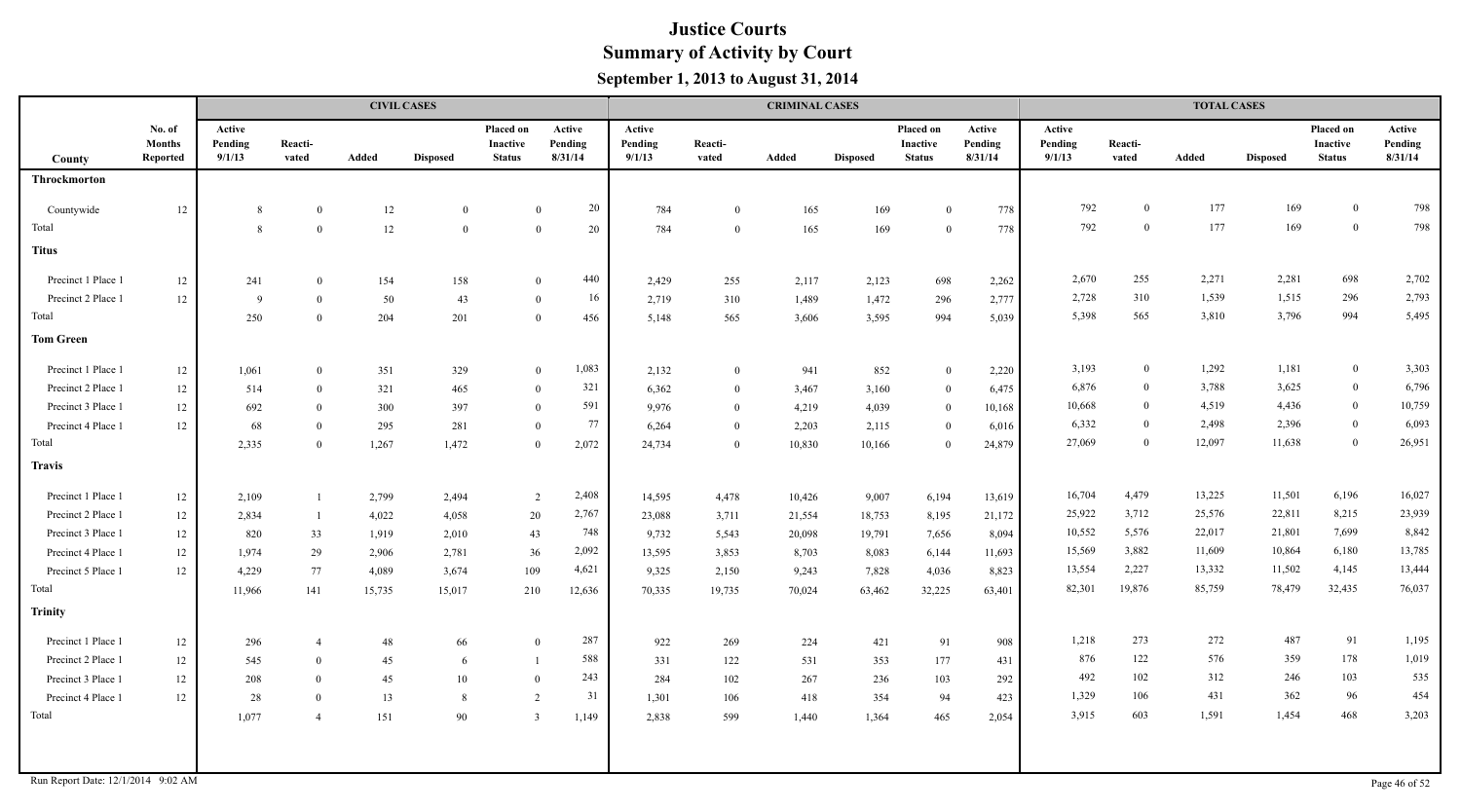# Justice Courts
## Summary of Activity by Court
### September 1, 2013 to August 31, 2014

| | | CIVIL CASES | | | | | | CRIMINAL CASES | | | | | | TOTAL CASES | | | | | |
|---|---|---|---|---|---|---|---|---|---|---|---|---|---|---|---|---|---|---|---|
| County | No. of Months Reported | Active Pending 9/1/13 | Reacti-vated | Added | Disposed | Placed on Inactive Status | Active Pending 8/31/14 | Active Pending 9/1/13 | Reacti-vated | Added | Disposed | Placed on Inactive Status | Active Pending 8/31/14 | Active Pending 9/1/13 | Reacti-vated | Added | Disposed | Placed on Inactive Status | Active Pending 8/31/14 |
| **Throckmorton** | | | | | | | | | | | | | | | | | | | |
| Countywide | 12 | 8 | 0 | 12 | 0 | 0 | 20 | 784 | 0 | 165 | 169 | 0 | 778 | 792 | 0 | 177 | 169 | 0 | 798 |
| Total | | 8 | 0 | 12 | 0 | 0 | 20 | 784 | 0 | 165 | 169 | 0 | 778 | 792 | 0 | 177 | 169 | 0 | 798 |
| **Titus** | | | | | | | | | | | | | | | | | | | |
| Precinct 1 Place 1 | 12 | 241 | 0 | 154 | 158 | 0 | 440 | 2,429 | 255 | 2,117 | 2,123 | 698 | 2,262 | 2,670 | 255 | 2,271 | 2,281 | 698 | 2,702 |
| Precinct 2 Place 1 | 12 | 9 | 0 | 50 | 43 | 0 | 16 | 2,719 | 310 | 1,489 | 1,472 | 296 | 2,777 | 2,728 | 310 | 1,539 | 1,515 | 296 | 2,793 |
| Total | | 250 | 0 | 204 | 201 | 0 | 456 | 5,148 | 565 | 3,606 | 3,595 | 994 | 5,039 | 5,398 | 565 | 3,810 | 3,796 | 994 | 5,495 |
| **Tom Green** | | | | | | | | | | | | | | | | | | | |
| Precinct 1 Place 1 | 12 | 1,061 | 0 | 351 | 329 | 0 | 1,083 | 2,132 | 0 | 941 | 852 | 0 | 2,220 | 3,193 | 0 | 1,292 | 1,181 | 0 | 3,303 |
| Precinct 2 Place 1 | 12 | 514 | 0 | 321 | 465 | 0 | 321 | 6,362 | 0 | 3,467 | 3,160 | 0 | 6,475 | 6,876 | 0 | 3,788 | 3,625 | 0 | 6,796 |
| Precinct 3 Place 1 | 12 | 692 | 0 | 300 | 397 | 0 | 591 | 9,976 | 0 | 4,219 | 4,039 | 0 | 10,168 | 10,668 | 0 | 4,519 | 4,436 | 0 | 10,759 |
| Precinct 4 Place 1 | 12 | 68 | 0 | 295 | 281 | 0 | 77 | 6,264 | 0 | 2,203 | 2,115 | 0 | 6,016 | 6,332 | 0 | 2,498 | 2,396 | 0 | 6,093 |
| Total | | 2,335 | 0 | 1,267 | 1,472 | 0 | 2,072 | 24,734 | 0 | 10,830 | 10,166 | 0 | 24,879 | 27,069 | 0 | 12,097 | 11,638 | 0 | 26,951 |
| **Travis** | | | | | | | | | | | | | | | | | | | |
| Precinct 1 Place 1 | 12 | 2,109 | 1 | 2,799 | 2,494 | 2 | 2,408 | 14,595 | 4,478 | 10,426 | 9,007 | 6,194 | 13,619 | 16,704 | 4,479 | 13,225 | 11,501 | 6,196 | 16,027 |
| Precinct 2 Place 1 | 12 | 2,834 | 1 | 4,022 | 4,058 | 20 | 2,767 | 23,088 | 3,711 | 21,554 | 18,753 | 8,195 | 21,172 | 25,922 | 3,712 | 25,576 | 22,811 | 8,215 | 23,939 |
| Precinct 3 Place 1 | 12 | 820 | 33 | 1,919 | 2,010 | 43 | 748 | 9,732 | 5,543 | 20,098 | 19,791 | 7,656 | 8,094 | 10,552 | 5,576 | 22,017 | 21,801 | 7,699 | 8,842 |
| Precinct 4 Place 1 | 12 | 1,974 | 29 | 2,906 | 2,781 | 36 | 2,092 | 13,595 | 3,853 | 8,703 | 8,083 | 6,144 | 11,693 | 15,569 | 3,882 | 11,609 | 10,864 | 6,180 | 13,785 |
| Precinct 5 Place 1 | 12 | 4,229 | 77 | 4,089 | 3,674 | 109 | 4,621 | 9,325 | 2,150 | 9,243 | 7,828 | 4,036 | 8,823 | 13,554 | 2,227 | 13,332 | 11,502 | 4,145 | 13,444 |
| Total | | 11,966 | 141 | 15,735 | 15,017 | 210 | 12,636 | 70,335 | 19,735 | 70,024 | 63,462 | 32,225 | 63,401 | 82,301 | 19,876 | 85,759 | 78,479 | 32,435 | 76,037 |
| **Trinity** | | | | | | | | | | | | | | | | | | | |
| Precinct 1 Place 1 | 12 | 296 | 4 | 48 | 66 | 0 | 287 | 922 | 269 | 224 | 421 | 91 | 908 | 1,218 | 273 | 272 | 487 | 91 | 1,195 |
| Precinct 2 Place 1 | 12 | 545 | 0 | 45 | 6 | 1 | 588 | 331 | 122 | 531 | 353 | 177 | 431 | 876 | 122 | 576 | 359 | 178 | 1,019 |
| Precinct 3 Place 1 | 12 | 208 | 0 | 45 | 10 | 0 | 243 | 284 | 102 | 267 | 236 | 103 | 292 | 492 | 102 | 312 | 246 | 103 | 535 |
| Precinct 4 Place 1 | 12 | 28 | 0 | 13 | 8 | 2 | 31 | 1,301 | 106 | 418 | 354 | 94 | 423 | 1,329 | 106 | 431 | 362 | 96 | 454 |
| Total | | 1,077 | 4 | 151 | 90 | 3 | 1,149 | 2,838 | 599 | 1,440 | 1,364 | 465 | 2,054 | 3,915 | 603 | 1,591 | 1,454 | 468 | 3,203 |

Run Report Date: 12/1/2014 9:02 AM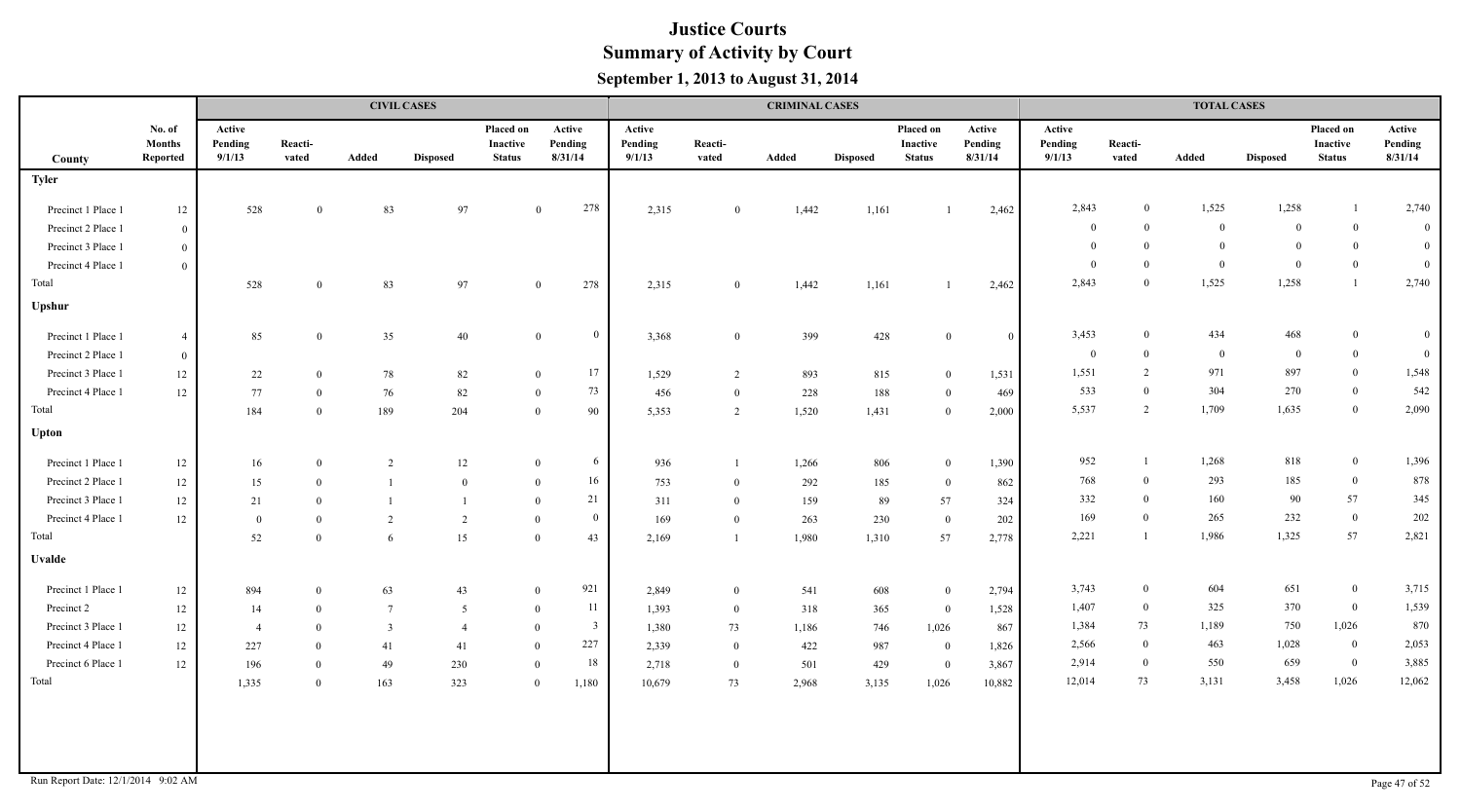# Justice Courts
## Summary of Activity by Court
### September 1, 2013 to August 31, 2014

| | | CIVIL CASES | | | | | | CRIMINAL CASES | | | | | | TOTAL CASES | | | | | |
|---|---|---|---|---|---|---|---|---|---|---|---|---|---|---|---|---|---|---|---|
| County | No. of Months Reported | Active Pending 9/1/13 | Reacti-vated | Added | Disposed | Placed on Inactive Status | Active Pending 8/31/14 | Active Pending 9/1/13 | Reacti-vated | Added | Disposed | Placed on Inactive Status | Active Pending 8/31/14 | Active Pending 9/1/13 | Reacti-vated | Added | Disposed | Placed on Inactive Status | Active Pending 8/31/14 |
| **Tyler** | | | | | | | | | | | | | | | | | | | |
| Precinct 1 Place 1 | 12 | 528 | 0 | 83 | 97 | 0 | 278 | 2,315 | 0 | 1,442 | 1,161 | 1 | 2,462 | 2,843 | 0 | 1,525 | 1,258 | 1 | 2,740 |
| Precinct 2 Place 1 | 0 | | | | | | | | | | | | | 0 | 0 | 0 | 0 | 0 | 0 |
| Precinct 3 Place 1 | 0 | | | | | | | | | | | | | 0 | 0 | 0 | 0 | 0 | 0 |
| Precinct 4 Place 1 | 0 | | | | | | | | | | | | | 0 | 0 | 0 | 0 | 0 | 0 |
| Total | | 528 | 0 | 83 | 97 | 0 | 278 | 2,315 | 0 | 1,442 | 1,161 | 1 | 2,462 | 2,843 | 0 | 1,525 | 1,258 | 1 | 2,740 |
| **Upshur** | | | | | | | | | | | | | | | | | | | |
| Precinct 1 Place 1 | 4 | 85 | 0 | 35 | 40 | 0 | 0 | 3,368 | 0 | 399 | 428 | 0 | 0 | 3,453 | 0 | 434 | 468 | 0 | 0 |
| Precinct 2 Place 1 | 0 | | | | | | | | | | | | | 0 | 0 | 0 | 0 | 0 | 0 |
| Precinct 3 Place 1 | 12 | 22 | 0 | 78 | 82 | 0 | 17 | 1,529 | 2 | 893 | 815 | 0 | 1,531 | 1,551 | 2 | 971 | 897 | 0 | 1,548 |
| Precinct 4 Place 1 | 12 | 77 | 0 | 76 | 82 | 0 | 73 | 456 | 0 | 228 | 188 | 0 | 469 | 533 | 0 | 304 | 270 | 0 | 542 |
| Total | | 184 | 0 | 189 | 204 | 0 | 90 | 5,353 | 2 | 1,520 | 1,431 | 0 | 2,000 | 5,537 | 2 | 1,709 | 1,635 | 0 | 2,090 |
| **Upton** | | | | | | | | | | | | | | | | | | | |
| Precinct 1 Place 1 | 12 | 16 | 0 | 2 | 12 | 0 | 6 | 936 | 1 | 1,266 | 806 | 0 | 1,390 | 952 | 1 | 1,268 | 818 | 0 | 1,396 |
| Precinct 2 Place 1 | 12 | 15 | 0 | 1 | 0 | 0 | 16 | 753 | 0 | 292 | 185 | 0 | 862 | 768 | 0 | 293 | 185 | 0 | 878 |
| Precinct 3 Place 1 | 12 | 21 | 0 | 1 | 1 | 0 | 21 | 311 | 0 | 159 | 89 | 57 | 324 | 332 | 0 | 160 | 90 | 57 | 345 |
| Precinct 4 Place 1 | 12 | 0 | 0 | 2 | 2 | 0 | 0 | 169 | 0 | 263 | 230 | 0 | 202 | 169 | 0 | 265 | 232 | 0 | 202 |
| Total | | 52 | 0 | 6 | 15 | 0 | 43 | 2,169 | 1 | 1,980 | 1,310 | 57 | 2,778 | 2,221 | 1 | 1,986 | 1,325 | 57 | 2,821 |
| **Uvalde** | | | | | | | | | | | | | | | | | | | |
| Precinct 1 Place 1 | 12 | 894 | 0 | 63 | 43 | 0 | 921 | 2,849 | 0 | 541 | 608 | 0 | 2,794 | 3,743 | 0 | 604 | 651 | 0 | 3,715 |
| Precinct 2 | 12 | 14 | 0 | 7 | 5 | 0 | 11 | 1,393 | 0 | 318 | 365 | 0 | 1,528 | 1,407 | 0 | 325 | 370 | 0 | 1,539 |
| Precinct 3 Place 1 | 12 | 4 | 0 | 3 | 4 | 0 | 3 | 1,380 | 73 | 1,186 | 746 | 1,026 | 867 | 1,384 | 73 | 1,189 | 750 | 1,026 | 870 |
| Precinct 4 Place 1 | 12 | 227 | 0 | 41 | 41 | 0 | 227 | 2,339 | 0 | 422 | 987 | 0 | 1,826 | 2,566 | 0 | 463 | 1,028 | 0 | 2,053 |
| Precinct 6 Place 1 | 12 | 196 | 0 | 49 | 230 | 0 | 18 | 2,718 | 0 | 501 | 429 | 0 | 3,867 | 2,914 | 0 | 550 | 659 | 0 | 3,885 |
| Total | | 1,335 | 0 | 163 | 323 | 0 | 1,180 | 10,679 | 73 | 2,968 | 3,135 | 1,026 | 10,882 | 12,014 | 73 | 3,131 | 3,458 | 1,026 | 12,062 |

Run Report Date: 12/1/2014 9:02 AM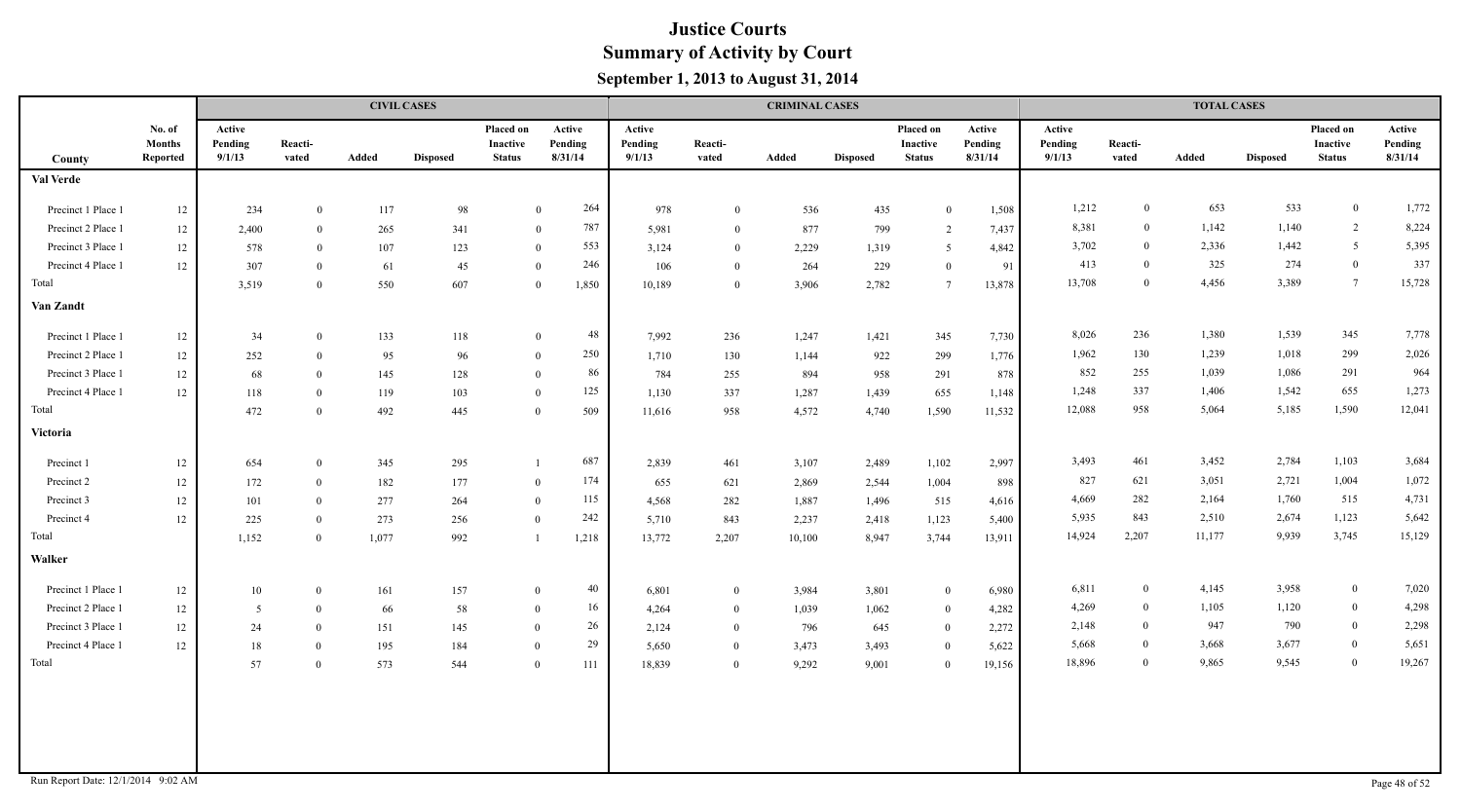# Justice Courts
## Summary of Activity by Court
### September 1, 2013 to August 31, 2014

| County | No. of Months Reported | CIVIL CASES Active Pending 9/1/13 | Reacti-vated | Added | Disposed | Placed on Inactive Status | Active Pending 8/31/14 | CRIMINAL CASES Active Pending 9/1/13 | Reacti-vated | Added | Disposed | Placed on Inactive Status | Active Pending 8/31/14 | TOTAL CASES Active Pending 9/1/13 | Reacti-vated | Added | Disposed | Placed on Inactive Status | Active Pending 8/31/14 |
|---|---|---|---|---|---|---|---|---|---|---|---|---|---|---|---|---|---|---|---|
| **Val Verde** | | | | | | | | | | | | | | | | | | | |
| Precinct 1 Place 1 | 12 | 234 | 0 | 117 | 98 | 0 | 264 | 978 | 0 | 536 | 435 | 0 | 1,508 | 1,212 | 0 | 653 | 533 | 0 | 1,772 |
| Precinct 2 Place 1 | 12 | 2,400 | 0 | 265 | 341 | 0 | 787 | 5,981 | 0 | 877 | 799 | 2 | 7,437 | 8,381 | 0 | 1,142 | 1,140 | 2 | 8,224 |
| Precinct 3 Place 1 | 12 | 578 | 0 | 107 | 123 | 0 | 553 | 3,124 | 0 | 2,229 | 1,319 | 5 | 4,842 | 3,702 | 0 | 2,336 | 1,442 | 5 | 5,395 |
| Precinct 4 Place 1 | 12 | 307 | 0 | 61 | 45 | 0 | 246 | 106 | 0 | 264 | 229 | 0 | 91 | 413 | 0 | 325 | 274 | 0 | 337 |
| Total | | 3,519 | 0 | 550 | 607 | 0 | 1,850 | 10,189 | 0 | 3,906 | 2,782 | 7 | 13,878 | 13,708 | 0 | 4,456 | 3,389 | 7 | 15,728 |
| **Van Zandt** | | | | | | | | | | | | | | | | | | | |
| Precinct 1 Place 1 | 12 | 34 | 0 | 133 | 118 | 0 | 48 | 7,992 | 236 | 1,247 | 1,421 | 345 | 7,730 | 8,026 | 236 | 1,380 | 1,539 | 345 | 7,778 |
| Precinct 2 Place 1 | 12 | 252 | 0 | 95 | 96 | 0 | 250 | 1,710 | 130 | 1,144 | 922 | 299 | 1,776 | 1,962 | 130 | 1,239 | 1,018 | 299 | 2,026 |
| Precinct 3 Place 1 | 12 | 68 | 0 | 145 | 128 | 0 | 86 | 784 | 255 | 894 | 958 | 291 | 878 | 852 | 255 | 1,039 | 1,086 | 291 | 964 |
| Precinct 4 Place 1 | 12 | 118 | 0 | 119 | 103 | 0 | 125 | 1,130 | 337 | 1,287 | 1,439 | 655 | 1,148 | 1,248 | 337 | 1,406 | 1,542 | 655 | 1,273 |
| Total | | 472 | 0 | 492 | 445 | 0 | 509 | 11,616 | 958 | 4,572 | 4,740 | 1,590 | 11,532 | 12,088 | 958 | 5,064 | 5,185 | 1,590 | 12,041 |
| **Victoria** | | | | | | | | | | | | | | | | | | | |
| Precinct 1 | 12 | 654 | 0 | 345 | 295 | 1 | 687 | 2,839 | 461 | 3,107 | 2,489 | 1,102 | 2,997 | 3,493 | 461 | 3,452 | 2,784 | 1,103 | 3,684 |
| Precinct 2 | 12 | 172 | 0 | 182 | 177 | 0 | 174 | 655 | 621 | 2,869 | 2,544 | 1,004 | 898 | 827 | 621 | 3,051 | 2,721 | 1,004 | 1,072 |
| Precinct 3 | 12 | 101 | 0 | 277 | 264 | 0 | 115 | 4,568 | 282 | 1,887 | 1,496 | 515 | 4,616 | 4,669 | 282 | 2,164 | 1,760 | 515 | 4,731 |
| Precinct 4 | 12 | 225 | 0 | 273 | 256 | 0 | 242 | 5,710 | 843 | 2,237 | 2,418 | 1,123 | 5,400 | 5,935 | 843 | 2,510 | 2,674 | 1,123 | 5,642 |
| Total | | 1,152 | 0 | 1,077 | 992 | 1 | 1,218 | 13,772 | 2,207 | 10,100 | 8,947 | 3,744 | 13,911 | 14,924 | 2,207 | 11,177 | 9,939 | 3,745 | 15,129 |
| **Walker** | | | | | | | | | | | | | | | | | | | |
| Precinct 1 Place 1 | 12 | 10 | 0 | 161 | 157 | 0 | 40 | 6,801 | 0 | 3,984 | 3,801 | 0 | 6,980 | 6,811 | 0 | 4,145 | 3,958 | 0 | 7,020 |
| Precinct 2 Place 1 | 12 | 5 | 0 | 66 | 58 | 0 | 16 | 4,264 | 0 | 1,039 | 1,062 | 0 | 4,282 | 4,269 | 0 | 1,105 | 1,120 | 0 | 4,298 |
| Precinct 3 Place 1 | 12 | 24 | 0 | 151 | 145 | 0 | 26 | 2,124 | 0 | 796 | 645 | 0 | 2,272 | 2,148 | 0 | 947 | 790 | 0 | 2,298 |
| Precinct 4 Place 1 | 12 | 18 | 0 | 195 | 184 | 0 | 29 | 5,650 | 0 | 3,473 | 3,493 | 0 | 5,622 | 5,668 | 0 | 3,668 | 3,677 | 0 | 5,651 |
| Total | | 57 | 0 | 573 | 544 | 0 | 111 | 18,839 | 0 | 9,292 | 9,001 | 0 | 19,156 | 18,896 | 0 | 9,865 | 9,545 | 0 | 19,267 |

Run Report Date: 12/1/2014 9:02 AM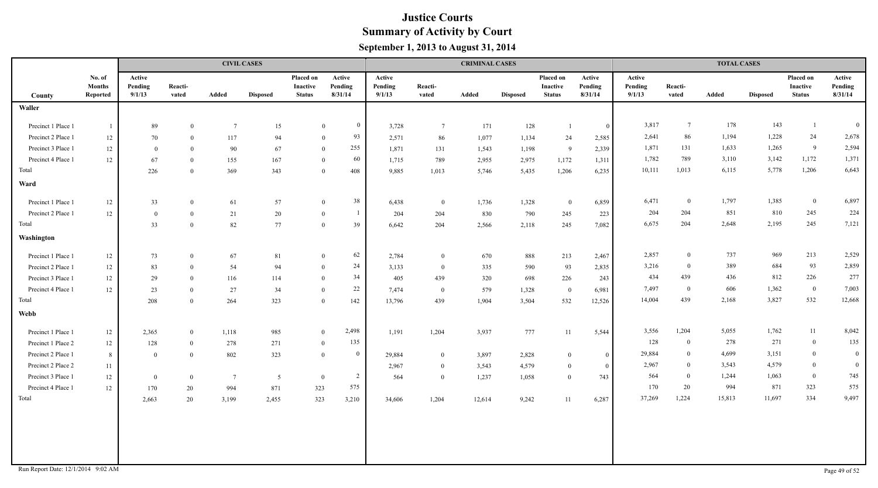# Justice Courts
## Summary of Activity by Court
### September 1, 2013 to August 31, 2014

| County | No. of Months Reported | CIVIL CASES Active Pending 9/1/13 | Reactivated | Added | Disposed | Placed on Inactive Status | Active Pending 8/31/14 | CRIMINAL CASES Active Pending 9/1/13 | Reactivated | Added | Disposed | Placed on Inactive Status | Active Pending 8/31/14 | TOTAL CASES Active Pending 9/1/13 | Reactivated | Added | Disposed | Placed on Inactive Status | Active Pending 8/31/14 |
|---|---|---|---|---|---|---|---|---|---|---|---|---|---|---|---|---|---|---|---|
| **Waller** | | | | | | | | | | | | | | | | | | | |
| Precinct 1 Place 1 | 1 | 89 | 0 | 7 | 15 | 0 | 0 | 3,728 | 7 | 171 | 128 | 1 | 0 | 3,817 | 7 | 178 | 143 | 1 | 0 |
| Precinct 2 Place 1 | 12 | 70 | 0 | 117 | 94 | 0 | 93 | 2,571 | 86 | 1,077 | 1,134 | 24 | 2,585 | 2,641 | 86 | 1,194 | 1,228 | 24 | 2,678 |
| Precinct 3 Place 1 | 12 | 0 | 0 | 90 | 67 | 0 | 255 | 1,871 | 131 | 1,543 | 1,198 | 9 | 2,339 | 1,871 | 131 | 1,633 | 1,265 | 9 | 2,594 |
| Precinct 4 Place 1 | 12 | 67 | 0 | 155 | 167 | 0 | 60 | 1,715 | 789 | 2,955 | 2,975 | 1,172 | 1,311 | 1,782 | 789 | 3,110 | 3,142 | 1,172 | 1,371 |
| Total | | 226 | 0 | 369 | 343 | 0 | 408 | 9,885 | 1,013 | 5,746 | 5,435 | 1,206 | 6,235 | 10,111 | 1,013 | 6,115 | 5,778 | 1,206 | 6,643 |
| **Ward** | | | | | | | | | | | | | | | | | | | |
| Precinct 1 Place 1 | 12 | 33 | 0 | 61 | 57 | 0 | 38 | 6,438 | 0 | 1,736 | 1,328 | 0 | 6,859 | 6,471 | 0 | 1,797 | 1,385 | 0 | 6,897 |
| Precinct 2 Place 1 | 12 | 0 | 0 | 21 | 20 | 0 | 1 | 204 | 204 | 830 | 790 | 245 | 223 | 204 | 204 | 851 | 810 | 245 | 224 |
| Total | | 33 | 0 | 82 | 77 | 0 | 39 | 6,642 | 204 | 2,566 | 2,118 | 245 | 7,082 | 6,675 | 204 | 2,648 | 2,195 | 245 | 7,121 |
| **Washington** | | | | | | | | | | | | | | | | | | | |
| Precinct 1 Place 1 | 12 | 73 | 0 | 67 | 81 | 0 | 62 | 2,784 | 0 | 670 | 888 | 213 | 2,467 | 2,857 | 0 | 737 | 969 | 213 | 2,529 |
| Precinct 2 Place 1 | 12 | 83 | 0 | 54 | 94 | 0 | 24 | 3,133 | 0 | 335 | 590 | 93 | 2,835 | 3,216 | 0 | 389 | 684 | 93 | 2,859 |
| Precinct 3 Place 1 | 12 | 29 | 0 | 116 | 114 | 0 | 34 | 405 | 439 | 320 | 698 | 226 | 243 | 434 | 439 | 436 | 812 | 226 | 277 |
| Precinct 4 Place 1 | 12 | 23 | 0 | 27 | 34 | 0 | 22 | 7,474 | 0 | 579 | 1,328 | 0 | 6,981 | 7,497 | 0 | 606 | 1,362 | 0 | 7,003 |
| Total | | 208 | 0 | 264 | 323 | 0 | 142 | 13,796 | 439 | 1,904 | 3,504 | 532 | 12,526 | 14,004 | 439 | 2,168 | 3,827 | 532 | 12,668 |
| **Webb** | | | | | | | | | | | | | | | | | | | |
| Precinct 1 Place 1 | 12 | 2,365 | 0 | 1,118 | 985 | 0 | 2,498 | 1,191 | 1,204 | 3,937 | 777 | 11 | 5,544 | 3,556 | 1,204 | 5,055 | 1,762 | 11 | 8,042 |
| Precinct 1 Place 2 | 12 | 128 | 0 | 278 | 271 | 0 | 135 | | | | | | | 128 | 0 | 278 | 271 | 0 | 135 |
| Precinct 2 Place 1 | 8 | 0 | 0 | 802 | 323 | 0 | 0 | 29,884 | 0 | 3,897 | 2,828 | 0 | 0 | 29,884 | 0 | 4,699 | 3,151 | 0 | 0 |
| Precinct 2 Place 2 | 11 | | | | | | | 2,967 | 0 | 3,543 | 4,579 | 0 | 0 | 2,967 | 0 | 3,543 | 4,579 | 0 | 0 |
| Precinct 3 Place 1 | 12 | 0 | 0 | 7 | 5 | 0 | 2 | 564 | 0 | 1,237 | 1,058 | 0 | 743 | 564 | 0 | 1,244 | 1,063 | 0 | 745 |
| Precinct 4 Place 1 | 12 | 170 | 20 | 994 | 871 | 323 | 575 | | | | | | | 170 | 20 | 994 | 871 | 323 | 575 |
| Total | | 2,663 | 20 | 3,199 | 2,455 | 323 | 3,210 | 34,606 | 1,204 | 12,614 | 9,242 | 11 | 6,287 | 37,269 | 1,224 | 15,813 | 11,697 | 334 | 9,497 |

Run Report Date: 12/1/2014 9:02 AM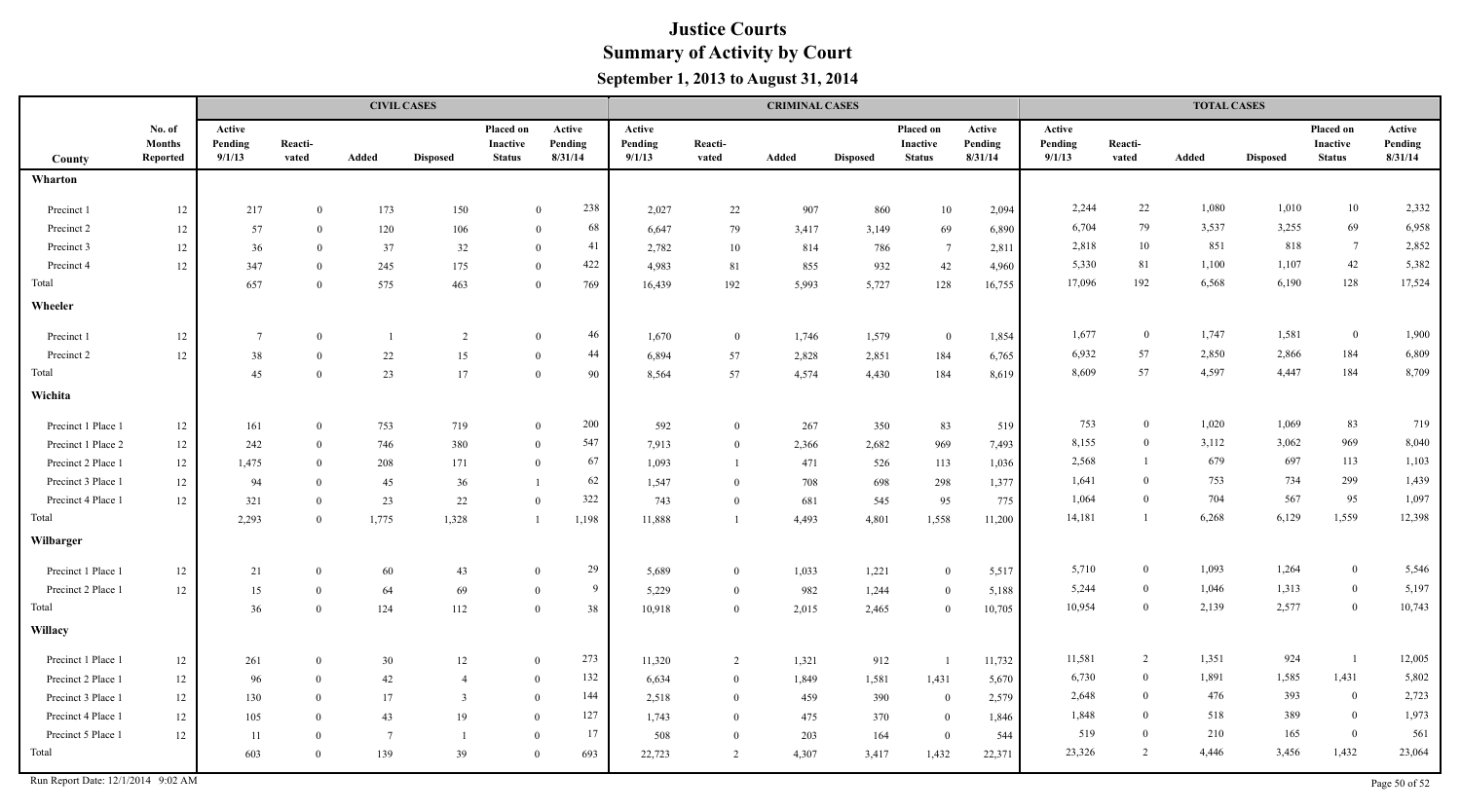# Justice Courts
## Summary of Activity by Court
### September 1, 2013 to August 31, 2014

| | | CIVIL CASES | | | | | | CRIMINAL CASES | | | | | | TOTAL CASES | | | | | |
|---|---|---|---|---|---|---|---|---|---|---|---|---|---|---|---|---|---|---|---|
| County | No. of Months Reported | Active Pending 9/1/13 | Reacti-vated | Added | Disposed | Placed on Inactive Status | Active Pending 8/31/14 | Active Pending 9/1/13 | Reacti-vated | Added | Disposed | Placed on Inactive Status | Active Pending 8/31/14 | Active Pending 9/1/13 | Reacti-vated | Added | Disposed | Placed on Inactive Status | Active Pending 8/31/14 |
| **Wharton** | | | | | | | | | | | | | | | | | | | |
| Precinct 1 | 12 | 217 | 0 | 173 | 150 | 0 | 238 | 2,027 | 22 | 907 | 860 | 10 | 2,094 | 2,244 | 22 | 1,080 | 1,010 | 10 | 2,332 |
| Precinct 2 | 12 | 57 | 0 | 120 | 106 | 0 | 68 | 6,647 | 79 | 3,417 | 3,149 | 69 | 6,890 | 6,704 | 79 | 3,537 | 3,255 | 69 | 6,958 |
| Precinct 3 | 12 | 36 | 0 | 37 | 32 | 0 | 41 | 2,782 | 10 | 814 | 786 | 7 | 2,811 | 2,818 | 10 | 851 | 818 | 7 | 2,852 |
| Precinct 4 | 12 | 347 | 0 | 245 | 175 | 0 | 422 | 4,983 | 81 | 855 | 932 | 42 | 4,960 | 5,330 | 81 | 1,100 | 1,107 | 42 | 5,382 |
| Total | | 657 | 0 | 575 | 463 | 0 | 769 | 16,439 | 192 | 5,993 | 5,727 | 128 | 16,755 | 17,096 | 192 | 6,568 | 6,190 | 128 | 17,524 |
| **Wheeler** | | | | | | | | | | | | | | | | | | | |
| Precinct 1 | 12 | 7 | 0 | 1 | 2 | 0 | 46 | 1,670 | 0 | 1,746 | 1,579 | 0 | 1,854 | 1,677 | 0 | 1,747 | 1,581 | 0 | 1,900 |
| Precinct 2 | 12 | 38 | 0 | 22 | 15 | 0 | 44 | 6,894 | 57 | 2,828 | 2,851 | 184 | 6,765 | 6,932 | 57 | 2,850 | 2,866 | 184 | 6,809 |
| Total | | 45 | 0 | 23 | 17 | 0 | 90 | 8,564 | 57 | 4,574 | 4,430 | 184 | 8,619 | 8,609 | 57 | 4,597 | 4,447 | 184 | 8,709 |
| **Wichita** | | | | | | | | | | | | | | | | | | | |
| Precinct 1 Place 1 | 12 | 161 | 0 | 753 | 719 | 0 | 200 | 592 | 0 | 267 | 350 | 83 | 519 | 753 | 0 | 1,020 | 1,069 | 83 | 719 |
| Precinct 1 Place 2 | 12 | 242 | 0 | 746 | 380 | 0 | 547 | 7,913 | 0 | 2,366 | 2,682 | 969 | 7,493 | 8,155 | 0 | 3,112 | 3,062 | 969 | 8,040 |
| Precinct 2 Place 1 | 12 | 1,475 | 0 | 208 | 171 | 0 | 67 | 1,093 | 1 | 471 | 526 | 113 | 1,036 | 2,568 | 1 | 679 | 697 | 113 | 1,103 |
| Precinct 3 Place 1 | 12 | 94 | 0 | 45 | 36 | 1 | 62 | 1,547 | 0 | 708 | 698 | 298 | 1,377 | 1,641 | 0 | 753 | 734 | 299 | 1,439 |
| Precinct 4 Place 1 | 12 | 321 | 0 | 23 | 22 | 0 | 322 | 743 | 0 | 681 | 545 | 95 | 775 | 1,064 | 0 | 704 | 567 | 95 | 1,097 |
| Total | | 2,293 | 0 | 1,775 | 1,328 | 1 | 1,198 | 11,888 | 1 | 4,493 | 4,801 | 1,558 | 11,200 | 14,181 | 1 | 6,268 | 6,129 | 1,559 | 12,398 |
| **Wilbarger** | | | | | | | | | | | | | | | | | | | |
| Precinct 1 Place 1 | 12 | 21 | 0 | 60 | 43 | 0 | 29 | 5,689 | 0 | 1,033 | 1,221 | 0 | 5,517 | 5,710 | 0 | 1,093 | 1,264 | 0 | 5,546 |
| Precinct 2 Place 1 | 12 | 15 | 0 | 64 | 69 | 0 | 9 | 5,229 | 0 | 982 | 1,244 | 0 | 5,188 | 5,244 | 0 | 1,046 | 1,313 | 0 | 5,197 |
| Total | | 36 | 0 | 124 | 112 | 0 | 38 | 10,918 | 0 | 2,015 | 2,465 | 0 | 10,705 | 10,954 | 0 | 2,139 | 2,577 | 0 | 10,743 |
| **Willacy** | | | | | | | | | | | | | | | | | | | |
| Precinct 1 Place 1 | 12 | 261 | 0 | 30 | 12 | 0 | 273 | 11,320 | 2 | 1,321 | 912 | 1 | 11,732 | 11,581 | 2 | 1,351 | 924 | 1 | 12,005 |
| Precinct 2 Place 1 | 12 | 96 | 0 | 42 | 4 | 0 | 132 | 6,634 | 0 | 1,849 | 1,581 | 1,431 | 5,670 | 6,730 | 0 | 1,891 | 1,585 | 1,431 | 5,802 |
| Precinct 3 Place 1 | 12 | 130 | 0 | 17 | 3 | 0 | 144 | 2,518 | 0 | 459 | 390 | 0 | 2,579 | 2,648 | 0 | 476 | 393 | 0 | 2,723 |
| Precinct 4 Place 1 | 12 | 105 | 0 | 43 | 19 | 0 | 127 | 1,743 | 0 | 475 | 370 | 0 | 1,846 | 1,848 | 0 | 518 | 389 | 0 | 1,973 |
| Precinct 5 Place 1 | 12 | 11 | 0 | 7 | 1 | 0 | 17 | 508 | 0 | 203 | 164 | 0 | 544 | 519 | 0 | 210 | 165 | 0 | 561 |
| Total | | 603 | 0 | 139 | 39 | 0 | 693 | 22,723 | 2 | 4,307 | 3,417 | 1,432 | 22,371 | 23,326 | 2 | 4,446 | 3,456 | 1,432 | 23,064 |

Run Report Date: 12/1/2014 9:02 AM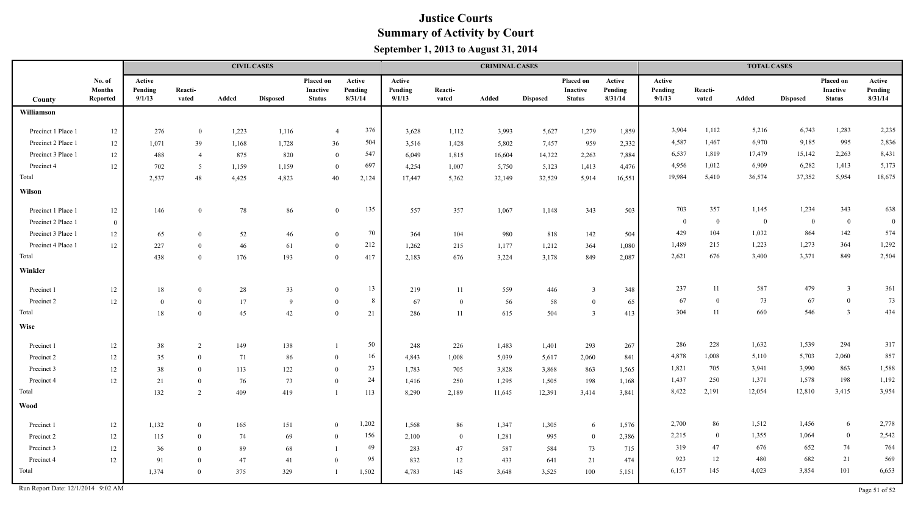# Justice Courts
## Summary of Activity by Court
### September 1, 2013 to August 31, 2014

| County | No. of Months Reported | CIVIL CASES Active Pending 9/1/13 | Reactivated | Added | Disposed | Placed on Inactive Status | Active Pending 8/31/14 | CRIMINAL CASES Active Pending 9/1/13 | Reactivated | Added | Disposed | Placed on Inactive Status | Active Pending 8/31/14 | TOTAL CASES Active Pending 9/1/13 | Reactivated | Added | Disposed | Placed on Inactive Status | Active Pending 8/31/14 |
|---|---|---|---|---|---|---|---|---|---|---|---|---|---|---|---|---|---|---|---|
| **Williamson** | | | | | | | | | | | | | | | | | | | |
| Precinct 1 Place 1 | 12 | 276 | 0 | 1,223 | 1,116 | 4 | 376 | 3,628 | 1,112 | 3,993 | 5,627 | 1,279 | 1,859 | 3,904 | 1,112 | 5,216 | 6,743 | 1,283 | 2,235 |
| Precinct 2 Place 1 | 12 | 1,071 | 39 | 1,168 | 1,728 | 36 | 504 | 3,516 | 1,428 | 5,802 | 7,457 | 959 | 2,332 | 4,587 | 1,467 | 6,970 | 9,185 | 995 | 2,836 |
| Precinct 3 Place 1 | 12 | 488 | 4 | 875 | 820 | 0 | 547 | 6,049 | 1,815 | 16,604 | 14,322 | 2,263 | 7,884 | 6,537 | 1,819 | 17,479 | 15,142 | 2,263 | 8,431 |
| Precinct 4 | 12 | 702 | 5 | 1,159 | 1,159 | 0 | 697 | 4,254 | 1,007 | 5,750 | 5,123 | 1,413 | 4,476 | 4,956 | 1,012 | 6,909 | 6,282 | 1,413 | 5,173 |
| Total | | 2,537 | 48 | 4,425 | 4,823 | 40 | 2,124 | 17,447 | 5,362 | 32,149 | 32,529 | 5,914 | 16,551 | 19,984 | 5,410 | 36,574 | 37,352 | 5,954 | 18,675 |
| **Wilson** | | | | | | | | | | | | | | | | | | | |
| Precinct 1 Place 1 | 12 | 146 | 0 | 78 | 86 | 0 | 135 | 557 | 357 | 1,067 | 1,148 | 343 | 503 | 703 | 357 | 1,145 | 1,234 | 343 | 638 |
| Precinct 2 Place 1 | 0 | | | | | | | | | | | | | 0 | 0 | 0 | 0 | 0 | 0 |
| Precinct 3 Place 1 | 12 | 65 | 0 | 52 | 46 | 0 | 70 | 364 | 104 | 980 | 818 | 142 | 504 | 429 | 104 | 1,032 | 864 | 142 | 574 |
| Precinct 4 Place 1 | 12 | 227 | 0 | 46 | 61 | 0 | 212 | 1,262 | 215 | 1,177 | 1,212 | 364 | 1,080 | 1,489 | 215 | 1,223 | 1,273 | 364 | 1,292 |
| Total | | 438 | 0 | 176 | 193 | 0 | 417 | 2,183 | 676 | 3,224 | 3,178 | 849 | 2,087 | 2,621 | 676 | 3,400 | 3,371 | 849 | 2,504 |
| **Winkler** | | | | | | | | | | | | | | | | | | | |
| Precinct 1 | 12 | 18 | 0 | 28 | 33 | 0 | 13 | 219 | 11 | 559 | 446 | 3 | 348 | 237 | 11 | 587 | 479 | 3 | 361 |
| Precinct 2 | 12 | 0 | 0 | 17 | 9 | 0 | 8 | 67 | 0 | 56 | 58 | 0 | 65 | 67 | 0 | 73 | 67 | 0 | 73 |
| Total | | 18 | 0 | 45 | 42 | 0 | 21 | 286 | 11 | 615 | 504 | 3 | 413 | 304 | 11 | 660 | 546 | 3 | 434 |
| **Wise** | | | | | | | | | | | | | | | | | | | |
| Precinct 1 | 12 | 38 | 2 | 149 | 138 | 1 | 50 | 248 | 226 | 1,483 | 1,401 | 293 | 267 | 286 | 228 | 1,632 | 1,539 | 294 | 317 |
| Precinct 2 | 12 | 35 | 0 | 71 | 86 | 0 | 16 | 4,843 | 1,008 | 5,039 | 5,617 | 2,060 | 841 | 4,878 | 1,008 | 5,110 | 5,703 | 2,060 | 857 |
| Precinct 3 | 12 | 38 | 0 | 113 | 122 | 0 | 23 | 1,783 | 705 | 3,828 | 3,868 | 863 | 1,565 | 1,821 | 705 | 3,941 | 3,990 | 863 | 1,588 |
| Precinct 4 | 12 | 21 | 0 | 76 | 73 | 0 | 24 | 1,416 | 250 | 1,295 | 1,505 | 198 | 1,168 | 1,437 | 250 | 1,371 | 1,578 | 198 | 1,192 |
| Total | | 132 | 2 | 409 | 419 | 1 | 113 | 8,290 | 2,189 | 11,645 | 12,391 | 3,414 | 3,841 | 8,422 | 2,191 | 12,054 | 12,810 | 3,415 | 3,954 |
| **Wood** | | | | | | | | | | | | | | | | | | | |
| Precinct 1 | 12 | 1,132 | 0 | 165 | 151 | 0 | 1,202 | 1,568 | 86 | 1,347 | 1,305 | 6 | 1,576 | 2,700 | 86 | 1,512 | 1,456 | 6 | 2,778 |
| Precinct 2 | 12 | 115 | 0 | 74 | 69 | 0 | 156 | 2,100 | 0 | 1,281 | 995 | 0 | 2,386 | 2,215 | 0 | 1,355 | 1,064 | 0 | 2,542 |
| Precinct 3 | 12 | 36 | 0 | 89 | 68 | 1 | 49 | 283 | 47 | 587 | 584 | 73 | 715 | 319 | 47 | 676 | 652 | 74 | 764 |
| Precinct 4 | 12 | 91 | 0 | 47 | 41 | 0 | 95 | 832 | 12 | 433 | 641 | 21 | 474 | 923 | 12 | 480 | 682 | 21 | 569 |
| Total | | 1,374 | 0 | 375 | 329 | 1 | 1,502 | 4,783 | 145 | 3,648 | 3,525 | 100 | 5,151 | 6,157 | 145 | 4,023 | 3,854 | 101 | 6,653 |

Run Report Date: 12/1/2014 9:02 AM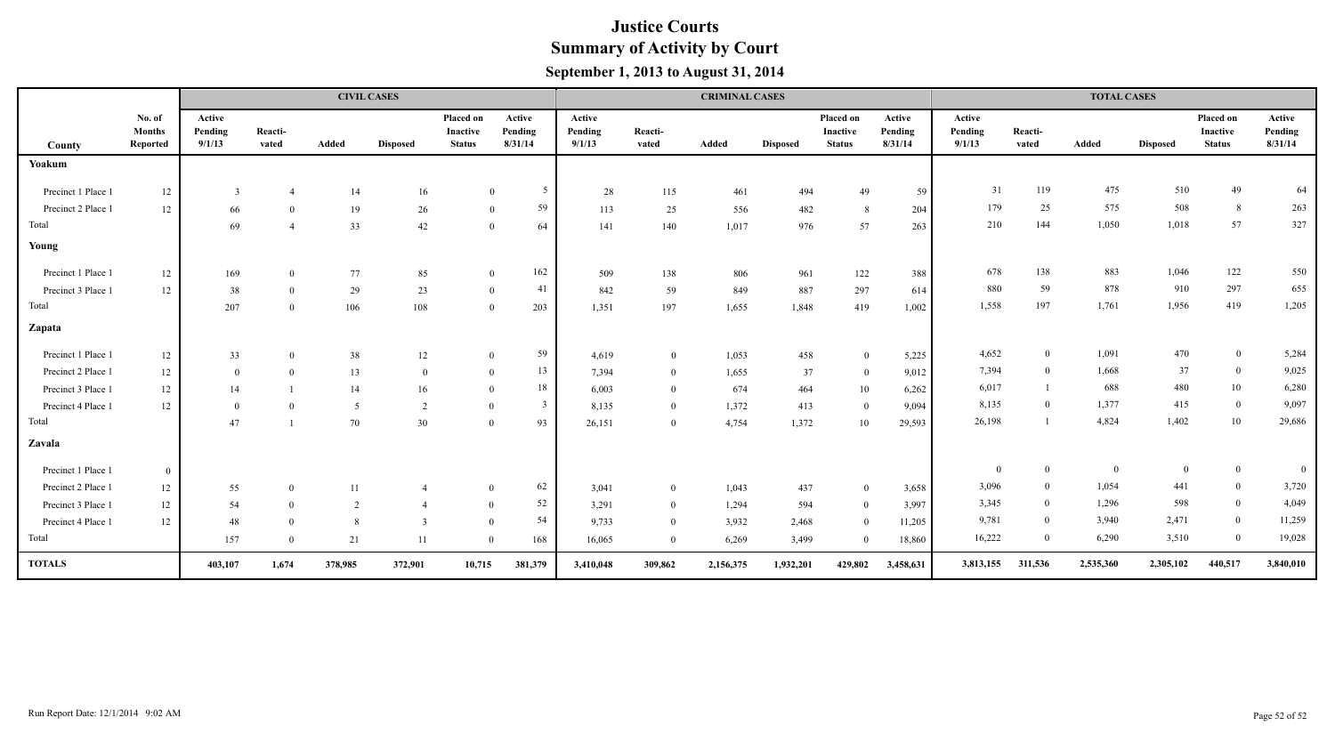# Justice Courts
## Summary of Activity by Court
### September 1, 2013 to August 31, 2014

| County | No. of Months Reported | CIVIL CASES Active Pending 9/1/13 | Reacti-vated | Added | Disposed | Placed on Inactive Status | Active Pending 8/31/14 | CRIMINAL CASES Active Pending 9/1/13 | Reacti-vated | Added | Disposed | Placed on Inactive Status | Active Pending 8/31/14 | TOTAL CASES Active Pending 9/1/13 | Reacti-vated | Added | Disposed | Placed on Inactive Status | Active Pending 8/31/14 |
|---|---|---|---|---|---|---|---|---|---|---|---|---|---|---|---|---|---|---|---|
| **Yoakum** | | | | | | | | | | | | | | | | | | | |
| Precinct 1 Place 1 | 12 | 3 | 4 | 14 | 16 | 0 | 5 | 28 | 115 | 461 | 494 | 49 | 59 | 31 | 119 | 475 | 510 | 49 | 64 |
| Precinct 2 Place 1 | 12 | 66 | 0 | 19 | 26 | 0 | 59 | 113 | 25 | 556 | 482 | 8 | 204 | 179 | 25 | 575 | 508 | 8 | 263 |
| Total | | 69 | 4 | 33 | 42 | 0 | 64 | 141 | 140 | 1,017 | 976 | 57 | 263 | 210 | 144 | 1,050 | 1,018 | 57 | 327 |
| **Young** | | | | | | | | | | | | | | | | | | | |
| Precinct 1 Place 1 | 12 | 169 | 0 | 77 | 85 | 0 | 162 | 509 | 138 | 806 | 961 | 122 | 388 | 678 | 138 | 883 | 1,046 | 122 | 550 |
| Precinct 3 Place 1 | 12 | 38 | 0 | 29 | 23 | 0 | 41 | 842 | 59 | 849 | 887 | 297 | 614 | 880 | 59 | 878 | 910 | 297 | 655 |
| Total | | 207 | 0 | 106 | 108 | 0 | 203 | 1,351 | 197 | 1,655 | 1,848 | 419 | 1,002 | 1,558 | 197 | 1,761 | 1,956 | 419 | 1,205 |
| **Zapata** | | | | | | | | | | | | | | | | | | | |
| Precinct 1 Place 1 | 12 | 33 | 0 | 38 | 12 | 0 | 59 | 4,619 | 0 | 1,053 | 458 | 0 | 5,225 | 4,652 | 0 | 1,091 | 470 | 0 | 5,284 |
| Precinct 2 Place 1 | 12 | 0 | 0 | 13 | 0 | 0 | 13 | 7,394 | 0 | 1,655 | 37 | 0 | 9,012 | 7,394 | 0 | 1,668 | 37 | 0 | 9,025 |
| Precinct 3 Place 1 | 12 | 14 | 1 | 14 | 16 | 0 | 18 | 6,003 | 0 | 674 | 464 | 10 | 6,262 | 6,017 | 1 | 688 | 480 | 10 | 6,280 |
| Precinct 4 Place 1 | 12 | 0 | 0 | 5 | 2 | 0 | 3 | 8,135 | 0 | 1,372 | 413 | 0 | 9,094 | 8,135 | 0 | 1,377 | 415 | 0 | 9,097 |
| Total | | 47 | 1 | 70 | 30 | 0 | 93 | 26,151 | 0 | 4,754 | 1,372 | 10 | 29,593 | 26,198 | 1 | 4,824 | 1,402 | 10 | 29,686 |
| **Zavala** | | | | | | | | | | | | | | | | | | | |
| Precinct 1 Place 1 | 0 | | | | | | | | | | | | | 0 | 0 | 0 | 0 | 0 | 0 |
| Precinct 2 Place 1 | 12 | 55 | 0 | 11 | 4 | 0 | 62 | 3,041 | 0 | 1,043 | 437 | 0 | 3,658 | 3,096 | 0 | 1,054 | 441 | 0 | 3,720 |
| Precinct 3 Place 1 | 12 | 54 | 0 | 2 | 4 | 0 | 52 | 3,291 | 0 | 1,294 | 594 | 0 | 3,997 | 3,345 | 0 | 1,296 | 598 | 0 | 4,049 |
| Precinct 4 Place 1 | 12 | 48 | 0 | 8 | 3 | 0 | 54 | 9,733 | 0 | 3,932 | 2,468 | 0 | 11,205 | 9,781 | 0 | 3,940 | 2,471 | 0 | 11,259 |
| Total | | 157 | 0 | 21 | 11 | 0 | 168 | 16,065 | 0 | 6,269 | 3,499 | 0 | 18,860 | 16,222 | 0 | 6,290 | 3,510 | 0 | 19,028 |
| **TOTALS** | | **403,107** | **1,674** | **378,985** | **372,901** | **10,715** | **381,379** | **3,410,048** | **309,862** | **2,156,375** | **1,932,201** | **429,802** | **3,458,631** | **3,813,155** | **311,536** | **2,535,360** | **2,305,102** | **440,517** | **3,840,010** |

Run Report Date: 12/1/2014 9:02 AM